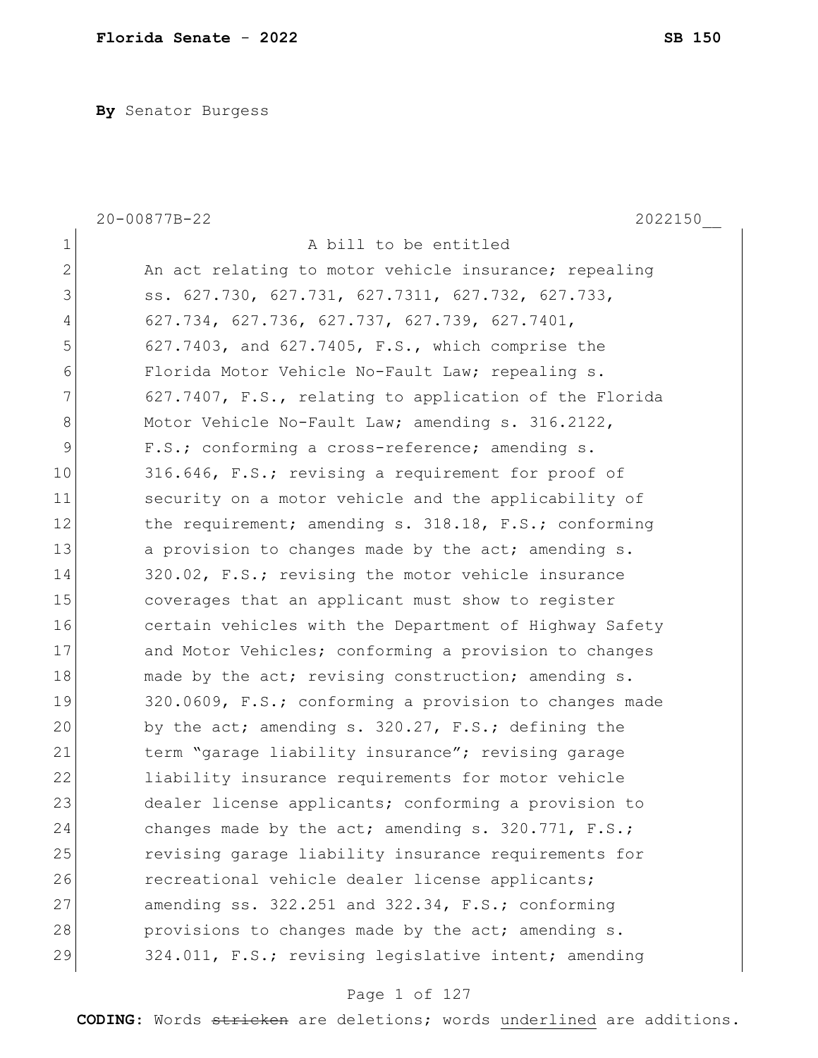By Senator Burgess

20-00877B-22 2022150__

A bill to be entitled

An act relating to motor vehicle insurance; repealing ss. 627.730, 627.731, 627.7311, 627.732, 627.733, 627.734, 627.736, 627.737, 627.739, 627.7401, 627.7403, and 627.7405, F.S., which comprise the Florida Motor Vehicle No-Fault Law; repealing s. 627.7407, F.S., relating to application of the Florida Motor Vehicle No-Fault Law; amending s. 316.2122, F.S.; conforming a cross-reference; amending s. 316.646, F.S.; revising a requirement for proof of security on a motor vehicle and the applicability of the requirement; amending s. 318.18, F.S.; conforming a provision to changes made by the act; amending s. 320.02, F.S.; revising the motor vehicle insurance coverages that an applicant must show to register certain vehicles with the Department of Highway Safety and Motor Vehicles; conforming a provision to changes made by the act; revising construction; amending s. 320.0609, F.S.; conforming a provision to changes made by the act; amending s. 320.27, F.S.; defining the term "garage liability insurance"; revising garage liability insurance requirements for motor vehicle dealer license applicants; conforming a provision to changes made by the act; amending s. 320.771, F.S.; revising garage liability insurance requirements for recreational vehicle dealer license applicants; amending ss. 322.251 and 322.34, F.S.; conforming provisions to changes made by the act; amending s. 324.011, F.S.; revising legislative intent; amending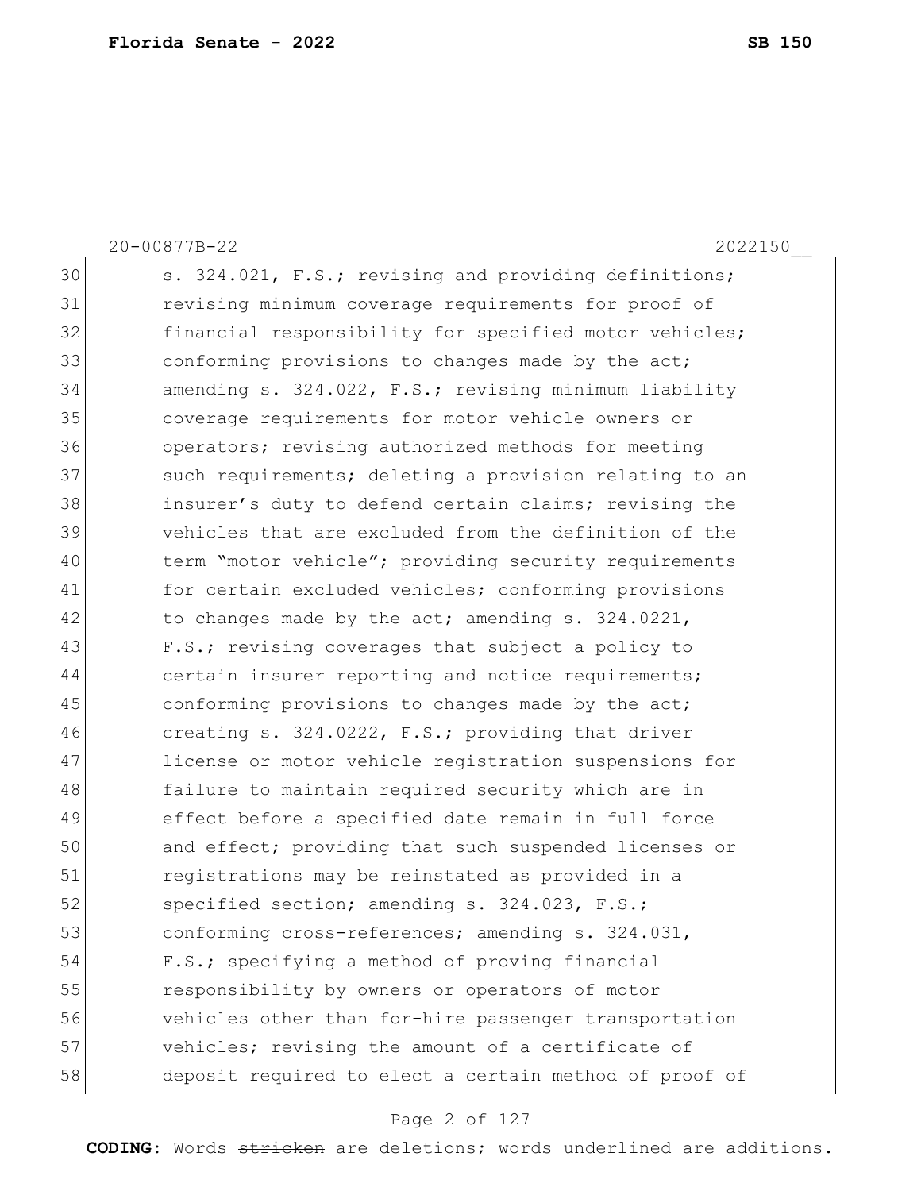s. 324.021, F.S.; revising and providing definitions; revising minimum coverage requirements for proof of financial responsibility for specified motor vehicles; conforming provisions to changes made by the act; amending s. 324.022, F.S.; revising minimum liability coverage requirements for motor vehicle owners or operators; revising authorized methods for meeting such requirements; deleting a provision relating to an insurer's duty to defend certain claims; revising the vehicles that are excluded from the definition of the term "motor vehicle"; providing security requirements for certain excluded vehicles; conforming provisions to changes made by the act; amending s. 324.0221, F.S.; revising coverages that subject a policy to certain insurer reporting and notice requirements; conforming provisions to changes made by the act; creating s. 324.0222, F.S.; providing that driver license or motor vehicle registration suspensions for failure to maintain required security which are in effect before a specified date remain in full force and effect; providing that such suspended licenses or registrations may be reinstated as provided in a specified section; amending s. 324.023, F.S.; conforming cross-references; amending s. 324.031, F.S.; specifying a method of proving financial responsibility by owners or operators of motor vehicles other than for-hire passenger transportation vehicles; revising the amount of a certificate of deposit required to elect a certain method of proof of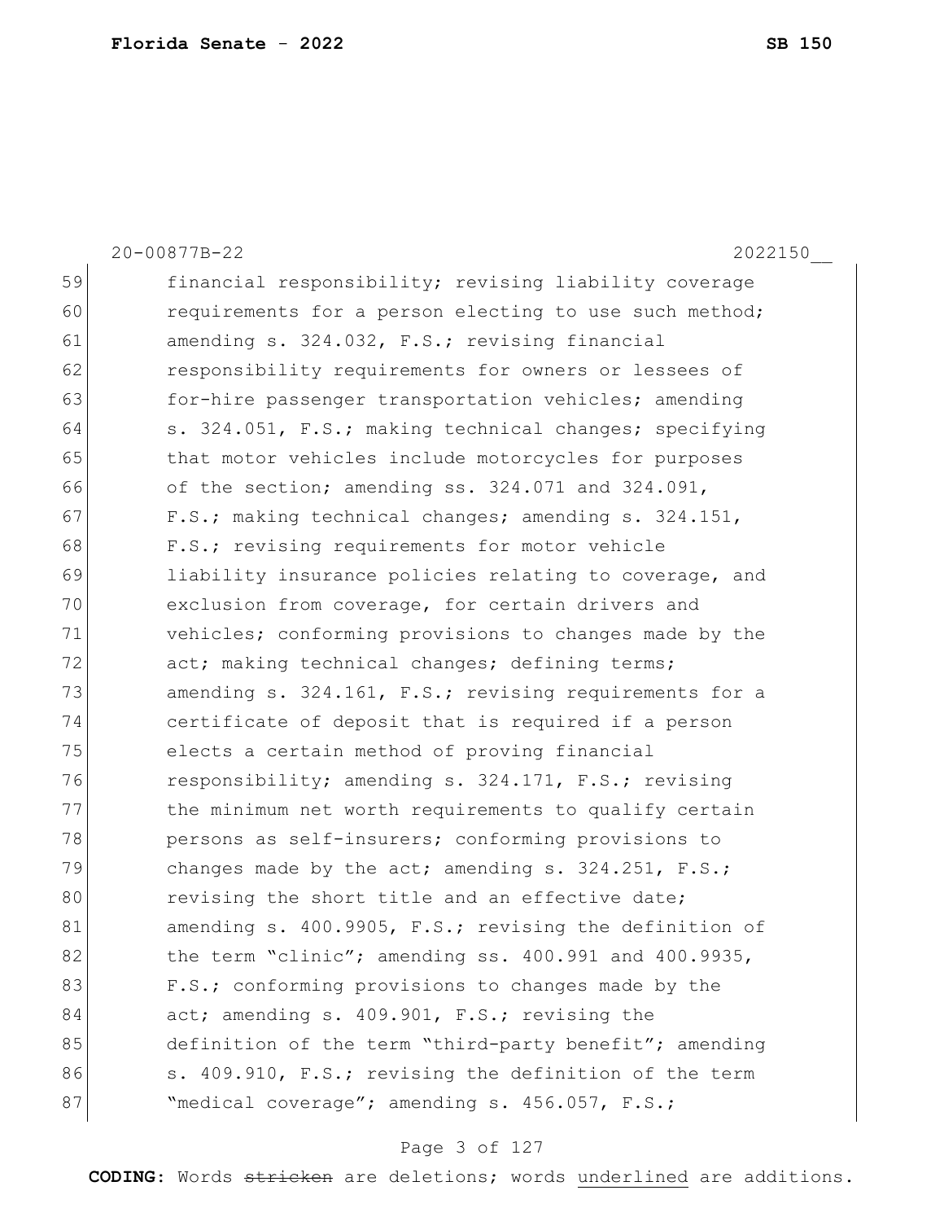financial responsibility; revising liability coverage requirements for a person electing to use such method; amending s. 324.032, F.S.; revising financial responsibility requirements for owners or lessees of for-hire passenger transportation vehicles; amending s. 324.051, F.S.; making technical changes; specifying that motor vehicles include motorcycles for purposes of the section; amending ss. 324.071 and 324.091, F.S.; making technical changes; amending s. 324.151, F.S.; revising requirements for motor vehicle liability insurance policies relating to coverage, and exclusion from coverage, for certain drivers and vehicles; conforming provisions to changes made by the act; making technical changes; defining terms; amending s. 324.161, F.S.; revising requirements for a certificate of deposit that is required if a person elects a certain method of proving financial responsibility; amending s. 324.171, F.S.; revising the minimum net worth requirements to qualify certain persons as self-insurers; conforming provisions to changes made by the act; amending s. 324.251, F.S.; revising the short title and an effective date; amending s. 400.9905, F.S.; revising the definition of the term "clinic"; amending ss. 400.991 and 400.9935, F.S.; conforming provisions to changes made by the act; amending s. 409.901, F.S.; revising the definition of the term "third-party benefit"; amending s. 409.910, F.S.; revising the definition of the term "medical coverage"; amending s. 456.057, F.S.;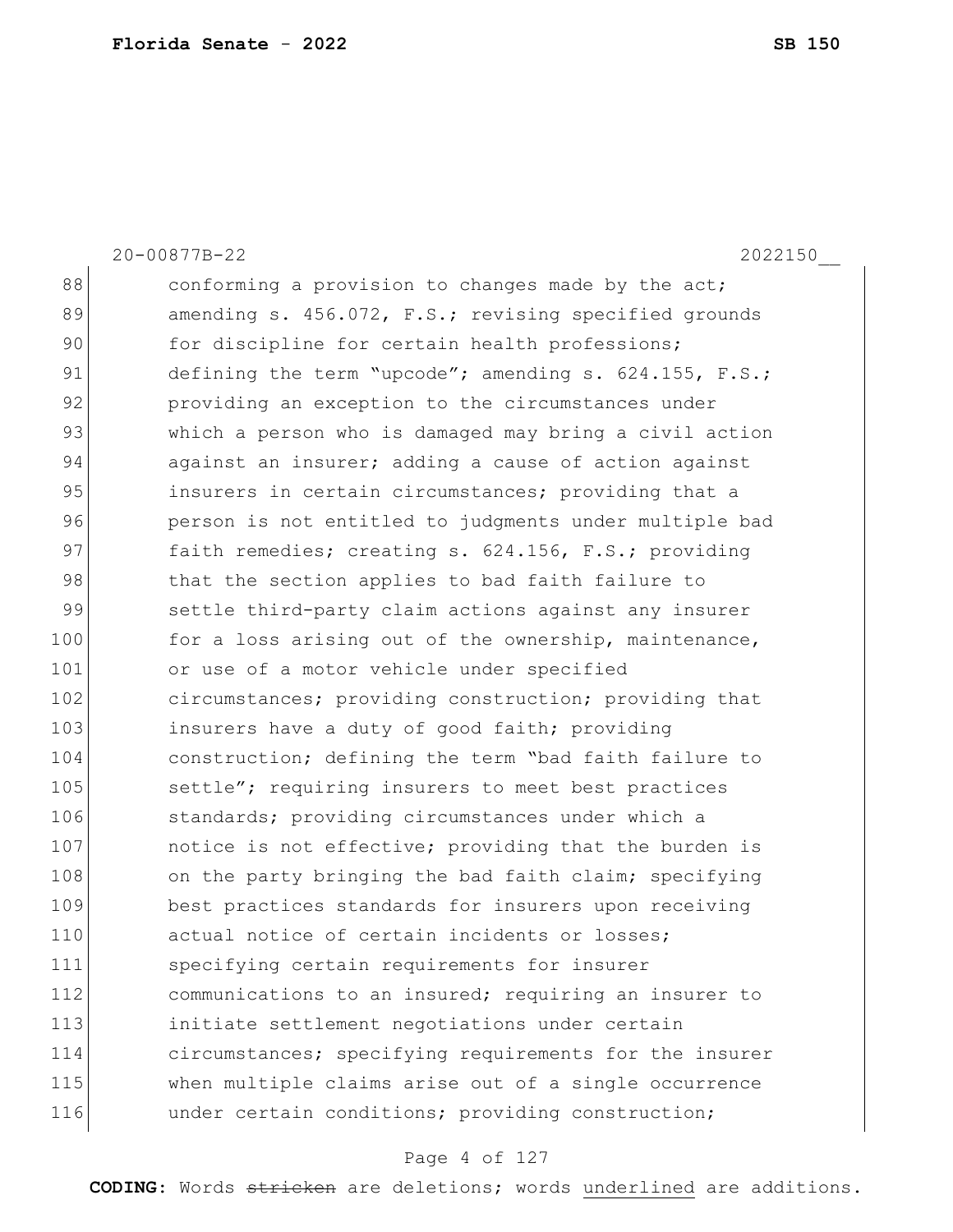20-00877B-22 2022150__

88 conforming a provision to changes made by the act;
89 amending s. 456.072, F.S.; revising specified grounds
90 for discipline for certain health professions;
91 defining the term "upcode"; amending s. 624.155, F.S.;
92 providing an exception to the circumstances under
93 which a person who is damaged may bring a civil action
94 against an insurer; adding a cause of action against
95 insurers in certain circumstances; providing that a
96 person is not entitled to judgments under multiple bad
97 faith remedies; creating s. 624.156, F.S.; providing
98 that the section applies to bad faith failure to
99 settle third-party claim actions against any insurer
100 for a loss arising out of the ownership, maintenance,
101 or use of a motor vehicle under specified
102 circumstances; providing construction; providing that
103 insurers have a duty of good faith; providing
104 construction; defining the term "bad faith failure to
105 settle"; requiring insurers to meet best practices
106 standards; providing circumstances under which a
107 notice is not effective; providing that the burden is
108 on the party bringing the bad faith claim; specifying
109 best practices standards for insurers upon receiving
110 actual notice of certain incidents or losses;
111 specifying certain requirements for insurer
112 communications to an insured; requiring an insurer to
113 initiate settlement negotiations under certain
114 circumstances; specifying requirements for the insurer
115 when multiple claims arise out of a single occurrence
116 under certain conditions; providing construction;

**CODING:** Words ~~stricken~~ are deletions; words <u>underlined</u> are additions.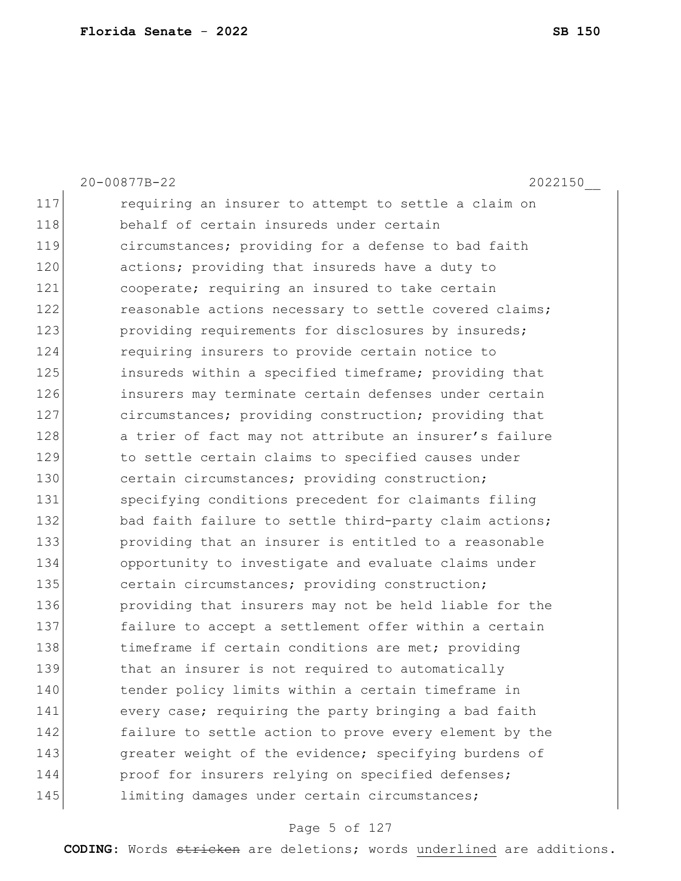117 requiring an insurer to attempt to settle a claim on
118 behalf of certain insureds under certain
119 circumstances; providing for a defense to bad faith
120 actions; providing that insureds have a duty to
121 cooperate; requiring an insured to take certain
122 reasonable actions necessary to settle covered claims;
123 providing requirements for disclosures by insureds;
124 requiring insurers to provide certain notice to
125 insureds within a specified timeframe; providing that
126 insurers may terminate certain defenses under certain
127 circumstances; providing construction; providing that
128 a trier of fact may not attribute an insurer's failure
129 to settle certain claims to specified causes under
130 certain circumstances; providing construction;
131 specifying conditions precedent for claimants filing
132 bad faith failure to settle third-party claim actions;
133 providing that an insurer is entitled to a reasonable
134 opportunity to investigate and evaluate claims under
135 certain circumstances; providing construction;
136 providing that insurers may not be held liable for the
137 failure to accept a settlement offer within a certain
138 timeframe if certain conditions are met; providing
139 that an insurer is not required to automatically
140 tender policy limits within a certain timeframe in
141 every case; requiring the party bringing a bad faith
142 failure to settle action to prove every element by the
143 greater weight of the evidence; specifying burdens of
144 proof for insurers relying on specified defenses;
145 limiting damages under certain circumstances;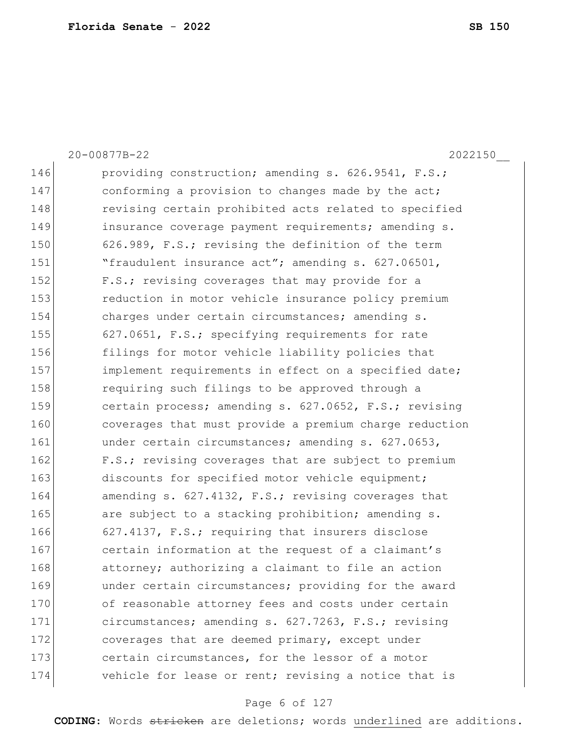20-00877B-22 2022150__

146 providing construction; amending s. 626.9541, F.S.;
147 conforming a provision to changes made by the act;
148 revising certain prohibited acts related to specified
149 insurance coverage payment requirements; amending s.
150 626.989, F.S.; revising the definition of the term
151 "fraudulent insurance act"; amending s. 627.06501,
152 F.S.; revising coverages that may provide for a
153 reduction in motor vehicle insurance policy premium
154 charges under certain circumstances; amending s.
155 627.0651, F.S.; specifying requirements for rate
156 filings for motor vehicle liability policies that
157 implement requirements in effect on a specified date;
158 requiring such filings to be approved through a
159 certain process; amending s. 627.0652, F.S.; revising
160 coverages that must provide a premium charge reduction
161 under certain circumstances; amending s. 627.0653,
162 F.S.; revising coverages that are subject to premium
163 discounts for specified motor vehicle equipment;
164 amending s. 627.4132, F.S.; revising coverages that
165 are subject to a stacking prohibition; amending s.
166 627.4137, F.S.; requiring that insurers disclose
167 certain information at the request of a claimant's
168 attorney; authorizing a claimant to file an action
169 under certain circumstances; providing for the award
170 of reasonable attorney fees and costs under certain
171 circumstances; amending s. 627.7263, F.S.; revising
172 coverages that are deemed primary, except under
173 certain circumstances, for the lessor of a motor
174 vehicle for lease or rent; revising a notice that is

**CODING:** Words ~~stricken~~ are deletions; words underlined are additions.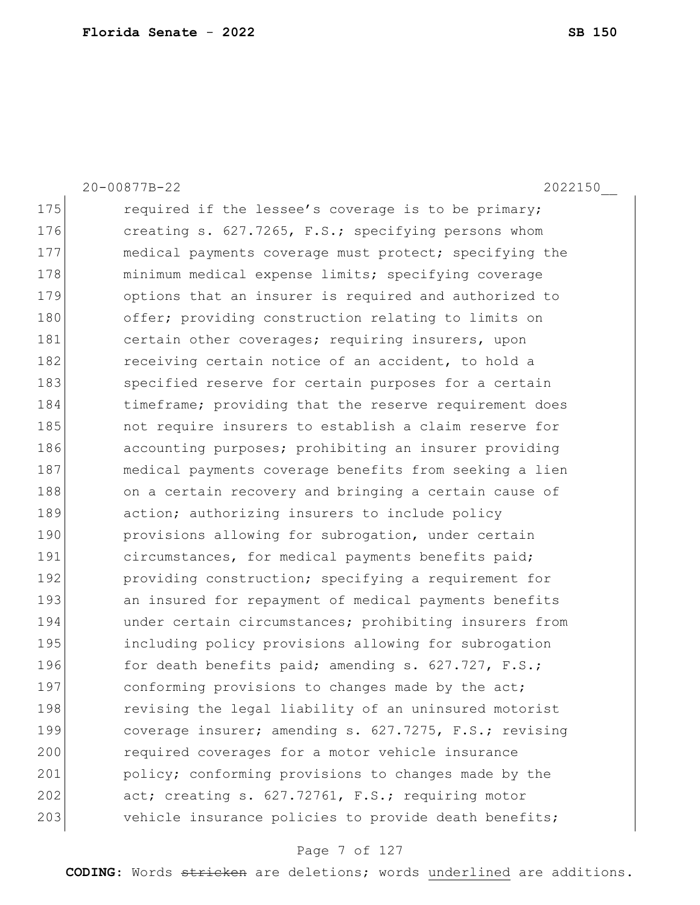20-00877B-22 2022150__

175 required if the lessee's coverage is to be primary;
176 creating s. 627.7265, F.S.; specifying persons whom
177 medical payments coverage must protect; specifying the
178 minimum medical expense limits; specifying coverage
179 options that an insurer is required and authorized to
180 offer; providing construction relating to limits on
181 certain other coverages; requiring insurers, upon
182 receiving certain notice of an accident, to hold a
183 specified reserve for certain purposes for a certain
184 timeframe; providing that the reserve requirement does
185 not require insurers to establish a claim reserve for
186 accounting purposes; prohibiting an insurer providing
187 medical payments coverage benefits from seeking a lien
188 on a certain recovery and bringing a certain cause of
189 action; authorizing insurers to include policy
190 provisions allowing for subrogation, under certain
191 circumstances, for medical payments benefits paid;
192 providing construction; specifying a requirement for
193 an insured for repayment of medical payments benefits
194 under certain circumstances; prohibiting insurers from
195 including policy provisions allowing for subrogation
196 for death benefits paid; amending s. 627.727, F.S.;
197 conforming provisions to changes made by the act;
198 revising the legal liability of an uninsured motorist
199 coverage insurer; amending s. 627.7275, F.S.; revising
200 required coverages for a motor vehicle insurance
201 policy; conforming provisions to changes made by the
202 act; creating s. 627.72761, F.S.; requiring motor
203 vehicle insurance policies to provide death benefits;

**CODING:** Words ~~stricken~~ are deletions; words <u>underlined</u> are additions.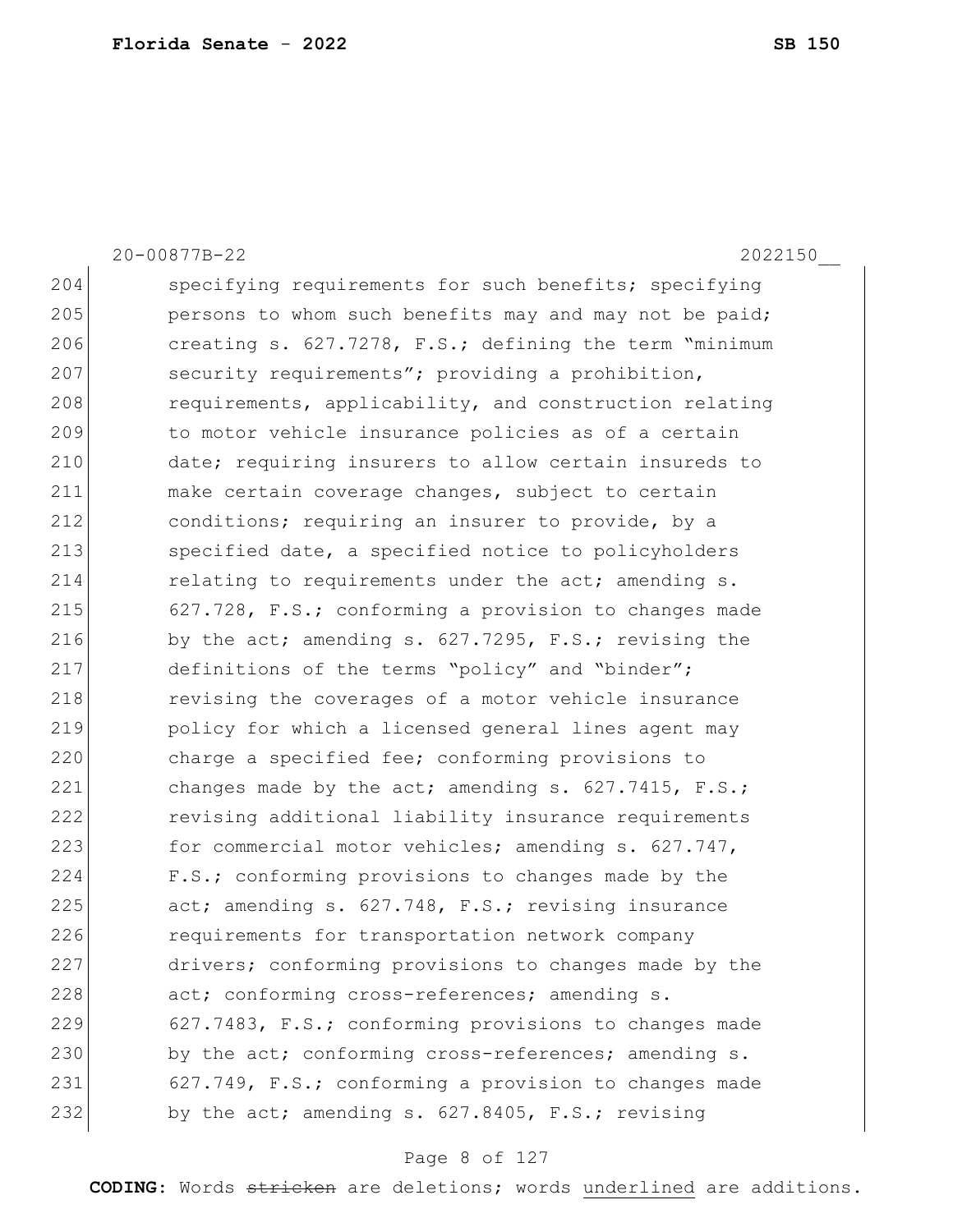specifying requirements for such benefits; specifying persons to whom such benefits may and may not be paid; creating s. 627.7278, F.S.; defining the term "minimum security requirements"; providing a prohibition, requirements, applicability, and construction relating to motor vehicle insurance policies as of a certain date; requiring insurers to allow certain insureds to make certain coverage changes, subject to certain conditions; requiring an insurer to provide, by a specified date, a specified notice to policyholders relating to requirements under the act; amending s. 627.728, F.S.; conforming a provision to changes made by the act; amending s. 627.7295, F.S.; revising the definitions of the terms "policy" and "binder"; revising the coverages of a motor vehicle insurance policy for which a licensed general lines agent may charge a specified fee; conforming provisions to changes made by the act; amending s. 627.7415, F.S.; revising additional liability insurance requirements for commercial motor vehicles; amending s. 627.747, F.S.; conforming provisions to changes made by the act; amending s. 627.748, F.S.; revising insurance requirements for transportation network company drivers; conforming provisions to changes made by the act; conforming cross-references; amending s. 627.7483, F.S.; conforming provisions to changes made by the act; conforming cross-references; amending s. 627.749, F.S.; conforming a provision to changes made by the act; amending s. 627.8405, F.S.; revising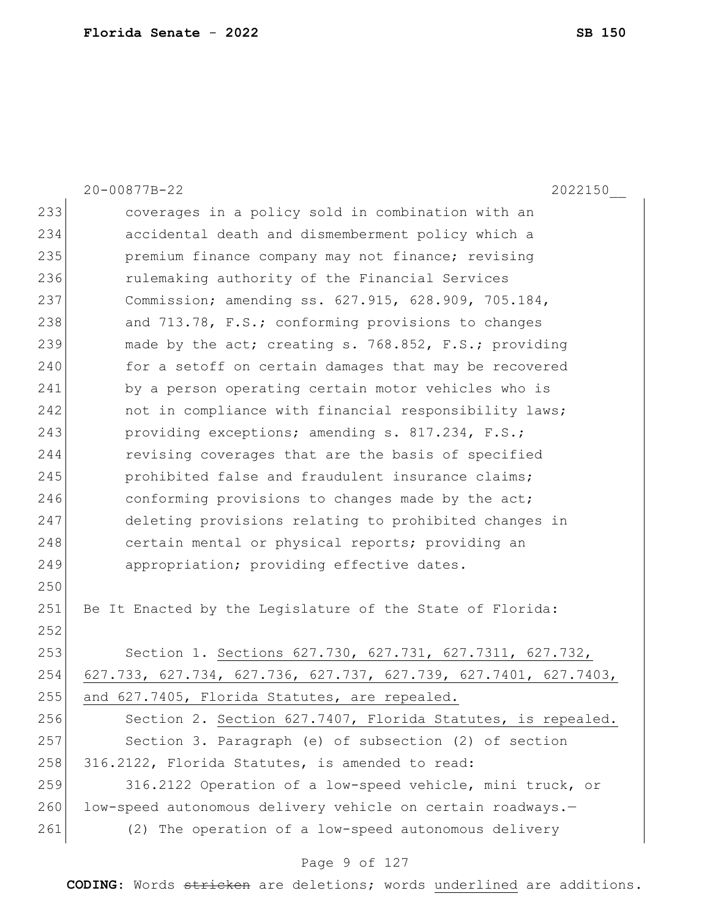coverages in a policy sold in combination with an accidental death and dismemberment policy which a premium finance company may not finance; revising rulemaking authority of the Financial Services Commission; amending ss. 627.915, 628.909, 705.184, and 713.78, F.S.; conforming provisions to changes made by the act; creating s. 768.852, F.S.; providing for a setoff on certain damages that may be recovered by a person operating certain motor vehicles who is not in compliance with financial responsibility laws; providing exceptions; amending s. 817.234, F.S.; revising coverages that are the basis of specified prohibited false and fraudulent insurance claims; conforming provisions to changes made by the act; deleting provisions relating to prohibited changes in certain mental or physical reports; providing an appropriation; providing effective dates.

Be It Enacted by the Legislature of the State of Florida:

Section 1. Sections 627.730, 627.731, 627.7311, 627.732, 627.733, 627.734, 627.736, 627.737, 627.739, 627.7401, 627.7403, and 627.7405, Florida Statutes, are repealed.

Section 2. Section 627.7407, Florida Statutes, is repealed.

Section 3. Paragraph (e) of subsection (2) of section 316.2122, Florida Statutes, is amended to read:

316.2122 Operation of a low-speed vehicle, mini truck, or low-speed autonomous delivery vehicle on certain roadways.—

(2) The operation of a low-speed autonomous delivery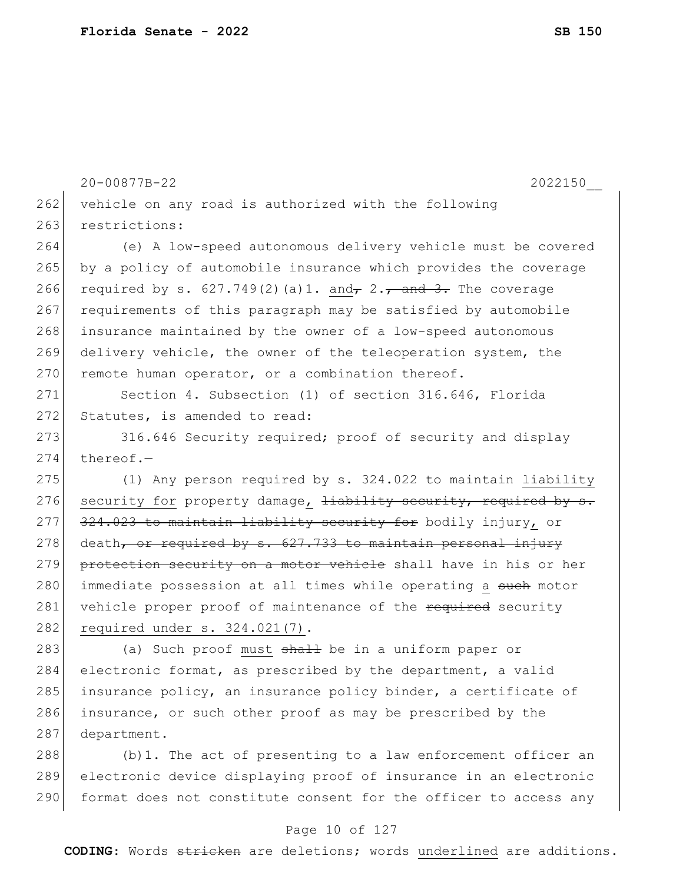vehicle on any road is authorized with the following restrictions:

(e) A low-speed autonomous delivery vehicle must be covered by a policy of automobile insurance which provides the coverage required by s. 627.749(2)(a)1. <u>and</u>~~,~~ 2.~~, and 3.~~ The coverage requirements of this paragraph may be satisfied by automobile insurance maintained by the owner of a low-speed autonomous delivery vehicle, the owner of the teleoperation system, the remote human operator, or a combination thereof.

Section 4. Subsection (1) of section 316.646, Florida Statutes, is amended to read:

316.646 Security required; proof of security and display thereof.—

(1) Any person required by s. 324.022 to maintain <u>liability security for</u> property damage<u>,</u> ~~liability security, required by s. 324.023 to maintain liability security for~~ bodily injury<u>,</u> or death~~, or required by s. 627.733 to maintain personal injury protection security on a motor vehicle~~ shall have in his or her immediate possession at all times while operating <u>a</u> ~~such~~ motor vehicle proper proof of maintenance of the ~~required~~ security <u>required under s. 324.021(7)</u>.

(a) Such proof <u>must</u> ~~shall~~ be in a uniform paper or electronic format, as prescribed by the department, a valid insurance policy, an insurance policy binder, a certificate of insurance, or such other proof as may be prescribed by the department.

(b)1. The act of presenting to a law enforcement officer an electronic device displaying proof of insurance in an electronic format does not constitute consent for the officer to access any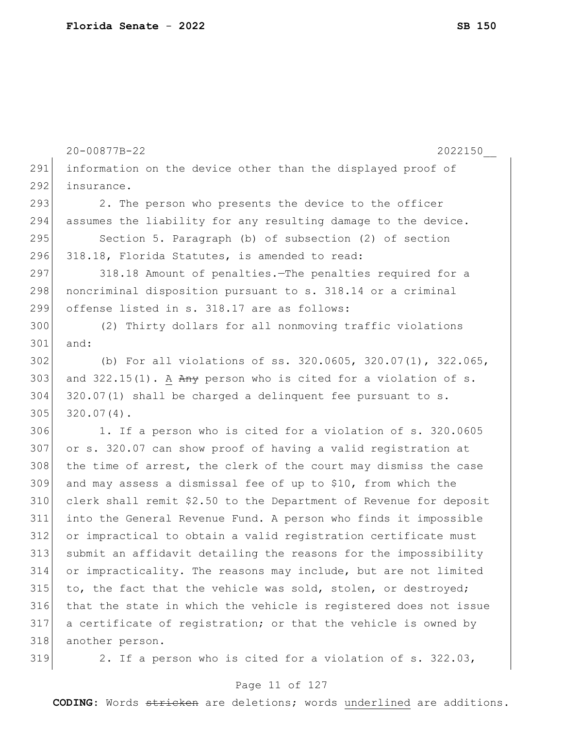information on the device other than the displayed proof of insurance.

2. The person who presents the device to the officer assumes the liability for any resulting damage to the device.

Section 5. Paragraph (b) of subsection (2) of section 318.18, Florida Statutes, is amended to read:

318.18 Amount of penalties.—The penalties required for a noncriminal disposition pursuant to s. 318.14 or a criminal offense listed in s. 318.17 are as follows:

(2) Thirty dollars for all nonmoving traffic violations and:

(b) For all violations of ss. 320.0605, 320.07(1), 322.065, and 322.15(1). A ~~Any~~ person who is cited for a violation of s. 320.07(1) shall be charged a delinquent fee pursuant to s. 320.07(4).

1. If a person who is cited for a violation of s. 320.0605 or s. 320.07 can show proof of having a valid registration at the time of arrest, the clerk of the court may dismiss the case and may assess a dismissal fee of up to $10, from which the clerk shall remit $2.50 to the Department of Revenue for deposit into the General Revenue Fund. A person who finds it impossible or impractical to obtain a valid registration certificate must submit an affidavit detailing the reasons for the impossibility or impracticality. The reasons may include, but are not limited to, the fact that the vehicle was sold, stolen, or destroyed; that the state in which the vehicle is registered does not issue a certificate of registration; or that the vehicle is owned by another person.

2. If a person who is cited for a violation of s. 322.03,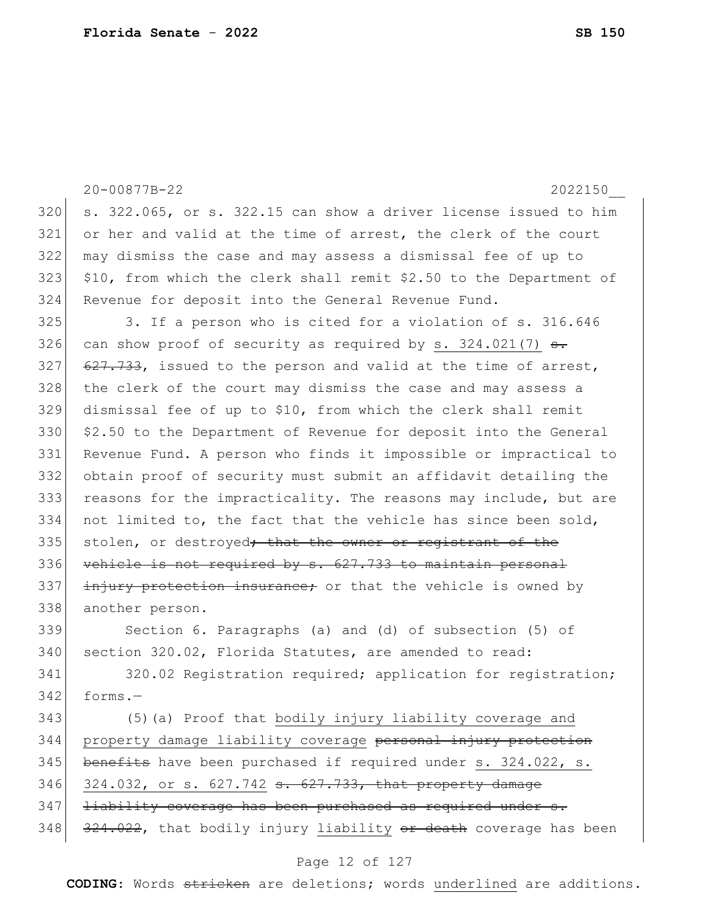s. 322.065, or s. 322.15 can show a driver license issued to him or her and valid at the time of arrest, the clerk of the court may dismiss the case and may assess a dismissal fee of up to $10, from which the clerk shall remit $2.50 to the Department of Revenue for deposit into the General Revenue Fund.

3. If a person who is cited for a violation of s. 316.646 can show proof of security as required by <u>s. 324.021(7)</u> ~~s. 627.733~~, issued to the person and valid at the time of arrest, the clerk of the court may dismiss the case and may assess a dismissal fee of up to $10, from which the clerk shall remit $2.50 to the Department of Revenue for deposit into the General Revenue Fund. A person who finds it impossible or impractical to obtain proof of security must submit an affidavit detailing the reasons for the impracticality. The reasons may include, but are not limited to, the fact that the vehicle has since been sold, stolen, or destroyed~~; that the owner or registrant of the vehicle is not required by s. 627.733 to maintain personal injury protection insurance;~~ or that the vehicle is owned by another person.

Section 6. Paragraphs (a) and (d) of subsection (5) of section 320.02, Florida Statutes, are amended to read:

320.02 Registration required; application for registration; forms.—

(5)(a) Proof that <u>bodily injury liability coverage and property damage liability coverage</u> ~~personal injury protection benefits~~ have been purchased if required under <u>s. 324.022, s. 324.032, or s. 627.742</u> ~~s. 627.733, that property damage liability coverage has been purchased as required under s. 324.022~~, that bodily injury <u>liability</u> ~~or death~~ coverage has been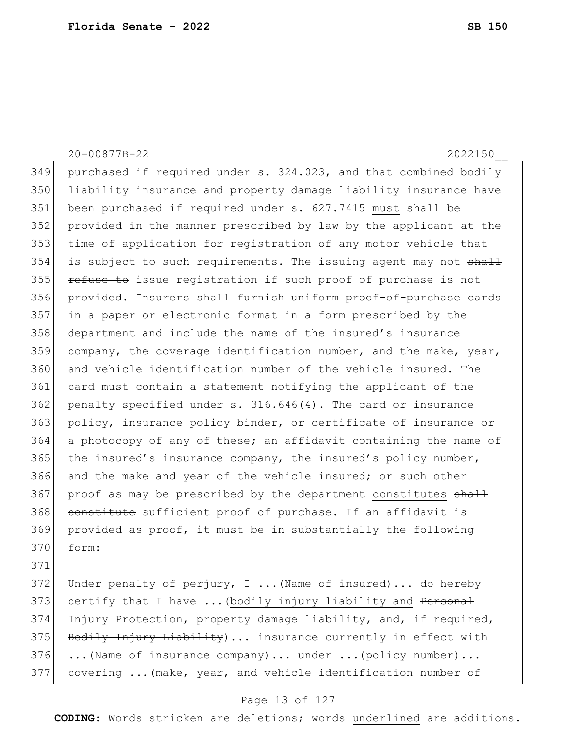purchased if required under s. 324.023, and that combined bodily liability insurance and property damage liability insurance have been purchased if required under s. 627.7415 <u>must</u> ~~shall~~ be provided in the manner prescribed by law by the applicant at the time of application for registration of any motor vehicle that is subject to such requirements. The issuing agent <u>may not</u> ~~shall refuse to~~ issue registration if such proof of purchase is not provided. Insurers shall furnish uniform proof-of-purchase cards in a paper or electronic format in a form prescribed by the department and include the name of the insured's insurance company, the coverage identification number, and the make, year, and vehicle identification number of the vehicle insured. The card must contain a statement notifying the applicant of the penalty specified under s. 316.646(4). The card or insurance policy, insurance policy binder, or certificate of insurance or a photocopy of any of these; an affidavit containing the name of the insured's insurance company, the insured's policy number, and the make and year of the vehicle insured; or such other proof as may be prescribed by the department <u>constitutes</u> ~~shall constitute~~ sufficient proof of purchase. If an affidavit is provided as proof, it must be in substantially the following form:

Under penalty of perjury, I ...(Name of insured)... do hereby certify that I have ...(<u>bodily injury liability and</u> ~~Personal Injury Protection,~~ property damage liability~~, and, if required, Bodily Injury Liability~~)... insurance currently in effect with ...(Name of insurance company)... under ...(policy number)... covering ...(make, year, and vehicle identification number of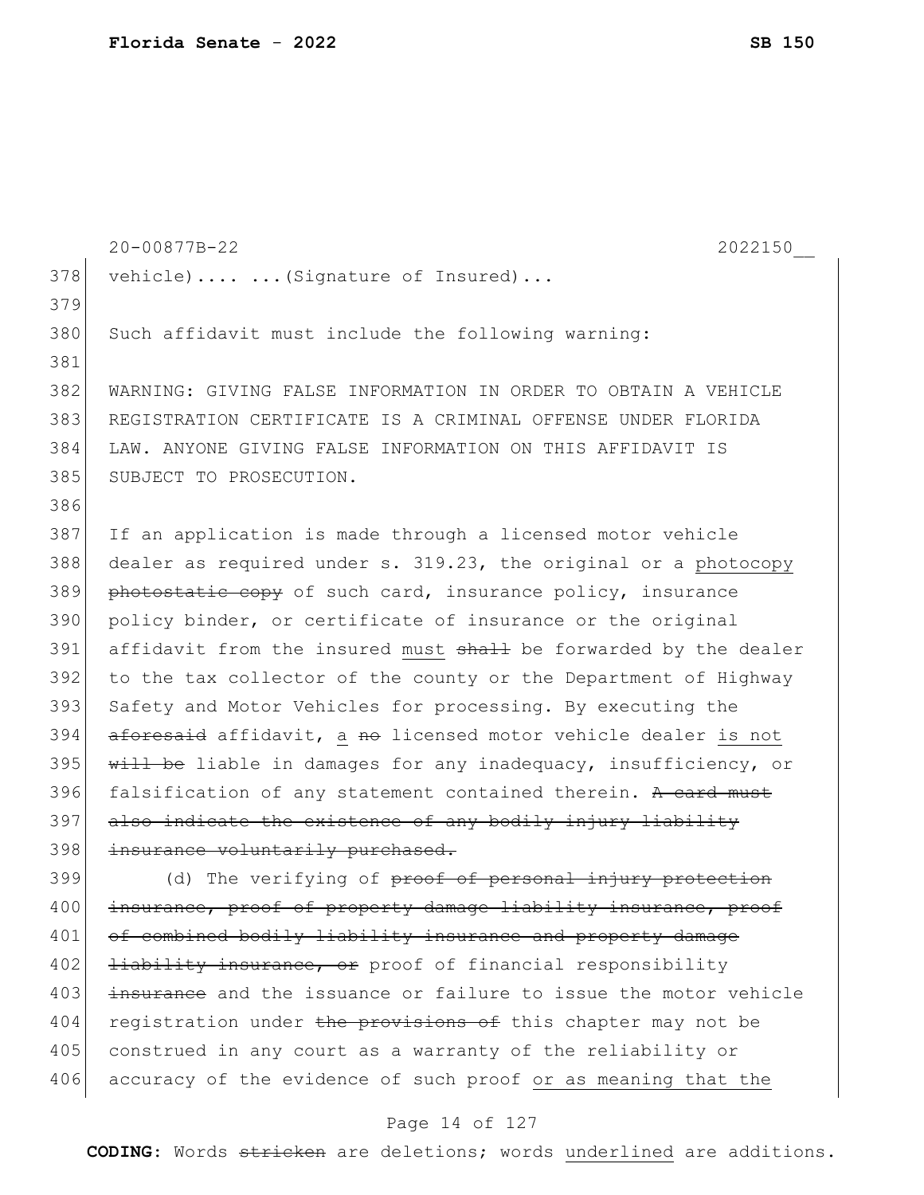vehicle).... ...(Signature of Insured)...

Such affidavit must include the following warning:

WARNING: GIVING FALSE INFORMATION IN ORDER TO OBTAIN A VEHICLE REGISTRATION CERTIFICATE IS A CRIMINAL OFFENSE UNDER FLORIDA LAW. ANYONE GIVING FALSE INFORMATION ON THIS AFFIDAVIT IS SUBJECT TO PROSECUTION.

If an application is made through a licensed motor vehicle dealer as required under s. 319.23, the original or a photocopy ~~photostatic copy~~ of such card, insurance policy, insurance policy binder, or certificate of insurance or the original affidavit from the insured must ~~shall~~ be forwarded by the dealer to the tax collector of the county or the Department of Highway Safety and Motor Vehicles for processing. By executing the ~~aforesaid~~ affidavit, a ~~no~~ licensed motor vehicle dealer is not ~~will be~~ liable in damages for any inadequacy, insufficiency, or falsification of any statement contained therein. ~~A card must also indicate the existence of any bodily injury liability insurance voluntarily purchased.~~

(d) The verifying of ~~proof of personal injury protection insurance, proof of property damage liability insurance, proof of combined bodily liability insurance and property damage liability insurance, or~~ proof of financial responsibility ~~insurance~~ and the issuance or failure to issue the motor vehicle registration under ~~the provisions of~~ this chapter may not be construed in any court as a warranty of the reliability or accuracy of the evidence of such proof or as meaning that the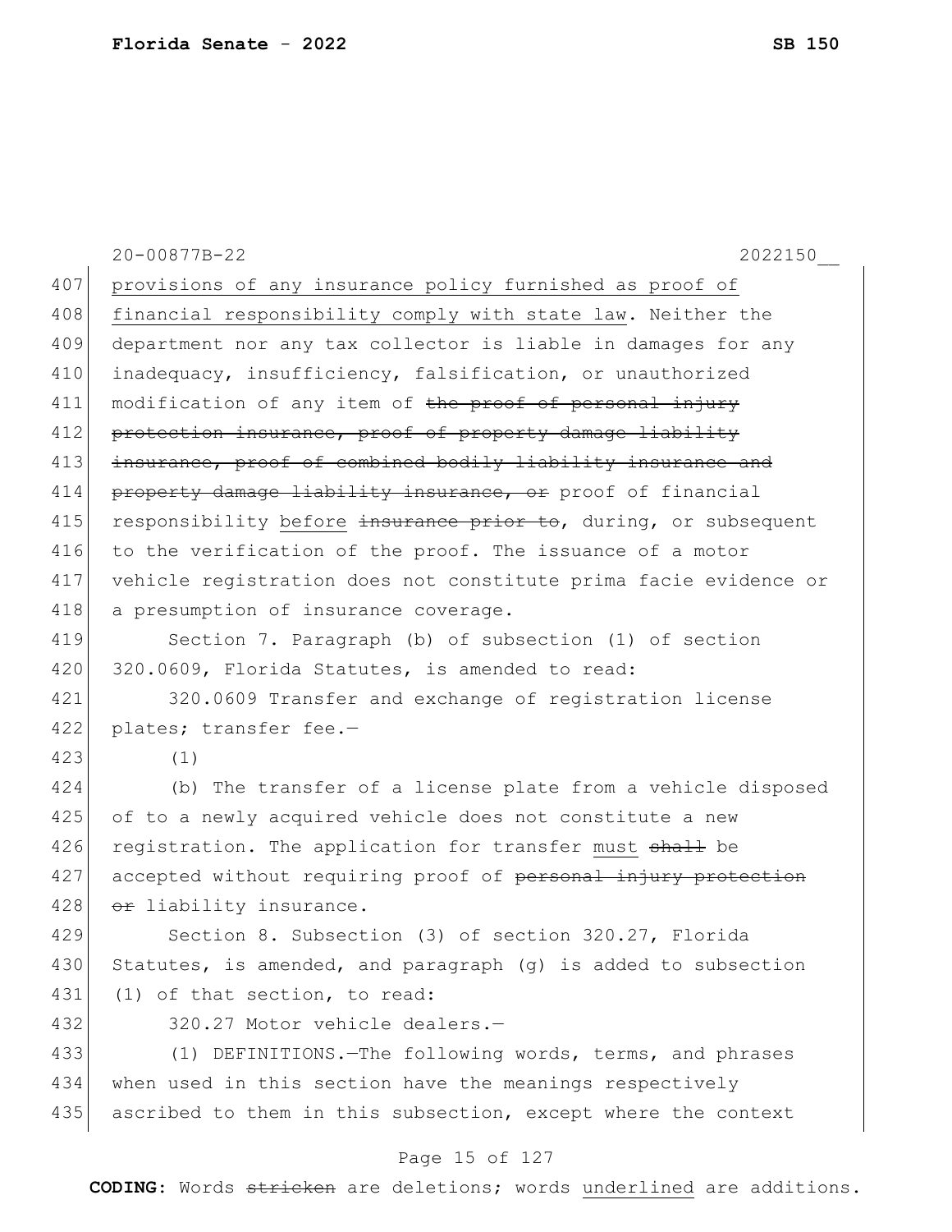provisions of any insurance policy furnished as proof of financial responsibility comply with state law. Neither the department nor any tax collector is liable in damages for any inadequacy, insufficiency, falsification, or unauthorized modification of any item of ~~the proof of personal injury protection insurance, proof of property damage liability insurance, proof of combined bodily liability insurance and property damage liability insurance, or~~ proof of financial responsibility before ~~insurance prior to~~, during, or subsequent to the verification of the proof. The issuance of a motor vehicle registration does not constitute prima facie evidence or a presumption of insurance coverage.

Section 7. Paragraph (b) of subsection (1) of section 320.0609, Florida Statutes, is amended to read:

320.0609 Transfer and exchange of registration license plates; transfer fee.—

(1)

(b) The transfer of a license plate from a vehicle disposed of to a newly acquired vehicle does not constitute a new registration. The application for transfer must ~~shall~~ be accepted without requiring proof of ~~personal injury protection or~~ liability insurance.

Section 8. Subsection (3) of section 320.27, Florida Statutes, is amended, and paragraph (g) is added to subsection (1) of that section, to read:

320.27 Motor vehicle dealers.—

(1) DEFINITIONS.—The following words, terms, and phrases when used in this section have the meanings respectively ascribed to them in this subsection, except where the context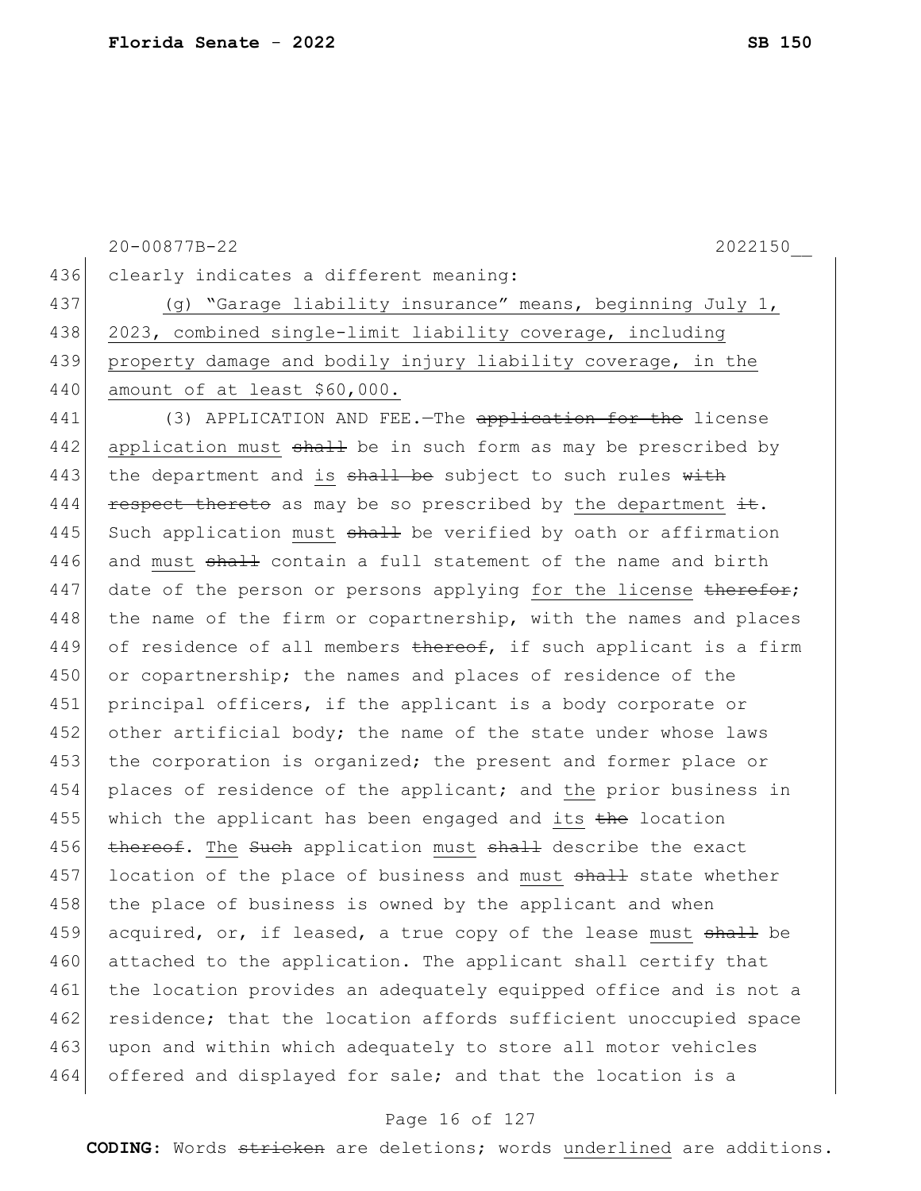clearly indicates a different meaning:

(g) "Garage liability insurance" means, beginning July 1, 2023, combined single-limit liability coverage, including property damage and bodily injury liability coverage, in the amount of at least $60,000.

(3) APPLICATION AND FEE.—The ~~application for the~~ license application must ~~shall~~ be in such form as may be prescribed by the department and is ~~shall be~~ subject to such rules ~~with respect thereto~~ as may be so prescribed by the department ~~it~~. Such application must ~~shall~~ be verified by oath or affirmation and must ~~shall~~ contain a full statement of the name and birth date of the person or persons applying for the license ~~therefor~~; the name of the firm or copartnership, with the names and places of residence of all members ~~thereof~~, if such applicant is a firm or copartnership; the names and places of residence of the principal officers, if the applicant is a body corporate or other artificial body; the name of the state under whose laws the corporation is organized; the present and former place or places of residence of the applicant; and the prior business in which the applicant has been engaged and its ~~the~~ location ~~thereof~~. The ~~Such~~ application must ~~shall~~ describe the exact location of the place of business and must ~~shall~~ state whether the place of business is owned by the applicant and when acquired, or, if leased, a true copy of the lease must ~~shall~~ be attached to the application. The applicant shall certify that the location provides an adequately equipped office and is not a residence; that the location affords sufficient unoccupied space upon and within which adequately to store all motor vehicles offered and displayed for sale; and that the location is a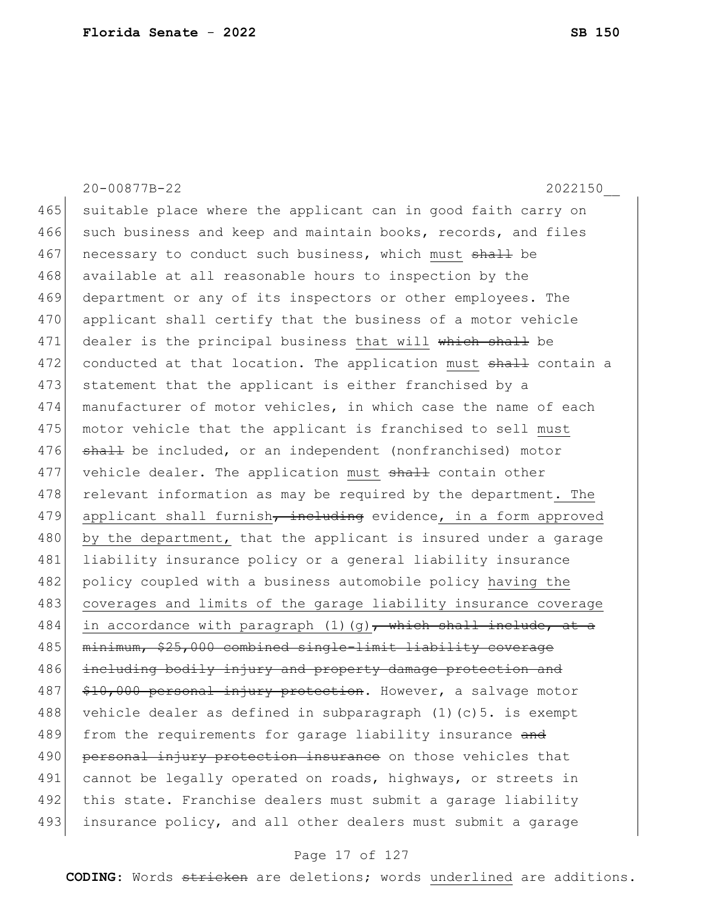20-00877B-22 2022150__

465 suitable place where the applicant can in good faith carry on
466 such business and keep and maintain books, records, and files
467 necessary to conduct such business, which must ~~shall~~ be
468 available at all reasonable hours to inspection by the
469 department or any of its inspectors or other employees. The
470 applicant shall certify that the business of a motor vehicle
471 dealer is the principal business that will ~~which shall~~ be
472 conducted at that location. The application must ~~shall~~ contain a
473 statement that the applicant is either franchised by a
474 manufacturer of motor vehicles, in which case the name of each
475 motor vehicle that the applicant is franchised to sell must
476 ~~shall~~ be included, or an independent (nonfranchised) motor
477 vehicle dealer. The application must ~~shall~~ contain other
478 relevant information as may be required by the department. The
479 applicant shall furnish~~, including~~ evidence, in a form approved
480 by the department, that the applicant is insured under a garage
481 liability insurance policy or a general liability insurance
482 policy coupled with a business automobile policy having the
483 coverages and limits of the garage liability insurance coverage
484 in accordance with paragraph (1)(g)~~, which shall include, at a~~
485 ~~minimum, $25,000 combined single-limit liability coverage~~
486 ~~including bodily injury and property damage protection and~~
487 ~~$10,000 personal injury protection~~. However, a salvage motor
488 vehicle dealer as defined in subparagraph (1)(c)5. is exempt
489 from the requirements for garage liability insurance ~~and~~
490 ~~personal injury protection insurance~~ on those vehicles that
491 cannot be legally operated on roads, highways, or streets in
492 this state. Franchise dealers must submit a garage liability
493 insurance policy, and all other dealers must submit a garage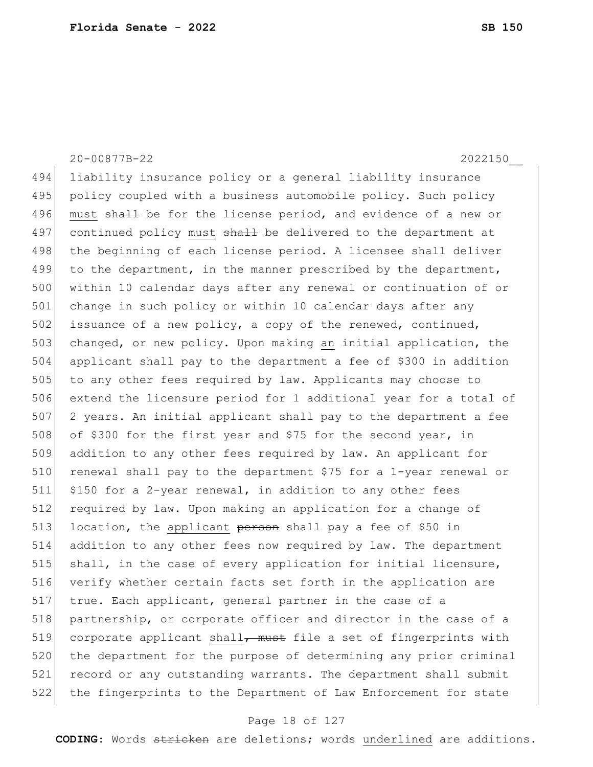liability insurance policy or a general liability insurance policy coupled with a business automobile policy. Such policy must ~~shall~~ be for the license period, and evidence of a new or continued policy must ~~shall~~ be delivered to the department at the beginning of each license period. A licensee shall deliver to the department, in the manner prescribed by the department, within 10 calendar days after any renewal or continuation of or change in such policy or within 10 calendar days after any issuance of a new policy, a copy of the renewed, continued, changed, or new policy. Upon making an initial application, the applicant shall pay to the department a fee of $300 in addition to any other fees required by law. Applicants may choose to extend the licensure period for 1 additional year for a total of 2 years. An initial applicant shall pay to the department a fee of $300 for the first year and $75 for the second year, in addition to any other fees required by law. An applicant for renewal shall pay to the department $75 for a 1-year renewal or $150 for a 2-year renewal, in addition to any other fees required by law. Upon making an application for a change of location, the applicant ~~person~~ shall pay a fee of $50 in addition to any other fees now required by law. The department shall, in the case of every application for initial licensure, verify whether certain facts set forth in the application are true. Each applicant, general partner in the case of a partnership, or corporate officer and director in the case of a corporate applicant shall~~, must~~ file a set of fingerprints with the department for the purpose of determining any prior criminal record or any outstanding warrants. The department shall submit the fingerprints to the Department of Law Enforcement for state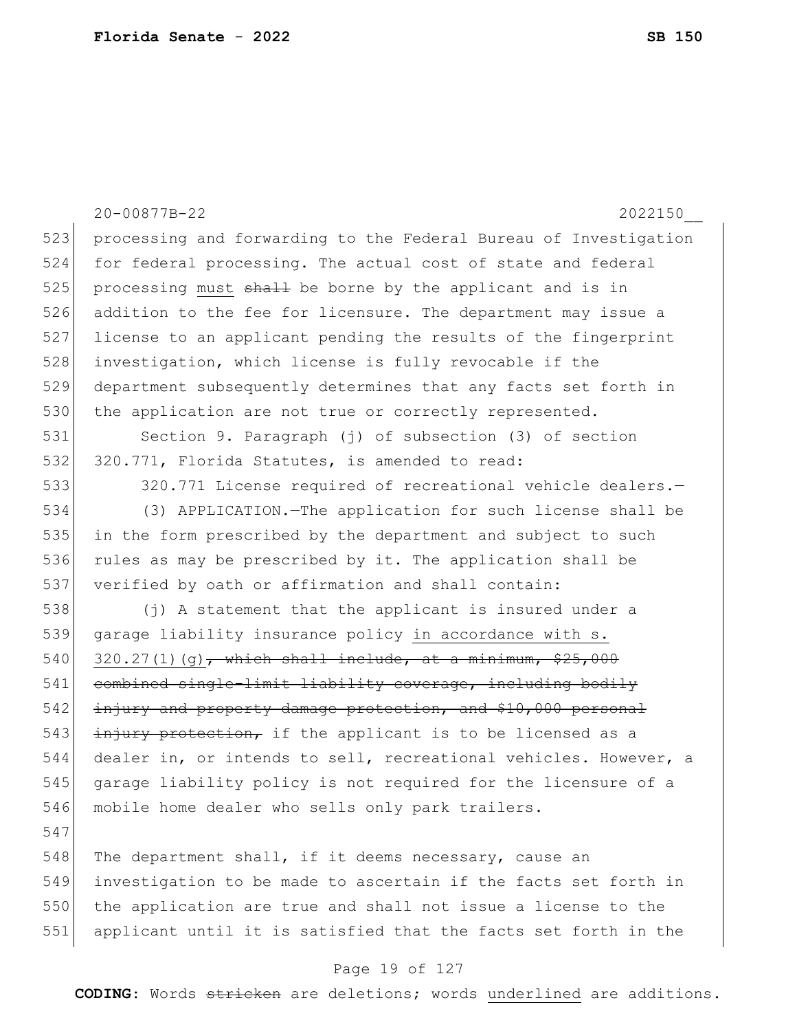processing and forwarding to the Federal Bureau of Investigation for federal processing. The actual cost of state and federal processing <u>must</u> ~~shall~~ be borne by the applicant and is in addition to the fee for licensure. The department may issue a license to an applicant pending the results of the fingerprint investigation, which license is fully revocable if the department subsequently determines that any facts set forth in the application are not true or correctly represented.

Section 9. Paragraph (j) of subsection (3) of section 320.771, Florida Statutes, is amended to read:

320.771 License required of recreational vehicle dealers.—

(3) APPLICATION.—The application for such license shall be in the form prescribed by the department and subject to such rules as may be prescribed by it. The application shall be verified by oath or affirmation and shall contain:

(j) A statement that the applicant is insured under a garage liability insurance policy <u>in accordance with s. 320.27(1)(g)</u>~~, which shall include, at a minimum, $25,000 combined single-limit liability coverage, including bodily injury and property damage protection, and $10,000 personal injury protection,~~ if the applicant is to be licensed as a dealer in, or intends to sell, recreational vehicles. However, a garage liability policy is not required for the licensure of a mobile home dealer who sells only park trailers.

The department shall, if it deems necessary, cause an investigation to be made to ascertain if the facts set forth in the application are true and shall not issue a license to the applicant until it is satisfied that the facts set forth in the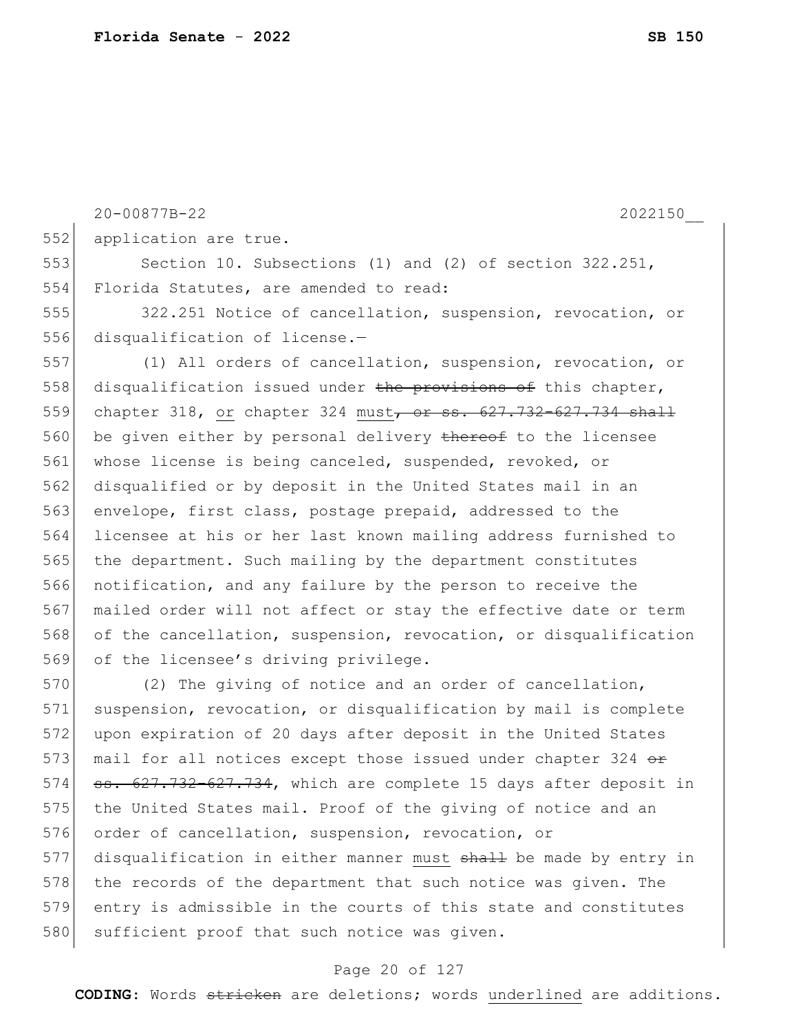application are true.

Section 10. Subsections (1) and (2) of section 322.251, Florida Statutes, are amended to read:

322.251 Notice of cancellation, suspension, revocation, or disqualification of license.—

(1) All orders of cancellation, suspension, revocation, or disqualification issued under ~~the provisions of~~ this chapter, chapter 318, or chapter 324 must~~, or ss. 627.732-627.734 shall~~ be given either by personal delivery ~~thereof~~ to the licensee whose license is being canceled, suspended, revoked, or disqualified or by deposit in the United States mail in an envelope, first class, postage prepaid, addressed to the licensee at his or her last known mailing address furnished to the department. Such mailing by the department constitutes notification, and any failure by the person to receive the mailed order will not affect or stay the effective date or term of the cancellation, suspension, revocation, or disqualification of the licensee's driving privilege.

(2) The giving of notice and an order of cancellation, suspension, revocation, or disqualification by mail is complete upon expiration of 20 days after deposit in the United States mail for all notices except those issued under chapter 324 ~~or ss. 627.732-627.734~~, which are complete 15 days after deposit in the United States mail. Proof of the giving of notice and an order of cancellation, suspension, revocation, or disqualification in either manner must ~~shall~~ be made by entry in the records of the department that such notice was given. The entry is admissible in the courts of this state and constitutes sufficient proof that such notice was given.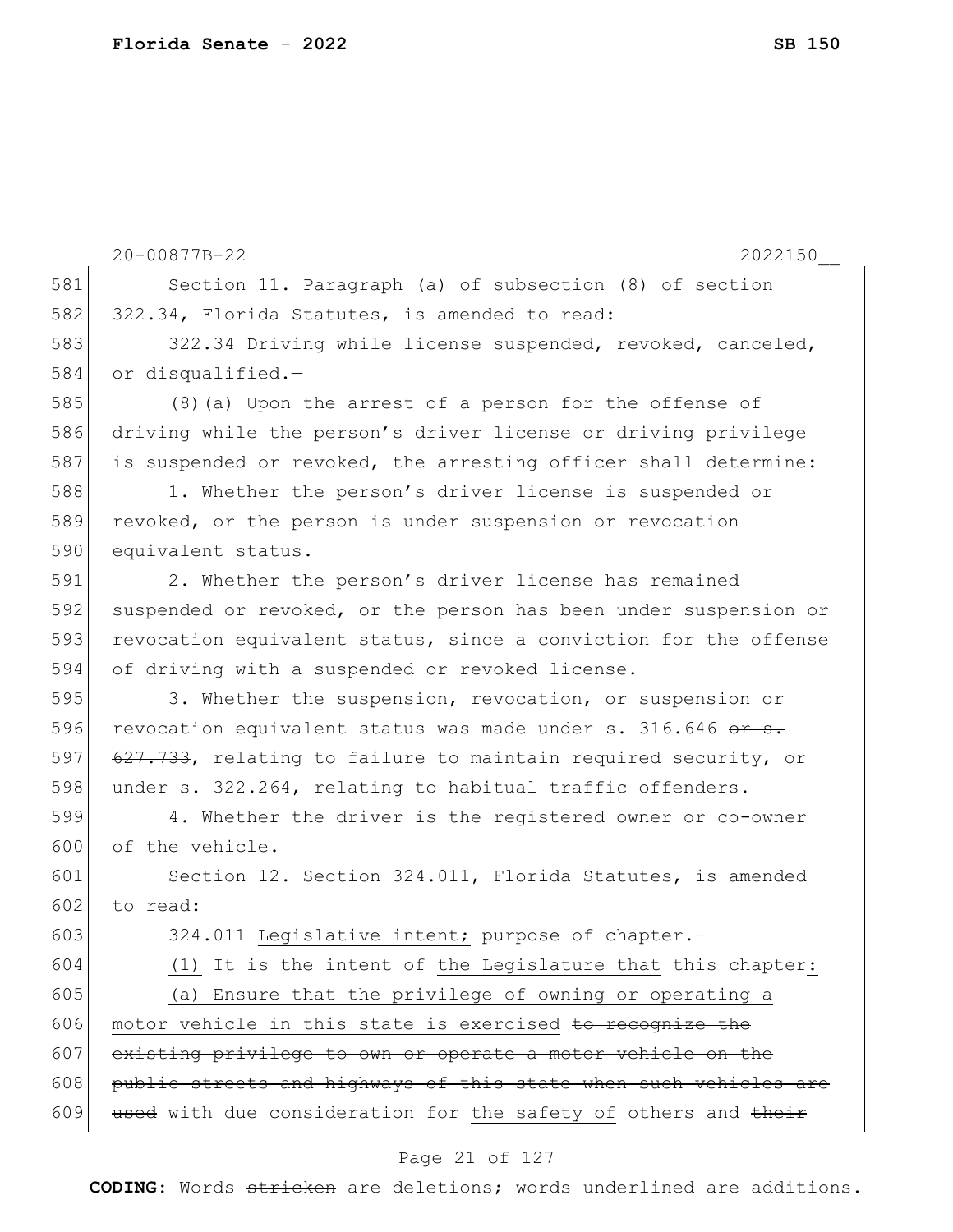Section 11. Paragraph (a) of subsection (8) of section 322.34, Florida Statutes, is amended to read:

322.34 Driving while license suspended, revoked, canceled, or disqualified.—

(8)(a) Upon the arrest of a person for the offense of driving while the person's driver license or driving privilege is suspended or revoked, the arresting officer shall determine:

1. Whether the person's driver license is suspended or revoked, or the person is under suspension or revocation equivalent status.

2. Whether the person's driver license has remained suspended or revoked, or the person has been under suspension or revocation equivalent status, since a conviction for the offense of driving with a suspended or revoked license.

3. Whether the suspension, revocation, or suspension or revocation equivalent status was made under s. 316.646 ~~or s. 627.733~~, relating to failure to maintain required security, or under s. 322.264, relating to habitual traffic offenders.

4. Whether the driver is the registered owner or co-owner of the vehicle.

Section 12. Section 324.011, Florida Statutes, is amended to read:

324.011 <u>Legislative intent;</u> purpose of chapter.—

<u>(1)</u> It is the intent of <u>the Legislature that</u> this chapter<u>:</u>

<u>(a) Ensure that the privilege of owning or operating a motor vehicle in this state is exercised</u> ~~to recognize the existing privilege to own or operate a motor vehicle on the public streets and highways of this state when such vehicles are used~~ with due consideration for <u>the safety of</u> others and ~~their~~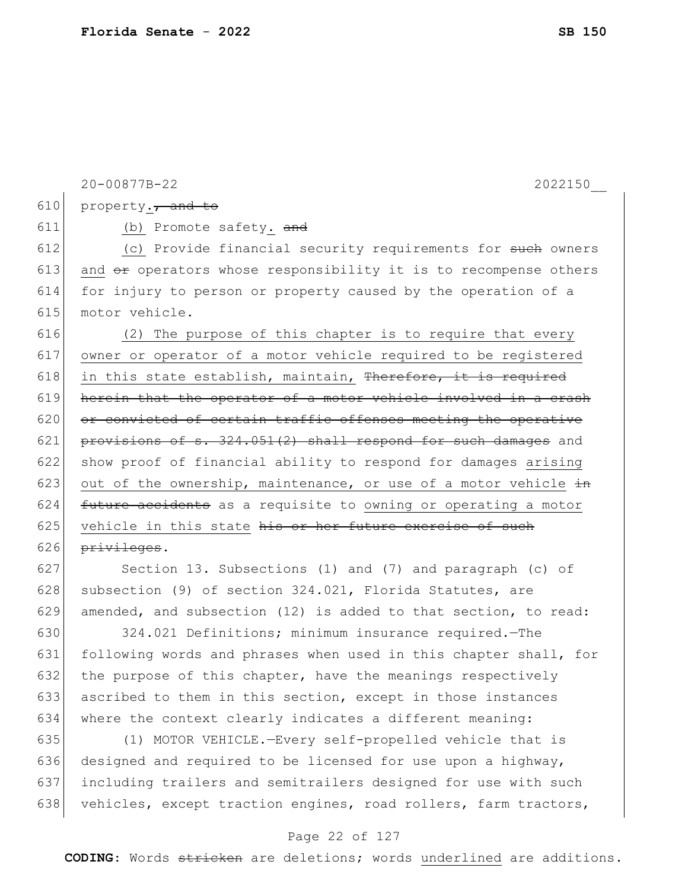property.~~, and to~~

(b) Promote safety. ~~and~~

(c) Provide financial security requirements for ~~such~~ owners and ~~or~~ operators whose responsibility it is to recompense others for injury to person or property caused by the operation of a motor vehicle.

(2) The purpose of this chapter is to require that every owner or operator of a motor vehicle required to be registered in this state establish, maintain, ~~Therefore, it is required herein that the operator of a motor vehicle involved in a crash or convicted of certain traffic offenses meeting the operative provisions of s. 324.051(2) shall respond for such damages~~ and show proof of financial ability to respond for damages arising out of the ownership, maintenance, or use of a motor vehicle ~~in future accidents~~ as a requisite to owning or operating a motor vehicle in this state ~~his or her future exercise of such privileges~~.

Section 13. Subsections (1) and (7) and paragraph (c) of subsection (9) of section 324.021, Florida Statutes, are amended, and subsection (12) is added to that section, to read:

324.021 Definitions; minimum insurance required.—The following words and phrases when used in this chapter shall, for the purpose of this chapter, have the meanings respectively ascribed to them in this section, except in those instances where the context clearly indicates a different meaning:

(1) MOTOR VEHICLE.—Every self-propelled vehicle that is designed and required to be licensed for use upon a highway, including trailers and semitrailers designed for use with such vehicles, except traction engines, road rollers, farm tractors,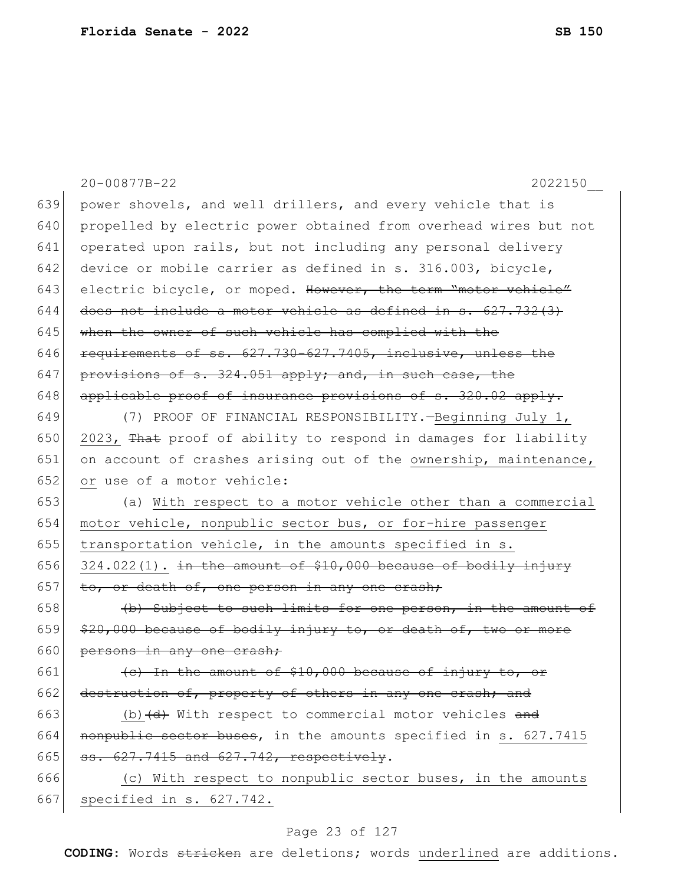power shovels, and well drillers, and every vehicle that is propelled by electric power obtained from overhead wires but not operated upon rails, but not including any personal delivery device or mobile carrier as defined in s. 316.003, bicycle, electric bicycle, or moped. ~~However, the term "motor vehicle" does not include a motor vehicle as defined in s. 627.732(3) when the owner of such vehicle has complied with the requirements of ss. 627.730-627.7405, inclusive, unless the provisions of s. 324.051 apply; and, in such case, the applicable proof of insurance provisions of s. 320.02 apply.~~

(7) PROOF OF FINANCIAL RESPONSIBILITY.—Beginning July 1, 2023, ~~That~~ proof of ability to respond in damages for liability on account of crashes arising out of the ownership, maintenance, or use of a motor vehicle:

(a) With respect to a motor vehicle other than a commercial motor vehicle, nonpublic sector bus, or for-hire passenger transportation vehicle, in the amounts specified in s. 324.022(1). ~~in the amount of $10,000 because of bodily injury to, or death of, one person in any one crash;~~

~~(b) Subject to such limits for one person, in the amount of $20,000 because of bodily injury to, or death of, two or more persons in any one crash;~~

~~(c) In the amount of $10,000 because of injury to, or destruction of, property of others in any one crash; and~~

(b) ~~(d)~~ With respect to commercial motor vehicles ~~and nonpublic sector buses~~, in the amounts specified in s. 627.7415 ~~ss. 627.7415 and 627.742, respectively~~.

(c) With respect to nonpublic sector buses, in the amounts specified in s. 627.742.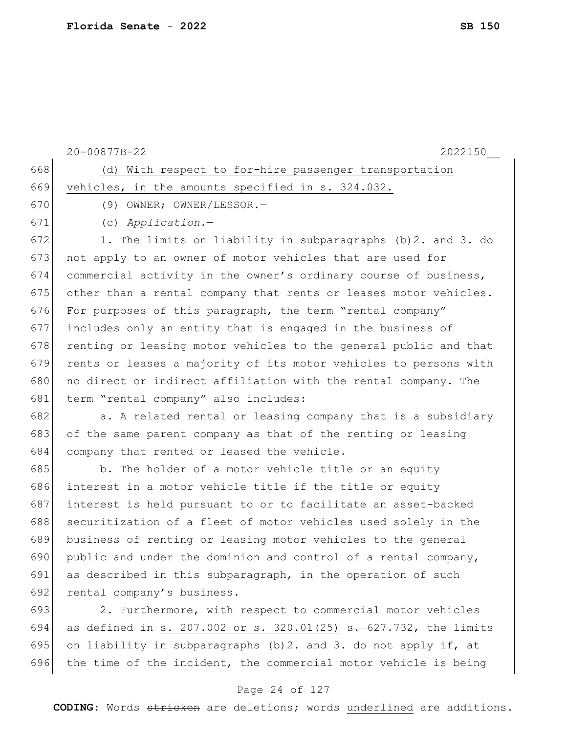<u>(d) With respect to for-hire passenger transportation vehicles, in the amounts specified in s. 324.032.</u>

(9) OWNER; OWNER/LESSOR.—

(c) *Application.*—

1. The limits on liability in subparagraphs (b)2. and 3. do not apply to an owner of motor vehicles that are used for commercial activity in the owner's ordinary course of business, other than a rental company that rents or leases motor vehicles. For purposes of this paragraph, the term "rental company" includes only an entity that is engaged in the business of renting or leasing motor vehicles to the general public and that rents or leases a majority of its motor vehicles to persons with no direct or indirect affiliation with the rental company. The term "rental company" also includes:

a. A related rental or leasing company that is a subsidiary of the same parent company as that of the renting or leasing company that rented or leased the vehicle.

b. The holder of a motor vehicle title or an equity interest in a motor vehicle title if the title or equity interest is held pursuant to or to facilitate an asset-backed securitization of a fleet of motor vehicles used solely in the business of renting or leasing motor vehicles to the general public and under the dominion and control of a rental company, as described in this subparagraph, in the operation of such rental company's business.

2. Furthermore, with respect to commercial motor vehicles as defined in <u>s. 207.002 or s. 320.01(25)</u> ~~s. 627.732~~, the limits on liability in subparagraphs (b)2. and 3. do not apply if, at the time of the incident, the commercial motor vehicle is being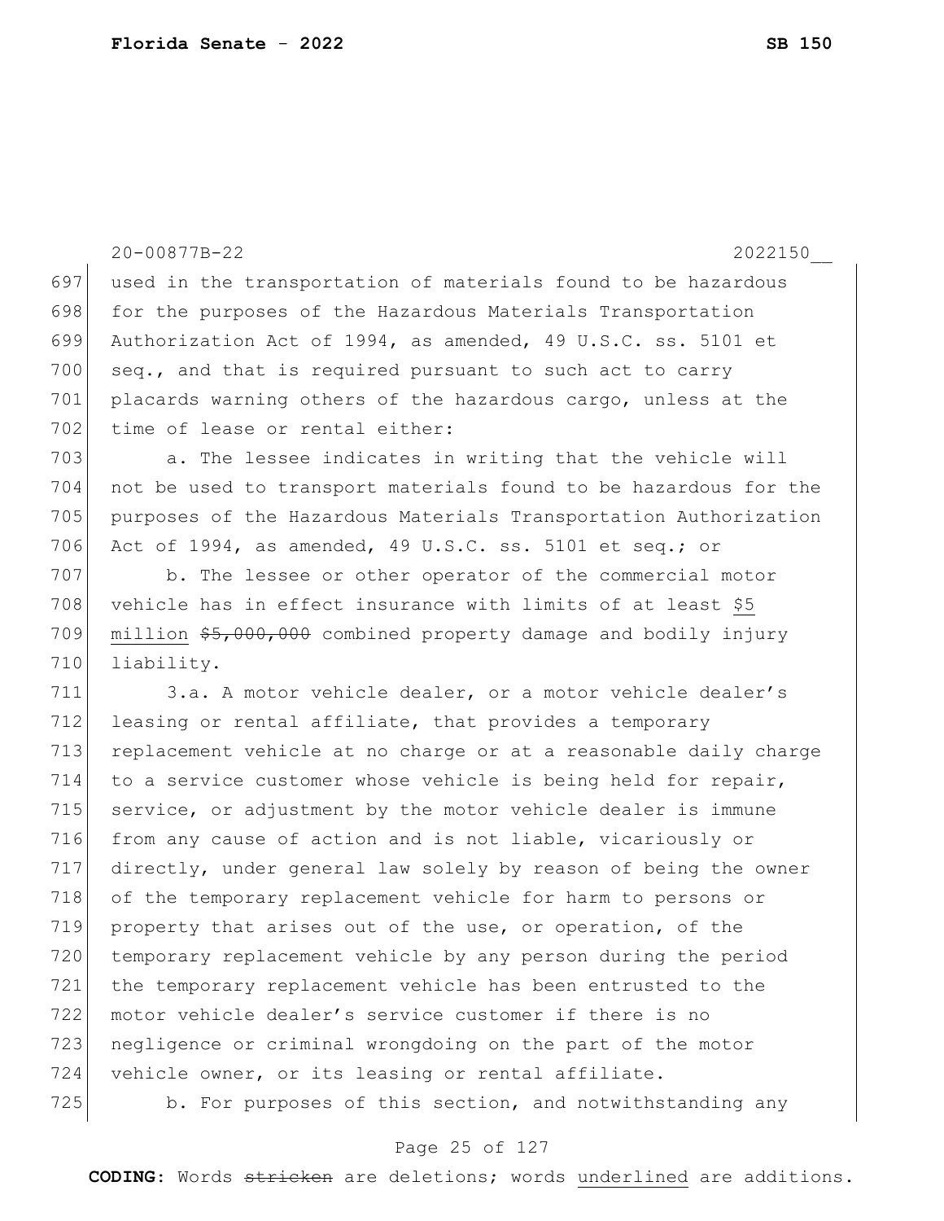used in the transportation of materials found to be hazardous for the purposes of the Hazardous Materials Transportation Authorization Act of 1994, as amended, 49 U.S.C. ss. 5101 et seq., and that is required pursuant to such act to carry placards warning others of the hazardous cargo, unless at the time of lease or rental either:

a. The lessee indicates in writing that the vehicle will not be used to transport materials found to be hazardous for the purposes of the Hazardous Materials Transportation Authorization Act of 1994, as amended, 49 U.S.C. ss. 5101 et seq.; or

b. The lessee or other operator of the commercial motor vehicle has in effect insurance with limits of at least <u>$5 million</u> ~~$5,000,000~~ combined property damage and bodily injury liability.

3.a. A motor vehicle dealer, or a motor vehicle dealer's leasing or rental affiliate, that provides a temporary replacement vehicle at no charge or at a reasonable daily charge to a service customer whose vehicle is being held for repair, service, or adjustment by the motor vehicle dealer is immune from any cause of action and is not liable, vicariously or directly, under general law solely by reason of being the owner of the temporary replacement vehicle for harm to persons or property that arises out of the use, or operation, of the temporary replacement vehicle by any person during the period the temporary replacement vehicle has been entrusted to the motor vehicle dealer's service customer if there is no negligence or criminal wrongdoing on the part of the motor vehicle owner, or its leasing or rental affiliate.

b. For purposes of this section, and notwithstanding any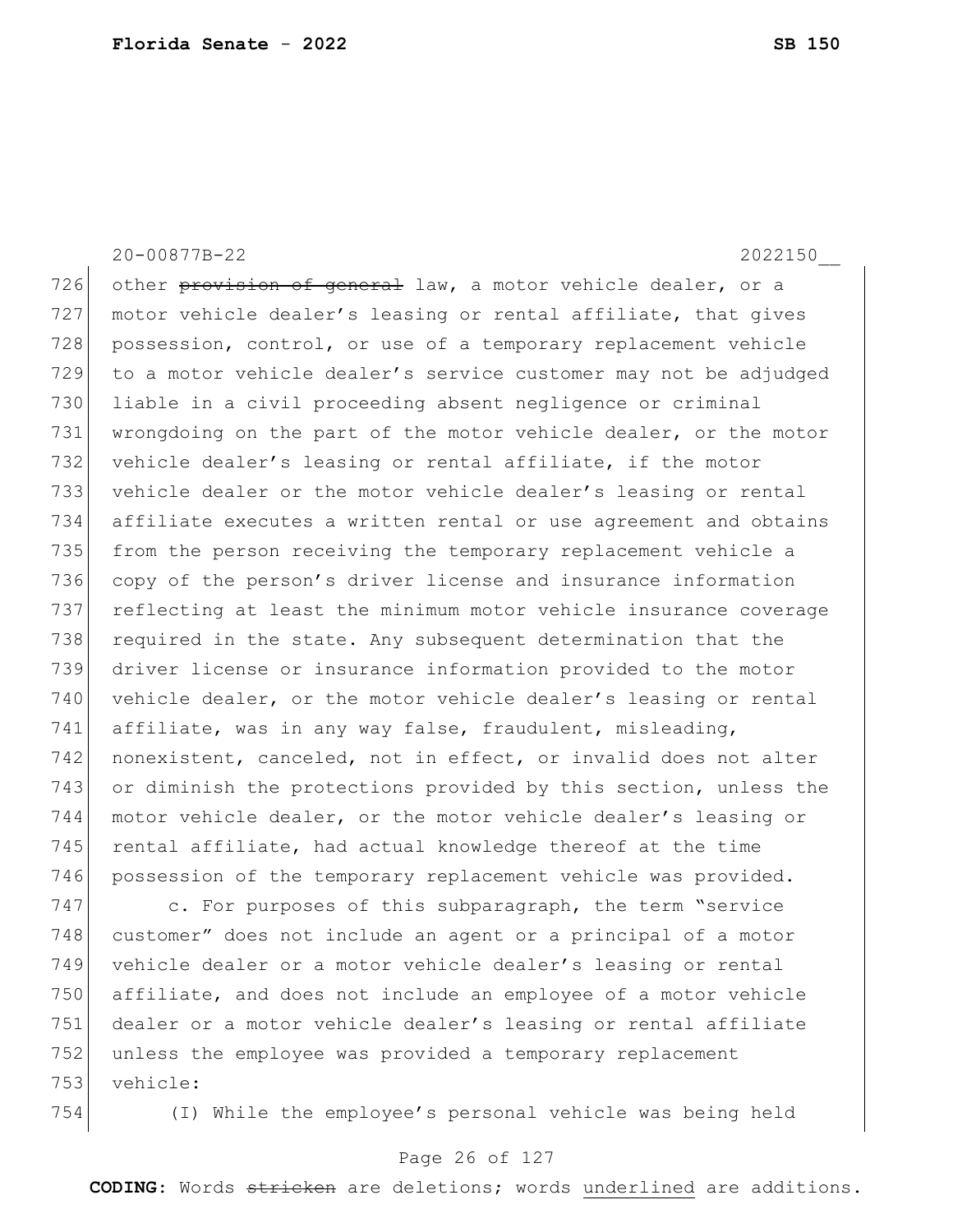other ~~provision of general~~ law, a motor vehicle dealer, or a motor vehicle dealer's leasing or rental affiliate, that gives possession, control, or use of a temporary replacement vehicle to a motor vehicle dealer's service customer may not be adjudged liable in a civil proceeding absent negligence or criminal wrongdoing on the part of the motor vehicle dealer, or the motor vehicle dealer's leasing or rental affiliate, if the motor vehicle dealer or the motor vehicle dealer's leasing or rental affiliate executes a written rental or use agreement and obtains from the person receiving the temporary replacement vehicle a copy of the person's driver license and insurance information reflecting at least the minimum motor vehicle insurance coverage required in the state. Any subsequent determination that the driver license or insurance information provided to the motor vehicle dealer, or the motor vehicle dealer's leasing or rental affiliate, was in any way false, fraudulent, misleading, nonexistent, canceled, not in effect, or invalid does not alter or diminish the protections provided by this section, unless the motor vehicle dealer, or the motor vehicle dealer's leasing or rental affiliate, had actual knowledge thereof at the time possession of the temporary replacement vehicle was provided.

c. For purposes of this subparagraph, the term "service customer" does not include an agent or a principal of a motor vehicle dealer or a motor vehicle dealer's leasing or rental affiliate, and does not include an employee of a motor vehicle dealer or a motor vehicle dealer's leasing or rental affiliate unless the employee was provided a temporary replacement vehicle:

(I) While the employee's personal vehicle was being held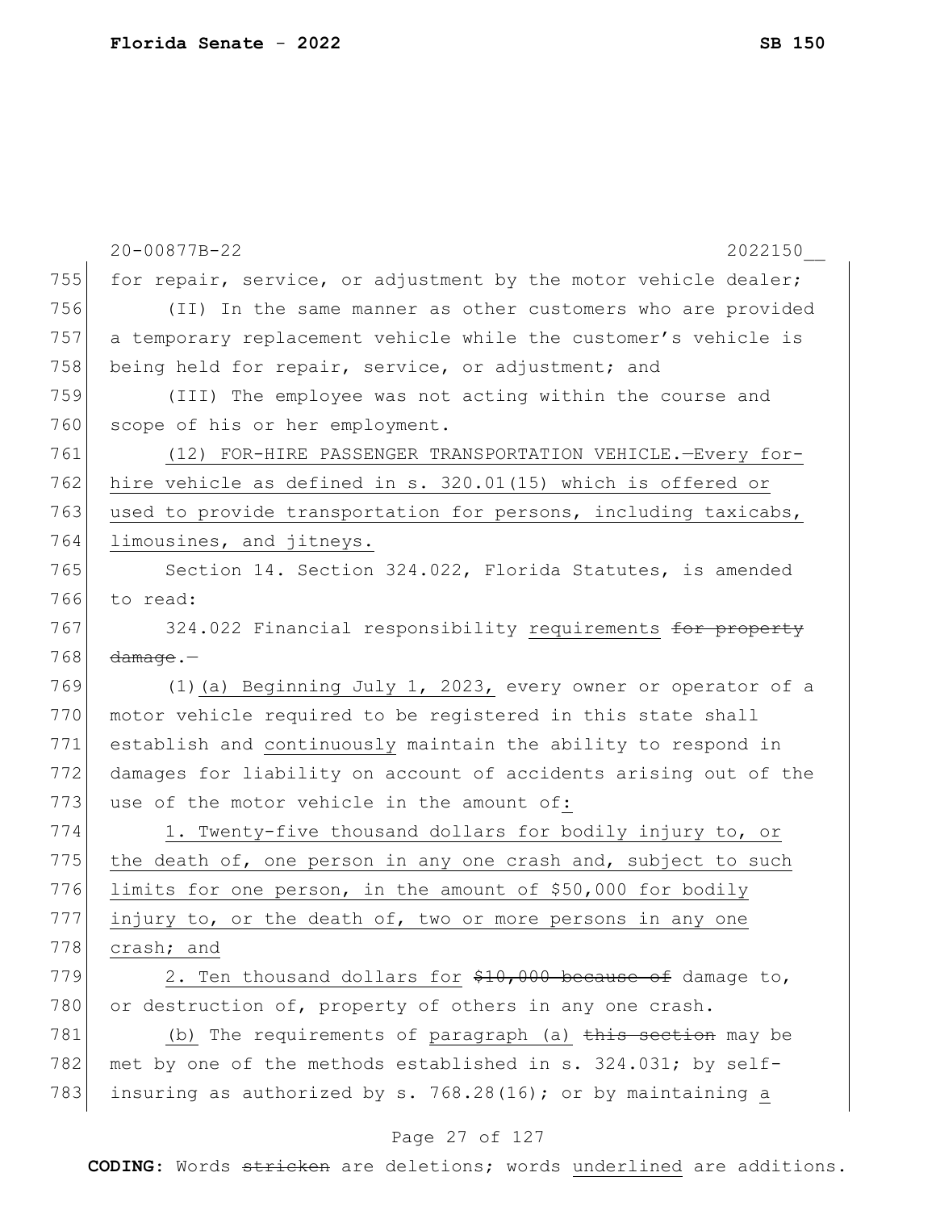20-00877B-22 2022150__

755 for repair, service, or adjustment by the motor vehicle dealer;

756 (II) In the same manner as other customers who are provided

757 a temporary replacement vehicle while the customer's vehicle is

758 being held for repair, service, or adjustment; and

759 (III) The employee was not acting within the course and

760 scope of his or her employment.

761 <u>(12) FOR-HIRE PASSENGER TRANSPORTATION VEHICLE.—Every for-</u>

762 <u>hire vehicle as defined in s. 320.01(15) which is offered or</u>

763 <u>used to provide transportation for persons, including taxicabs,</u>

764 <u>limousines, and jitneys.</u>

765 Section 14. Section 324.022, Florida Statutes, is amended

766 to read:

767 324.022 Financial responsibility <u>requirements</u> ~~for property~~

768 ~~damage~~.—

769 (1)<u>(a) Beginning July 1, 2023,</u> every owner or operator of a

770 motor vehicle required to be registered in this state shall

771 establish and <u>continuously</u> maintain the ability to respond in

772 damages for liability on account of accidents arising out of the

773 use of the motor vehicle in the amount of<u>:</u>

774 <u>1. Twenty-five thousand dollars for bodily injury to, or</u>

775 <u>the death of, one person in any one crash and, subject to such</u>

776 <u>limits for one person, in the amount of $50,000 for bodily</u>

777 <u>injury to, or the death of, two or more persons in any one</u>

778 <u>crash; and</u>

779 <u>2. Ten thousand dollars for</u> ~~$10,000 because of~~ damage to,

780 or destruction of, property of others in any one crash.

781 <u>(b)</u> The requirements of <u>paragraph (a)</u> ~~this section~~ may be

782 met by one of the methods established in s. 324.031; by self-

783 insuring as authorized by s. 768.28(16); or by maintaining <u>a</u>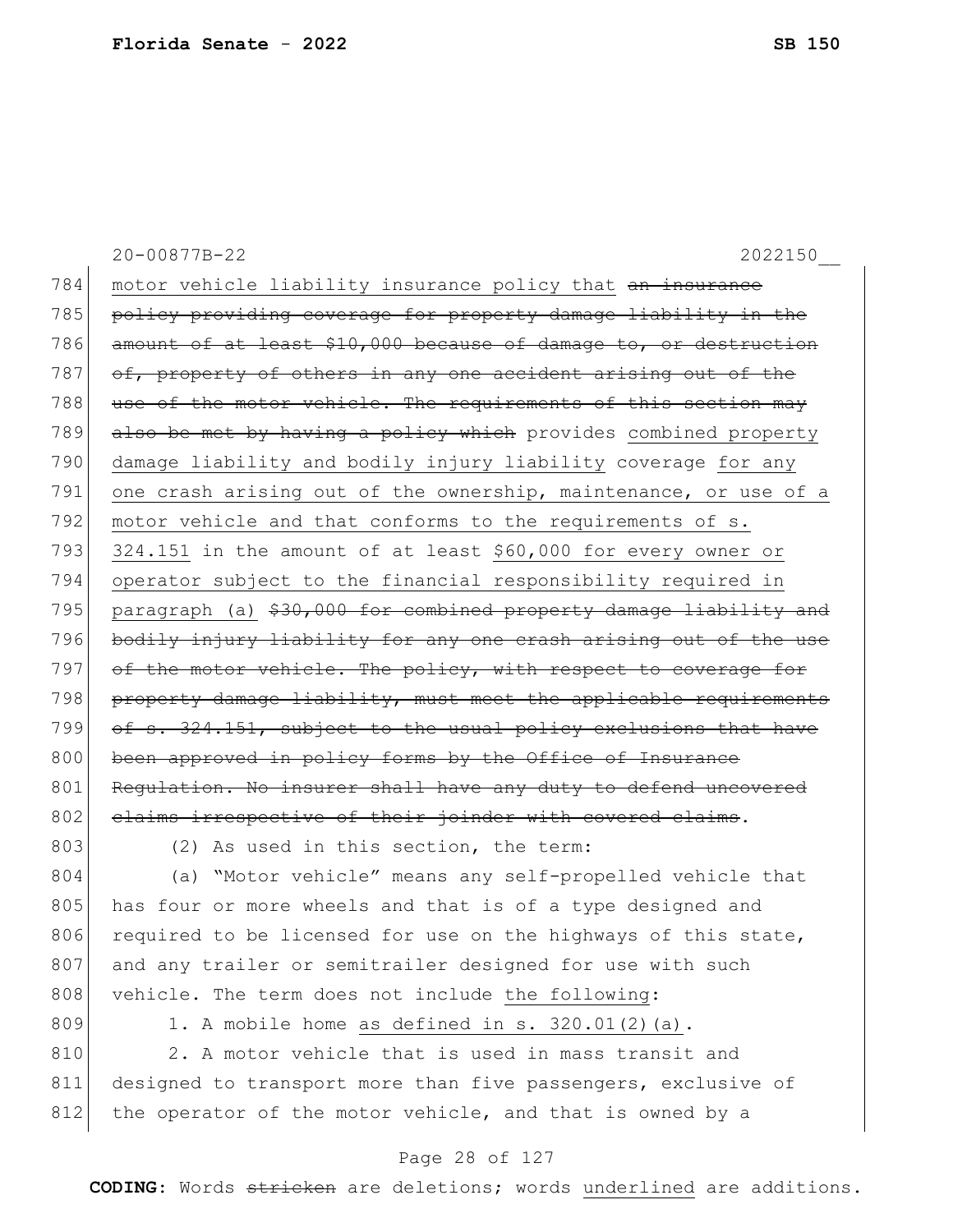motor vehicle liability insurance policy that ~~an insurance policy providing coverage for property damage liability in the amount of at least $10,000 because of damage to, or destruction of, property of others in any one accident arising out of the use of the motor vehicle. The requirements of this section may also be met by having a policy which~~ provides <u>combined property damage liability and bodily injury liability</u> coverage <u>for any one crash arising out of the ownership, maintenance, or use of a motor vehicle and that conforms to the requirements of s. 324.151</u> in the amount of at least <u>$60,000 for every owner or operator subject to the financial responsibility required in paragraph (a)</u> ~~$30,000 for combined property damage liability and bodily injury liability for any one crash arising out of the use of the motor vehicle. The policy, with respect to coverage for property damage liability, must meet the applicable requirements of s. 324.151, subject to the usual policy exclusions that have been approved in policy forms by the Office of Insurance Regulation. No insurer shall have any duty to defend uncovered claims irrespective of their joinder with covered claims~~.

(2) As used in this section, the term:

(a) "Motor vehicle" means any self-propelled vehicle that has four or more wheels and that is of a type designed and required to be licensed for use on the highways of this state, and any trailer or semitrailer designed for use with such vehicle. The term does not include <u>the following</u>:

1. A mobile home <u>as defined in s. 320.01(2)(a)</u>.

2. A motor vehicle that is used in mass transit and designed to transport more than five passengers, exclusive of the operator of the motor vehicle, and that is owned by a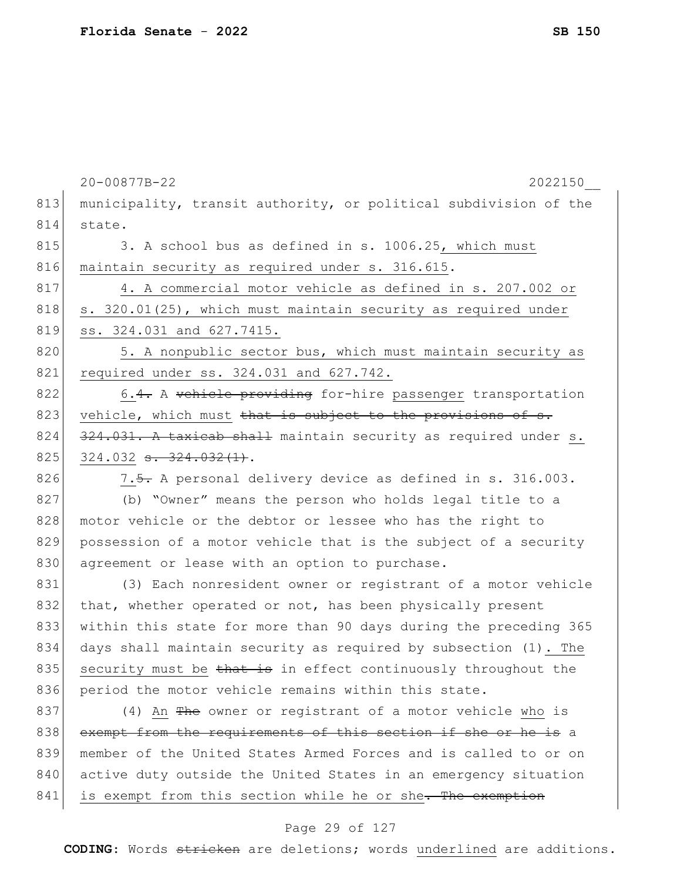municipality, transit authority, or political subdivision of the state.

3. A school bus as defined in s. 1006.25, which must maintain security as required under s. 316.615.

4. A commercial motor vehicle as defined in s. 207.002 or s. 320.01(25), which must maintain security as required under ss. 324.031 and 627.7415.

5. A nonpublic sector bus, which must maintain security as required under ss. 324.031 and 627.742.

6.~~4.~~ A ~~vehicle providing~~ for-hire passenger transportation vehicle, which must ~~that is subject to the provisions of s. 324.031. A taxicab shall~~ maintain security as required under s. 324.032 ~~s. 324.032(1)~~.

7.~~5.~~ A personal delivery device as defined in s. 316.003.

(b) "Owner" means the person who holds legal title to a motor vehicle or the debtor or lessee who has the right to possession of a motor vehicle that is the subject of a security agreement or lease with an option to purchase.

(3) Each nonresident owner or registrant of a motor vehicle that, whether operated or not, has been physically present within this state for more than 90 days during the preceding 365 days shall maintain security as required by subsection (1). The security must be ~~that is~~ in effect continuously throughout the period the motor vehicle remains within this state.

(4) An ~~The~~ owner or registrant of a motor vehicle who is ~~exempt from the requirements of this section if she or he is~~ a member of the United States Armed Forces and is called to or on active duty outside the United States in an emergency situation is exempt from this section while he or she~~. The exemption~~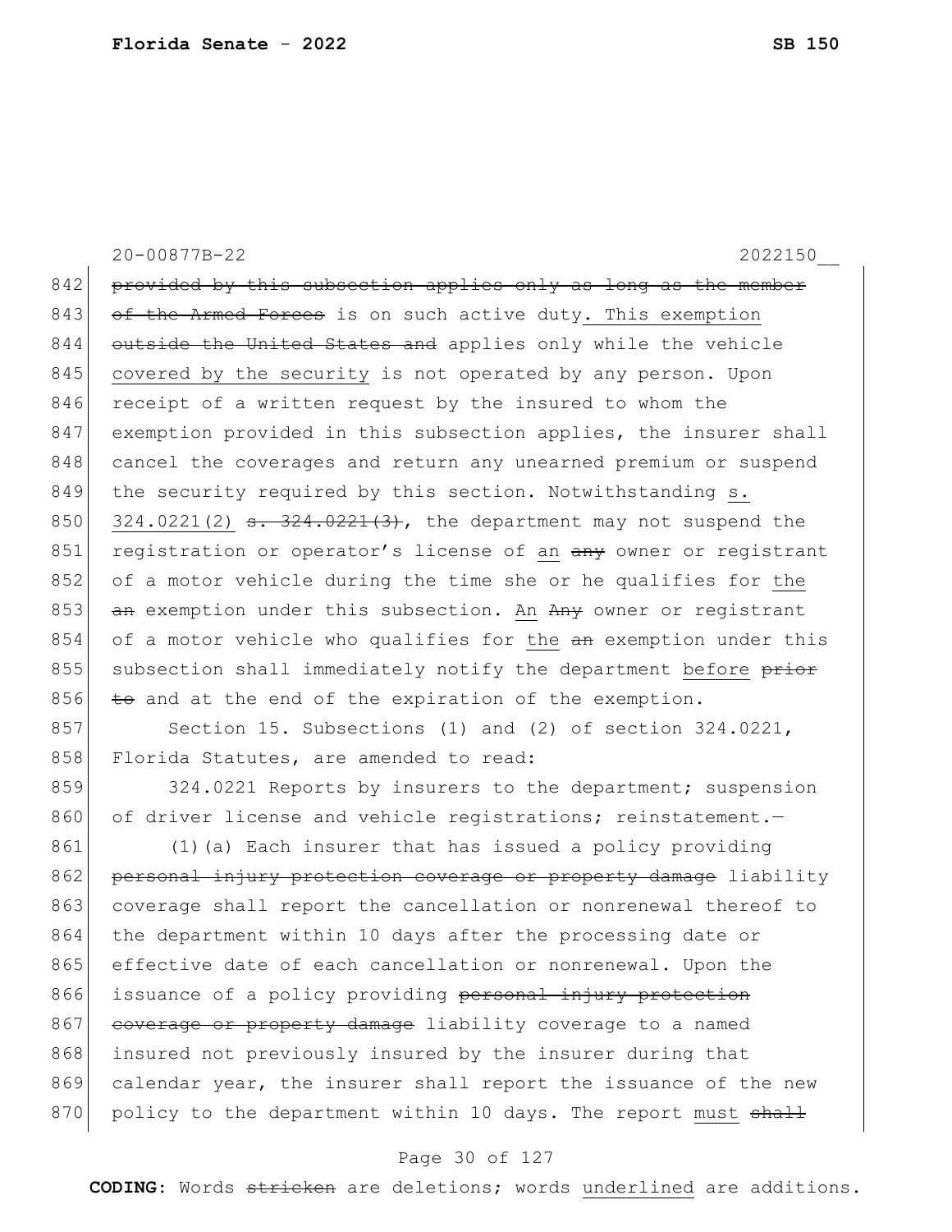provided by this subsection applies only as long as the member of the Armed Forces is on such active duty. This exemption outside the United States and applies only while the vehicle covered by the security is not operated by any person. Upon receipt of a written request by the insured to whom the exemption provided in this subsection applies, the insurer shall cancel the coverages and return any unearned premium or suspend the security required by this section. Notwithstanding s. 324.0221(2) s. 324.0221(3), the department may not suspend the registration or operator's license of an any owner or registrant of a motor vehicle during the time she or he qualifies for the an exemption under this subsection. An Any owner or registrant of a motor vehicle who qualifies for the an exemption under this subsection shall immediately notify the department before prior to and at the end of the expiration of the exemption.

Section 15. Subsections (1) and (2) of section 324.0221, Florida Statutes, are amended to read:

324.0221 Reports by insurers to the department; suspension of driver license and vehicle registrations; reinstatement.—

(1)(a) Each insurer that has issued a policy providing personal injury protection coverage or property damage liability coverage shall report the cancellation or nonrenewal thereof to the department within 10 days after the processing date or effective date of each cancellation or nonrenewal. Upon the issuance of a policy providing personal injury protection coverage or property damage liability coverage to a named insured not previously insured by the insurer during that calendar year, the insurer shall report the issuance of the new policy to the department within 10 days. The report must shall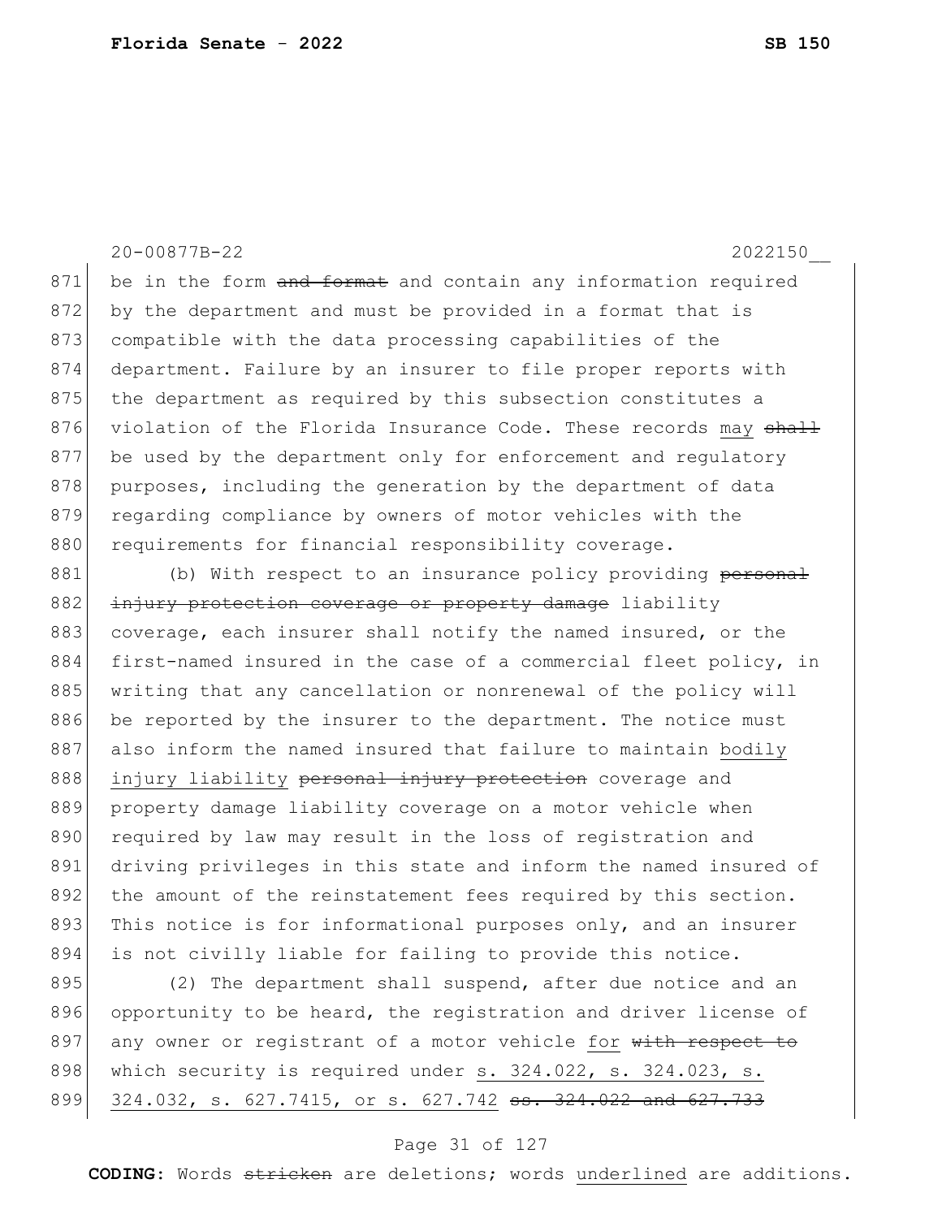be in the form ~~and format~~ and contain any information required by the department and must be provided in a format that is compatible with the data processing capabilities of the department. Failure by an insurer to file proper reports with the department as required by this subsection constitutes a violation of the Florida Insurance Code. These records <u>may</u> ~~shall~~ be used by the department only for enforcement and regulatory purposes, including the generation by the department of data regarding compliance by owners of motor vehicles with the requirements for financial responsibility coverage.

(b) With respect to an insurance policy providing ~~personal injury protection coverage or property damage~~ liability coverage, each insurer shall notify the named insured, or the first-named insured in the case of a commercial fleet policy, in writing that any cancellation or nonrenewal of the policy will be reported by the insurer to the department. The notice must also inform the named insured that failure to maintain <u>bodily injury liability</u> ~~personal injury protection~~ coverage and property damage liability coverage on a motor vehicle when required by law may result in the loss of registration and driving privileges in this state and inform the named insured of the amount of the reinstatement fees required by this section. This notice is for informational purposes only, and an insurer is not civilly liable for failing to provide this notice.

(2) The department shall suspend, after due notice and an opportunity to be heard, the registration and driver license of any owner or registrant of a motor vehicle <u>for</u> ~~with respect to~~ which security is required under <u>s. 324.022, s. 324.023, s. 324.032, s. 627.7415, or s. 627.742</u> ~~ss. 324.022 and 627.733~~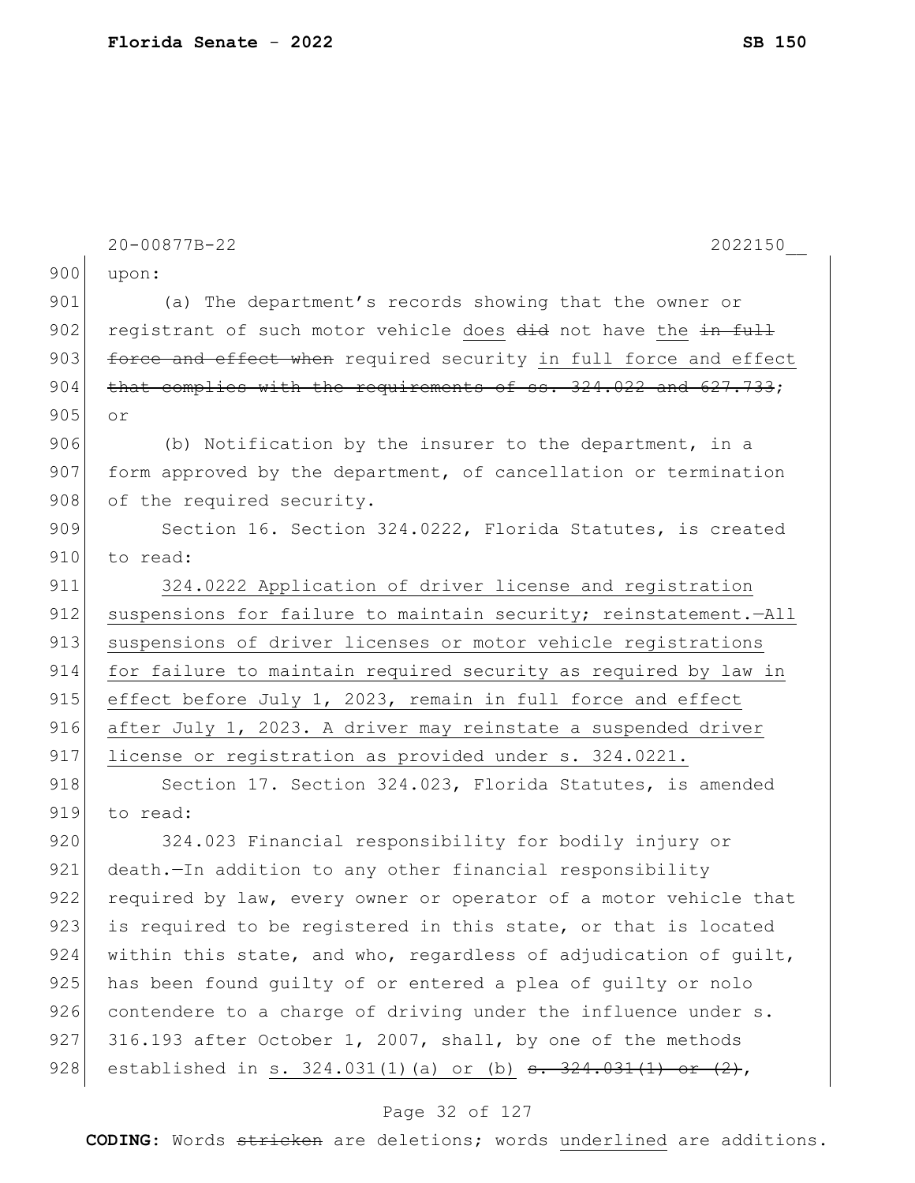upon:

(a) The department's records showing that the owner or registrant of such motor vehicle <u>does</u> ~~did~~ not have the ~~in full force and effect when~~ required security <u>in full force and effect</u> ~~that complies with the requirements of ss. 324.022 and 627.733~~; or

(b) Notification by the insurer to the department, in a form approved by the department, of cancellation or termination of the required security.

Section 16. Section 324.0222, Florida Statutes, is created to read:

<u>324.0222 Application of driver license and registration suspensions for failure to maintain security; reinstatement.—All suspensions of driver licenses or motor vehicle registrations for failure to maintain required security as required by law in effect before July 1, 2023, remain in full force and effect after July 1, 2023. A driver may reinstate a suspended driver license or registration as provided under s. 324.0221.</u>

Section 17. Section 324.023, Florida Statutes, is amended to read:

324.023 Financial responsibility for bodily injury or death.—In addition to any other financial responsibility required by law, every owner or operator of a motor vehicle that is required to be registered in this state, or that is located within this state, and who, regardless of adjudication of guilt, has been found guilty of or entered a plea of guilty or nolo contendere to a charge of driving under the influence under s. 316.193 after October 1, 2007, shall, by one of the methods established in <u>s. 324.031(1)(a) or (b)</u> ~~s. 324.031(1) or (2)~~,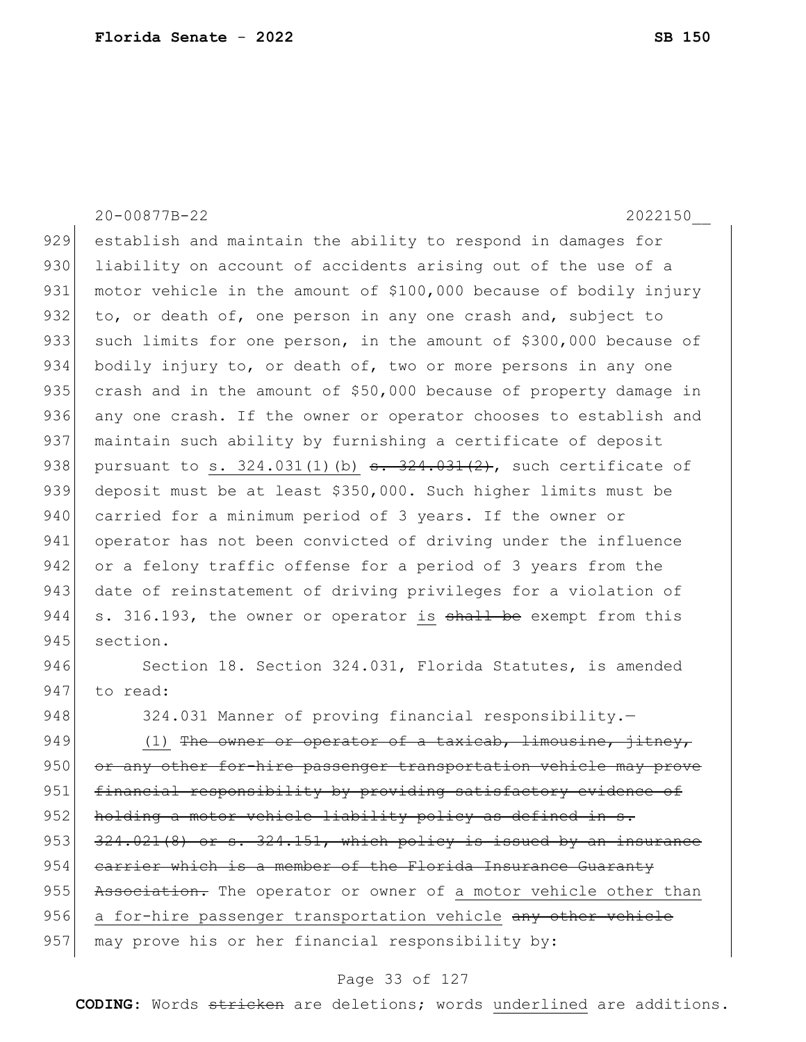20-00877B-22 2022150__

929 establish and maintain the ability to respond in damages for
930 liability on account of accidents arising out of the use of a
931 motor vehicle in the amount of $100,000 because of bodily injury
932 to, or death of, one person in any one crash and, subject to
933 such limits for one person, in the amount of $300,000 because of
934 bodily injury to, or death of, two or more persons in any one
935 crash and in the amount of $50,000 because of property damage in
936 any one crash. If the owner or operator chooses to establish and
937 maintain such ability by furnishing a certificate of deposit
938 pursuant to <u>s. 324.031(1)(b)</u> ~~s. 324.031(2)~~, such certificate of
939 deposit must be at least $350,000. Such higher limits must be
940 carried for a minimum period of 3 years. If the owner or
941 operator has not been convicted of driving under the influence
942 or a felony traffic offense for a period of 3 years from the
943 date of reinstatement of driving privileges for a violation of
944 s. 316.193, the owner or operator <u>is</u> ~~shall be~~ exempt from this
945 section.

946 Section 18. Section 324.031, Florida Statutes, is amended
947 to read:

948 324.031 Manner of proving financial responsibility.—

949 <u>(1)</u> ~~The owner or operator of a taxicab, limousine, jitney,~~
950 ~~or any other for-hire passenger transportation vehicle may prove~~
951 ~~financial responsibility by providing satisfactory evidence of~~
952 ~~holding a motor vehicle liability policy as defined in s.~~
953 ~~324.021(8) or s. 324.151, which policy is issued by an insurance~~
954 ~~carrier which is a member of the Florida Insurance Guaranty~~
955 ~~Association.~~ The operator or owner of <u>a motor vehicle other than</u>
956 <u>a for-hire passenger transportation vehicle</u> ~~any other vehicle~~
957 may prove his or her financial responsibility by:

**CODING:** Words ~~stricken~~ are deletions; words <u>underlined</u> are additions.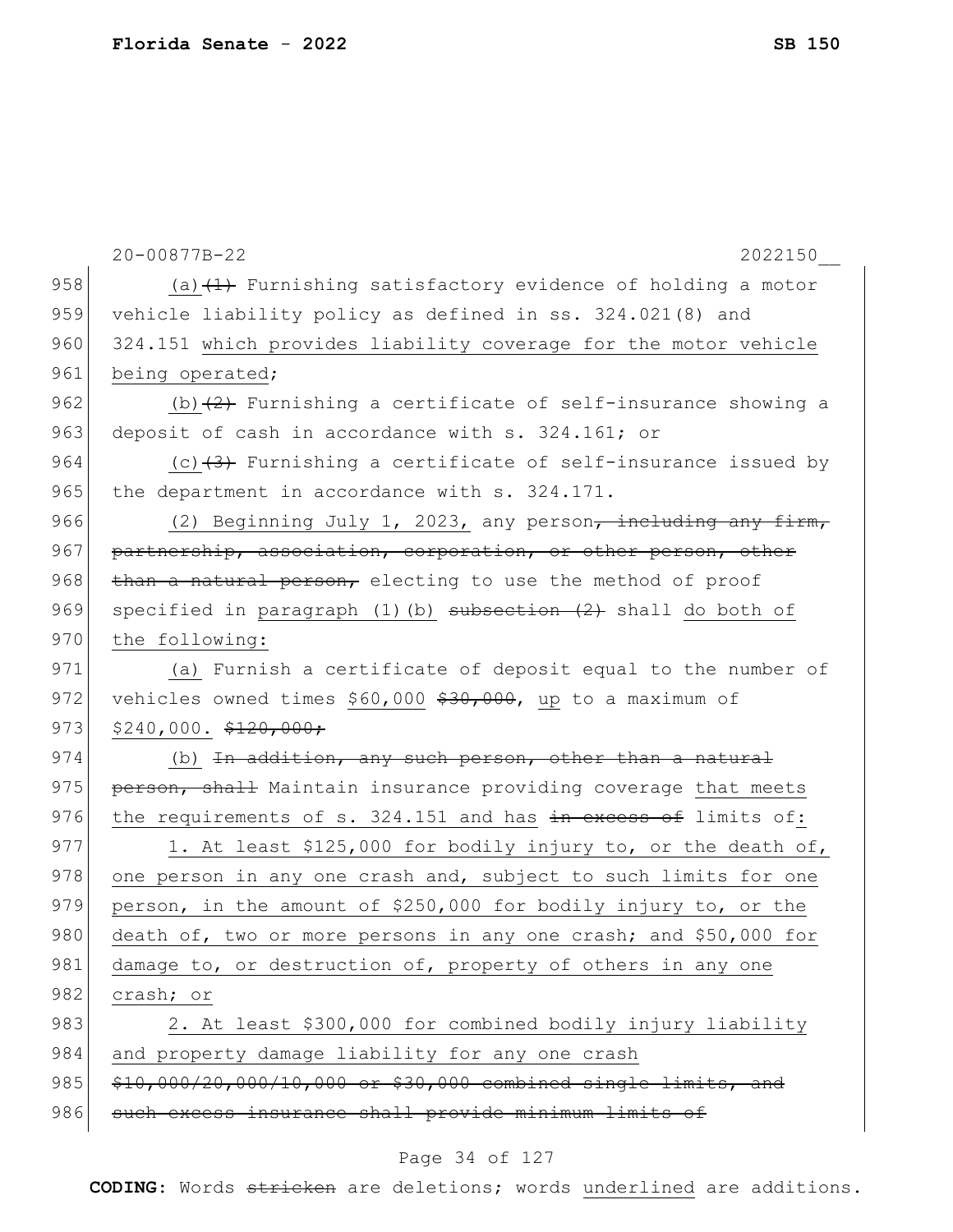(a) ~~(1)~~ Furnishing satisfactory evidence of holding a motor vehicle liability policy as defined in ss. 324.021(8) and 324.151 which provides liability coverage for the motor vehicle being operated;

(b) ~~(2)~~ Furnishing a certificate of self-insurance showing a deposit of cash in accordance with s. 324.161; or

(c) ~~(3)~~ Furnishing a certificate of self-insurance issued by the department in accordance with s. 324.171.

(2) Beginning July 1, 2023, any person~~, including any firm, partnership, association, corporation, or other person, other than a natural person,~~ electing to use the method of proof specified in paragraph (1)(b) ~~subsection (2)~~ shall do both of the following:

(a) Furnish a certificate of deposit equal to the number of vehicles owned times $60,000 ~~$30,000~~, up to a maximum of $240,000. ~~$120,000;~~

(b) ~~In addition, any such person, other than a natural person, shall~~ Maintain insurance providing coverage that meets the requirements of s. 324.151 and has ~~in excess of~~ limits of:

1. At least $125,000 for bodily injury to, or the death of, one person in any one crash and, subject to such limits for one person, in the amount of $250,000 for bodily injury to, or the death of, two or more persons in any one crash; and $50,000 for damage to, or destruction of, property of others in any one crash; or

2. At least $300,000 for combined bodily injury liability and property damage liability for any one crash ~~$10,000/20,000/10,000 or $30,000 combined single limits, and such excess insurance shall provide minimum limits of~~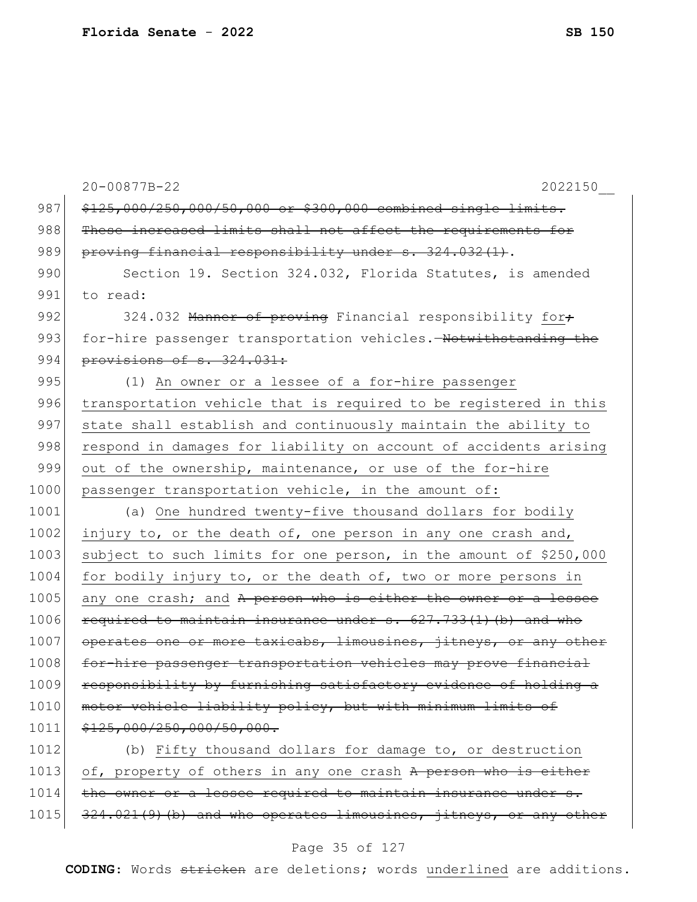~~$125,000/250,000/50,000 or $300,000 combined single limits. These increased limits shall not affect the requirements for proving financial responsibility under s. 324.032(1)~~.

Section 19. Section 324.032, Florida Statutes, is amended to read:

324.032 ~~Manner of proving~~ Financial responsibility <u>for</u>~~;~~ for-hire passenger transportation vehicles.~~—Notwithstanding the provisions of s. 324.031:~~

(1) <u>An owner or a lessee of a for-hire passenger transportation vehicle that is required to be registered in this state shall establish and continuously maintain the ability to respond in damages for liability on account of accidents arising out of the ownership, maintenance, or use of the for-hire passenger transportation vehicle, in the amount of:</u>

(a) <u>One hundred twenty-five thousand dollars for bodily injury to, or the death of, one person in any one crash and, subject to such limits for one person, in the amount of $250,000 for bodily injury to, or the death of, two or more persons in any one crash; and</u> ~~A person who is either the owner or a lessee required to maintain insurance under s. 627.733(1)(b) and who operates one or more taxicabs, limousines, jitneys, or any other for-hire passenger transportation vehicles may prove financial responsibility by furnishing satisfactory evidence of holding a motor vehicle liability policy, but with minimum limits of $125,000/250,000/50,000.~~

(b) <u>Fifty thousand dollars for damage to, or destruction of, property of others in any one crash</u> ~~A person who is either the owner or a lessee required to maintain insurance under s. 324.021(9)(b) and who operates limousines, jitneys, or any other~~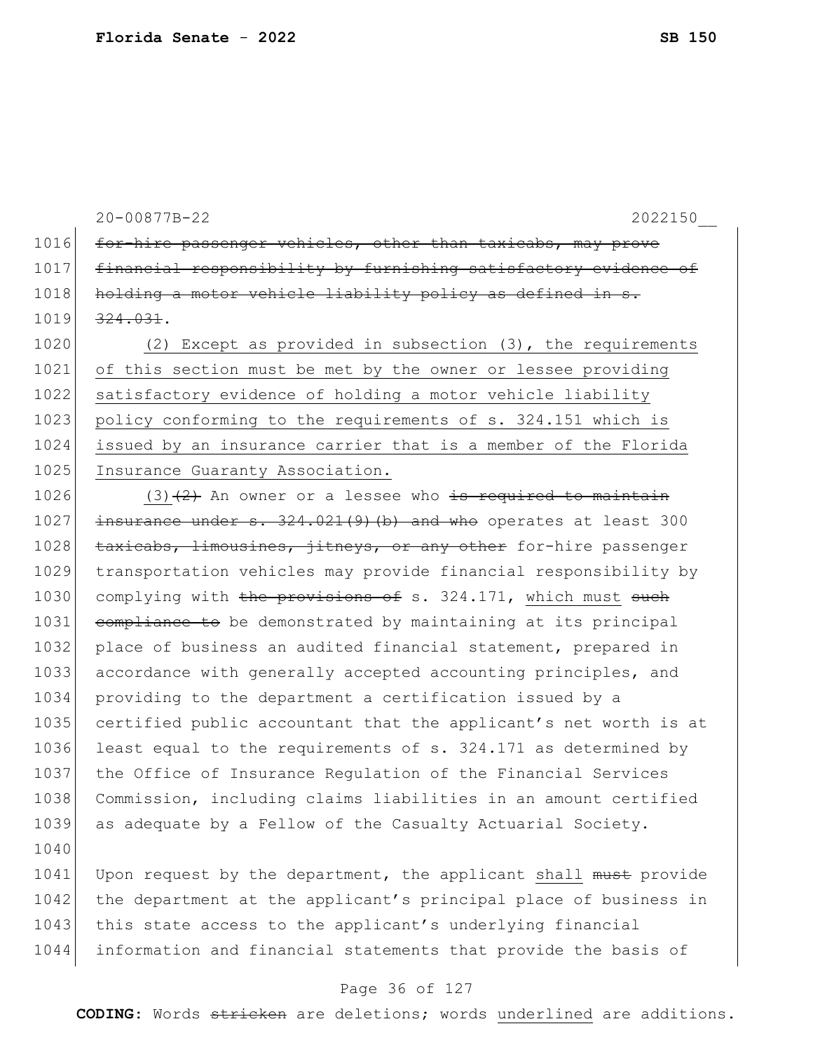20-00877B-22 2022150__

1016 ~~for-hire passenger vehicles, other than taxicabs, may prove~~
1017 ~~financial responsibility by furnishing satisfactory evidence of~~
1018 ~~holding a motor vehicle liability policy as defined in s.~~
1019 ~~324.031~~.

1020 <u>(2) Except as provided in subsection (3), the requirements</u>
1021 <u>of this section must be met by the owner or lessee providing</u>
1022 <u>satisfactory evidence of holding a motor vehicle liability</u>
1023 <u>policy conforming to the requirements of s. 324.151 which is</u>
1024 <u>issued by an insurance carrier that is a member of the Florida</u>
1025 <u>Insurance Guaranty Association.</u>

1026 <u>(3)</u>~~(2)~~ An owner or a lessee who ~~is required to maintain~~
1027 ~~insurance under s. 324.021(9)(b) and who~~ operates at least 300
1028 ~~taxicabs, limousines, jitneys, or any other~~ for-hire passenger
1029 transportation vehicles may provide financial responsibility by
1030 complying with ~~the provisions of~~ s. 324.171, <u>which must</u> ~~such~~
1031 ~~compliance to~~ be demonstrated by maintaining at its principal
1032 place of business an audited financial statement, prepared in
1033 accordance with generally accepted accounting principles, and
1034 providing to the department a certification issued by a
1035 certified public accountant that the applicant's net worth is at
1036 least equal to the requirements of s. 324.171 as determined by
1037 the Office of Insurance Regulation of the Financial Services
1038 Commission, including claims liabilities in an amount certified
1039 as adequate by a Fellow of the Casualty Actuarial Society.
1040
1041 Upon request by the department, the applicant <u>shall</u> ~~must~~ provide
1042 the department at the applicant's principal place of business in
1043 this state access to the applicant's underlying financial
1044 information and financial statements that provide the basis of

**CODING:** Words ~~stricken~~ are deletions; words <u>underlined</u> are additions.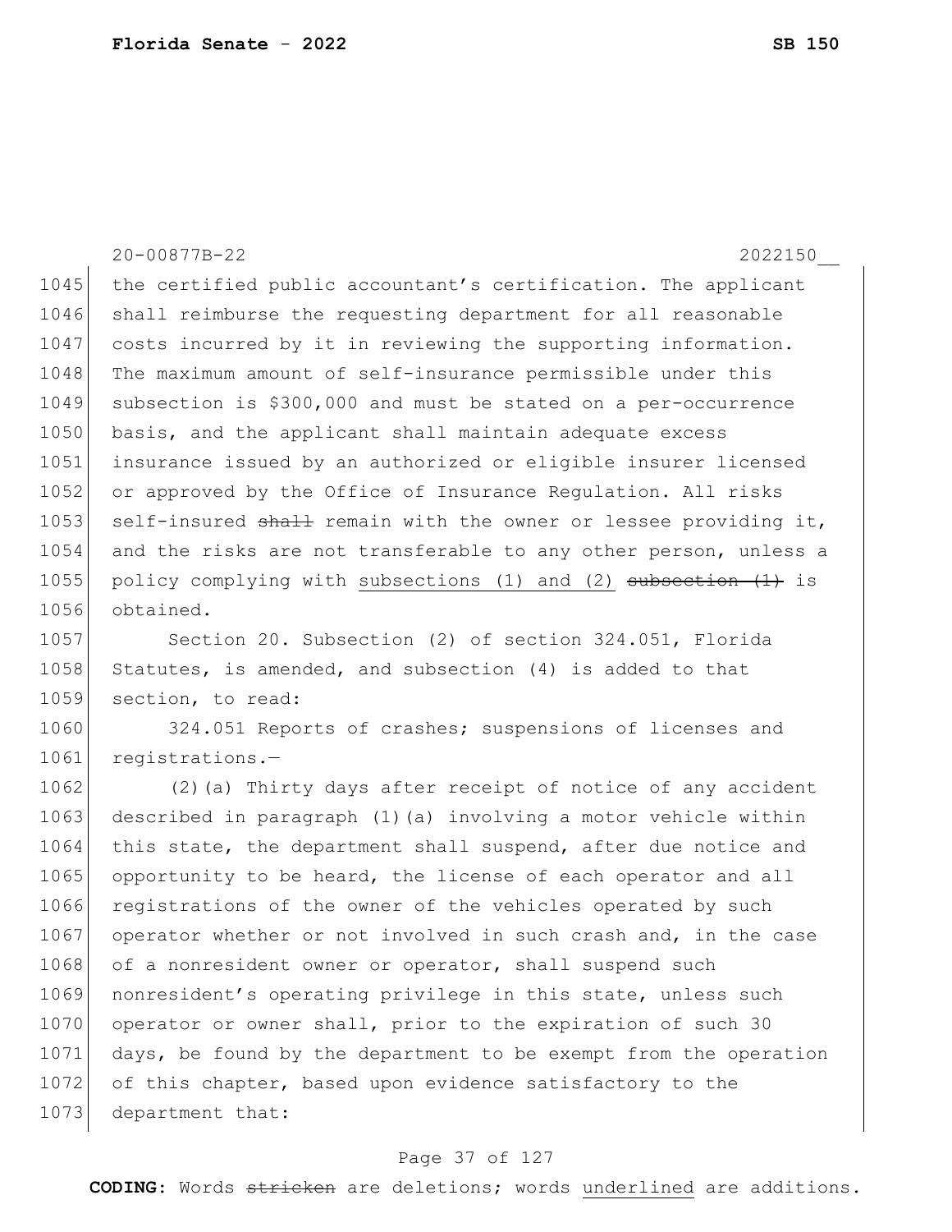the certified public accountant's certification. The applicant shall reimburse the requesting department for all reasonable costs incurred by it in reviewing the supporting information. The maximum amount of self-insurance permissible under this subsection is $300,000 and must be stated on a per-occurrence basis, and the applicant shall maintain adequate excess insurance issued by an authorized or eligible insurer licensed or approved by the Office of Insurance Regulation. All risks self-insured ~~shall~~ remain with the owner or lessee providing it, and the risks are not transferable to any other person, unless a policy complying with <u>subsections (1) and (2)</u> ~~subsection (1)~~ is obtained.

Section 20. Subsection (2) of section 324.051, Florida Statutes, is amended, and subsection (4) is added to that section, to read:

324.051 Reports of crashes; suspensions of licenses and registrations.—

(2)(a) Thirty days after receipt of notice of any accident described in paragraph (1)(a) involving a motor vehicle within this state, the department shall suspend, after due notice and opportunity to be heard, the license of each operator and all registrations of the owner of the vehicles operated by such operator whether or not involved in such crash and, in the case of a nonresident owner or operator, shall suspend such nonresident's operating privilege in this state, unless such operator or owner shall, prior to the expiration of such 30 days, be found by the department to be exempt from the operation of this chapter, based upon evidence satisfactory to the department that: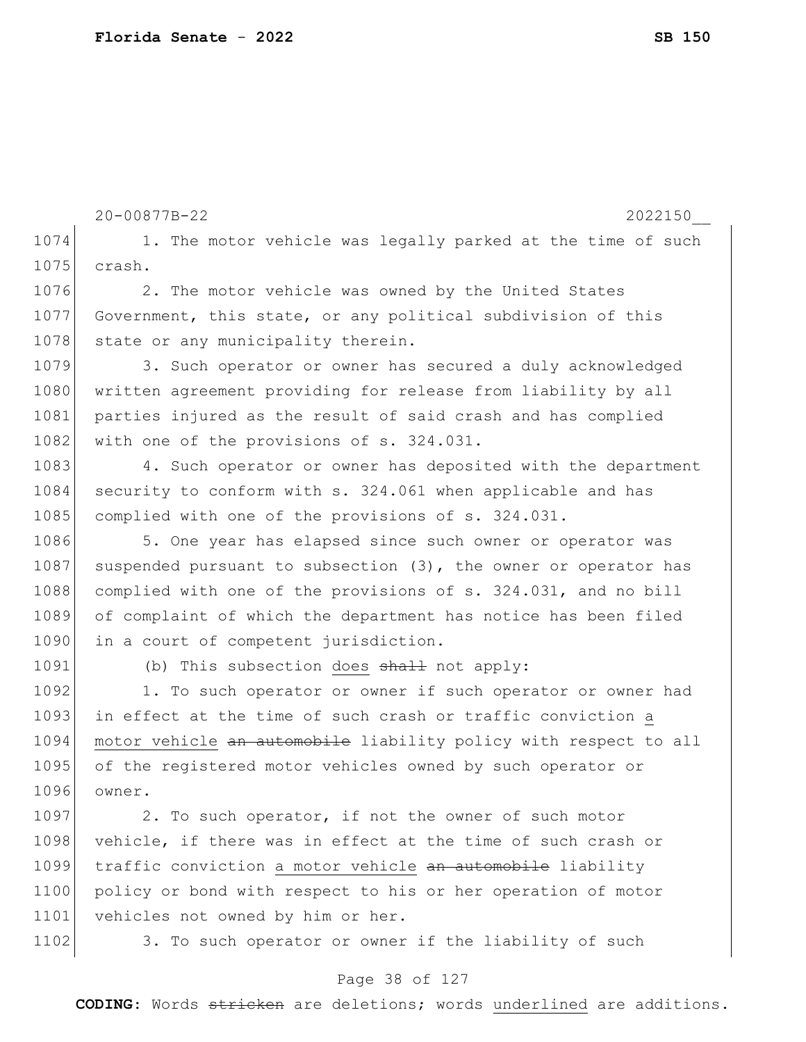1. The motor vehicle was legally parked at the time of such crash.

2. The motor vehicle was owned by the United States Government, this state, or any political subdivision of this state or any municipality therein.

3. Such operator or owner has secured a duly acknowledged written agreement providing for release from liability by all parties injured as the result of said crash and has complied with one of the provisions of s. 324.031.

4. Such operator or owner has deposited with the department security to conform with s. 324.061 when applicable and has complied with one of the provisions of s. 324.031.

5. One year has elapsed since such owner or operator was suspended pursuant to subsection (3), the owner or operator has complied with one of the provisions of s. 324.031, and no bill of complaint of which the department has notice has been filed in a court of competent jurisdiction.

(b) This subsection <u>does</u> ~~shall~~ not apply:

1. To such operator or owner if such operator or owner had in effect at the time of such crash or traffic conviction <u>a motor vehicle</u> ~~an automobile~~ liability policy with respect to all of the registered motor vehicles owned by such operator or owner.

2. To such operator, if not the owner of such motor vehicle, if there was in effect at the time of such crash or traffic conviction <u>a motor vehicle</u> ~~an automobile~~ liability policy or bond with respect to his or her operation of motor vehicles not owned by him or her.

3. To such operator or owner if the liability of such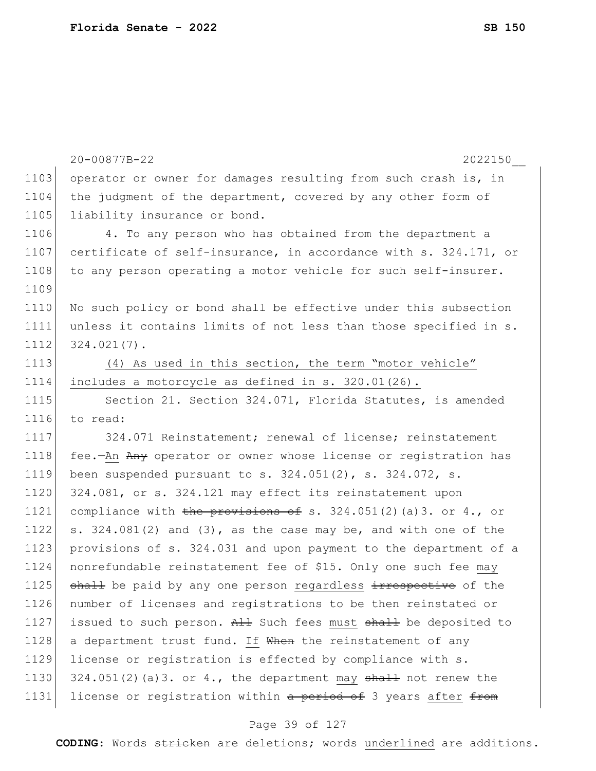operator or owner for damages resulting from such crash is, in the judgment of the department, covered by any other form of liability insurance or bond.

4. To any person who has obtained from the department a certificate of self-insurance, in accordance with s. 324.171, or to any person operating a motor vehicle for such self-insurer.

No such policy or bond shall be effective under this subsection unless it contains limits of not less than those specified in s. 324.021(7).

(4) As used in this section, the term "motor vehicle" includes a motorcycle as defined in s. 320.01(26).

Section 21. Section 324.071, Florida Statutes, is amended to read:

324.071 Reinstatement; renewal of license; reinstatement fee.—An ~~Any~~ operator or owner whose license or registration has been suspended pursuant to s. 324.051(2), s. 324.072, s. 324.081, or s. 324.121 may effect its reinstatement upon compliance with ~~the provisions of~~ s. 324.051(2)(a)3. or 4., or s. 324.081(2) and (3), as the case may be, and with one of the provisions of s. 324.031 and upon payment to the department of a nonrefundable reinstatement fee of $15. Only one such fee may ~~shall~~ be paid by any one person regardless ~~irrespective~~ of the number of licenses and registrations to be then reinstated or issued to such person. ~~All~~ Such fees must ~~shall~~ be deposited to a department trust fund. If ~~When~~ the reinstatement of any license or registration is effected by compliance with s. 324.051(2)(a)3. or 4., the department may ~~shall~~ not renew the license or registration within ~~a period of~~ 3 years after ~~from~~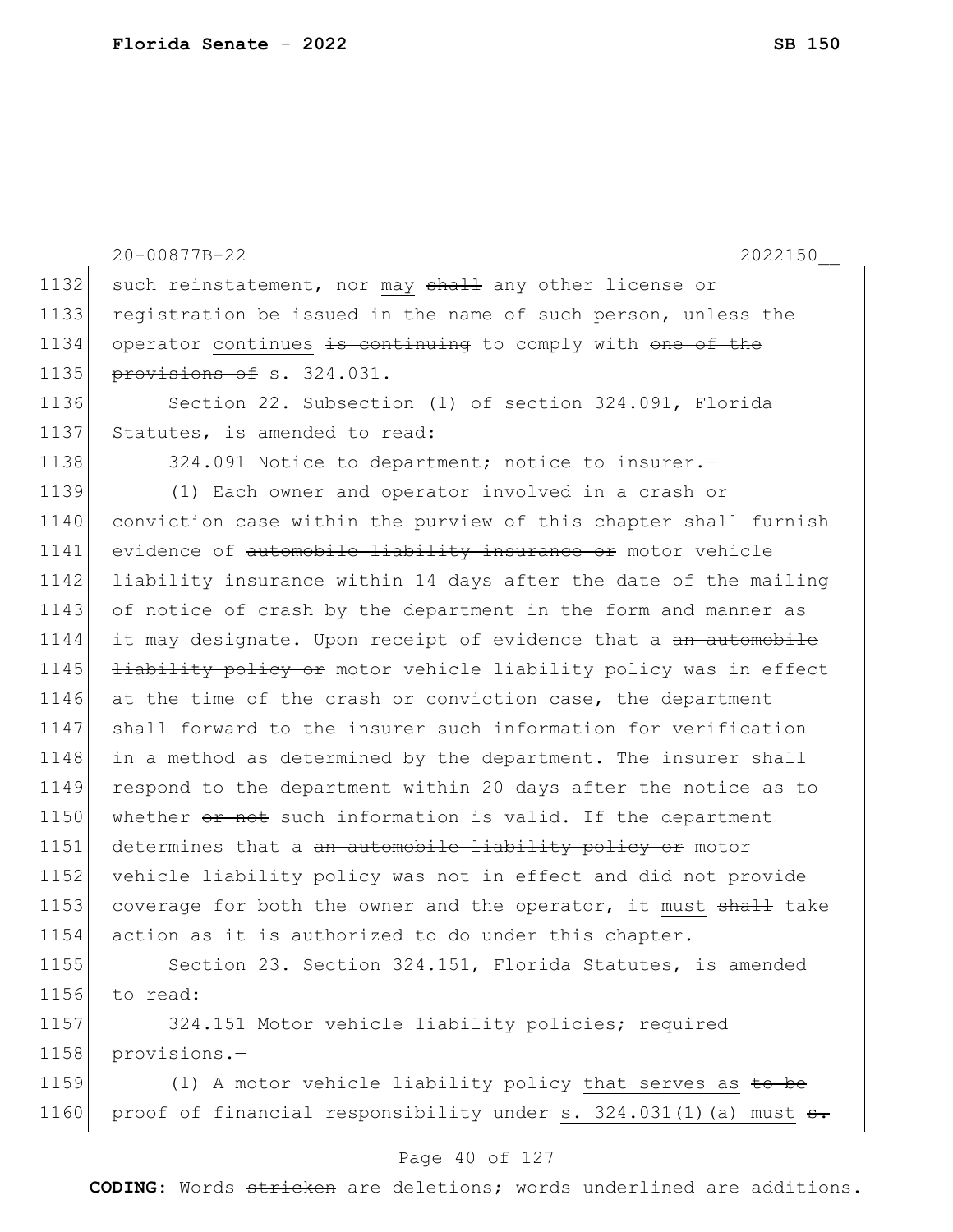20-00877B-22 2022150__

1132 such reinstatement, nor may ~~shall~~ any other license or
1133 registration be issued in the name of such person, unless the
1134 operator continues ~~is continuing~~ to comply with ~~one of the~~
1135 ~~provisions of~~ s. 324.031.

1136 Section 22. Subsection (1) of section 324.091, Florida
1137 Statutes, is amended to read:

1138 324.091 Notice to department; notice to insurer.—

1139 (1) Each owner and operator involved in a crash or
1140 conviction case within the purview of this chapter shall furnish
1141 evidence of ~~automobile liability insurance or~~ motor vehicle
1142 liability insurance within 14 days after the date of the mailing
1143 of notice of crash by the department in the form and manner as
1144 it may designate. Upon receipt of evidence that a ~~an automobile~~
1145 ~~liability policy or~~ motor vehicle liability policy was in effect
1146 at the time of the crash or conviction case, the department
1147 shall forward to the insurer such information for verification
1148 in a method as determined by the department. The insurer shall
1149 respond to the department within 20 days after the notice as to
1150 whether ~~or not~~ such information is valid. If the department
1151 determines that a ~~an automobile liability policy or~~ motor
1152 vehicle liability policy was not in effect and did not provide
1153 coverage for both the owner and the operator, it must ~~shall~~ take
1154 action as it is authorized to do under this chapter.

1155 Section 23. Section 324.151, Florida Statutes, is amended
1156 to read:

1157 324.151 Motor vehicle liability policies; required
1158 provisions.—

1159 (1) A motor vehicle liability policy that serves as ~~to be~~
1160 proof of financial responsibility under s. 324.031(1)(a) must ~~s.~~

**CODING:** Words ~~stricken~~ are deletions; words underlined are additions.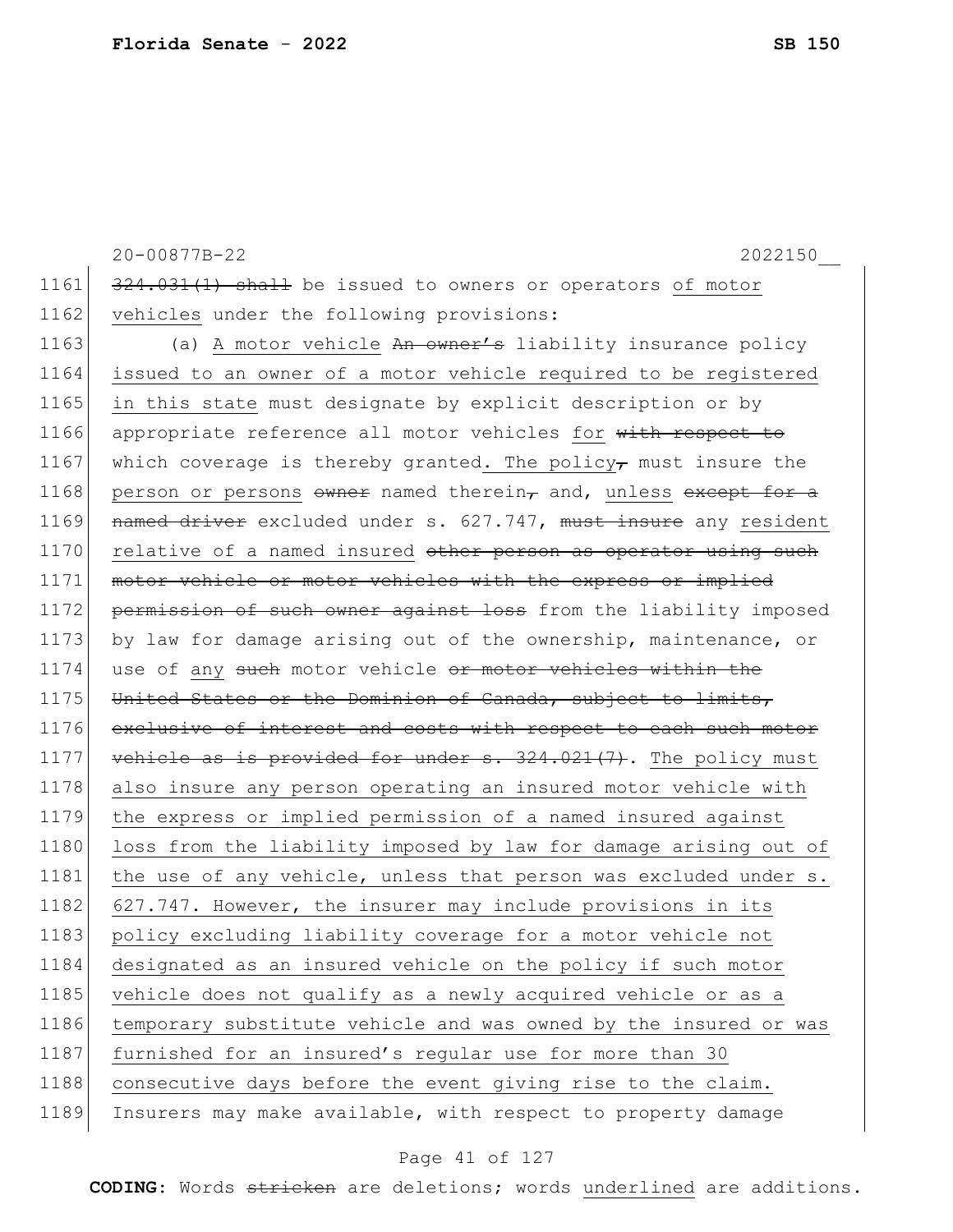324.031(1) shall be issued to owners or operators of motor vehicles under the following provisions:

(a) A motor vehicle An owner's liability insurance policy issued to an owner of a motor vehicle required to be registered in this state must designate by explicit description or by appropriate reference all motor vehicles for with respect to which coverage is thereby granted. The policy, must insure the person or persons owner named therein, and, unless except for a named driver excluded under s. 627.747, must insure any resident relative of a named insured other person as operator using such motor vehicle or motor vehicles with the express or implied permission of such owner against loss from the liability imposed by law for damage arising out of the ownership, maintenance, or use of any such motor vehicle or motor vehicles within the United States or the Dominion of Canada, subject to limits, exclusive of interest and costs with respect to each such motor vehicle as is provided for under s. 324.021(7). The policy must also insure any person operating an insured motor vehicle with the express or implied permission of a named insured against loss from the liability imposed by law for damage arising out of the use of any vehicle, unless that person was excluded under s. 627.747. However, the insurer may include provisions in its policy excluding liability coverage for a motor vehicle not designated as an insured vehicle on the policy if such motor vehicle does not qualify as a newly acquired vehicle or as a temporary substitute vehicle and was owned by the insured or was furnished for an insured's regular use for more than 30 consecutive days before the event giving rise to the claim. Insurers may make available, with respect to property damage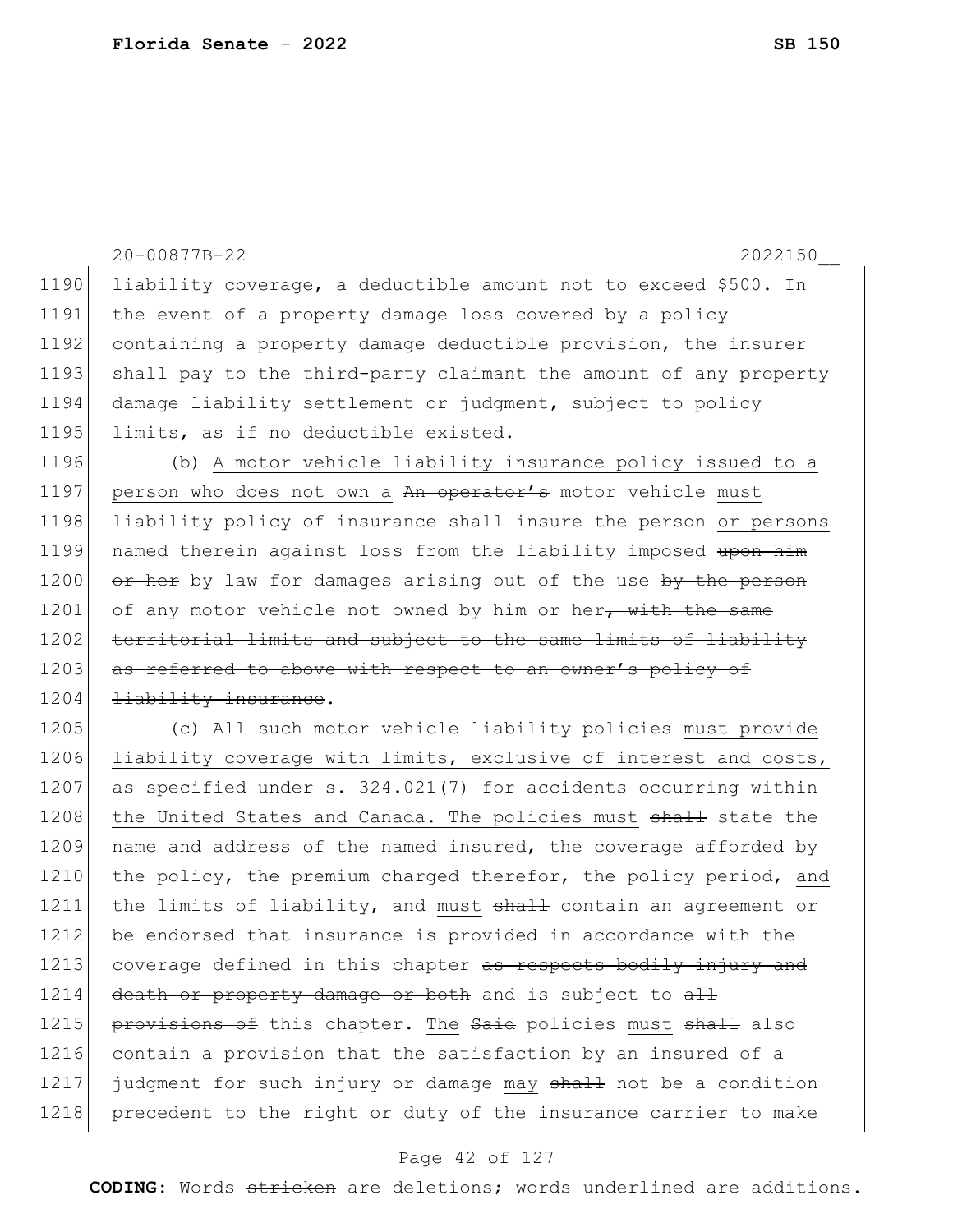liability coverage, a deductible amount not to exceed $500. In the event of a property damage loss covered by a policy containing a property damage deductible provision, the insurer shall pay to the third-party claimant the amount of any property damage liability settlement or judgment, subject to policy limits, as if no deductible existed.

(b) <u>A motor vehicle liability insurance policy issued to a person who does not own a</u> ~~An operator's~~ motor vehicle <u>must</u> ~~liability policy of insurance shall~~ insure the person <u>or persons</u> named therein against loss from the liability imposed ~~upon him or her~~ by law for damages arising out of the use ~~by the person~~ of any motor vehicle not owned by him or her~~, with the same territorial limits and subject to the same limits of liability as referred to above with respect to an owner's policy of liability insurance~~.

(c) All such motor vehicle liability policies <u>must provide liability coverage with limits, exclusive of interest and costs, as specified under s. 324.021(7) for accidents occurring within the United States and Canada. The policies must</u> ~~shall~~ state the name and address of the named insured, the coverage afforded by the policy, the premium charged therefor, the policy period, <u>and</u> the limits of liability, and <u>must</u> ~~shall~~ contain an agreement or be endorsed that insurance is provided in accordance with the coverage defined in this chapter ~~as respects bodily injury and death or property damage or both~~ and is subject to ~~all provisions of~~ this chapter. <u>The</u> ~~Said~~ policies <u>must</u> ~~shall~~ also contain a provision that the satisfaction by an insured of a judgment for such injury or damage <u>may</u> ~~shall~~ not be a condition precedent to the right or duty of the insurance carrier to make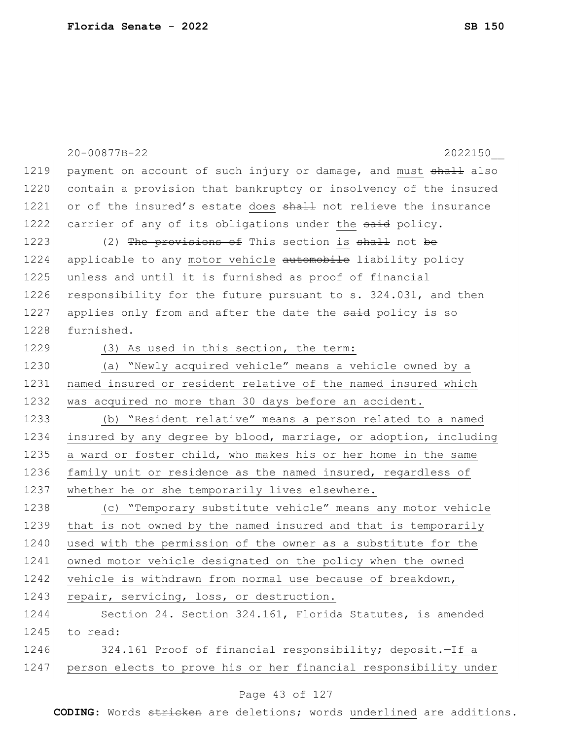payment on account of such injury or damage, and must ~~shall~~ also contain a provision that bankruptcy or insolvency of the insured or of the insured's estate does ~~shall~~ not relieve the insurance carrier of any of its obligations under the ~~said~~ policy.

(2) ~~The provisions of~~ This section is ~~shall~~ not ~~be~~ applicable to any motor vehicle ~~automobile~~ liability policy unless and until it is furnished as proof of financial responsibility for the future pursuant to s. 324.031, and then applies only from and after the date the ~~said~~ policy is so furnished.

(3) As used in this section, the term:

(a) "Newly acquired vehicle" means a vehicle owned by a named insured or resident relative of the named insured which was acquired no more than 30 days before an accident.

(b) "Resident relative" means a person related to a named insured by any degree by blood, marriage, or adoption, including a ward or foster child, who makes his or her home in the same family unit or residence as the named insured, regardless of whether he or she temporarily lives elsewhere.

(c) "Temporary substitute vehicle" means any motor vehicle that is not owned by the named insured and that is temporarily used with the permission of the owner as a substitute for the owned motor vehicle designated on the policy when the owned vehicle is withdrawn from normal use because of breakdown, repair, servicing, loss, or destruction.

Section 24. Section 324.161, Florida Statutes, is amended to read:

324.161 Proof of financial responsibility; deposit.—If a person elects to prove his or her financial responsibility under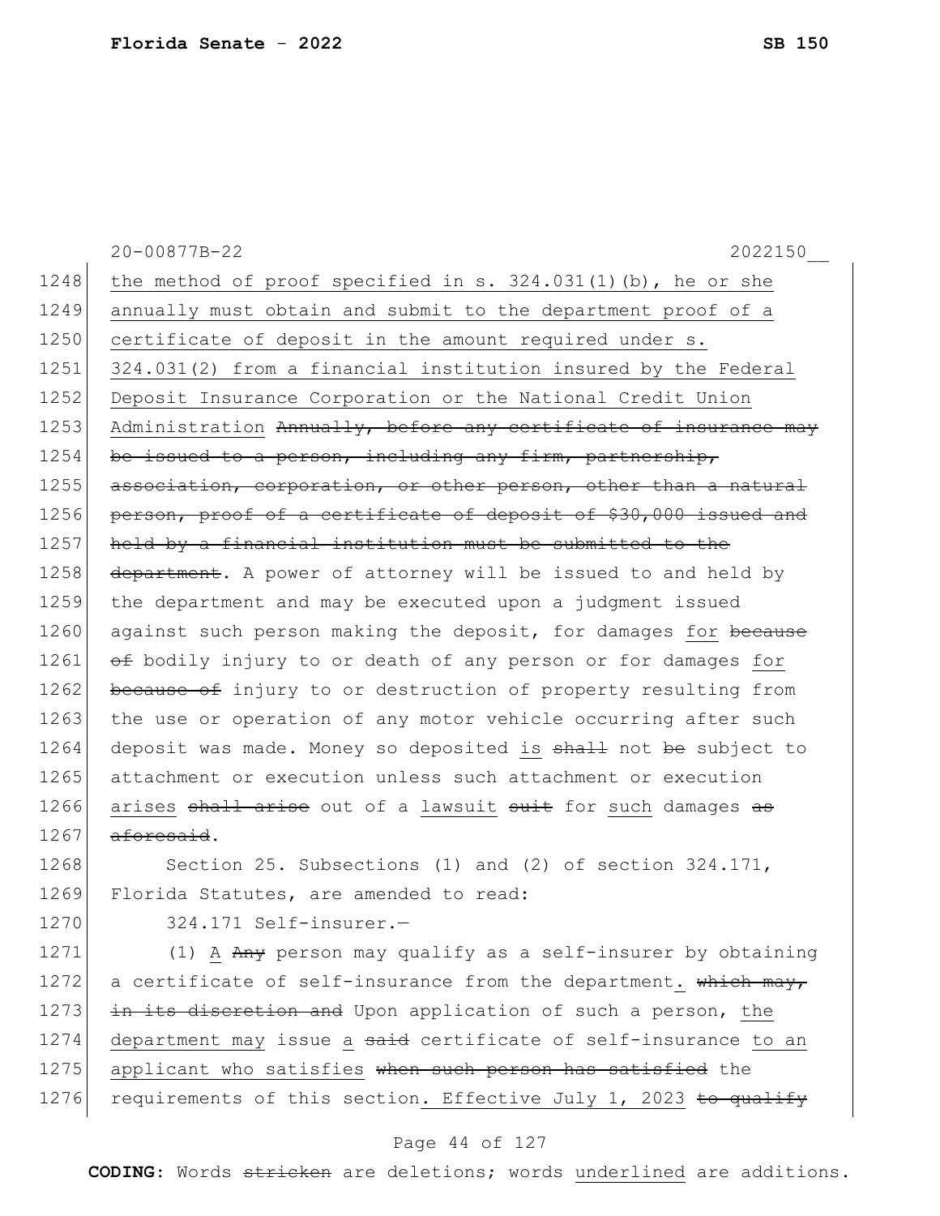the method of proof specified in s. 324.031(1)(b), he or she annually must obtain and submit to the department proof of a certificate of deposit in the amount required under s. 324.031(2) from a financial institution insured by the Federal Deposit Insurance Corporation or the National Credit Union Administration ~~Annually, before any certificate of insurance may be issued to a person, including any firm, partnership, association, corporation, or other person, other than a natural person, proof of a certificate of deposit of $30,000 issued and held by a financial institution must be submitted to the department~~. A power of attorney will be issued to and held by the department and may be executed upon a judgment issued against such person making the deposit, for damages for ~~because of~~ bodily injury to or death of any person or for damages for ~~because of~~ injury to or destruction of property resulting from the use or operation of any motor vehicle occurring after such deposit was made. Money so deposited is ~~shall~~ not ~~be~~ subject to attachment or execution unless such attachment or execution arises ~~shall arise~~ out of a lawsuit ~~suit~~ for such damages ~~as aforesaid~~.

Section 25. Subsections (1) and (2) of section 324.171, Florida Statutes, are amended to read:

324.171 Self-insurer.—

(1) A ~~Any~~ person may qualify as a self-insurer by obtaining a certificate of self-insurance from the department. ~~which may, in its discretion and~~ Upon application of such a person, the department may issue a ~~said~~ certificate of self-insurance to an applicant who satisfies ~~when such person has satisfied~~ the requirements of this section. Effective July 1, 2023 ~~to qualify~~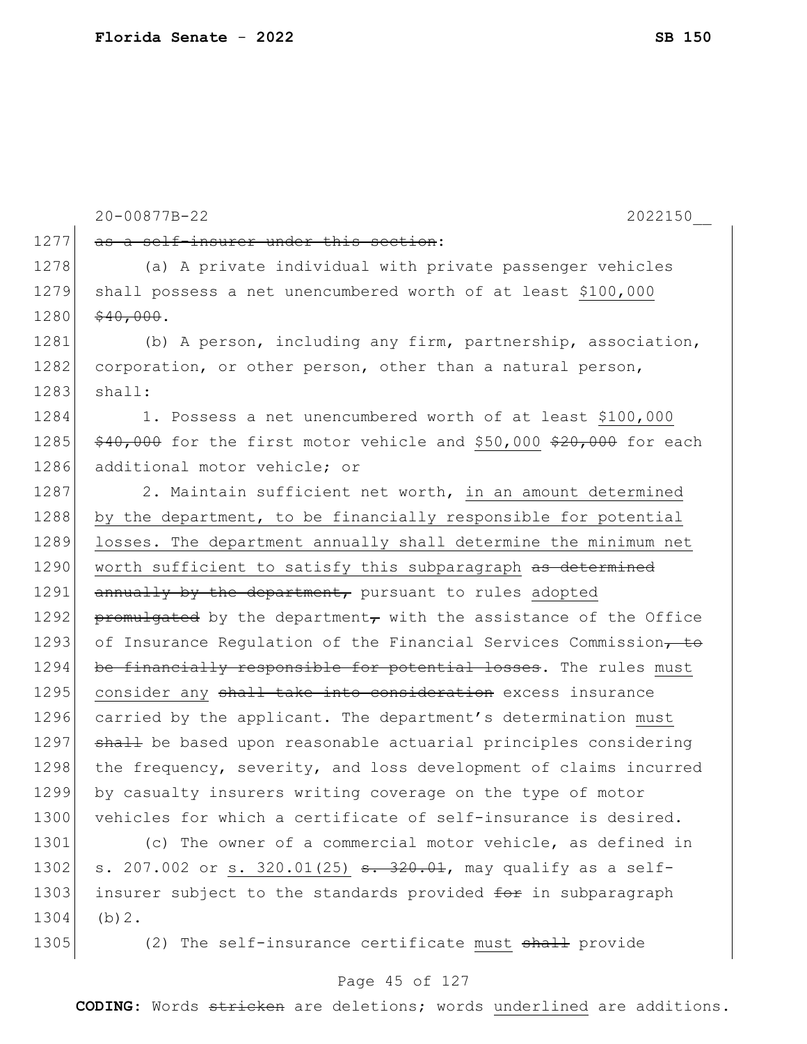~~as a self-insurer under this section~~:

(a) A private individual with private passenger vehicles shall possess a net unencumbered worth of at least <u>$100,000</u> ~~$40,000~~.

(b) A person, including any firm, partnership, association, corporation, or other person, other than a natural person, shall:

1. Possess a net unencumbered worth of at least <u>$100,000</u> ~~$40,000~~ for the first motor vehicle and <u>$50,000</u> ~~$20,000~~ for each additional motor vehicle; or

2. Maintain sufficient net worth, <u>in an amount determined by the department, to be financially responsible for potential losses. The department annually shall determine the minimum net worth sufficient to satisfy this subparagraph</u> ~~as determined annually by the department,~~ pursuant to rules <u>adopted</u> ~~promulgated~~ by the department~~,~~ with the assistance of the Office of Insurance Regulation of the Financial Services Commission~~, to be financially responsible for potential losses~~. The rules <u>must consider any</u> ~~shall take into consideration~~ excess insurance carried by the applicant. The department's determination <u>must</u> ~~shall~~ be based upon reasonable actuarial principles considering the frequency, severity, and loss development of claims incurred by casualty insurers writing coverage on the type of motor vehicles for which a certificate of self-insurance is desired.

(c) The owner of a commercial motor vehicle, as defined in s. 207.002 or <u>s. 320.01(25)</u> ~~s. 320.01~~, may qualify as a self-insurer subject to the standards provided ~~for~~ in subparagraph (b)2.

(2) The self-insurance certificate <u>must</u> ~~shall~~ provide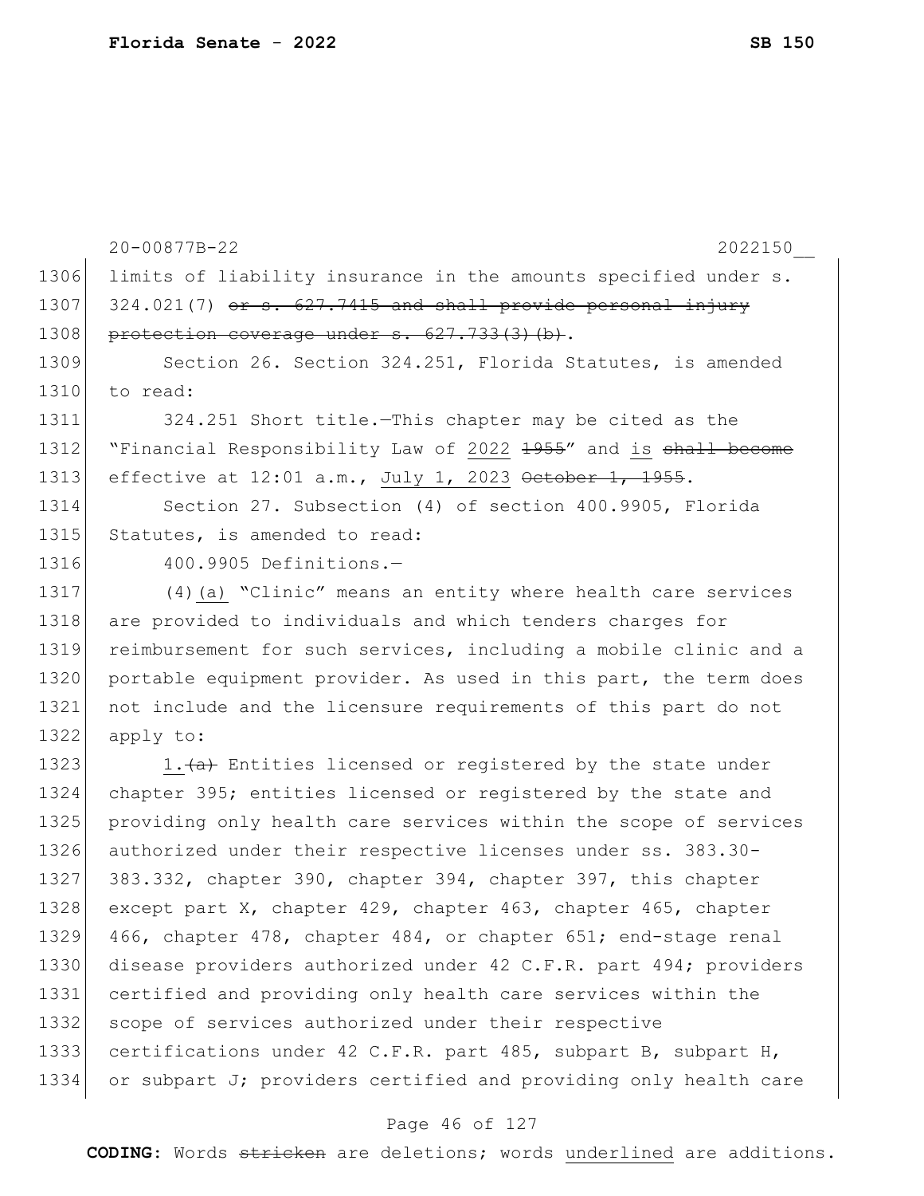limits of liability insurance in the amounts specified under s. 324.021(7) ~~or s. 627.7415 and shall provide personal injury protection coverage under s. 627.733(3)(b)~~.

Section 26. Section 324.251, Florida Statutes, is amended to read:

324.251 Short title.—This chapter may be cited as the "Financial Responsibility Law of <u>2022</u> ~~1955~~" and <u>is</u> ~~shall become~~ effective at 12:01 a.m., <u>July 1, 2023</u> ~~October 1, 1955~~.

Section 27. Subsection (4) of section 400.9905, Florida Statutes, is amended to read:

400.9905 Definitions.—

(4)<u>(a)</u> "Clinic" means an entity where health care services are provided to individuals and which tenders charges for reimbursement for such services, including a mobile clinic and a portable equipment provider. As used in this part, the term does not include and the licensure requirements of this part do not apply to:

<u>1.</u>~~(a)~~ Entities licensed or registered by the state under chapter 395; entities licensed or registered by the state and providing only health care services within the scope of services authorized under their respective licenses under ss. 383.30-383.332, chapter 390, chapter 394, chapter 397, this chapter except part X, chapter 429, chapter 463, chapter 465, chapter 466, chapter 478, chapter 484, or chapter 651; end-stage renal disease providers authorized under 42 C.F.R. part 494; providers certified and providing only health care services within the scope of services authorized under their respective certifications under 42 C.F.R. part 485, subpart B, subpart H, or subpart J; providers certified and providing only health care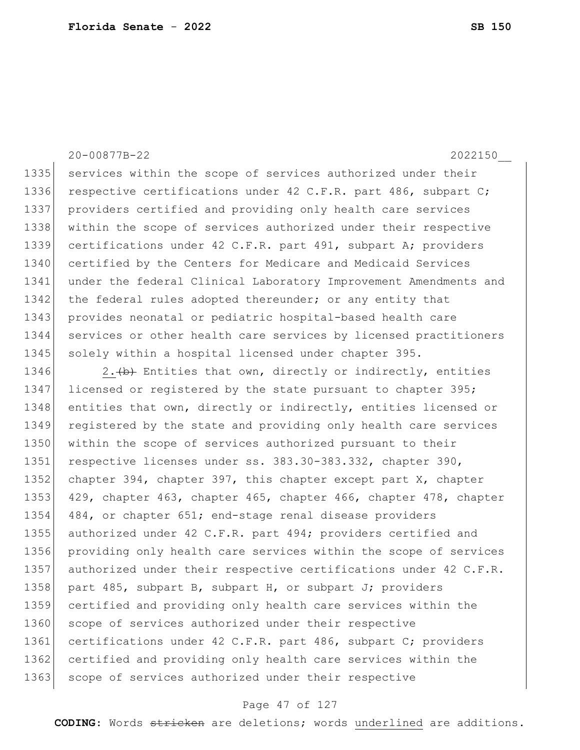services within the scope of services authorized under their respective certifications under 42 C.F.R. part 486, subpart C; providers certified and providing only health care services within the scope of services authorized under their respective certifications under 42 C.F.R. part 491, subpart A; providers certified by the Centers for Medicare and Medicaid Services under the federal Clinical Laboratory Improvement Amendments and the federal rules adopted thereunder; or any entity that provides neonatal or pediatric hospital-based health care services or other health care services by licensed practitioners solely within a hospital licensed under chapter 395.

2.~~(b)~~ Entities that own, directly or indirectly, entities licensed or registered by the state pursuant to chapter 395; entities that own, directly or indirectly, entities licensed or registered by the state and providing only health care services within the scope of services authorized pursuant to their respective licenses under ss. 383.30-383.332, chapter 390, chapter 394, chapter 397, this chapter except part X, chapter 429, chapter 463, chapter 465, chapter 466, chapter 478, chapter 484, or chapter 651; end-stage renal disease providers authorized under 42 C.F.R. part 494; providers certified and providing only health care services within the scope of services authorized under their respective certifications under 42 C.F.R. part 485, subpart B, subpart H, or subpart J; providers certified and providing only health care services within the scope of services authorized under their respective certifications under 42 C.F.R. part 486, subpart C; providers certified and providing only health care services within the scope of services authorized under their respective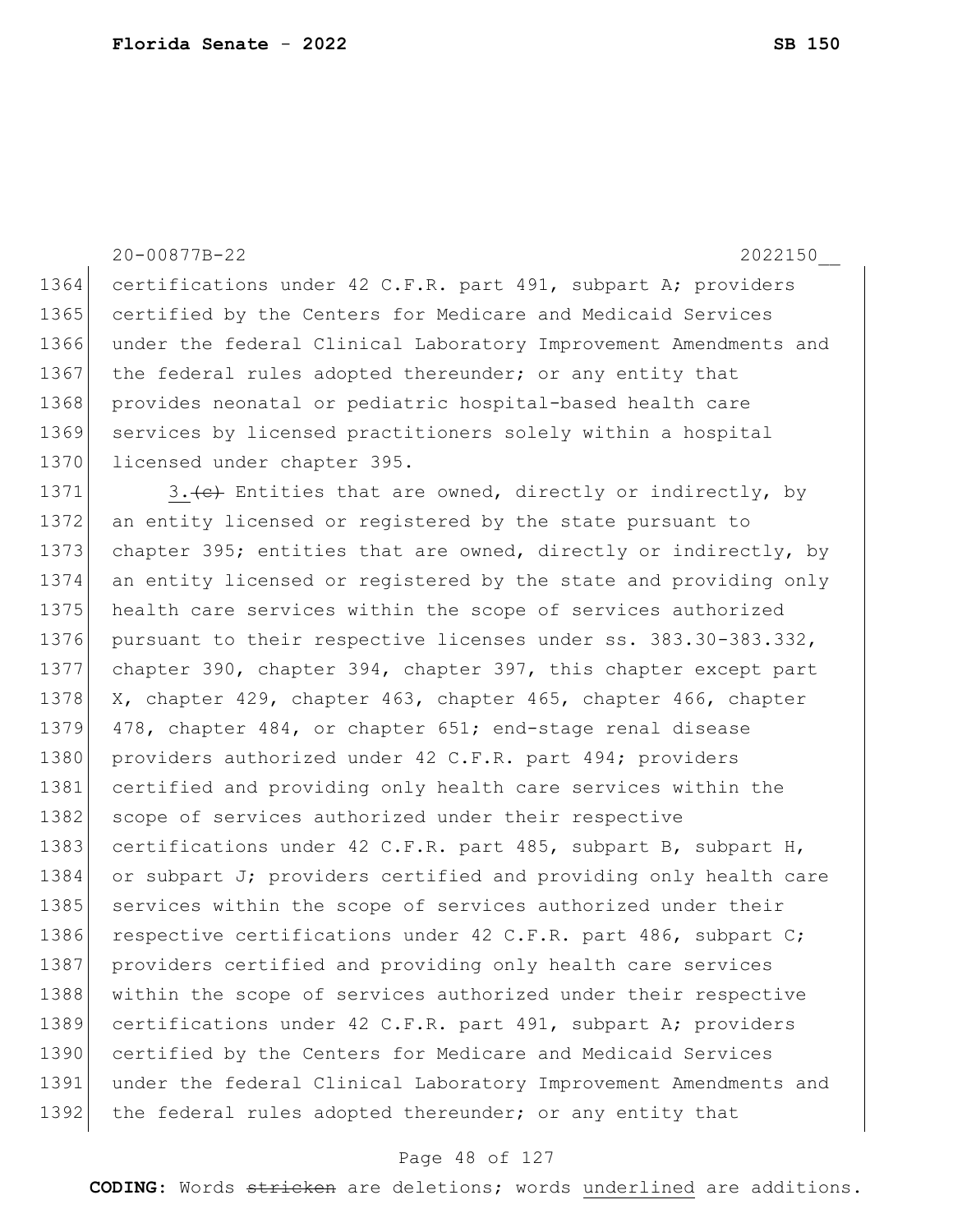certifications under 42 C.F.R. part 491, subpart A; providers certified by the Centers for Medicare and Medicaid Services under the federal Clinical Laboratory Improvement Amendments and the federal rules adopted thereunder; or any entity that provides neonatal or pediatric hospital-based health care services by licensed practitioners solely within a hospital licensed under chapter 395.

3.~~(c)~~ Entities that are owned, directly or indirectly, by an entity licensed or registered by the state pursuant to chapter 395; entities that are owned, directly or indirectly, by an entity licensed or registered by the state and providing only health care services within the scope of services authorized pursuant to their respective licenses under ss. 383.30-383.332, chapter 390, chapter 394, chapter 397, this chapter except part X, chapter 429, chapter 463, chapter 465, chapter 466, chapter 478, chapter 484, or chapter 651; end-stage renal disease providers authorized under 42 C.F.R. part 494; providers certified and providing only health care services within the scope of services authorized under their respective certifications under 42 C.F.R. part 485, subpart B, subpart H, or subpart J; providers certified and providing only health care services within the scope of services authorized under their respective certifications under 42 C.F.R. part 486, subpart C; providers certified and providing only health care services within the scope of services authorized under their respective certifications under 42 C.F.R. part 491, subpart A; providers certified by the Centers for Medicare and Medicaid Services under the federal Clinical Laboratory Improvement Amendments and the federal rules adopted thereunder; or any entity that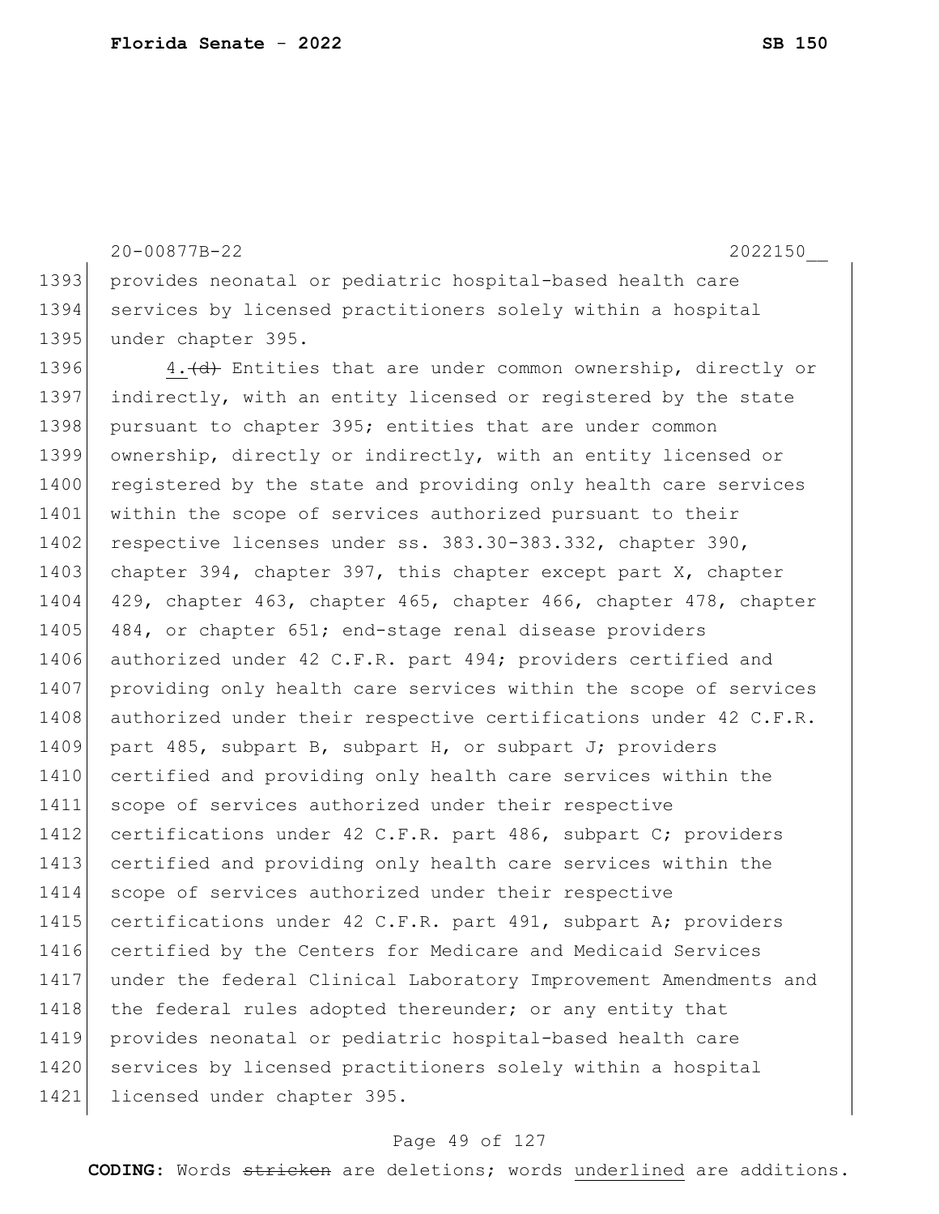provides neonatal or pediatric hospital-based health care services by licensed practitioners solely within a hospital under chapter 395.

4.~~(d)~~ Entities that are under common ownership, directly or indirectly, with an entity licensed or registered by the state pursuant to chapter 395; entities that are under common ownership, directly or indirectly, with an entity licensed or registered by the state and providing only health care services within the scope of services authorized pursuant to their respective licenses under ss. 383.30-383.332, chapter 390, chapter 394, chapter 397, this chapter except part X, chapter 429, chapter 463, chapter 465, chapter 466, chapter 478, chapter 484, or chapter 651; end-stage renal disease providers authorized under 42 C.F.R. part 494; providers certified and providing only health care services within the scope of services authorized under their respective certifications under 42 C.F.R. part 485, subpart B, subpart H, or subpart J; providers certified and providing only health care services within the scope of services authorized under their respective certifications under 42 C.F.R. part 486, subpart C; providers certified and providing only health care services within the scope of services authorized under their respective certifications under 42 C.F.R. part 491, subpart A; providers certified by the Centers for Medicare and Medicaid Services under the federal Clinical Laboratory Improvement Amendments and the federal rules adopted thereunder; or any entity that provides neonatal or pediatric hospital-based health care services by licensed practitioners solely within a hospital licensed under chapter 395.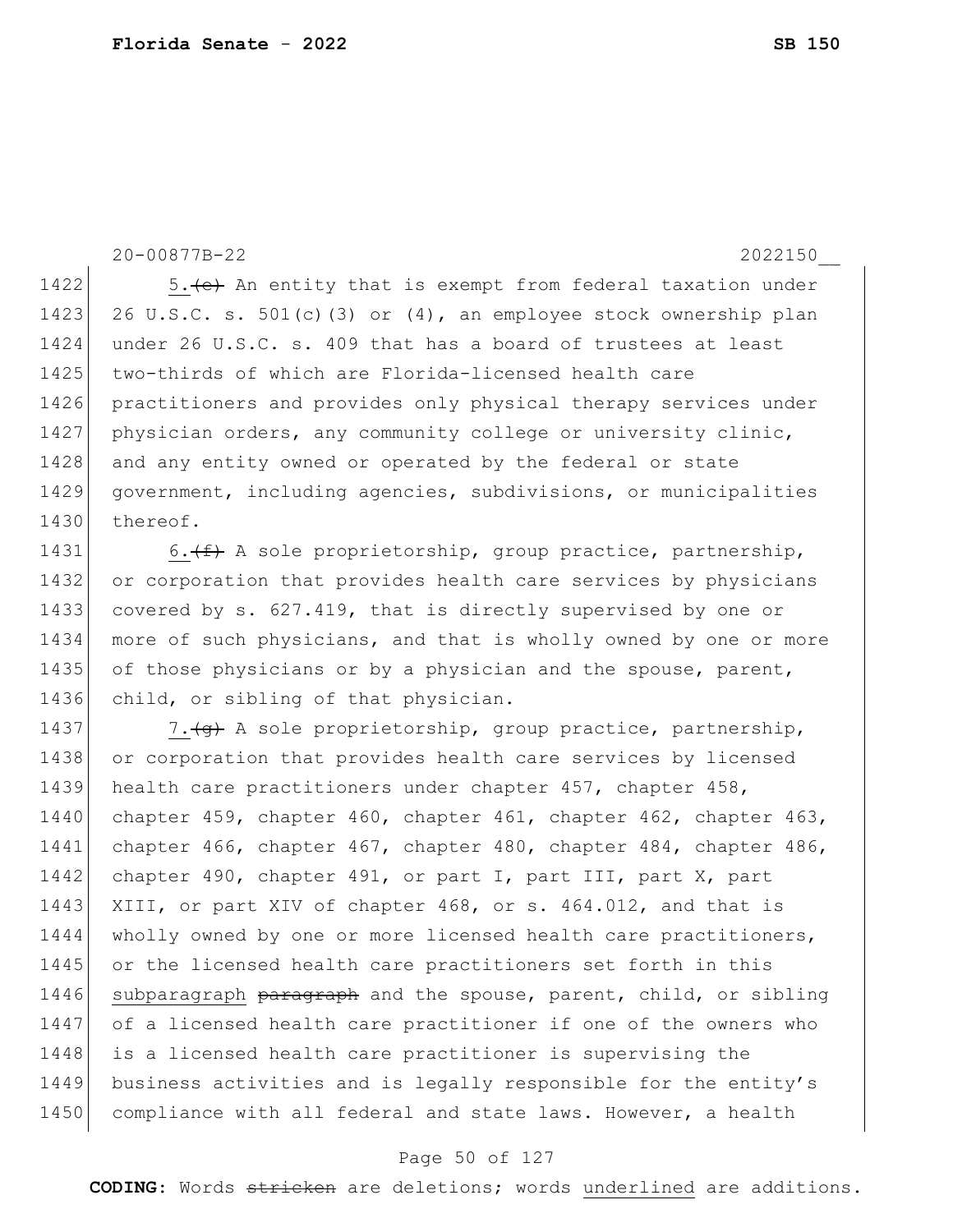5.~~(e)~~ An entity that is exempt from federal taxation under 26 U.S.C. s. 501(c)(3) or (4), an employee stock ownership plan under 26 U.S.C. s. 409 that has a board of trustees at least two-thirds of which are Florida-licensed health care practitioners and provides only physical therapy services under physician orders, any community college or university clinic, and any entity owned or operated by the federal or state government, including agencies, subdivisions, or municipalities thereof.

6.~~(f)~~ A sole proprietorship, group practice, partnership, or corporation that provides health care services by physicians covered by s. 627.419, that is directly supervised by one or more of such physicians, and that is wholly owned by one or more of those physicians or by a physician and the spouse, parent, child, or sibling of that physician.

7.~~(g)~~ A sole proprietorship, group practice, partnership, or corporation that provides health care services by licensed health care practitioners under chapter 457, chapter 458, chapter 459, chapter 460, chapter 461, chapter 462, chapter 463, chapter 466, chapter 467, chapter 480, chapter 484, chapter 486, chapter 490, chapter 491, or part I, part III, part X, part XIII, or part XIV of chapter 468, or s. 464.012, and that is wholly owned by one or more licensed health care practitioners, or the licensed health care practitioners set forth in this <u>subparagraph</u> ~~paragraph~~ and the spouse, parent, child, or sibling of a licensed health care practitioner if one of the owners who is a licensed health care practitioner is supervising the business activities and is legally responsible for the entity's compliance with all federal and state laws. However, a health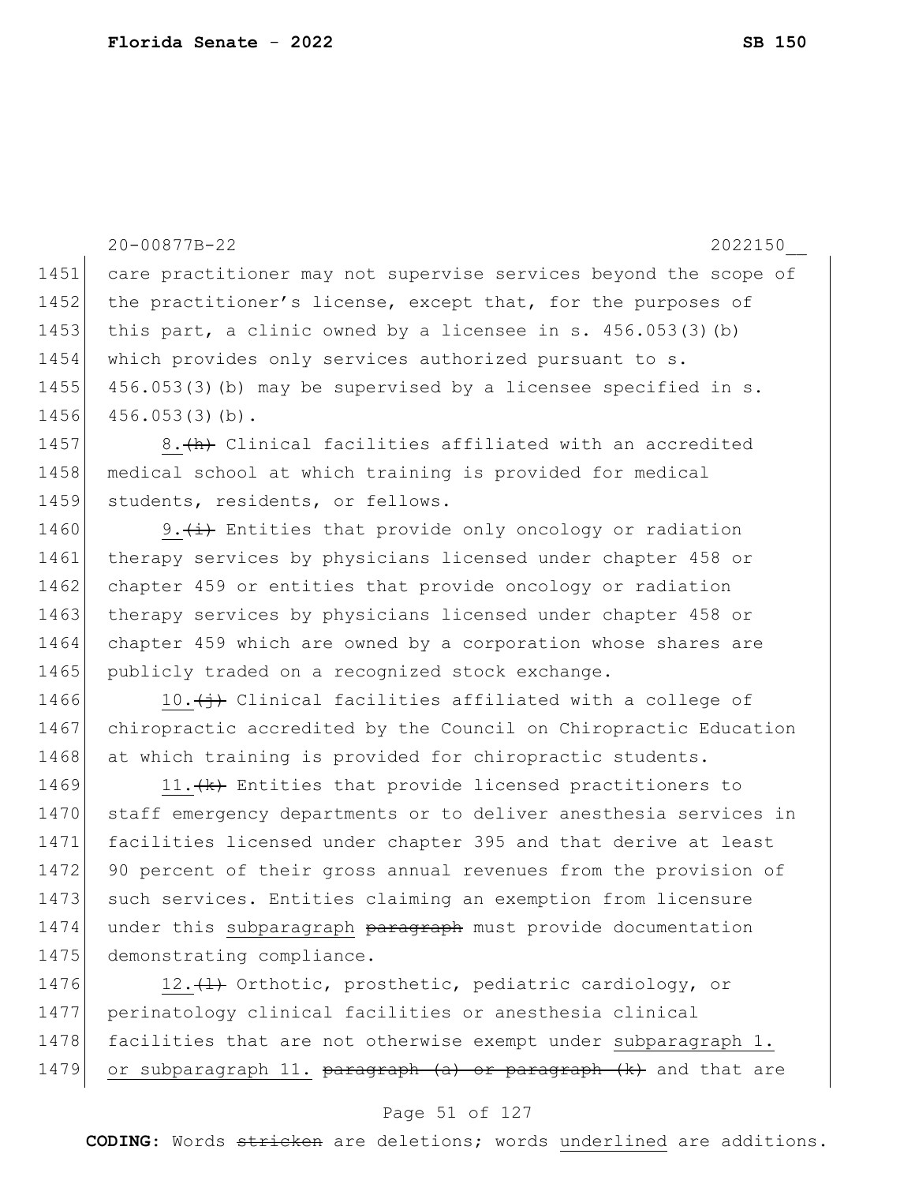care practitioner may not supervise services beyond the scope of the practitioner's license, except that, for the purposes of this part, a clinic owned by a licensee in s. 456.053(3)(b) which provides only services authorized pursuant to s. 456.053(3)(b) may be supervised by a licensee specified in s. 456.053(3)(b).

8.~~(h)~~ Clinical facilities affiliated with an accredited medical school at which training is provided for medical students, residents, or fellows.

9.~~(i)~~ Entities that provide only oncology or radiation therapy services by physicians licensed under chapter 458 or chapter 459 or entities that provide oncology or radiation therapy services by physicians licensed under chapter 458 or chapter 459 which are owned by a corporation whose shares are publicly traded on a recognized stock exchange.

10.~~(j)~~ Clinical facilities affiliated with a college of chiropractic accredited by the Council on Chiropractic Education at which training is provided for chiropractic students.

11.~~(k)~~ Entities that provide licensed practitioners to staff emergency departments or to deliver anesthesia services in facilities licensed under chapter 395 and that derive at least 90 percent of their gross annual revenues from the provision of such services. Entities claiming an exemption from licensure under this <u>subparagraph</u> ~~paragraph~~ must provide documentation demonstrating compliance.

12.~~(l)~~ Orthotic, prosthetic, pediatric cardiology, or perinatology clinical facilities or anesthesia clinical facilities that are not otherwise exempt under <u>subparagraph 1. or subparagraph 11.</u> ~~paragraph (a) or paragraph (k)~~ and that are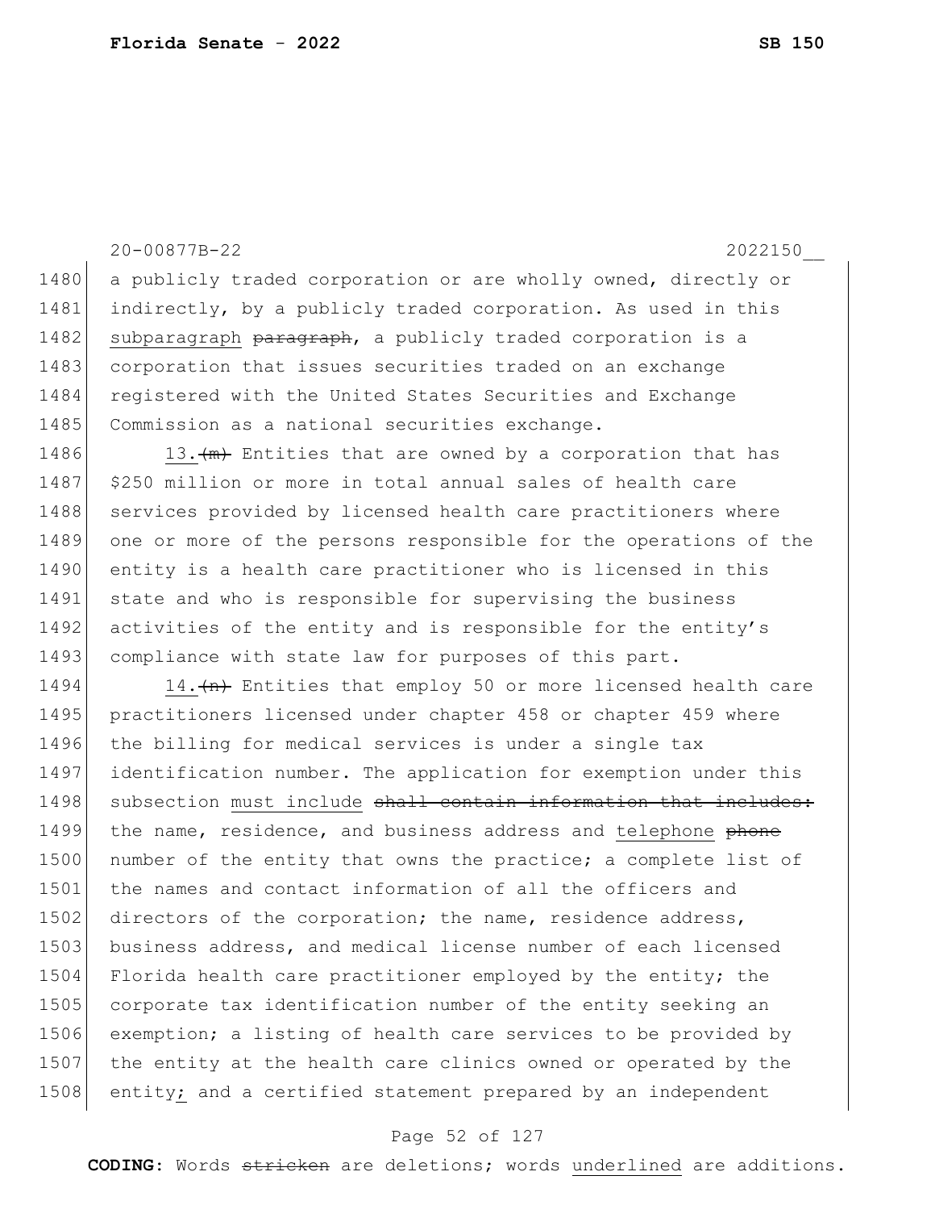a publicly traded corporation or are wholly owned, directly or indirectly, by a publicly traded corporation. As used in this <u>subparagraph</u> ~~paragraph~~, a publicly traded corporation is a corporation that issues securities traded on an exchange registered with the United States Securities and Exchange Commission as a national securities exchange.

<u>13.</u>~~(m)~~ Entities that are owned by a corporation that has $250 million or more in total annual sales of health care services provided by licensed health care practitioners where one or more of the persons responsible for the operations of the entity is a health care practitioner who is licensed in this state and who is responsible for supervising the business activities of the entity and is responsible for the entity's compliance with state law for purposes of this part.

<u>14.</u>~~(n)~~ Entities that employ 50 or more licensed health care practitioners licensed under chapter 458 or chapter 459 where the billing for medical services is under a single tax identification number. The application for exemption under this subsection <u>must include</u> ~~shall contain information that includes:~~ the name, residence, and business address and <u>telephone</u> ~~phone~~ number of the entity that owns the practice; a complete list of the names and contact information of all the officers and directors of the corporation; the name, residence address, business address, and medical license number of each licensed Florida health care practitioner employed by the entity; the corporate tax identification number of the entity seeking an exemption; a listing of health care services to be provided by the entity at the health care clinics owned or operated by the entity<u>;</u> and a certified statement prepared by an independent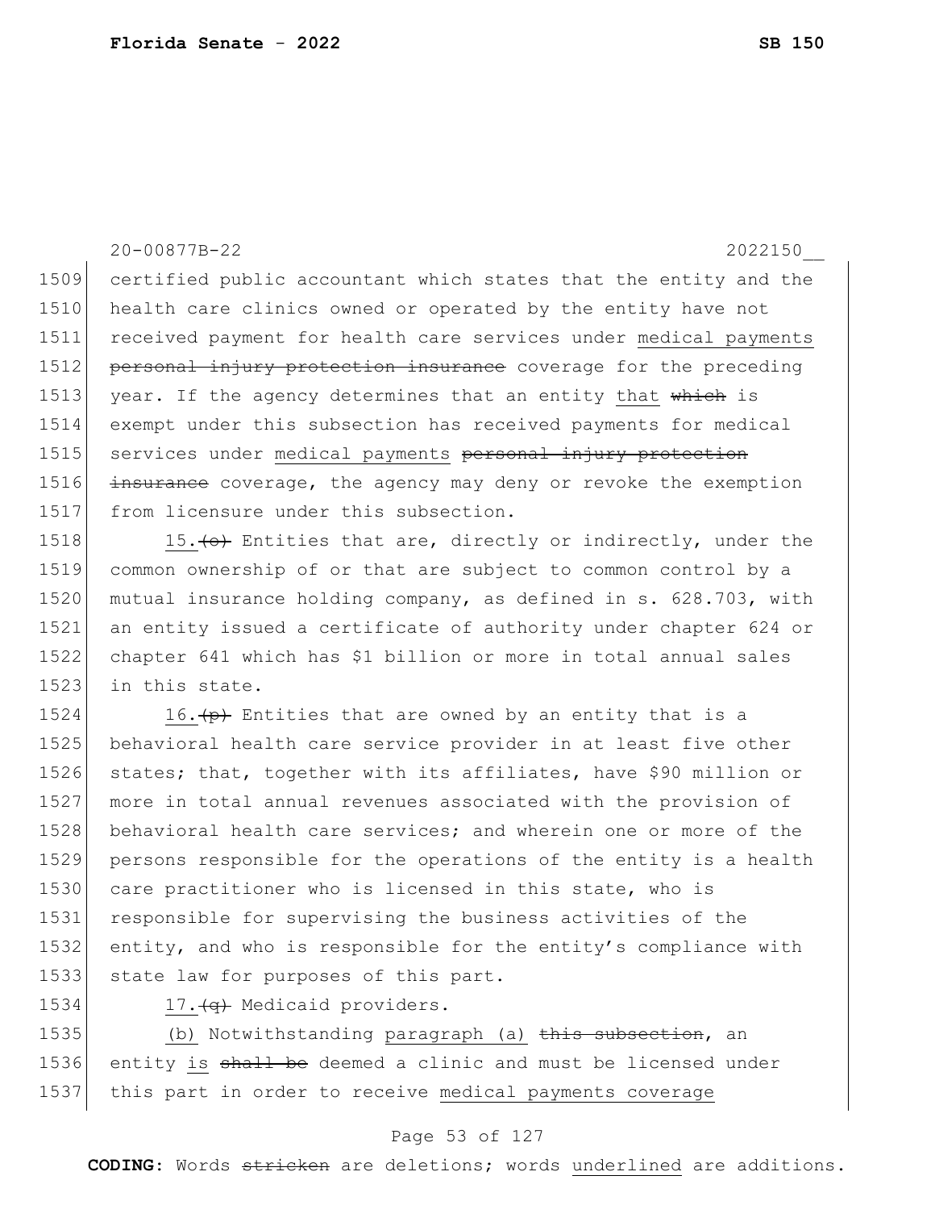certified public accountant which states that the entity and the health care clinics owned or operated by the entity have not received payment for health care services under medical payments ~~personal injury protection insurance~~ coverage for the preceding year. If the agency determines that an entity that ~~which~~ is exempt under this subsection has received payments for medical services under medical payments ~~personal injury protection insurance~~ coverage, the agency may deny or revoke the exemption from licensure under this subsection.

15.~~(o)~~ Entities that are, directly or indirectly, under the common ownership of or that are subject to common control by a mutual insurance holding company, as defined in s. 628.703, with an entity issued a certificate of authority under chapter 624 or chapter 641 which has $1 billion or more in total annual sales in this state.

16.~~(p)~~ Entities that are owned by an entity that is a behavioral health care service provider in at least five other states; that, together with its affiliates, have $90 million or more in total annual revenues associated with the provision of behavioral health care services; and wherein one or more of the persons responsible for the operations of the entity is a health care practitioner who is licensed in this state, who is responsible for supervising the business activities of the entity, and who is responsible for the entity's compliance with state law for purposes of this part.

17.~~(q)~~ Medicaid providers.

(b) Notwithstanding paragraph (a) ~~this subsection~~, an entity is ~~shall be~~ deemed a clinic and must be licensed under this part in order to receive medical payments coverage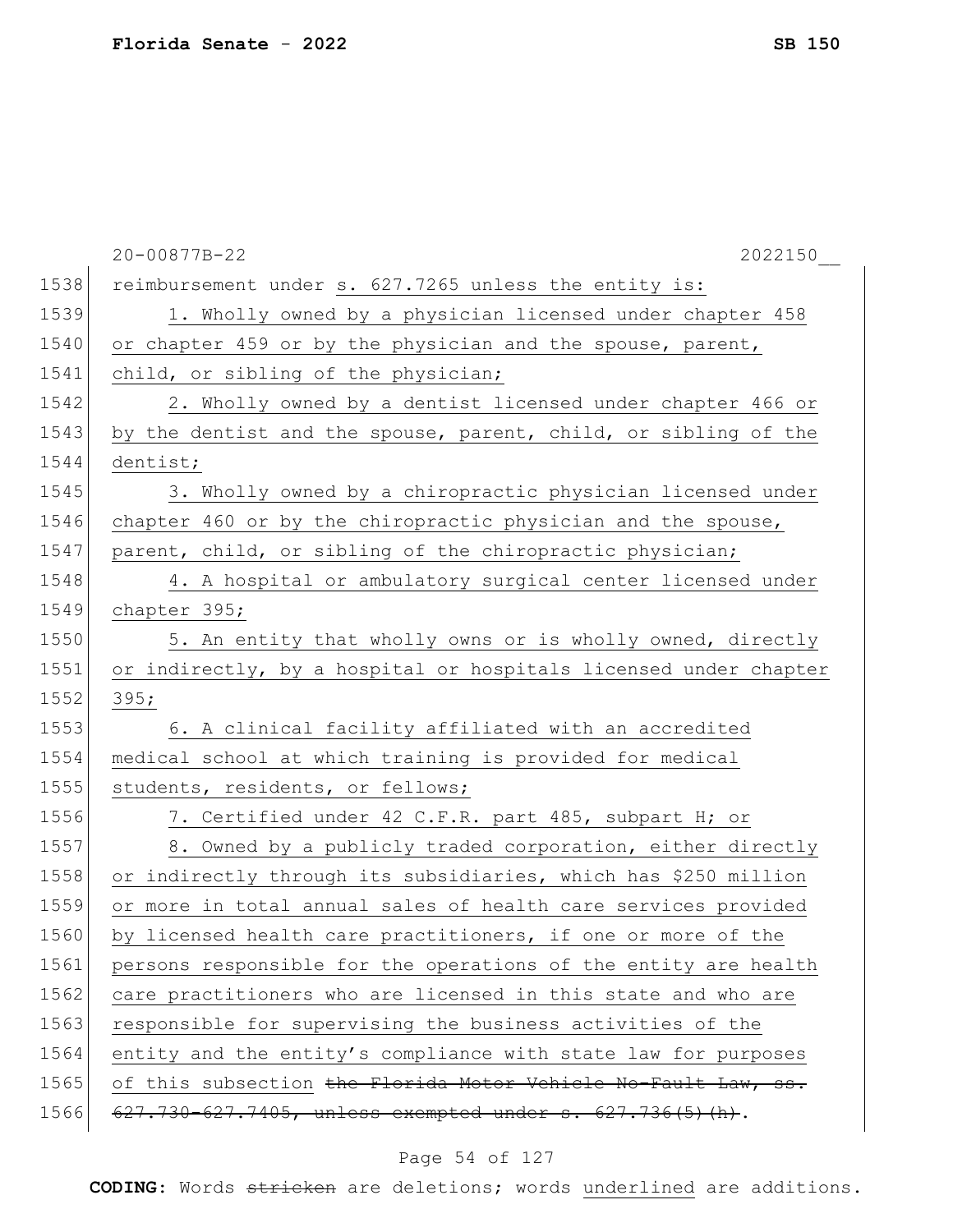reimbursement under s. 627.7265 unless the entity is:

1. Wholly owned by a physician licensed under chapter 458 or chapter 459 or by the physician and the spouse, parent, child, or sibling of the physician;

2. Wholly owned by a dentist licensed under chapter 466 or by the dentist and the spouse, parent, child, or sibling of the dentist;

3. Wholly owned by a chiropractic physician licensed under chapter 460 or by the chiropractic physician and the spouse, parent, child, or sibling of the chiropractic physician;

4. A hospital or ambulatory surgical center licensed under chapter 395;

5. An entity that wholly owns or is wholly owned, directly or indirectly, by a hospital or hospitals licensed under chapter 395;

6. A clinical facility affiliated with an accredited medical school at which training is provided for medical students, residents, or fellows;

7. Certified under 42 C.F.R. part 485, subpart H; or

8. Owned by a publicly traded corporation, either directly or indirectly through its subsidiaries, which has $250 million or more in total annual sales of health care services provided by licensed health care practitioners, if one or more of the persons responsible for the operations of the entity are health care practitioners who are licensed in this state and who are responsible for supervising the business activities of the entity and the entity's compliance with state law for purposes of this subsection ~~the Florida Motor Vehicle No-Fault Law, ss. 627.730-627.7405, unless exempted under s. 627.736(5)(h)~~.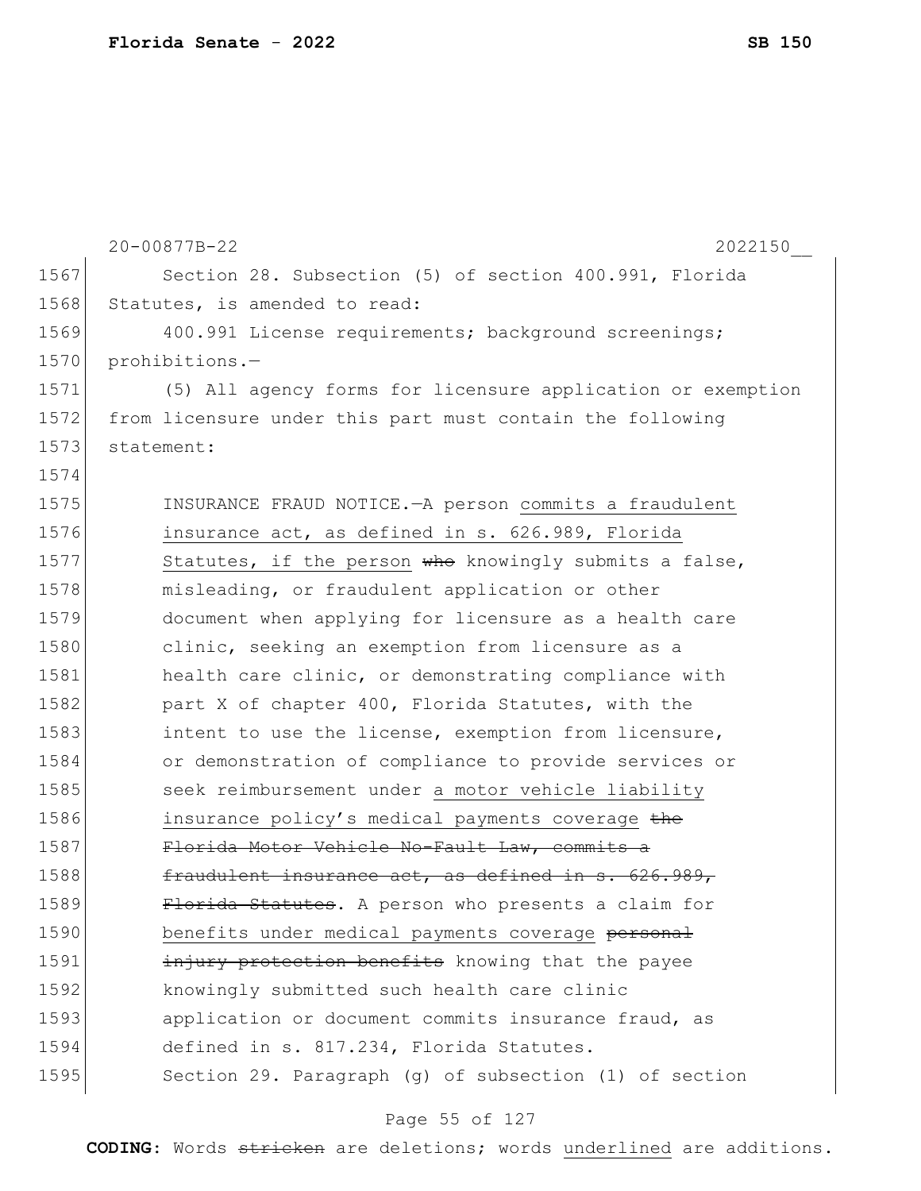Section 28. Subsection (5) of section 400.991, Florida Statutes, is amended to read:

400.991 License requirements; background screenings; prohibitions.—

(5) All agency forms for licensure application or exemption from licensure under this part must contain the following statement:

INSURANCE FRAUD NOTICE.—A person <u>commits a fraudulent insurance act, as defined in s. 626.989, Florida Statutes, if the person</u> ~~who~~ knowingly submits a false, misleading, or fraudulent application or other document when applying for licensure as a health care clinic, seeking an exemption from licensure as a health care clinic, or demonstrating compliance with part X of chapter 400, Florida Statutes, with the intent to use the license, exemption from licensure, or demonstration of compliance to provide services or seek reimbursement under <u>a motor vehicle liability insurance policy's medical payments coverage</u> ~~the Florida Motor Vehicle No-Fault Law, commits a fraudulent insurance act, as defined in s. 626.989, Florida Statutes~~. A person who presents a claim for benefits under <u>medical payments coverage</u> ~~personal injury protection benefits~~ knowing that the payee knowingly submitted such health care clinic application or document commits insurance fraud, as defined in s. 817.234, Florida Statutes.

Section 29. Paragraph (g) of subsection (1) of section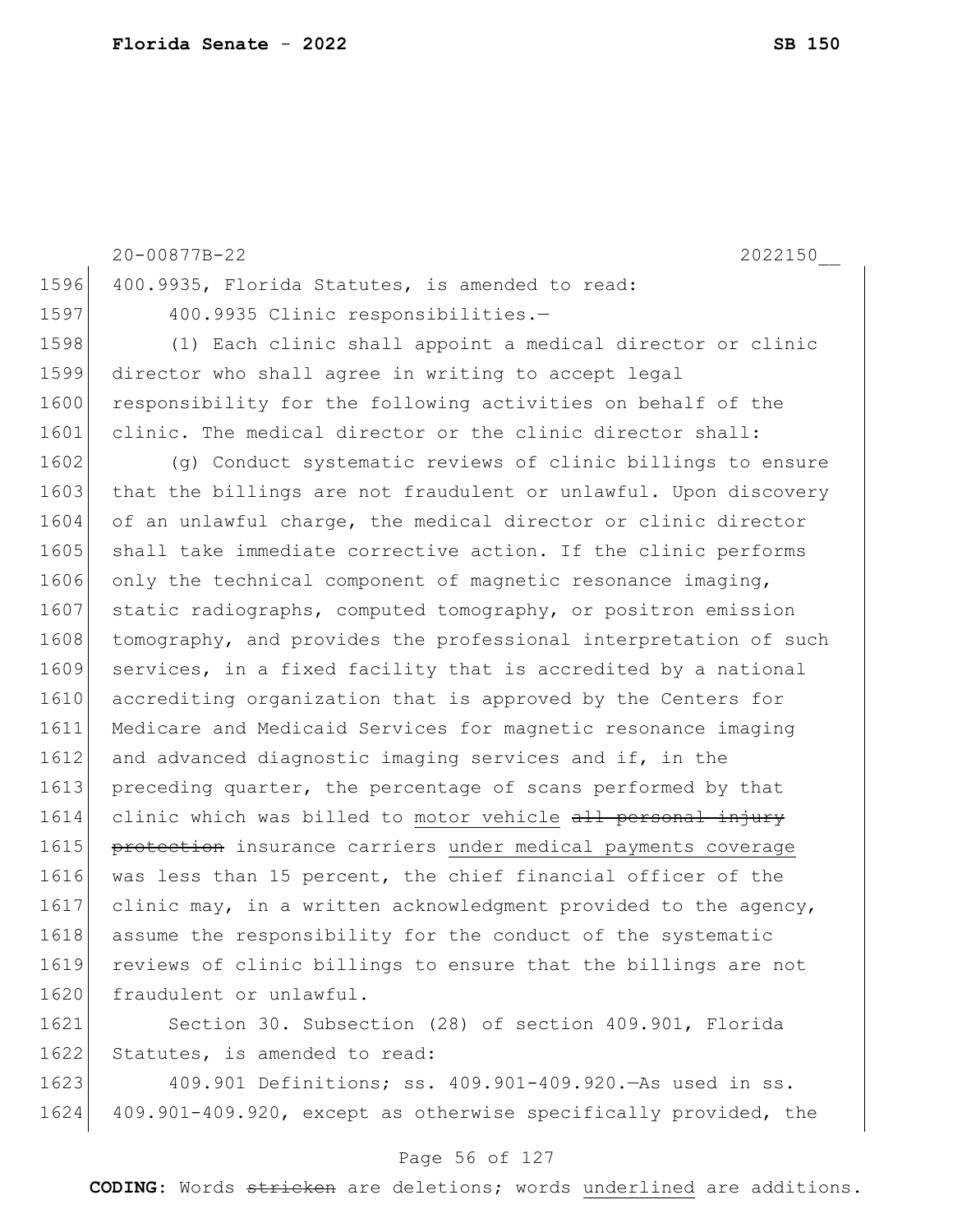400.9935, Florida Statutes, is amended to read:

400.9935 Clinic responsibilities.—

(1) Each clinic shall appoint a medical director or clinic director who shall agree in writing to accept legal responsibility for the following activities on behalf of the clinic. The medical director or the clinic director shall:

(g) Conduct systematic reviews of clinic billings to ensure that the billings are not fraudulent or unlawful. Upon discovery of an unlawful charge, the medical director or clinic director shall take immediate corrective action. If the clinic performs only the technical component of magnetic resonance imaging, static radiographs, computed tomography, or positron emission tomography, and provides the professional interpretation of such services, in a fixed facility that is accredited by a national accrediting organization that is approved by the Centers for Medicare and Medicaid Services for magnetic resonance imaging and advanced diagnostic imaging services and if, in the preceding quarter, the percentage of scans performed by that clinic which was billed to <u>motor vehicle</u> ~~all personal injury protection~~ insurance carriers <u>under medical payments coverage</u> was less than 15 percent, the chief financial officer of the clinic may, in a written acknowledgment provided to the agency, assume the responsibility for the conduct of the systematic reviews of clinic billings to ensure that the billings are not fraudulent or unlawful.

Section 30. Subsection (28) of section 409.901, Florida Statutes, is amended to read:

409.901 Definitions; ss. 409.901-409.920.—As used in ss. 409.901-409.920, except as otherwise specifically provided, the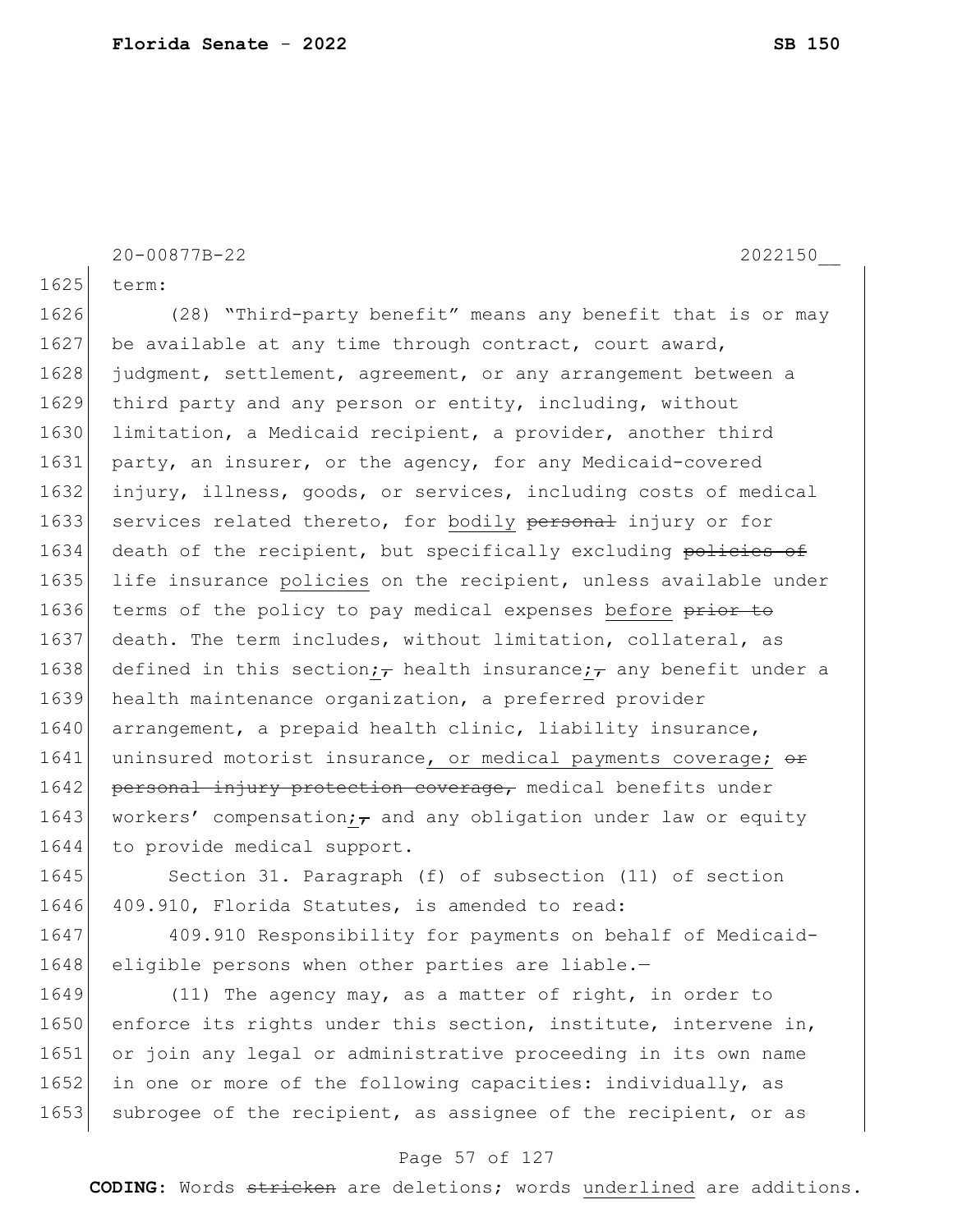20-00877B-22 2022150__

1625 term:

1626 (28) "Third-party benefit" means any benefit that is or may
1627 be available at any time through contract, court award,
1628 judgment, settlement, agreement, or any arrangement between a
1629 third party and any person or entity, including, without
1630 limitation, a Medicaid recipient, a provider, another third
1631 party, an insurer, or the agency, for any Medicaid-covered
1632 injury, illness, goods, or services, including costs of medical
1633 services related thereto, for <u>bodily</u> ~~personal~~ injury or for
1634 death of the recipient, but specifically excluding ~~policies of~~
1635 life insurance <u>policies</u> on the recipient, unless available under
1636 terms of the policy to pay medical expenses <u>before</u> ~~prior to~~
1637 death. The term includes, without limitation, collateral, as
1638 defined in this section<u>;</u>~~,~~ health insurance<u>;</u>~~,~~ any benefit under a
1639 health maintenance organization, a preferred provider
1640 arrangement, a prepaid health clinic, liability insurance,
1641 uninsured motorist insurance<u>, or medical payments coverage;</u> ~~or~~
1642 ~~personal injury protection coverage,~~ medical benefits under
1643 workers' compensation<u>;</u>~~,~~ and any obligation under law or equity
1644 to provide medical support.

1645 Section 31. Paragraph (f) of subsection (11) of section
1646 409.910, Florida Statutes, is amended to read:

1647 409.910 Responsibility for payments on behalf of Medicaid-
1648 eligible persons when other parties are liable.—

1649 (11) The agency may, as a matter of right, in order to
1650 enforce its rights under this section, institute, intervene in,
1651 or join any legal or administrative proceeding in its own name
1652 in one or more of the following capacities: individually, as
1653 subrogee of the recipient, as assignee of the recipient, or as

**CODING:** Words ~~stricken~~ are deletions; words <u>underlined</u> are additions.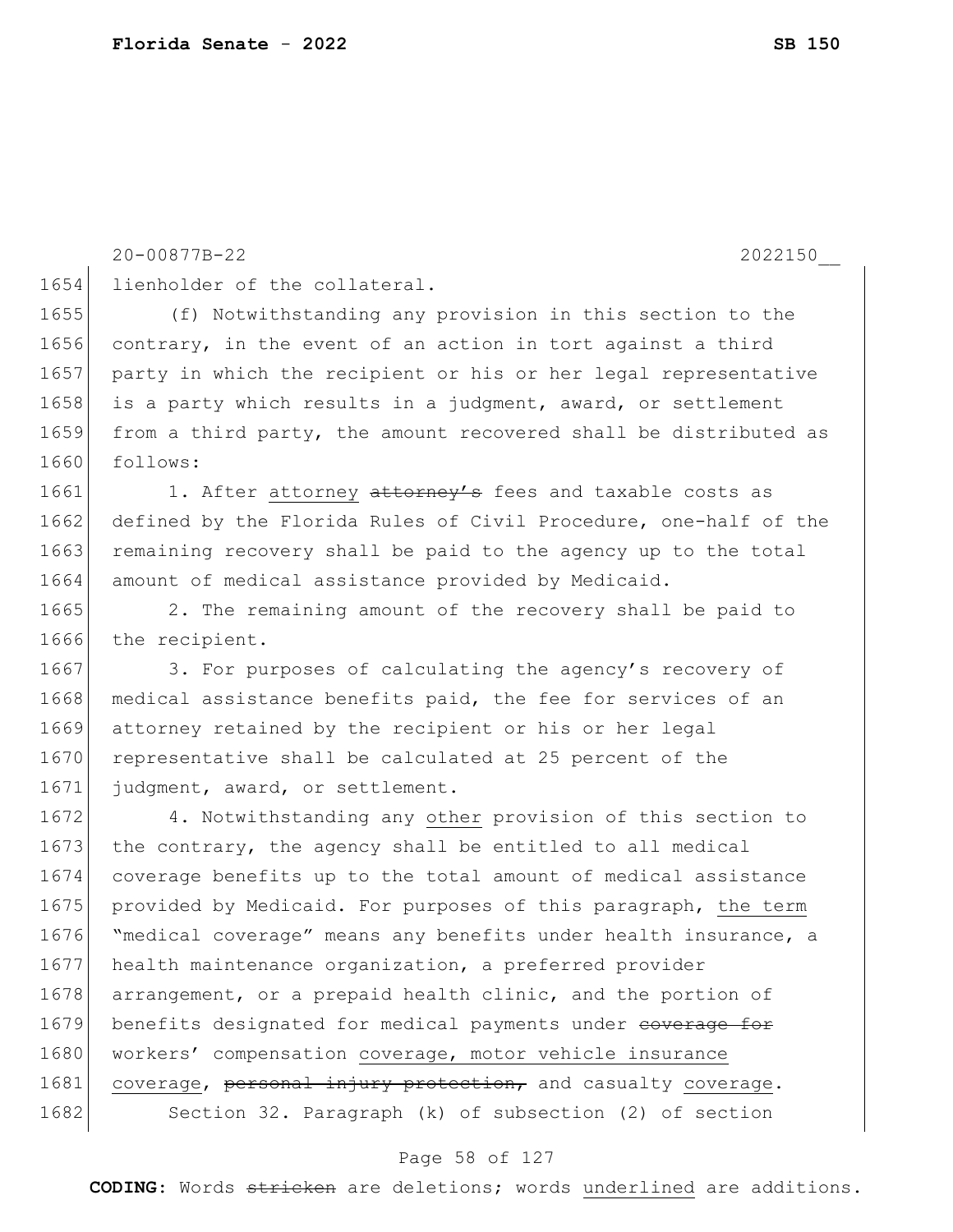lienholder of the collateral.

(f) Notwithstanding any provision in this section to the contrary, in the event of an action in tort against a third party in which the recipient or his or her legal representative is a party which results in a judgment, award, or settlement from a third party, the amount recovered shall be distributed as follows:

1. After attorney ~~attorney's~~ fees and taxable costs as defined by the Florida Rules of Civil Procedure, one-half of the remaining recovery shall be paid to the agency up to the total amount of medical assistance provided by Medicaid.

2. The remaining amount of the recovery shall be paid to the recipient.

3. For purposes of calculating the agency's recovery of medical assistance benefits paid, the fee for services of an attorney retained by the recipient or his or her legal representative shall be calculated at 25 percent of the judgment, award, or settlement.

4. Notwithstanding any other provision of this section to the contrary, the agency shall be entitled to all medical coverage benefits up to the total amount of medical assistance provided by Medicaid. For purposes of this paragraph, the term "medical coverage" means any benefits under health insurance, a health maintenance organization, a preferred provider arrangement, or a prepaid health clinic, and the portion of benefits designated for medical payments under ~~coverage for~~ workers' compensation coverage, motor vehicle insurance coverage, ~~personal injury protection,~~ and casualty coverage.

Section 32. Paragraph (k) of subsection (2) of section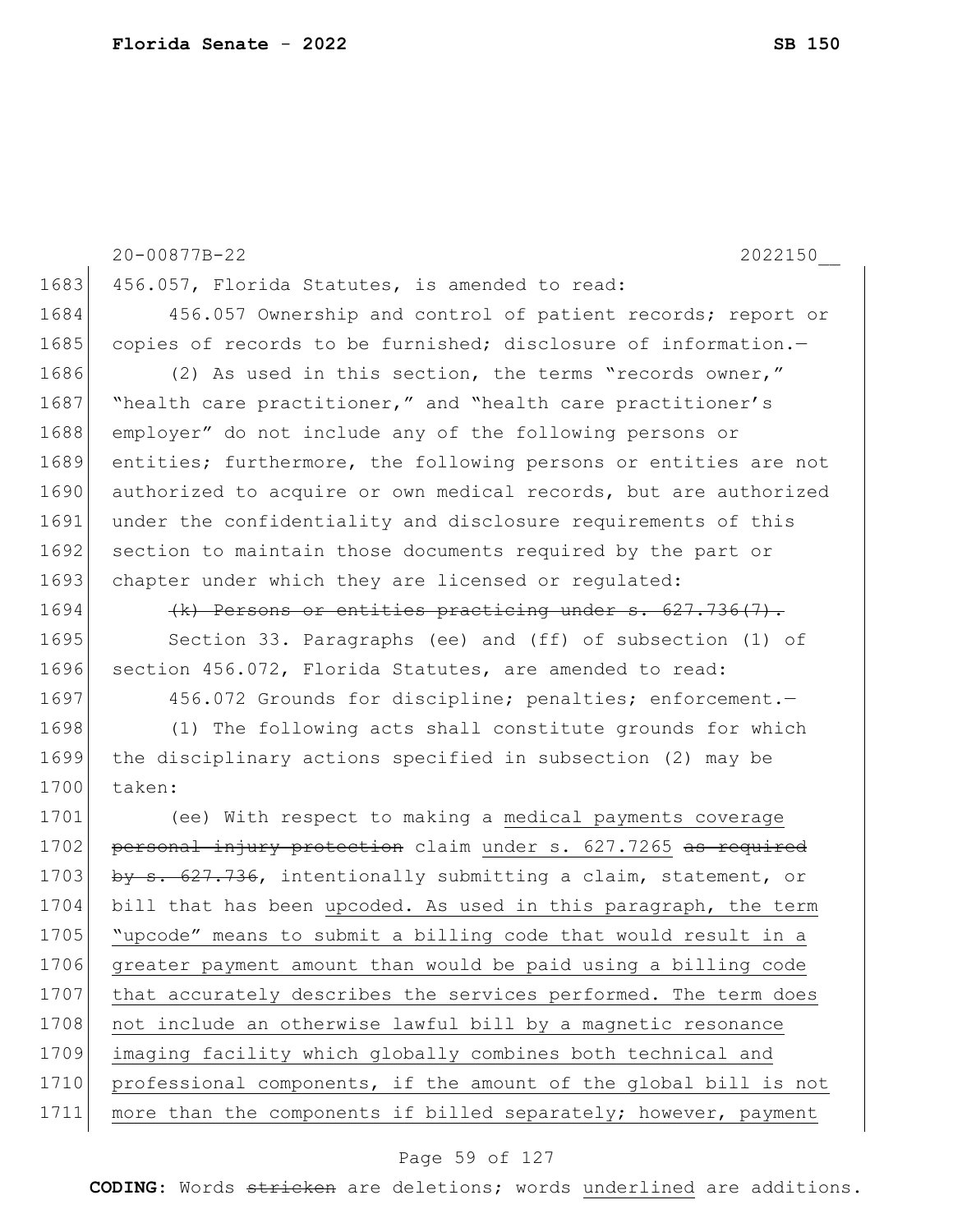456.057, Florida Statutes, is amended to read:

456.057 Ownership and control of patient records; report or copies of records to be furnished; disclosure of information.—

(2) As used in this section, the terms "records owner," "health care practitioner," and "health care practitioner's employer" do not include any of the following persons or entities; furthermore, the following persons or entities are not authorized to acquire or own medical records, but are authorized under the confidentiality and disclosure requirements of this section to maintain those documents required by the part or chapter under which they are licensed or regulated:

~~(k) Persons or entities practicing under s. 627.736(7).~~

Section 33. Paragraphs (ee) and (ff) of subsection (1) of section 456.072, Florida Statutes, are amended to read:

456.072 Grounds for discipline; penalties; enforcement.—

(1) The following acts shall constitute grounds for which the disciplinary actions specified in subsection (2) may be taken:

(ee) With respect to making a <u>medical payments coverage</u> ~~personal injury protection~~ claim <u>under s. 627.7265</u> ~~as required by s. 627.736~~, intentionally submitting a claim, statement, or bill that has been <u>upcoded. As used in this paragraph, the term "upcode" means to submit a billing code that would result in a greater payment amount than would be paid using a billing code that accurately describes the services performed. The term does not include an otherwise lawful bill by a magnetic resonance imaging facility which globally combines both technical and professional components, if the amount of the global bill is not more than the components if billed separately; however, payment</u>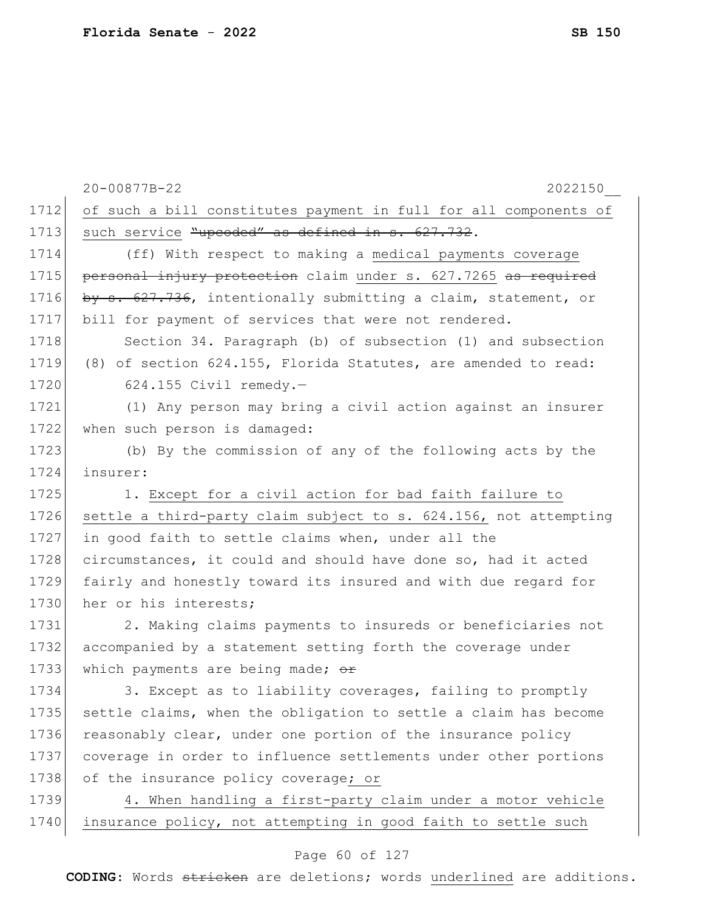of such a bill constitutes payment in full for all components of such service <u>.</u> ~~"upcoded" as defined in s. 627.732.~~

(ff) With respect to making a <u>medical payments coverage</u> ~~personal injury protection~~ claim <u>under s. 627.7265</u> ~~as required by s. 627.736~~, intentionally submitting a claim, statement, or bill for payment of services that were not rendered.

Section 34. Paragraph (b) of subsection (1) and subsection (8) of section 624.155, Florida Statutes, are amended to read:

624.155 Civil remedy.—

(1) Any person may bring a civil action against an insurer when such person is damaged:

(b) By the commission of any of the following acts by the insurer:

1. <u>Except for a civil action for bad faith failure to settle a third-party claim subject to s. 624.156,</u> not attempting in good faith to settle claims when, under all the circumstances, it could and should have done so, had it acted fairly and honestly toward its insured and with due regard for her or his interests;

2. Making claims payments to insureds or beneficiaries not accompanied by a statement setting forth the coverage under which payments are being made; ~~or~~

3. Except as to liability coverages, failing to promptly settle claims, when the obligation to settle a claim has become reasonably clear, under one portion of the insurance policy coverage in order to influence settlements under other portions of the insurance policy coverage<u>; or</u>

<u>4. When handling a first-party claim under a motor vehicle insurance policy, not attempting in good faith to settle such</u>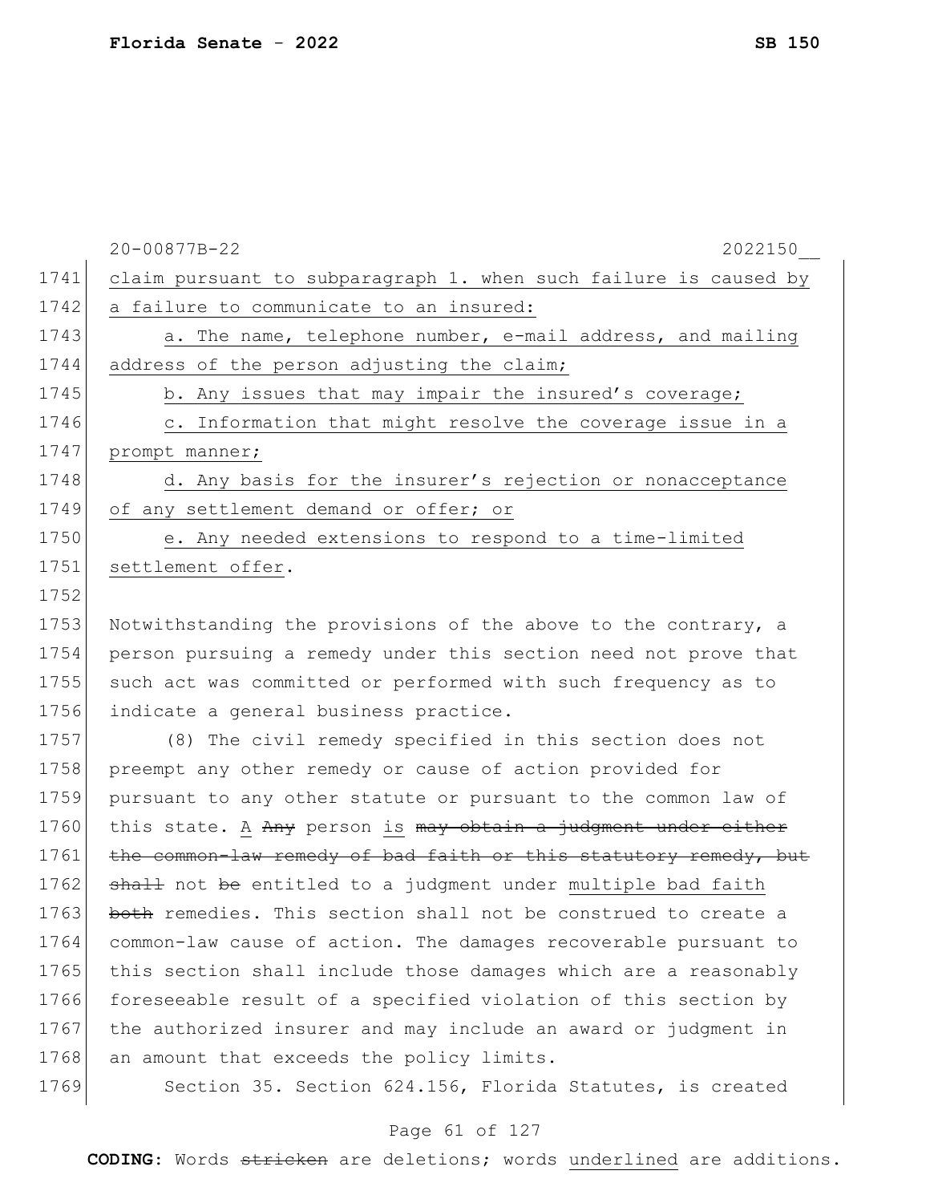claim pursuant to subparagraph 1. when such failure is caused by a failure to communicate to an insured:

a. The name, telephone number, e-mail address, and mailing address of the person adjusting the claim;

b. Any issues that may impair the insured's coverage;

c. Information that might resolve the coverage issue in a prompt manner;

d. Any basis for the insurer's rejection or nonacceptance of any settlement demand or offer; or

e. Any needed extensions to respond to a time-limited settlement offer.

Notwithstanding the provisions of the above to the contrary, a person pursuing a remedy under this section need not prove that such act was committed or performed with such frequency as to indicate a general business practice.

(8) The civil remedy specified in this section does not preempt any other remedy or cause of action provided for pursuant to any other statute or pursuant to the common law of this state. A ~~Any~~ person is ~~may obtain a judgment under either the common-law remedy of bad faith or this statutory remedy, but shall~~ not ~~be~~ entitled to a judgment under multiple bad faith ~~both~~ remedies. This section shall not be construed to create a common-law cause of action. The damages recoverable pursuant to this section shall include those damages which are a reasonably foreseeable result of a specified violation of this section by the authorized insurer and may include an award or judgment in an amount that exceeds the policy limits.

Section 35. Section 624.156, Florida Statutes, is created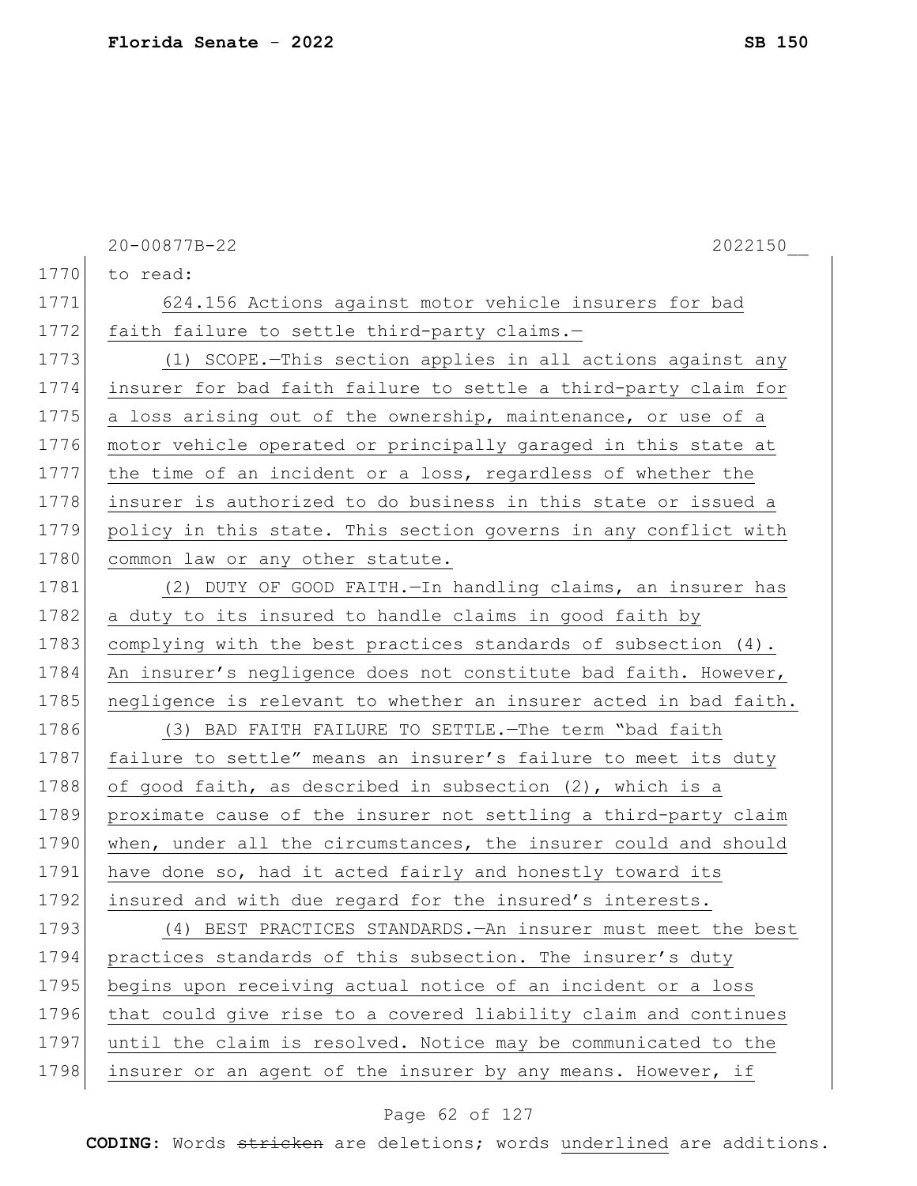to read:

624.156 Actions against motor vehicle insurers for bad faith failure to settle third-party claims.—

(1) SCOPE.—This section applies in all actions against any insurer for bad faith failure to settle a third-party claim for a loss arising out of the ownership, maintenance, or use of a motor vehicle operated or principally garaged in this state at the time of an incident or a loss, regardless of whether the insurer is authorized to do business in this state or issued a policy in this state. This section governs in any conflict with common law or any other statute.

(2) DUTY OF GOOD FAITH.—In handling claims, an insurer has a duty to its insured to handle claims in good faith by complying with the best practices standards of subsection (4). An insurer's negligence does not constitute bad faith. However, negligence is relevant to whether an insurer acted in bad faith.

(3) BAD FAITH FAILURE TO SETTLE.—The term "bad faith failure to settle" means an insurer's failure to meet its duty of good faith, as described in subsection (2), which is a proximate cause of the insurer not settling a third-party claim when, under all the circumstances, the insurer could and should have done so, had it acted fairly and honestly toward its insured and with due regard for the insured's interests.

(4) BEST PRACTICES STANDARDS.—An insurer must meet the best practices standards of this subsection. The insurer's duty begins upon receiving actual notice of an incident or a loss that could give rise to a covered liability claim and continues until the claim is resolved. Notice may be communicated to the insurer or an agent of the insurer by any means. However, if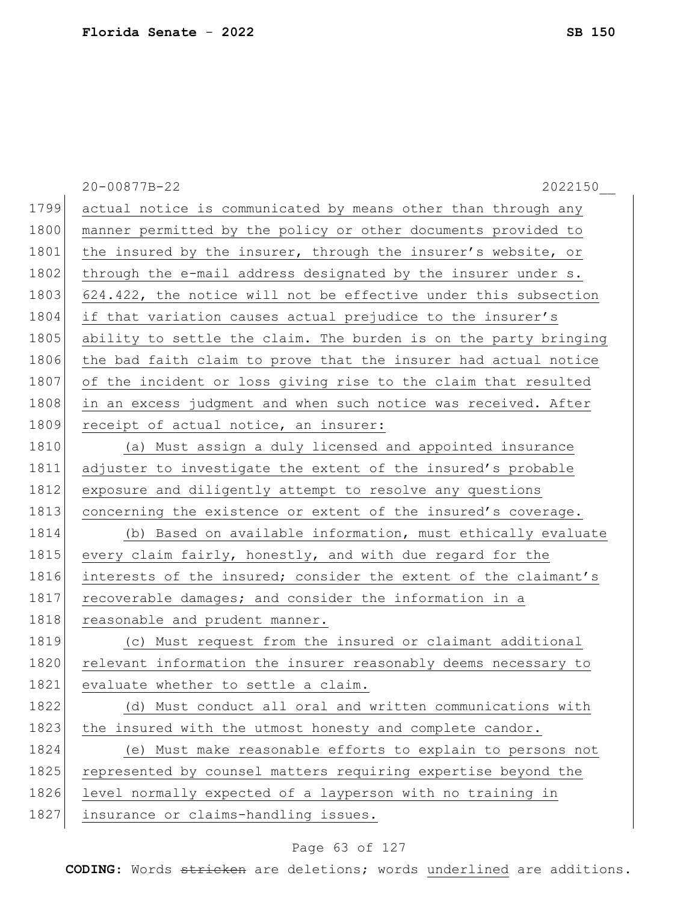actual notice is communicated by means other than through any manner permitted by the policy or other documents provided to the insured by the insurer, through the insurer's website, or through the e-mail address designated by the insurer under s. 624.422, the notice will not be effective under this subsection if that variation causes actual prejudice to the insurer's ability to settle the claim. The burden is on the party bringing the bad faith claim to prove that the insurer had actual notice of the incident or loss giving rise to the claim that resulted in an excess judgment and when such notice was received. After receipt of actual notice, an insurer:

(a) Must assign a duly licensed and appointed insurance adjuster to investigate the extent of the insured's probable exposure and diligently attempt to resolve any questions concerning the existence or extent of the insured's coverage.

(b) Based on available information, must ethically evaluate every claim fairly, honestly, and with due regard for the interests of the insured; consider the extent of the claimant's recoverable damages; and consider the information in a reasonable and prudent manner.

(c) Must request from the insured or claimant additional relevant information the insurer reasonably deems necessary to evaluate whether to settle a claim.

(d) Must conduct all oral and written communications with the insured with the utmost honesty and complete candor.

(e) Must make reasonable efforts to explain to persons not represented by counsel matters requiring expertise beyond the level normally expected of a layperson with no training in insurance or claims-handling issues.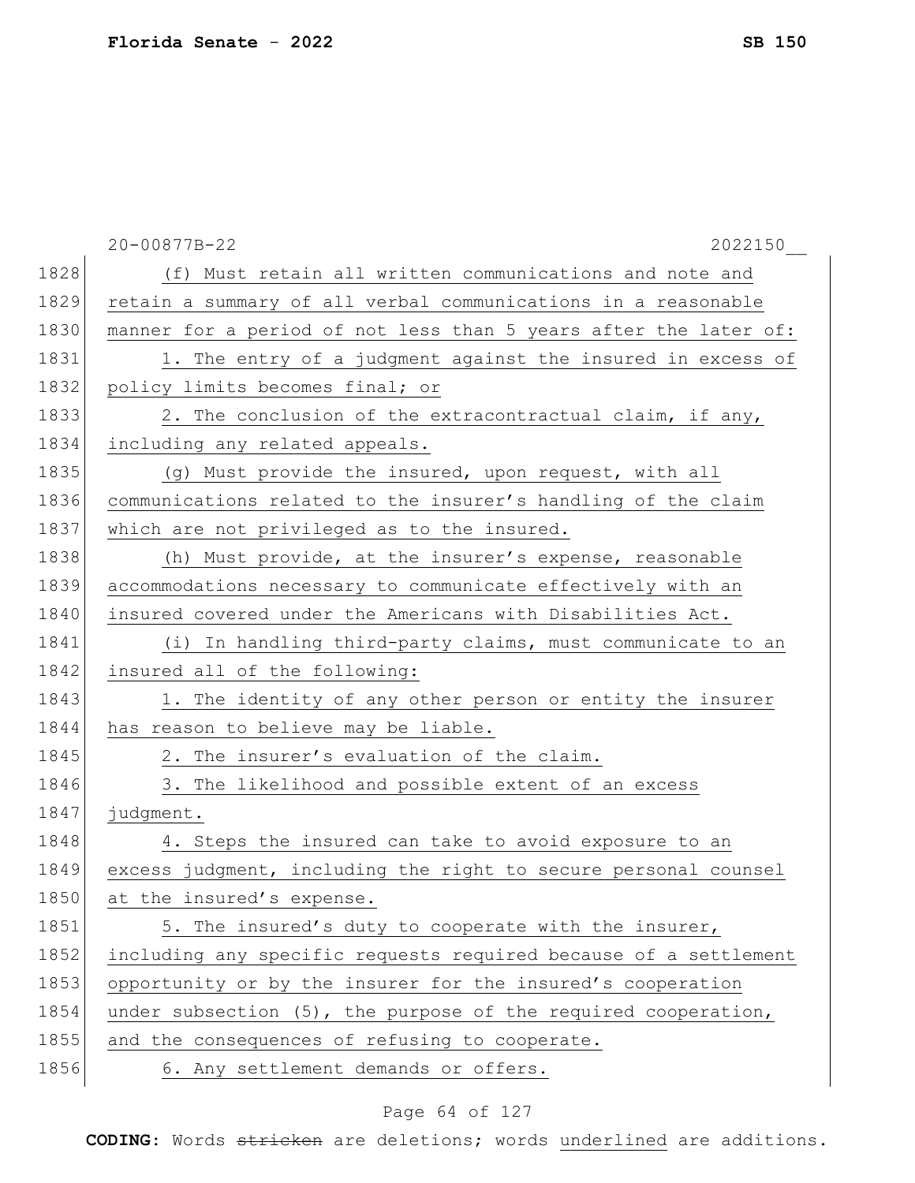(f) Must retain all written communications and note and retain a summary of all verbal communications in a reasonable manner for a period of not less than 5 years after the later of:

1. The entry of a judgment against the insured in excess of policy limits becomes final; or

2. The conclusion of the extracontractual claim, if any, including any related appeals.

(g) Must provide the insured, upon request, with all communications related to the insurer's handling of the claim which are not privileged as to the insured.

(h) Must provide, at the insurer's expense, reasonable accommodations necessary to communicate effectively with an insured covered under the Americans with Disabilities Act.

(i) In handling third-party claims, must communicate to an insured all of the following:

1. The identity of any other person or entity the insurer has reason to believe may be liable.

2. The insurer's evaluation of the claim.

3. The likelihood and possible extent of an excess judgment.

4. Steps the insured can take to avoid exposure to an excess judgment, including the right to secure personal counsel at the insured's expense.

5. The insured's duty to cooperate with the insurer, including any specific requests required because of a settlement opportunity or by the insurer for the insured's cooperation under subsection (5), the purpose of the required cooperation, and the consequences of refusing to cooperate.

6. Any settlement demands or offers.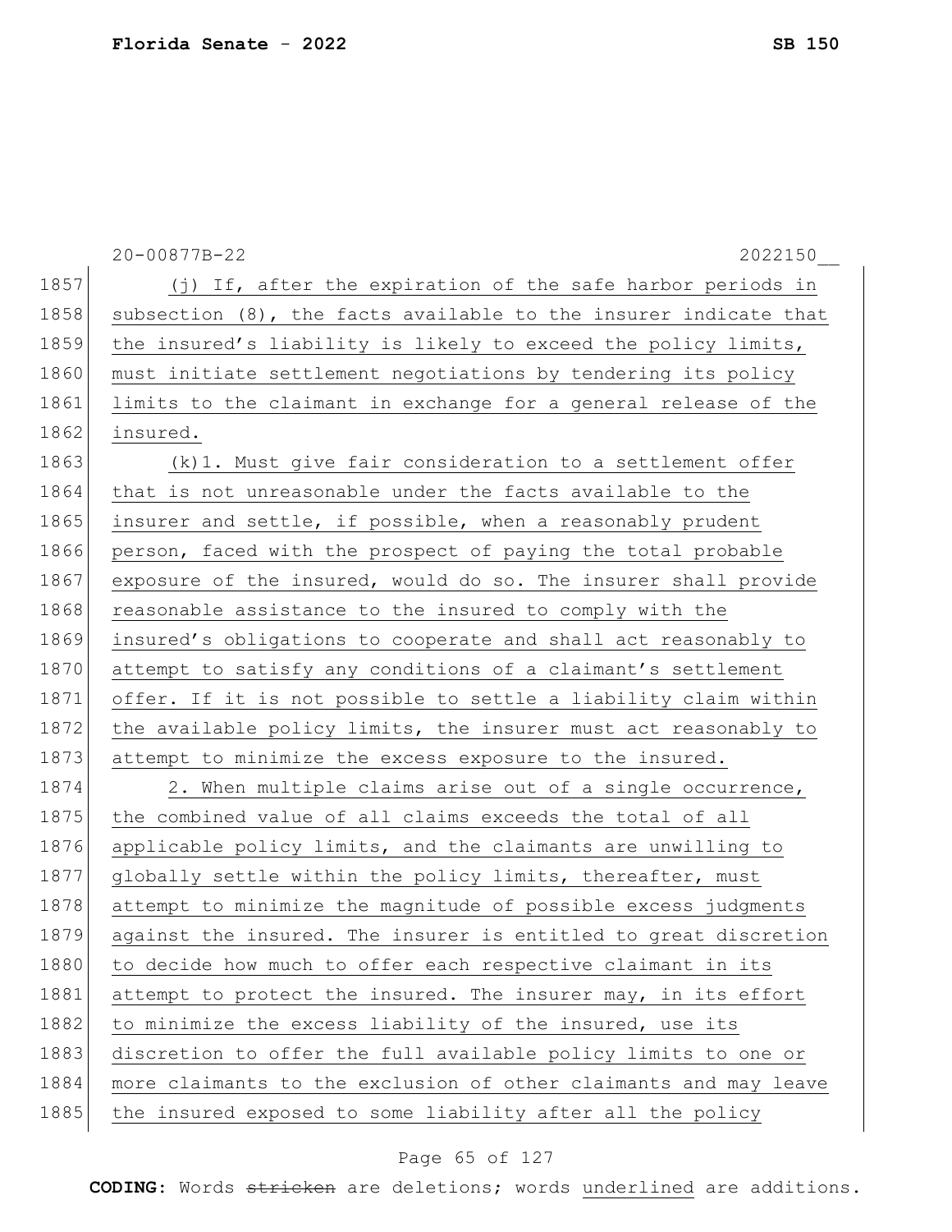20-00877B-22 2022150__

(j) If, after the expiration of the safe harbor periods in subsection (8), the facts available to the insurer indicate that the insured's liability is likely to exceed the policy limits, must initiate settlement negotiations by tendering its policy limits to the claimant in exchange for a general release of the insured.

(k)1. Must give fair consideration to a settlement offer that is not unreasonable under the facts available to the insurer and settle, if possible, when a reasonably prudent person, faced with the prospect of paying the total probable exposure of the insured, would do so. The insurer shall provide reasonable assistance to the insured to comply with the insured's obligations to cooperate and shall act reasonably to attempt to satisfy any conditions of a claimant's settlement offer. If it is not possible to settle a liability claim within the available policy limits, the insurer must act reasonably to attempt to minimize the excess exposure to the insured.

2. When multiple claims arise out of a single occurrence, the combined value of all claims exceeds the total of all applicable policy limits, and the claimants are unwilling to globally settle within the policy limits, thereafter, must attempt to minimize the magnitude of possible excess judgments against the insured. The insurer is entitled to great discretion to decide how much to offer each respective claimant in its attempt to protect the insured. The insurer may, in its effort to minimize the excess liability of the insured, use its discretion to offer the full available policy limits to one or more claimants to the exclusion of other claimants and may leave the insured exposed to some liability after all the policy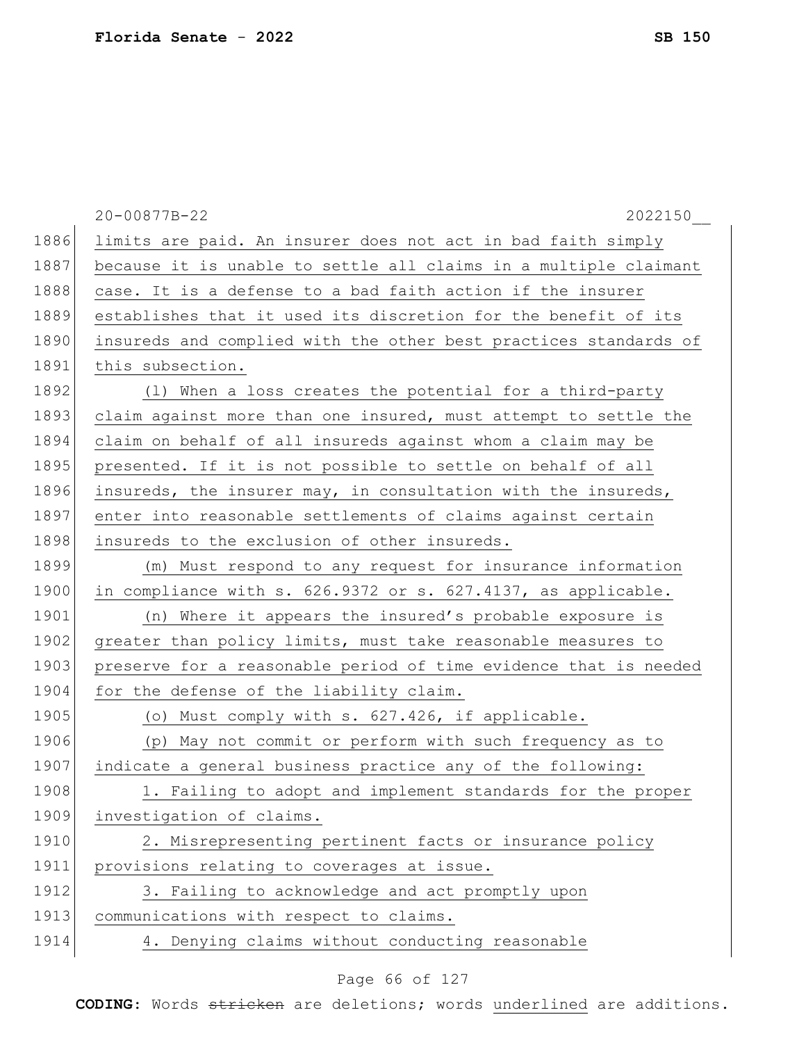limits are paid. An insurer does not act in bad faith simply because it is unable to settle all claims in a multiple claimant case. It is a defense to a bad faith action if the insurer establishes that it used its discretion for the benefit of its insureds and complied with the other best practices standards of this subsection.

(l) When a loss creates the potential for a third-party claim against more than one insured, must attempt to settle the claim on behalf of all insureds against whom a claim may be presented. If it is not possible to settle on behalf of all insureds, the insurer may, in consultation with the insureds, enter into reasonable settlements of claims against certain insureds to the exclusion of other insureds.

(m) Must respond to any request for insurance information in compliance with s. 626.9372 or s. 627.4137, as applicable.

(n) Where it appears the insured's probable exposure is greater than policy limits, must take reasonable measures to preserve for a reasonable period of time evidence that is needed for the defense of the liability claim.

(o) Must comply with s. 627.426, if applicable.

(p) May not commit or perform with such frequency as to indicate a general business practice any of the following:

1. Failing to adopt and implement standards for the proper investigation of claims.

2. Misrepresenting pertinent facts or insurance policy provisions relating to coverages at issue.

3. Failing to acknowledge and act promptly upon communications with respect to claims.

4. Denying claims without conducting reasonable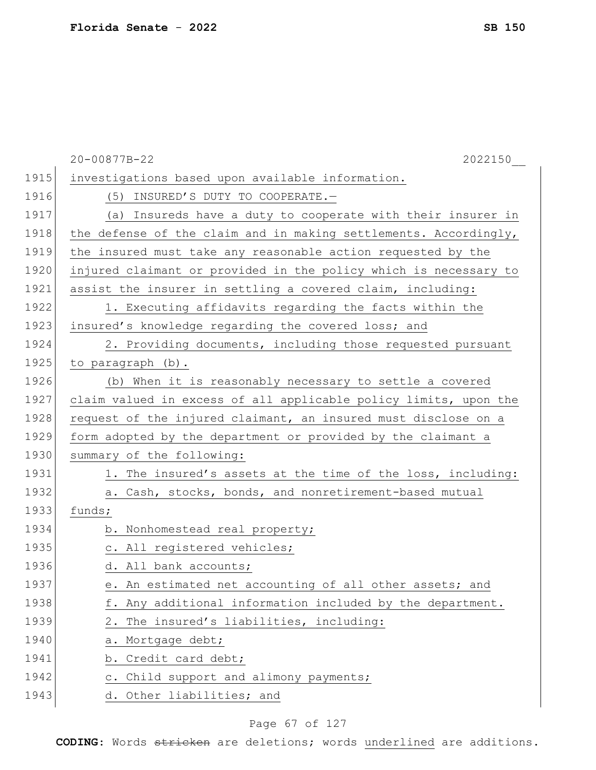investigations based upon available information.

(5) INSURED'S DUTY TO COOPERATE.—

(a) Insureds have a duty to cooperate with their insurer in the defense of the claim and in making settlements. Accordingly, the insured must take any reasonable action requested by the injured claimant or provided in the policy which is necessary to assist the insurer in settling a covered claim, including:

1. Executing affidavits regarding the facts within the insured's knowledge regarding the covered loss; and

2. Providing documents, including those requested pursuant to paragraph (b).

(b) When it is reasonably necessary to settle a covered claim valued in excess of all applicable policy limits, upon the request of the injured claimant, an insured must disclose on a form adopted by the department or provided by the claimant a summary of the following:

1. The insured's assets at the time of the loss, including:

a. Cash, stocks, bonds, and nonretirement-based mutual funds;

b. Nonhomestead real property;

c. All registered vehicles;

d. All bank accounts;

e. An estimated net accounting of all other assets; and

f. Any additional information included by the department.

2. The insured's liabilities, including:

a. Mortgage debt;

b. Credit card debt;

c. Child support and alimony payments;

d. Other liabilities; and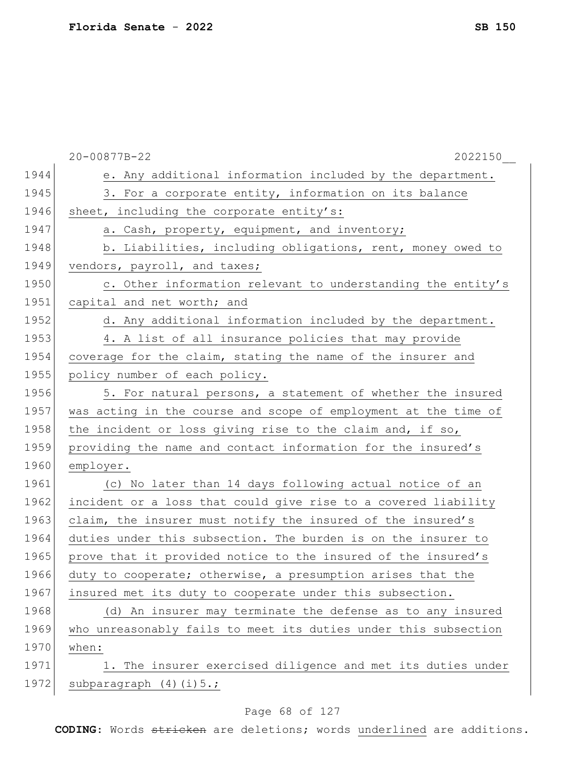e. Any additional information included by the department.

3. For a corporate entity, information on its balance sheet, including the corporate entity's:

a. Cash, property, equipment, and inventory;

b. Liabilities, including obligations, rent, money owed to vendors, payroll, and taxes;

c. Other information relevant to understanding the entity's capital and net worth; and

d. Any additional information included by the department.

4. A list of all insurance policies that may provide coverage for the claim, stating the name of the insurer and policy number of each policy.

5. For natural persons, a statement of whether the insured was acting in the course and scope of employment at the time of the incident or loss giving rise to the claim and, if so, providing the name and contact information for the insured's employer.

(c) No later than 14 days following actual notice of an incident or a loss that could give rise to a covered liability claim, the insurer must notify the insured of the insured's duties under this subsection. The burden is on the insurer to prove that it provided notice to the insured of the insured's duty to cooperate; otherwise, a presumption arises that the insured met its duty to cooperate under this subsection.

(d) An insurer may terminate the defense as to any insured who unreasonably fails to meet its duties under this subsection when:

1. The insurer exercised diligence and met its duties under subparagraph (4)(i)5.;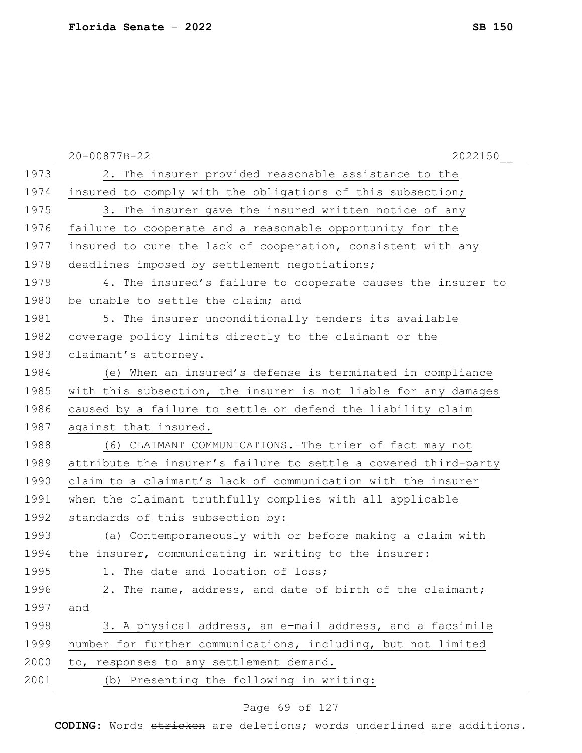2. The insurer provided reasonable assistance to the insured to comply with the obligations of this subsection;

3. The insurer gave the insured written notice of any failure to cooperate and a reasonable opportunity for the insured to cure the lack of cooperation, consistent with any deadlines imposed by settlement negotiations;

4. The insured's failure to cooperate causes the insurer to be unable to settle the claim; and

5. The insurer unconditionally tenders its available coverage policy limits directly to the claimant or the claimant's attorney.

(e) When an insured's defense is terminated in compliance with this subsection, the insurer is not liable for any damages caused by a failure to settle or defend the liability claim against that insured.

(6) CLAIMANT COMMUNICATIONS.—The trier of fact may not attribute the insurer's failure to settle a covered third-party claim to a claimant's lack of communication with the insurer when the claimant truthfully complies with all applicable standards of this subsection by:

(a) Contemporaneously with or before making a claim with the insurer, communicating in writing to the insurer:

1. The date and location of loss;

2. The name, address, and date of birth of the claimant; and

3. A physical address, an e-mail address, and a facsimile number for further communications, including, but not limited to, responses to any settlement demand.

(b) Presenting the following in writing: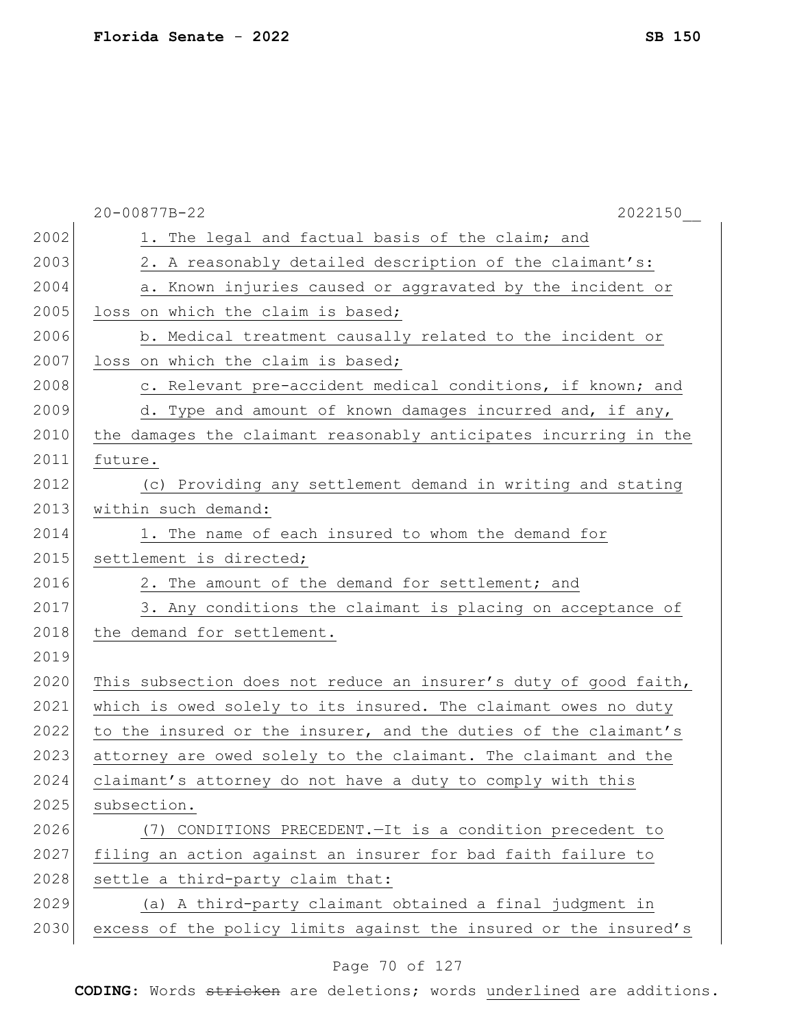1. The legal and factual basis of the claim; and

2. A reasonably detailed description of the claimant's:

a. Known injuries caused or aggravated by the incident or loss on which the claim is based;

b. Medical treatment causally related to the incident or loss on which the claim is based;

c. Relevant pre-accident medical conditions, if known; and

d. Type and amount of known damages incurred and, if any, the damages the claimant reasonably anticipates incurring in the future.

(c) Providing any settlement demand in writing and stating within such demand:

1. The name of each insured to whom the demand for settlement is directed;

2. The amount of the demand for settlement; and

3. Any conditions the claimant is placing on acceptance of the demand for settlement.

This subsection does not reduce an insurer's duty of good faith, which is owed solely to its insured. The claimant owes no duty to the insured or the insurer, and the duties of the claimant's attorney are owed solely to the claimant. The claimant and the claimant's attorney do not have a duty to comply with this subsection.

(7) CONDITIONS PRECEDENT.—It is a condition precedent to filing an action against an insurer for bad faith failure to settle a third-party claim that:

(a) A third-party claimant obtained a final judgment in excess of the policy limits against the insured or the insured's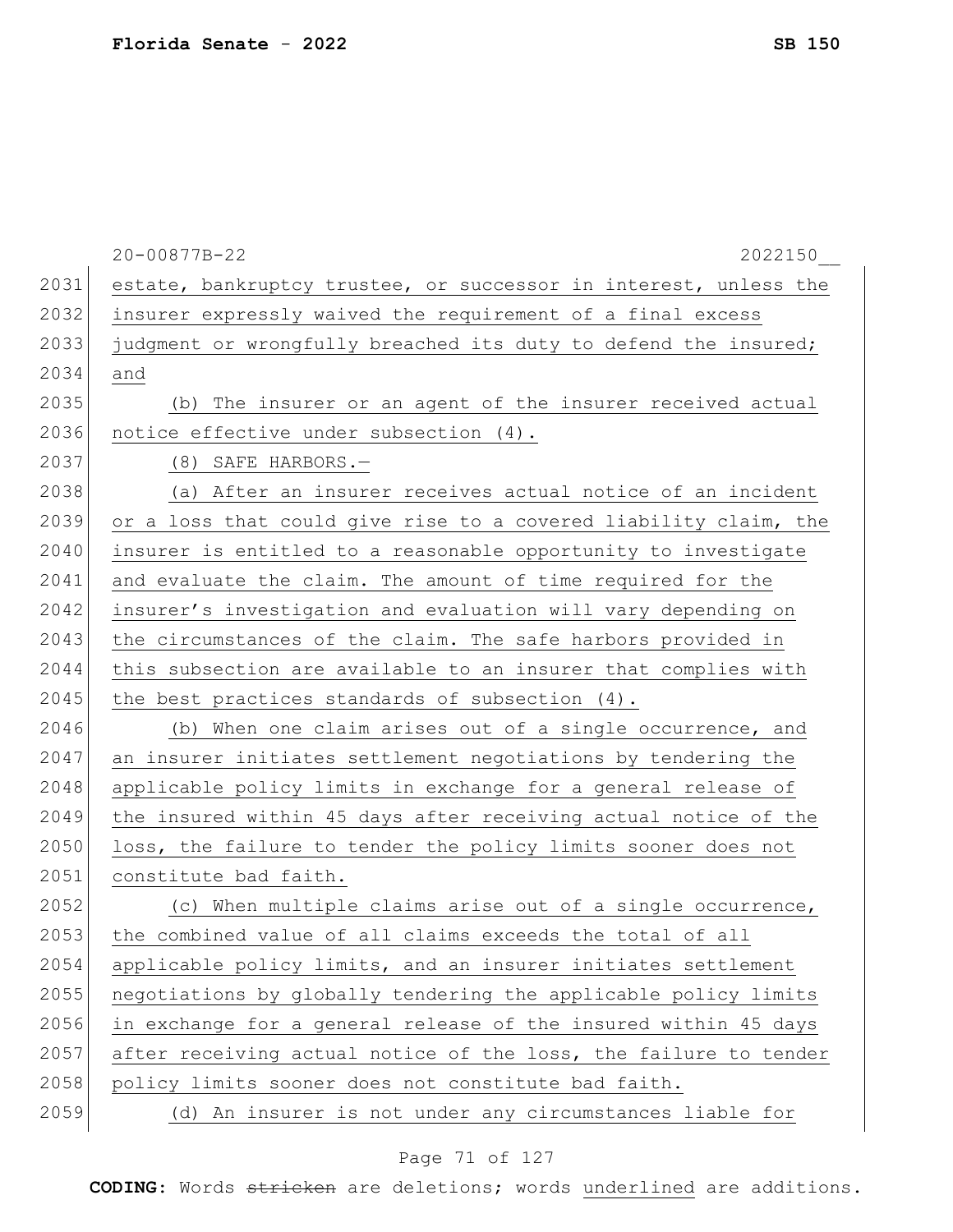estate, bankruptcy trustee, or successor in interest, unless the insurer expressly waived the requirement of a final excess judgment or wrongfully breached its duty to defend the insured; and

(b) The insurer or an agent of the insurer received actual notice effective under subsection (4).

(8) SAFE HARBORS.—

(a) After an insurer receives actual notice of an incident or a loss that could give rise to a covered liability claim, the insurer is entitled to a reasonable opportunity to investigate and evaluate the claim. The amount of time required for the insurer's investigation and evaluation will vary depending on the circumstances of the claim. The safe harbors provided in this subsection are available to an insurer that complies with the best practices standards of subsection (4).

(b) When one claim arises out of a single occurrence, and an insurer initiates settlement negotiations by tendering the applicable policy limits in exchange for a general release of the insured within 45 days after receiving actual notice of the loss, the failure to tender the policy limits sooner does not constitute bad faith.

(c) When multiple claims arise out of a single occurrence, the combined value of all claims exceeds the total of all applicable policy limits, and an insurer initiates settlement negotiations by globally tendering the applicable policy limits in exchange for a general release of the insured within 45 days after receiving actual notice of the loss, the failure to tender policy limits sooner does not constitute bad faith.

(d) An insurer is not under any circumstances liable for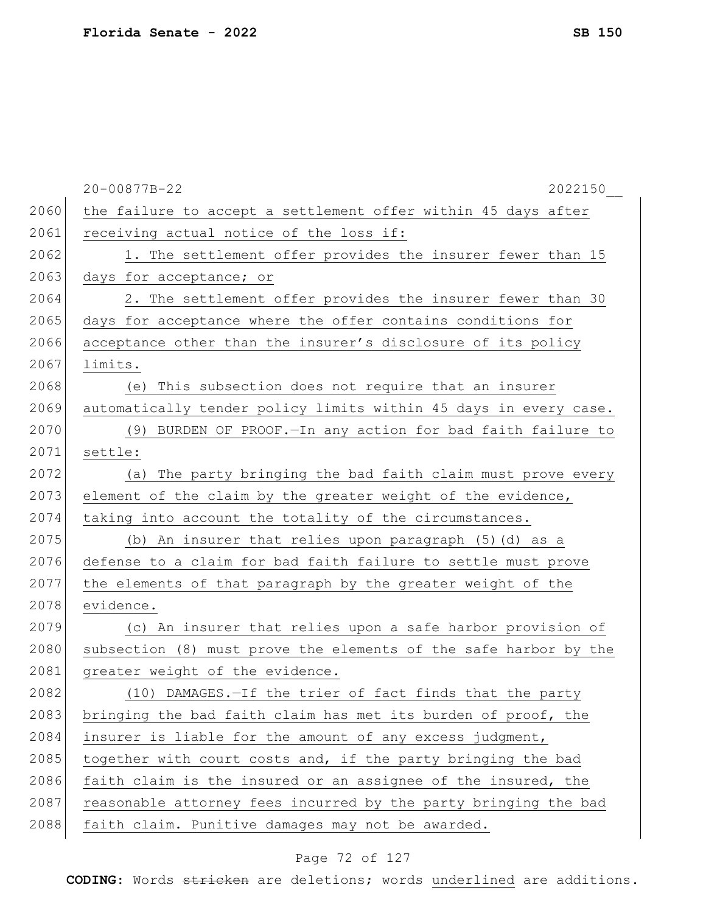the failure to accept a settlement offer within 45 days after receiving actual notice of the loss if:

1. The settlement offer provides the insurer fewer than 15 days for acceptance; or

2. The settlement offer provides the insurer fewer than 30 days for acceptance where the offer contains conditions for acceptance other than the insurer's disclosure of its policy limits.

(e) This subsection does not require that an insurer automatically tender policy limits within 45 days in every case.

(9) BURDEN OF PROOF.—In any action for bad faith failure to settle:

(a) The party bringing the bad faith claim must prove every element of the claim by the greater weight of the evidence, taking into account the totality of the circumstances.

(b) An insurer that relies upon paragraph (5)(d) as a defense to a claim for bad faith failure to settle must prove the elements of that paragraph by the greater weight of the evidence.

(c) An insurer that relies upon a safe harbor provision of subsection (8) must prove the elements of the safe harbor by the greater weight of the evidence.

(10) DAMAGES.—If the trier of fact finds that the party bringing the bad faith claim has met its burden of proof, the insurer is liable for the amount of any excess judgment, together with court costs and, if the party bringing the bad faith claim is the insured or an assignee of the insured, the reasonable attorney fees incurred by the party bringing the bad faith claim. Punitive damages may not be awarded.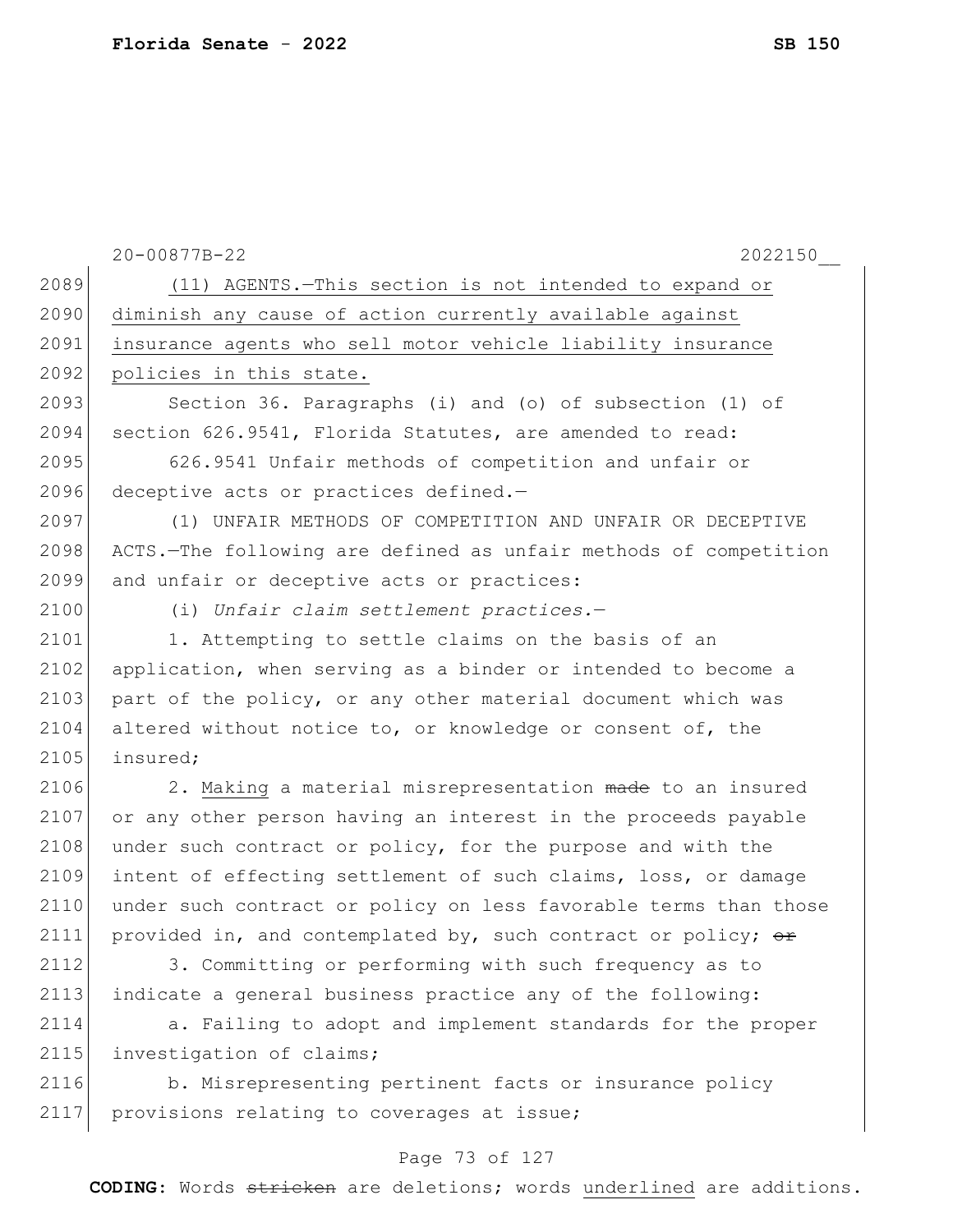(11) AGENTS.—This section is not intended to expand or diminish any cause of action currently available against insurance agents who sell motor vehicle liability insurance policies in this state.

Section 36. Paragraphs (i) and (o) of subsection (1) of section 626.9541, Florida Statutes, are amended to read:

626.9541 Unfair methods of competition and unfair or deceptive acts or practices defined.—

(1) UNFAIR METHODS OF COMPETITION AND UNFAIR OR DECEPTIVE ACTS.—The following are defined as unfair methods of competition and unfair or deceptive acts or practices:

(i) *Unfair claim settlement practices.*—

1. Attempting to settle claims on the basis of an application, when serving as a binder or intended to become a part of the policy, or any other material document which was altered without notice to, or knowledge or consent of, the insured;

2. Making a material misrepresentation ~~made~~ to an insured or any other person having an interest in the proceeds payable under such contract or policy, for the purpose and with the intent of effecting settlement of such claims, loss, or damage under such contract or policy on less favorable terms than those provided in, and contemplated by, such contract or policy; ~~or~~

3. Committing or performing with such frequency as to indicate a general business practice any of the following:

a. Failing to adopt and implement standards for the proper investigation of claims;

b. Misrepresenting pertinent facts or insurance policy provisions relating to coverages at issue;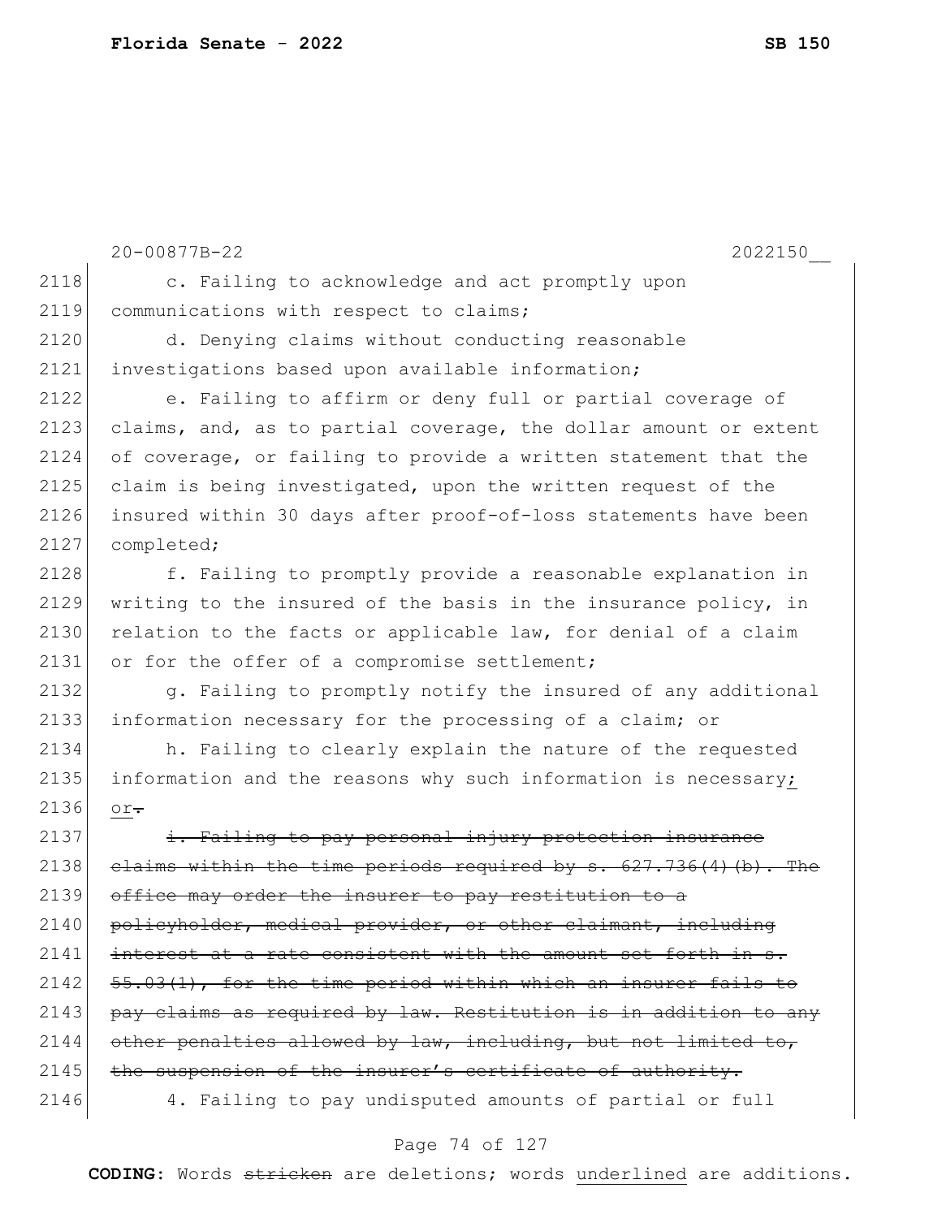c. Failing to acknowledge and act promptly upon communications with respect to claims;

d. Denying claims without conducting reasonable investigations based upon available information;

e. Failing to affirm or deny full or partial coverage of claims, and, as to partial coverage, the dollar amount or extent of coverage, or failing to provide a written statement that the claim is being investigated, upon the written request of the insured within 30 days after proof-of-loss statements have been completed;

f. Failing to promptly provide a reasonable explanation in writing to the insured of the basis in the insurance policy, in relation to the facts or applicable law, for denial of a claim or for the offer of a compromise settlement;

g. Failing to promptly notify the insured of any additional information necessary for the processing of a claim; or

h. Failing to clearly explain the nature of the requested information and the reasons why such information is necessary; <u>or</u>~~.~~

~~i. Failing to pay personal injury protection insurance claims within the time periods required by s. 627.736(4)(b). The office may order the insurer to pay restitution to a policyholder, medical provider, or other claimant, including interest at a rate consistent with the amount set forth in s. 55.03(1), for the time period within which an insurer fails to pay claims as required by law. Restitution is in addition to any other penalties allowed by law, including, but not limited to, the suspension of the insurer's certificate of authority.~~

4. Failing to pay undisputed amounts of partial or full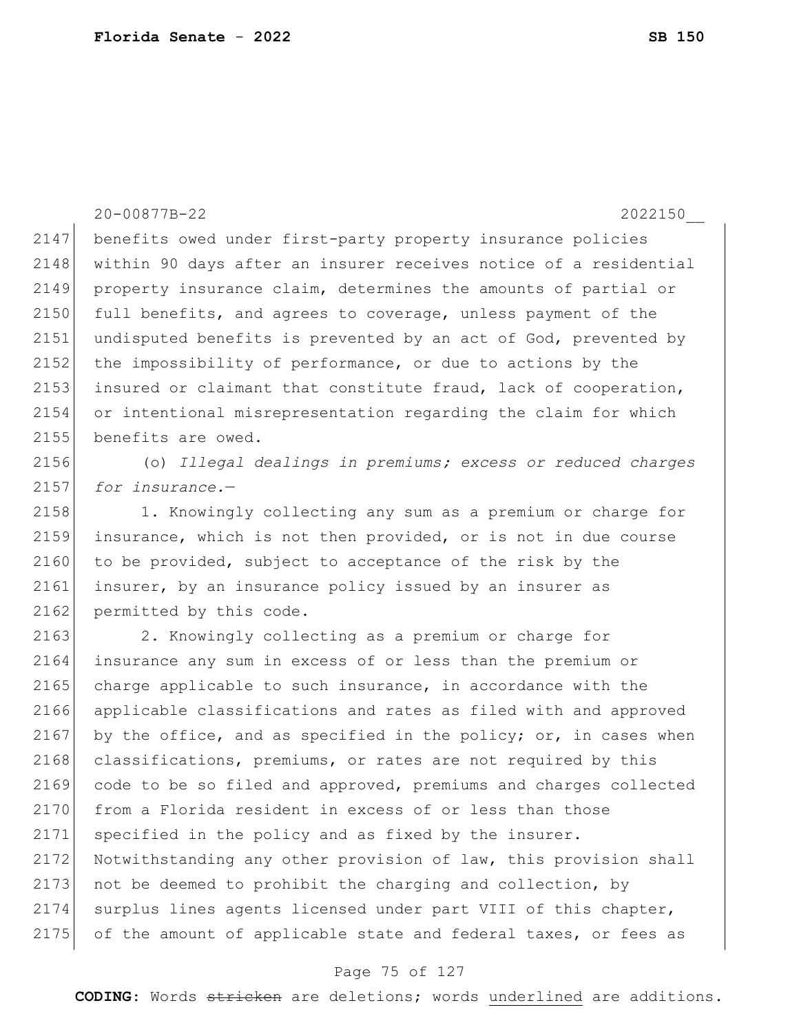benefits owed under first-party property insurance policies within 90 days after an insurer receives notice of a residential property insurance claim, determines the amounts of partial or full benefits, and agrees to coverage, unless payment of the undisputed benefits is prevented by an act of God, prevented by the impossibility of performance, or due to actions by the insured or claimant that constitute fraud, lack of cooperation, or intentional misrepresentation regarding the claim for which benefits are owed.

(o) *Illegal dealings in premiums; excess or reduced charges for insurance.*—

1. Knowingly collecting any sum as a premium or charge for insurance, which is not then provided, or is not in due course to be provided, subject to acceptance of the risk by the insurer, by an insurance policy issued by an insurer as permitted by this code.

2. Knowingly collecting as a premium or charge for insurance any sum in excess of or less than the premium or charge applicable to such insurance, in accordance with the applicable classifications and rates as filed with and approved by the office, and as specified in the policy; or, in cases when classifications, premiums, or rates are not required by this code to be so filed and approved, premiums and charges collected from a Florida resident in excess of or less than those specified in the policy and as fixed by the insurer. Notwithstanding any other provision of law, this provision shall not be deemed to prohibit the charging and collection, by surplus lines agents licensed under part VIII of this chapter, of the amount of applicable state and federal taxes, or fees as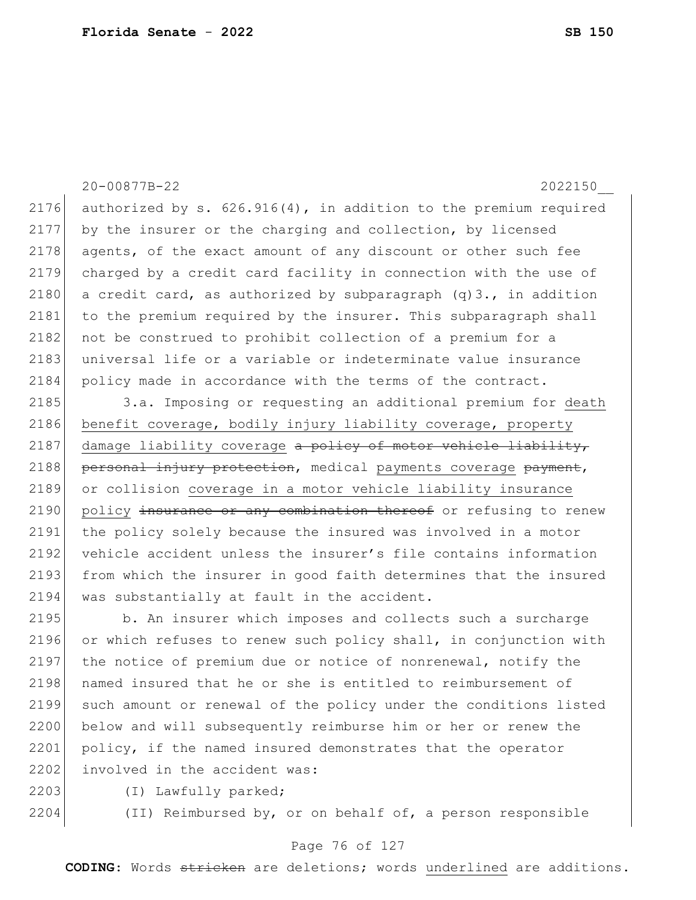authorized by s. 626.916(4), in addition to the premium required by the insurer or the charging and collection, by licensed agents, of the exact amount of any discount or other such fee charged by a credit card facility in connection with the use of a credit card, as authorized by subparagraph (q)3., in addition to the premium required by the insurer. This subparagraph shall not be construed to prohibit collection of a premium for a universal life or a variable or indeterminate value insurance policy made in accordance with the terms of the contract.

3.a. Imposing or requesting an additional premium for <u>death benefit coverage, bodily injury liability coverage, property damage liability coverage</u> ~~a policy of motor vehicle liability, personal injury protection~~, medical <u>payments coverage</u> ~~payment~~, or collision <u>coverage in a motor vehicle liability insurance policy</u> ~~insurance or any combination thereof~~ or refusing to renew the policy solely because the insured was involved in a motor vehicle accident unless the insurer's file contains information from which the insurer in good faith determines that the insured was substantially at fault in the accident.

b. An insurer which imposes and collects such a surcharge or which refuses to renew such policy shall, in conjunction with the notice of premium due or notice of nonrenewal, notify the named insured that he or she is entitled to reimbursement of such amount or renewal of the policy under the conditions listed below and will subsequently reimburse him or her or renew the policy, if the named insured demonstrates that the operator involved in the accident was:

(I) Lawfully parked;

(II) Reimbursed by, or on behalf of, a person responsible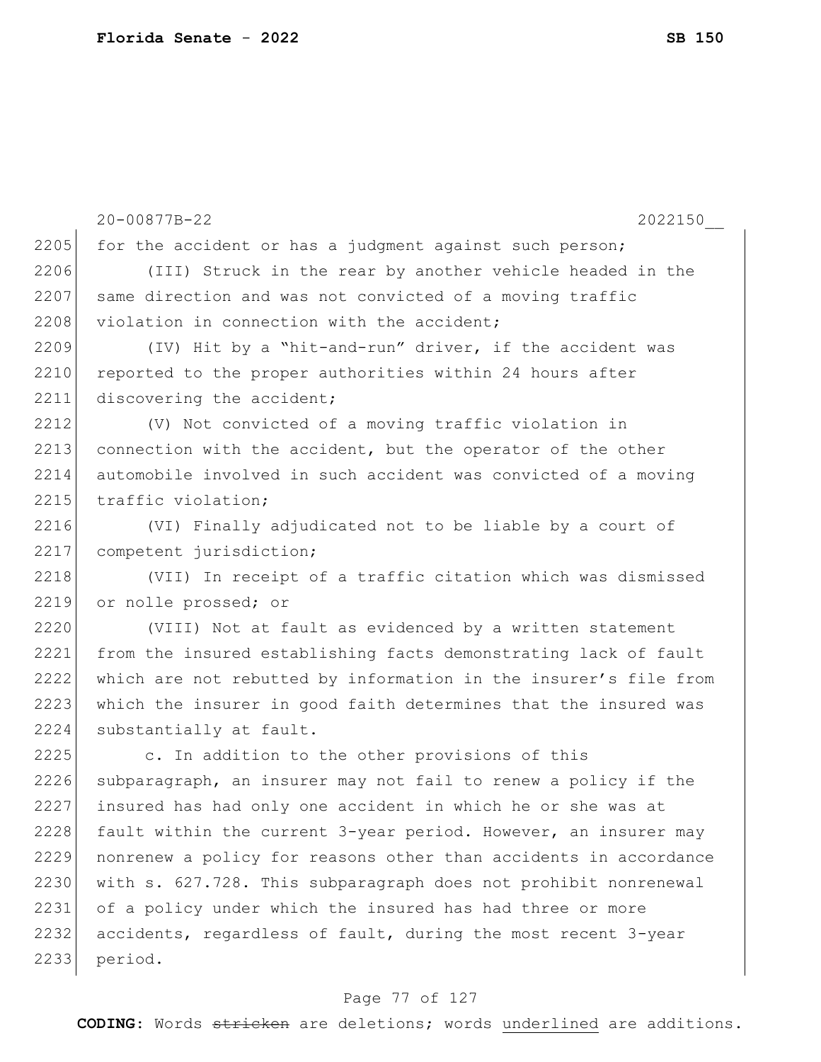for the accident or has a judgment against such person;

(III) Struck in the rear by another vehicle headed in the same direction and was not convicted of a moving traffic violation in connection with the accident;

(IV) Hit by a "hit-and-run" driver, if the accident was reported to the proper authorities within 24 hours after discovering the accident;

(V) Not convicted of a moving traffic violation in connection with the accident, but the operator of the other automobile involved in such accident was convicted of a moving traffic violation;

(VI) Finally adjudicated not to be liable by a court of competent jurisdiction;

(VII) In receipt of a traffic citation which was dismissed or nolle prossed; or

(VIII) Not at fault as evidenced by a written statement from the insured establishing facts demonstrating lack of fault which are not rebutted by information in the insurer's file from which the insurer in good faith determines that the insured was substantially at fault.

c. In addition to the other provisions of this subparagraph, an insurer may not fail to renew a policy if the insured has had only one accident in which he or she was at fault within the current 3-year period. However, an insurer may nonrenew a policy for reasons other than accidents in accordance with s. 627.728. This subparagraph does not prohibit nonrenewal of a policy under which the insured has had three or more accidents, regardless of fault, during the most recent 3-year period.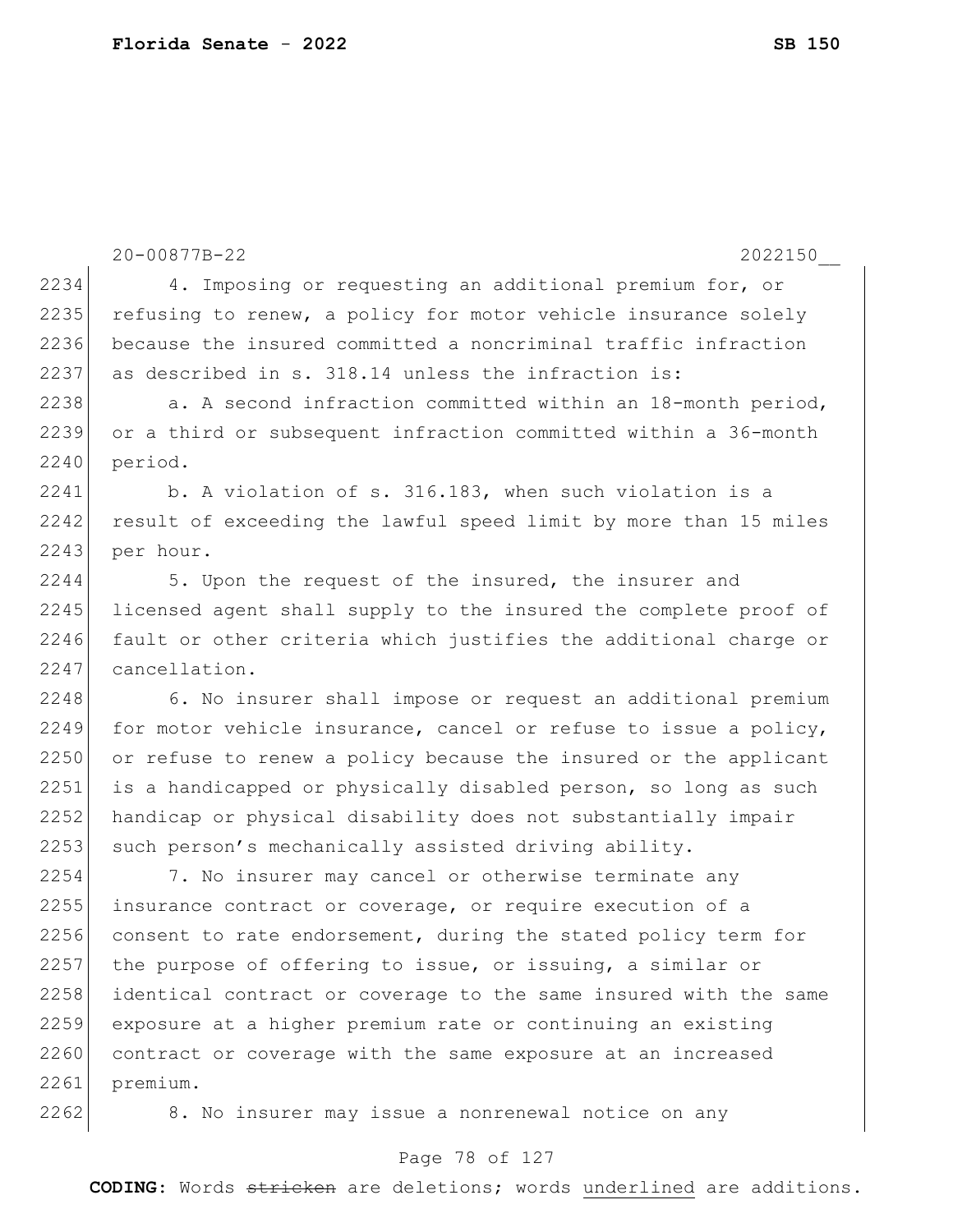4. Imposing or requesting an additional premium for, or refusing to renew, a policy for motor vehicle insurance solely because the insured committed a noncriminal traffic infraction as described in s. 318.14 unless the infraction is:

a. A second infraction committed within an 18-month period, or a third or subsequent infraction committed within a 36-month period.

b. A violation of s. 316.183, when such violation is a result of exceeding the lawful speed limit by more than 15 miles per hour.

5. Upon the request of the insured, the insurer and licensed agent shall supply to the insured the complete proof of fault or other criteria which justifies the additional charge or cancellation.

6. No insurer shall impose or request an additional premium for motor vehicle insurance, cancel or refuse to issue a policy, or refuse to renew a policy because the insured or the applicant is a handicapped or physically disabled person, so long as such handicap or physical disability does not substantially impair such person's mechanically assisted driving ability.

7. No insurer may cancel or otherwise terminate any insurance contract or coverage, or require execution of a consent to rate endorsement, during the stated policy term for the purpose of offering to issue, or issuing, a similar or identical contract or coverage to the same insured with the same exposure at a higher premium rate or continuing an existing contract or coverage with the same exposure at an increased premium.

8. No insurer may issue a nonrenewal notice on any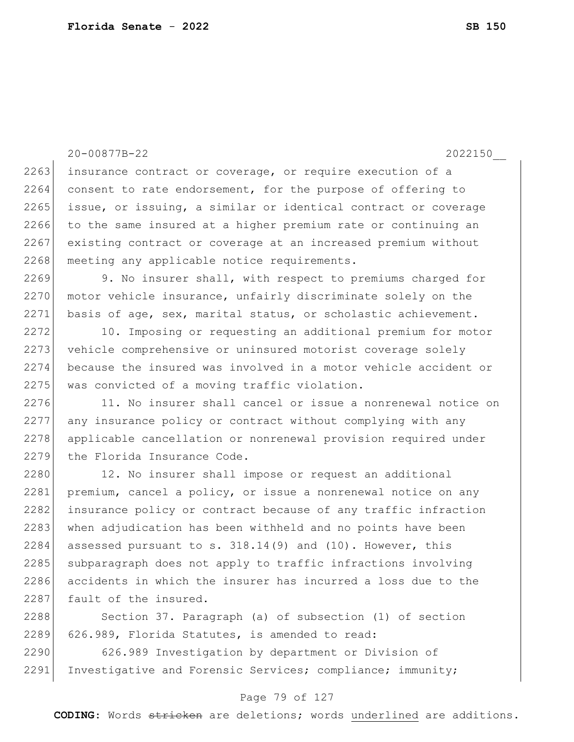insurance contract or coverage, or require execution of a consent to rate endorsement, for the purpose of offering to issue, or issuing, a similar or identical contract or coverage to the same insured at a higher premium rate or continuing an existing contract or coverage at an increased premium without meeting any applicable notice requirements.

9. No insurer shall, with respect to premiums charged for motor vehicle insurance, unfairly discriminate solely on the basis of age, sex, marital status, or scholastic achievement.

10. Imposing or requesting an additional premium for motor vehicle comprehensive or uninsured motorist coverage solely because the insured was involved in a motor vehicle accident or was convicted of a moving traffic violation.

11. No insurer shall cancel or issue a nonrenewal notice on any insurance policy or contract without complying with any applicable cancellation or nonrenewal provision required under the Florida Insurance Code.

12. No insurer shall impose or request an additional premium, cancel a policy, or issue a nonrenewal notice on any insurance policy or contract because of any traffic infraction when adjudication has been withheld and no points have been assessed pursuant to s. 318.14(9) and (10). However, this subparagraph does not apply to traffic infractions involving accidents in which the insurer has incurred a loss due to the fault of the insured.

Section 37. Paragraph (a) of subsection (1) of section 626.989, Florida Statutes, is amended to read:

626.989 Investigation by department or Division of Investigative and Forensic Services; compliance; immunity;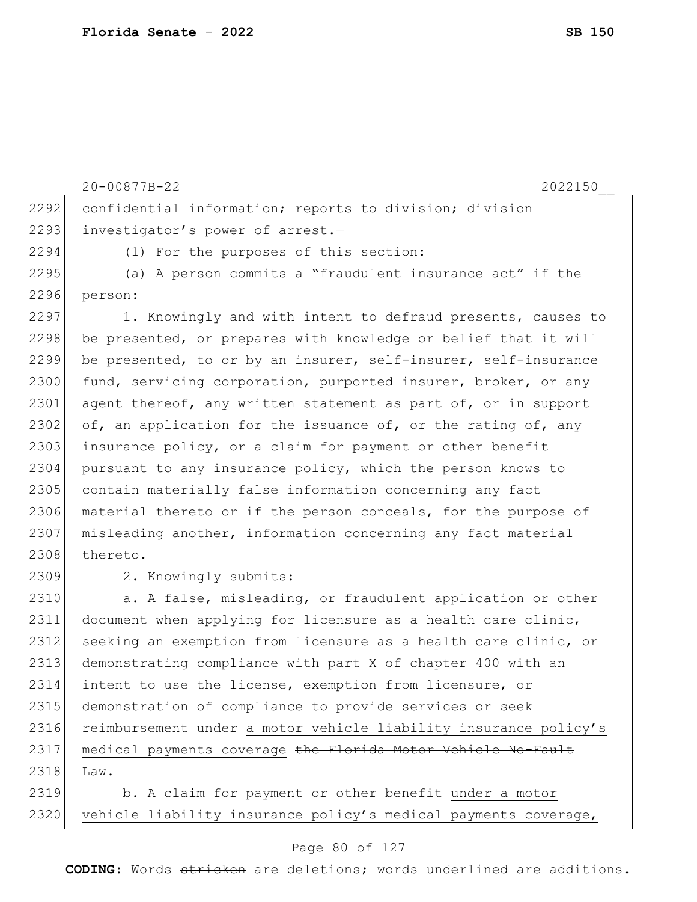confidential information; reports to division; division investigator's power of arrest.—

(1) For the purposes of this section:

(a) A person commits a "fraudulent insurance act" if the person:

1. Knowingly and with intent to defraud presents, causes to be presented, or prepares with knowledge or belief that it will be presented, to or by an insurer, self-insurer, self-insurance fund, servicing corporation, purported insurer, broker, or any agent thereof, any written statement as part of, or in support of, an application for the issuance of, or the rating of, any insurance policy, or a claim for payment or other benefit pursuant to any insurance policy, which the person knows to contain materially false information concerning any fact material thereto or if the person conceals, for the purpose of misleading another, information concerning any fact material thereto.

2. Knowingly submits:

a. A false, misleading, or fraudulent application or other document when applying for licensure as a health care clinic, seeking an exemption from licensure as a health care clinic, or demonstrating compliance with part X of chapter 400 with an intent to use the license, exemption from licensure, or demonstration of compliance to provide services or seek reimbursement under <u>a motor vehicle liability insurance policy's medical payments coverage</u> ~~the Florida Motor Vehicle No-Fault Law~~.

b. A claim for payment or other benefit <u>under a motor vehicle liability insurance policy's medical payments coverage,</u>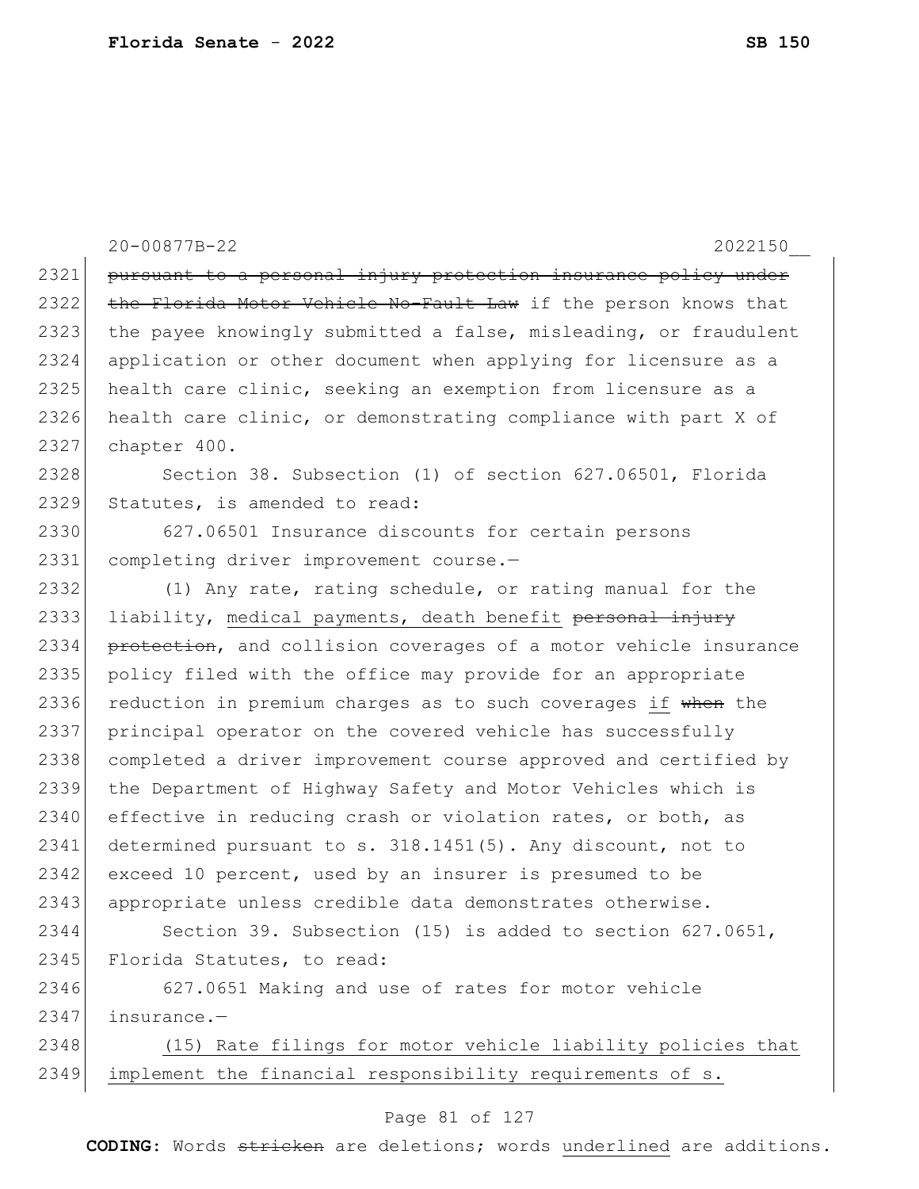~~pursuant to a personal injury protection insurance policy under the Florida Motor Vehicle No-Fault Law~~ if the person knows that the payee knowingly submitted a false, misleading, or fraudulent application or other document when applying for licensure as a health care clinic, seeking an exemption from licensure as a health care clinic, or demonstrating compliance with part X of chapter 400.

Section 38. Subsection (1) of section 627.06501, Florida Statutes, is amended to read:

627.06501 Insurance discounts for certain persons completing driver improvement course.—

(1) Any rate, rating schedule, or rating manual for the liability, <u>medical payments, death benefit</u> ~~personal injury protection~~, and collision coverages of a motor vehicle insurance policy filed with the office may provide for an appropriate reduction in premium charges as to such coverages <u>if</u> ~~when~~ the principal operator on the covered vehicle has successfully completed a driver improvement course approved and certified by the Department of Highway Safety and Motor Vehicles which is effective in reducing crash or violation rates, or both, as determined pursuant to s. 318.1451(5). Any discount, not to exceed 10 percent, used by an insurer is presumed to be appropriate unless credible data demonstrates otherwise.

Section 39. Subsection (15) is added to section 627.0651, Florida Statutes, to read:

627.0651 Making and use of rates for motor vehicle insurance.—

<u>(15) Rate filings for motor vehicle liability policies that implement the financial responsibility requirements of s.</u>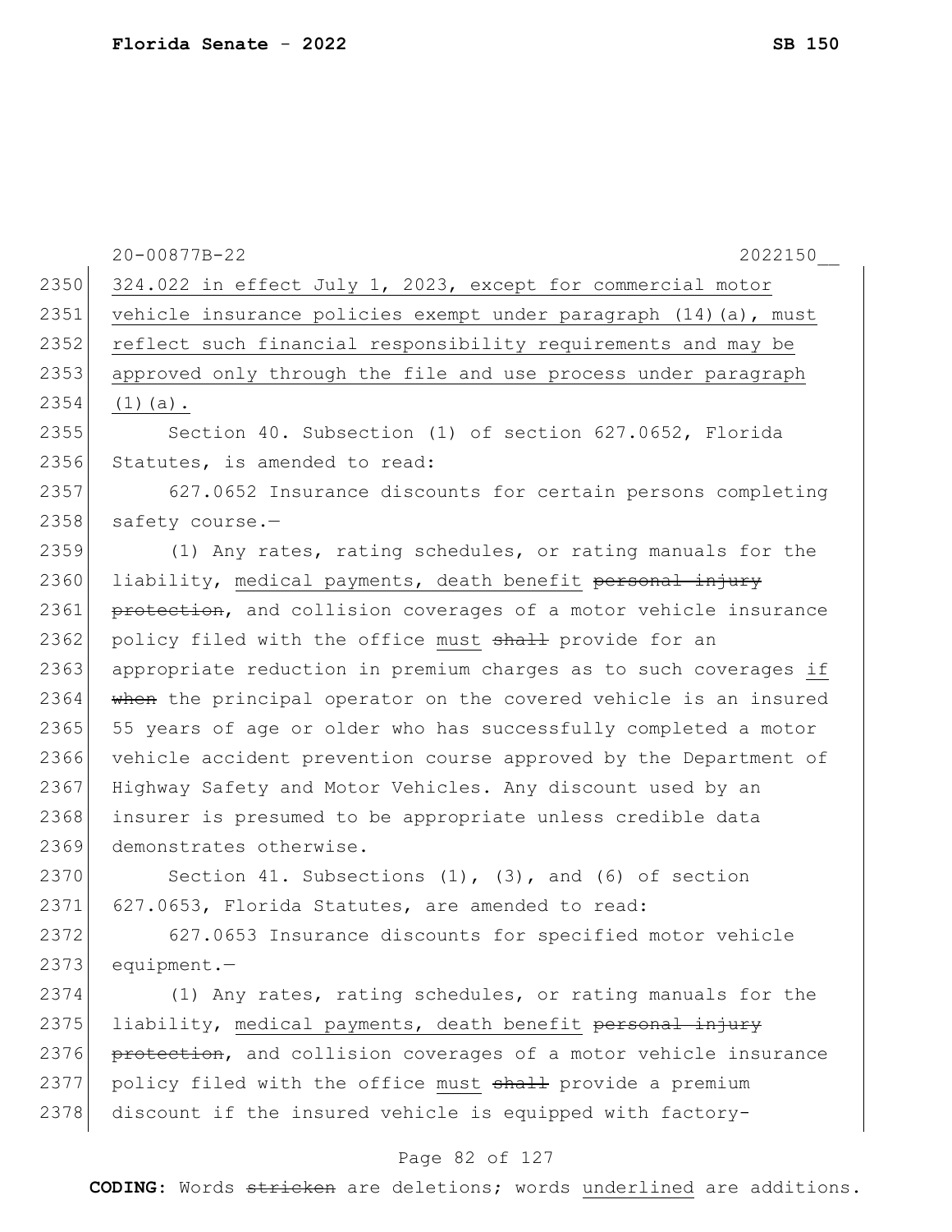324.022 in effect July 1, 2023, except for commercial motor vehicle insurance policies exempt under paragraph (14)(a), must reflect such financial responsibility requirements and may be approved only through the file and use process under paragraph (1)(a).

Section 40. Subsection (1) of section 627.0652, Florida Statutes, is amended to read:

627.0652 Insurance discounts for certain persons completing safety course.—

(1) Any rates, rating schedules, or rating manuals for the liability, medical payments, death benefit ~~personal injury protection~~, and collision coverages of a motor vehicle insurance policy filed with the office must ~~shall~~ provide for an appropriate reduction in premium charges as to such coverages if ~~when~~ the principal operator on the covered vehicle is an insured 55 years of age or older who has successfully completed a motor vehicle accident prevention course approved by the Department of Highway Safety and Motor Vehicles. Any discount used by an insurer is presumed to be appropriate unless credible data demonstrates otherwise.

Section 41. Subsections (1), (3), and (6) of section 627.0653, Florida Statutes, are amended to read:

627.0653 Insurance discounts for specified motor vehicle equipment.—

(1) Any rates, rating schedules, or rating manuals for the liability, medical payments, death benefit ~~personal injury protection~~, and collision coverages of a motor vehicle insurance policy filed with the office must ~~shall~~ provide a premium discount if the insured vehicle is equipped with factory-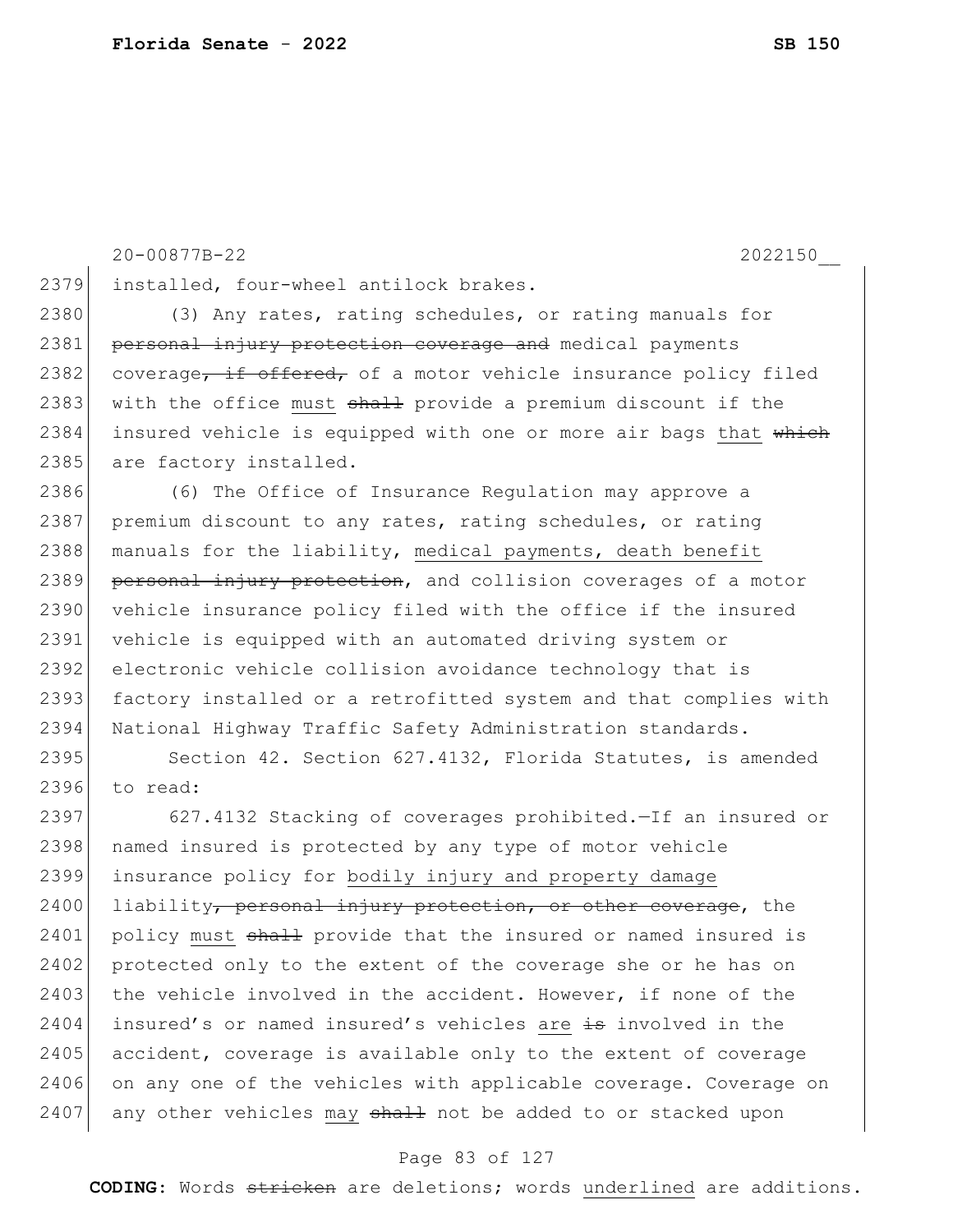20-00877B-22 2022150__

2379 installed, four-wheel antilock brakes.

2380 (3) Any rates, rating schedules, or rating manuals for
2381 ~~personal injury protection coverage and~~ medical payments
2382 coverage~~, if offered,~~ of a motor vehicle insurance policy filed
2383 with the office <u>must</u> ~~shall~~ provide a premium discount if the
2384 insured vehicle is equipped with one or more air bags <u>that</u> ~~which~~
2385 are factory installed.

2386 (6) The Office of Insurance Regulation may approve a
2387 premium discount to any rates, rating schedules, or rating
2388 manuals for the liability, <u>medical payments, death benefit</u>
2389 ~~personal injury protection~~, and collision coverages of a motor
2390 vehicle insurance policy filed with the office if the insured
2391 vehicle is equipped with an automated driving system or
2392 electronic vehicle collision avoidance technology that is
2393 factory installed or a retrofitted system and that complies with
2394 National Highway Traffic Safety Administration standards.

2395 Section 42. Section 627.4132, Florida Statutes, is amended
2396 to read:

2397 627.4132 Stacking of coverages prohibited.—If an insured or
2398 named insured is protected by any type of motor vehicle
2399 insurance policy for <u>bodily injury and property damage</u>
2400 liability~~, personal injury protection, or other coverage~~, the
2401 policy <u>must</u> ~~shall~~ provide that the insured or named insured is
2402 protected only to the extent of the coverage she or he has on
2403 the vehicle involved in the accident. However, if none of the
2404 insured's or named insured's vehicles <u>are</u> ~~is~~ involved in the
2405 accident, coverage is available only to the extent of coverage
2406 on any one of the vehicles with applicable coverage. Coverage on
2407 any other vehicles <u>may</u> ~~shall~~ not be added to or stacked upon

**CODING:** Words ~~stricken~~ are deletions; words <u>underlined</u> are additions.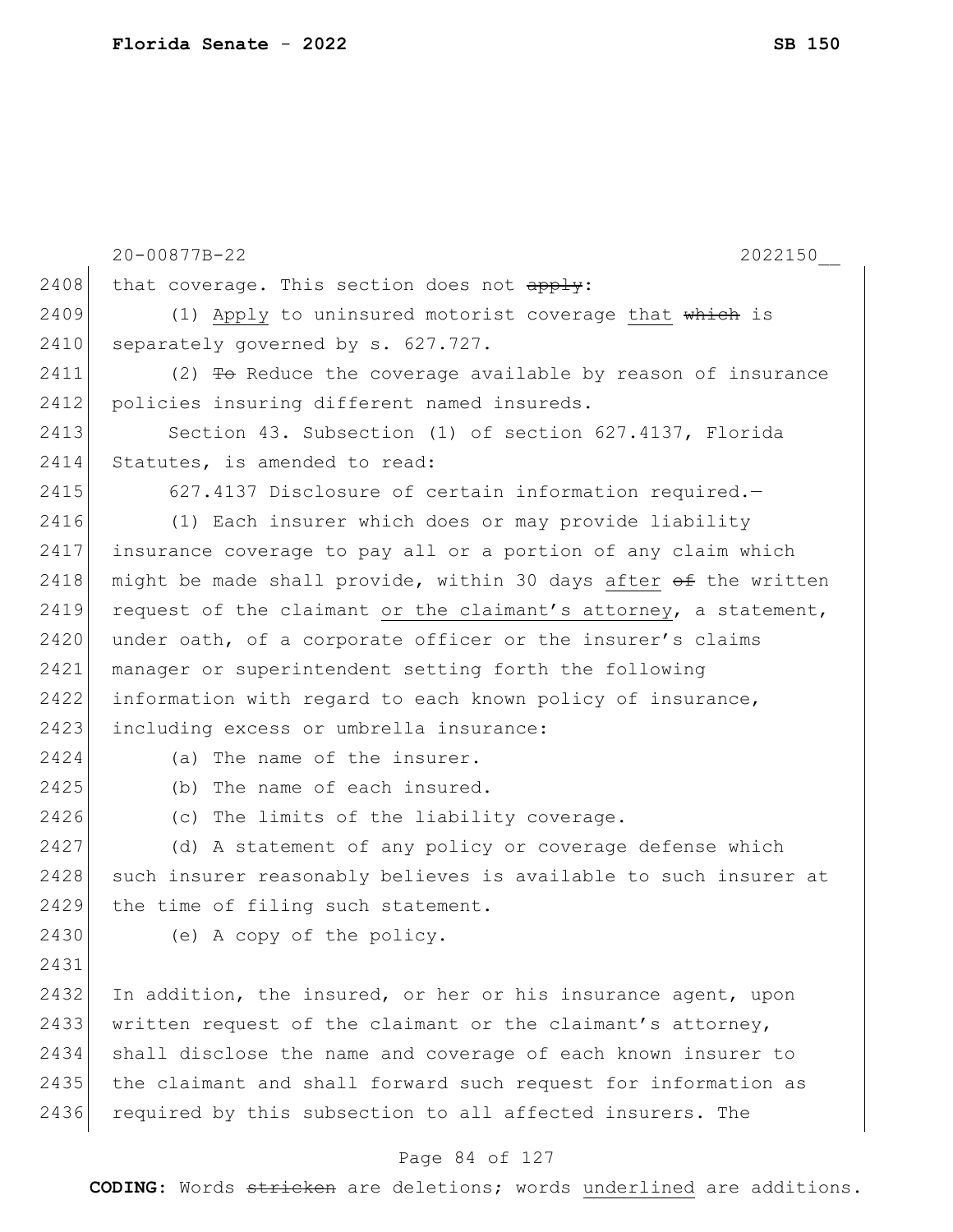that coverage. This section does not ~~apply~~:

(1) <u>Apply</u> to uninsured motorist coverage <u>that</u> ~~which~~ is separately governed by s. 627.727.

(2) ~~To~~ Reduce the coverage available by reason of insurance policies insuring different named insureds.

Section 43. Subsection (1) of section 627.4137, Florida Statutes, is amended to read:

627.4137 Disclosure of certain information required.—

(1) Each insurer which does or may provide liability insurance coverage to pay all or a portion of any claim which might be made shall provide, within 30 days <u>after</u> ~~of~~ the written request of the claimant <u>or the claimant's attorney</u>, a statement, under oath, of a corporate officer or the insurer's claims manager or superintendent setting forth the following information with regard to each known policy of insurance, including excess or umbrella insurance:

(a) The name of the insurer.

(b) The name of each insured.

(c) The limits of the liability coverage.

(d) A statement of any policy or coverage defense which such insurer reasonably believes is available to such insurer at the time of filing such statement.

(e) A copy of the policy.

In addition, the insured, or her or his insurance agent, upon written request of the claimant or the claimant's attorney, shall disclose the name and coverage of each known insurer to the claimant and shall forward such request for information as required by this subsection to all affected insurers. The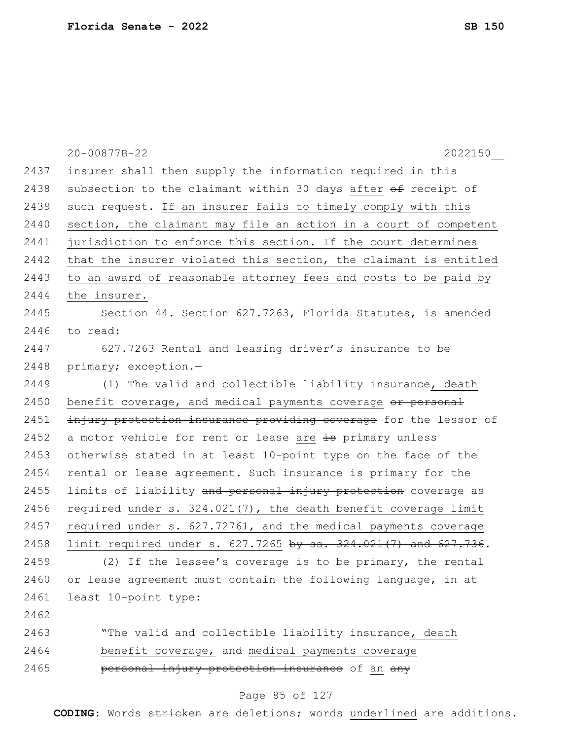insurer shall then supply the information required in this subsection to the claimant within 30 days <u>after</u> ~~of~~ receipt of such request. <u>If an insurer fails to timely comply with this section, the claimant may file an action in a court of competent jurisdiction to enforce this section. If the court determines that the insurer violated this section, the claimant is entitled to an award of reasonable attorney fees and costs to be paid by the insurer.</u>

Section 44. Section 627.7263, Florida Statutes, is amended to read:

627.7263 Rental and leasing driver's insurance to be primary; exception.—

(1) The valid and collectible liability insurance<u>, death benefit coverage, and medical payments coverage</u> ~~or personal injury protection insurance providing coverage~~ for the lessor of a motor vehicle for rent or lease <u>are</u> ~~is~~ primary unless otherwise stated in at least 10-point type on the face of the rental or lease agreement. Such insurance is primary for the limits of liability ~~and personal injury protection~~ coverage as required <u>under s. 324.021(7), the death benefit coverage limit required under s. 627.72761, and the medical payments coverage limit required under s. 627.7265</u> ~~by ss. 324.021(7) and 627.736~~.

(2) If the lessee's coverage is to be primary, the rental or lease agreement must contain the following language, in at least 10-point type:

"The valid and collectible liability insurance<u>, death benefit coverage,</u> and <u>medical payments coverage</u> ~~personal injury protection insurance~~ of <u>an</u> ~~any~~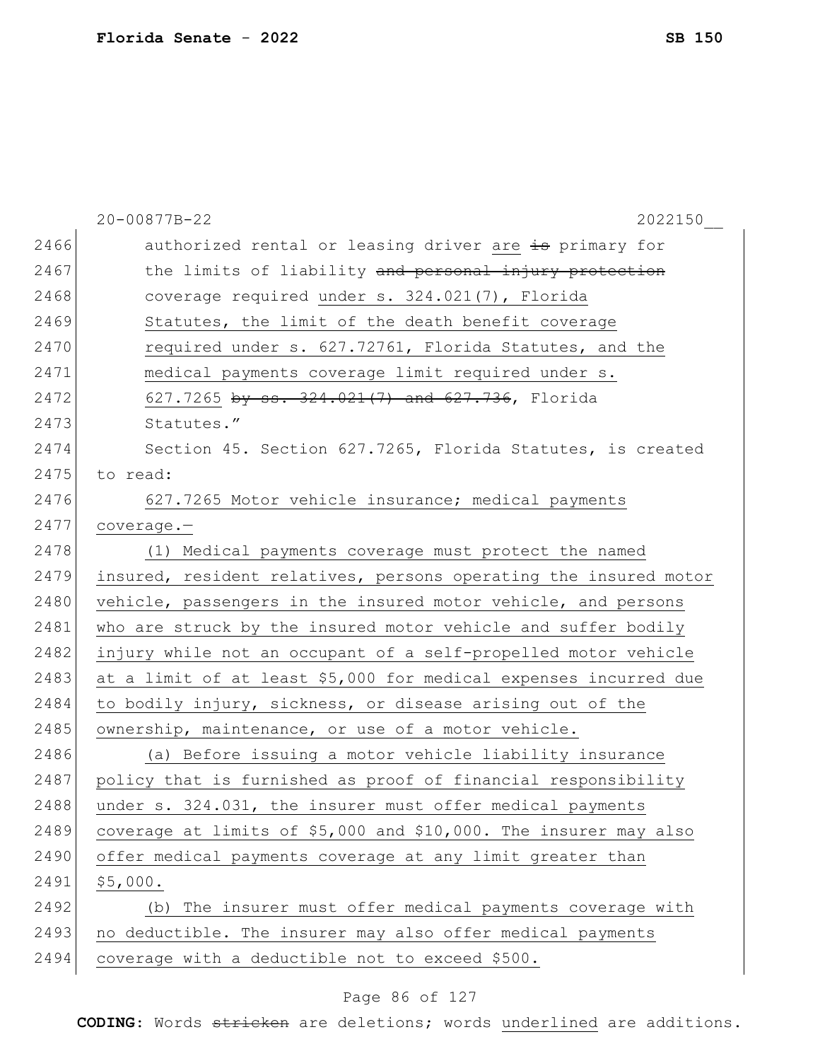authorized rental or leasing driver are ~~is~~ primary for the limits of liability ~~and personal injury protection~~ coverage required under s. 324.021(7), Florida Statutes, the limit of the death benefit coverage required under s. 627.72761, Florida Statutes, and the medical payments coverage limit required under s. 627.7265 ~~by ss. 324.021(7) and 627.736~~, Florida Statutes."

Section 45. Section 627.7265, Florida Statutes, is created to read:

627.7265 Motor vehicle insurance; medical payments coverage.—

(1) Medical payments coverage must protect the named insured, resident relatives, persons operating the insured motor vehicle, passengers in the insured motor vehicle, and persons who are struck by the insured motor vehicle and suffer bodily injury while not an occupant of a self-propelled motor vehicle at a limit of at least $5,000 for medical expenses incurred due to bodily injury, sickness, or disease arising out of the ownership, maintenance, or use of a motor vehicle.

(a) Before issuing a motor vehicle liability insurance policy that is furnished as proof of financial responsibility under s. 324.031, the insurer must offer medical payments coverage at limits of $5,000 and $10,000. The insurer may also offer medical payments coverage at any limit greater than $5,000.

(b) The insurer must offer medical payments coverage with no deductible. The insurer may also offer medical payments coverage with a deductible not to exceed $500.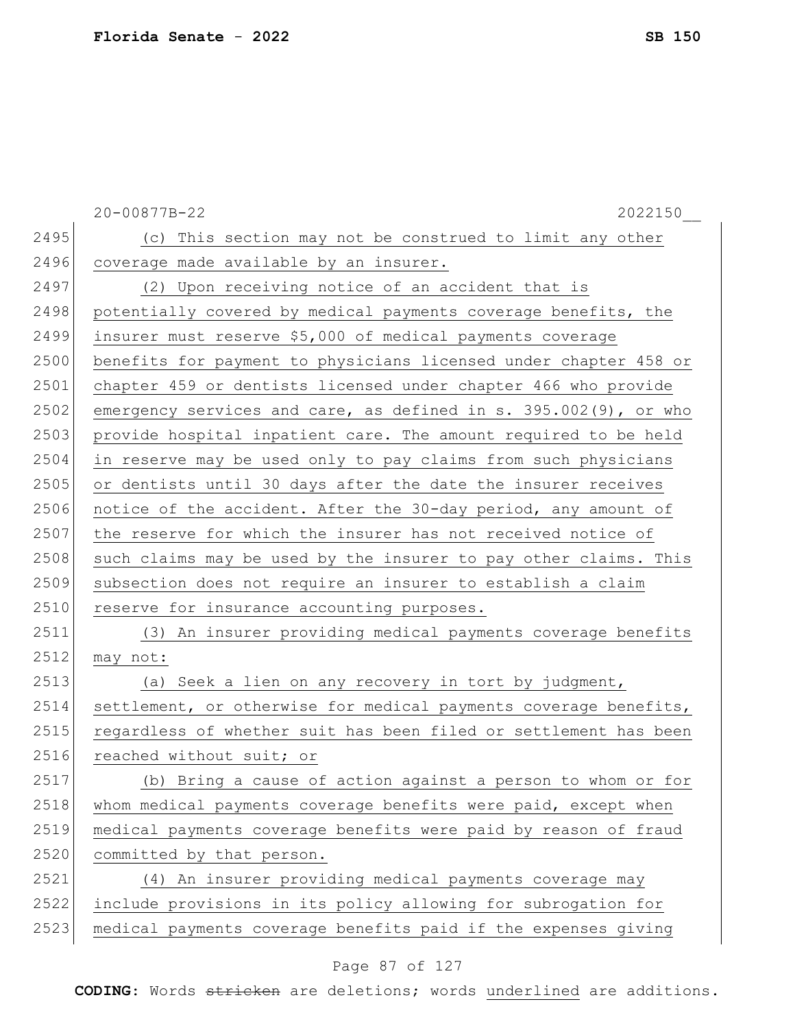(c) This section may not be construed to limit any other coverage made available by an insurer.

(2) Upon receiving notice of an accident that is potentially covered by medical payments coverage benefits, the insurer must reserve $5,000 of medical payments coverage benefits for payment to physicians licensed under chapter 458 or chapter 459 or dentists licensed under chapter 466 who provide emergency services and care, as defined in s. 395.002(9), or who provide hospital inpatient care. The amount required to be held in reserve may be used only to pay claims from such physicians or dentists until 30 days after the date the insurer receives notice of the accident. After the 30-day period, any amount of the reserve for which the insurer has not received notice of such claims may be used by the insurer to pay other claims. This subsection does not require an insurer to establish a claim reserve for insurance accounting purposes.

(3) An insurer providing medical payments coverage benefits may not:

(a) Seek a lien on any recovery in tort by judgment, settlement, or otherwise for medical payments coverage benefits, regardless of whether suit has been filed or settlement has been reached without suit; or

(b) Bring a cause of action against a person to whom or for whom medical payments coverage benefits were paid, except when medical payments coverage benefits were paid by reason of fraud committed by that person.

(4) An insurer providing medical payments coverage may include provisions in its policy allowing for subrogation for medical payments coverage benefits paid if the expenses giving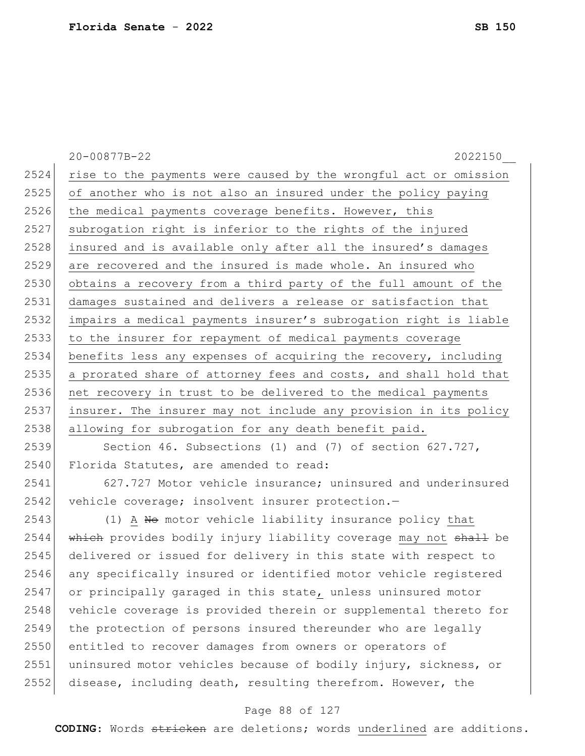rise to the payments were caused by the wrongful act or omission of another who is not also an insured under the policy paying the medical payments coverage benefits. However, this subrogation right is inferior to the rights of the injured insured and is available only after all the insured's damages are recovered and the insured is made whole. An insured who obtains a recovery from a third party of the full amount of the damages sustained and delivers a release or satisfaction that impairs a medical payments insurer's subrogation right is liable to the insurer for repayment of medical payments coverage benefits less any expenses of acquiring the recovery, including a prorated share of attorney fees and costs, and shall hold that net recovery in trust to be delivered to the medical payments insurer. The insurer may not include any provision in its policy allowing for subrogation for any death benefit paid.

Section 46. Subsections (1) and (7) of section 627.727, Florida Statutes, are amended to read:

627.727 Motor vehicle insurance; uninsured and underinsured vehicle coverage; insolvent insurer protection.—

(1) A ~~No~~ motor vehicle liability insurance policy that ~~which~~ provides bodily injury liability coverage may not ~~shall~~ be delivered or issued for delivery in this state with respect to any specifically insured or identified motor vehicle registered or principally garaged in this state, unless uninsured motor vehicle coverage is provided therein or supplemental thereto for the protection of persons insured thereunder who are legally entitled to recover damages from owners or operators of uninsured motor vehicles because of bodily injury, sickness, or disease, including death, resulting therefrom. However, the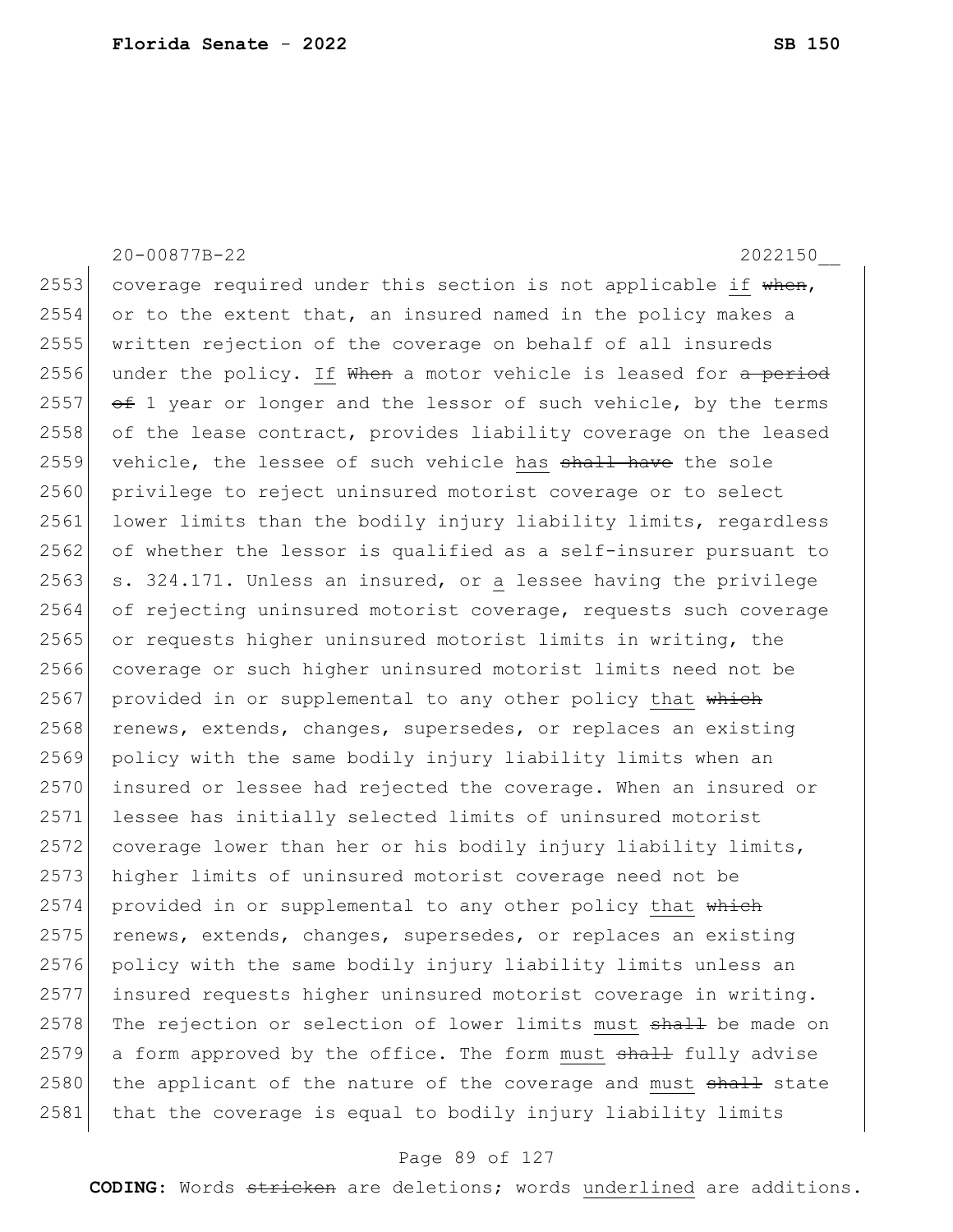20-00877B-22 2022150__

2553 coverage required under this section is not applicable if ~~when~~,
2554 or to the extent that, an insured named in the policy makes a
2555 written rejection of the coverage on behalf of all insureds
2556 under the policy. If ~~When~~ a motor vehicle is leased for ~~a period~~
2557 ~~of~~ 1 year or longer and the lessor of such vehicle, by the terms
2558 of the lease contract, provides liability coverage on the leased
2559 vehicle, the lessee of such vehicle has ~~shall have~~ the sole
2560 privilege to reject uninsured motorist coverage or to select
2561 lower limits than the bodily injury liability limits, regardless
2562 of whether the lessor is qualified as a self-insurer pursuant to
2563 s. 324.171. Unless an insured, or a lessee having the privilege
2564 of rejecting uninsured motorist coverage, requests such coverage
2565 or requests higher uninsured motorist limits in writing, the
2566 coverage or such higher uninsured motorist limits need not be
2567 provided in or supplemental to any other policy that ~~which~~
2568 renews, extends, changes, supersedes, or replaces an existing
2569 policy with the same bodily injury liability limits when an
2570 insured or lessee had rejected the coverage. When an insured or
2571 lessee has initially selected limits of uninsured motorist
2572 coverage lower than her or his bodily injury liability limits,
2573 higher limits of uninsured motorist coverage need not be
2574 provided in or supplemental to any other policy that ~~which~~
2575 renews, extends, changes, supersedes, or replaces an existing
2576 policy with the same bodily injury liability limits unless an
2577 insured requests higher uninsured motorist coverage in writing.
2578 The rejection or selection of lower limits must ~~shall~~ be made on
2579 a form approved by the office. The form must ~~shall~~ fully advise
2580 the applicant of the nature of the coverage and must ~~shall~~ state
2581 that the coverage is equal to bodily injury liability limits

**CODING:** Words ~~stricken~~ are deletions; words underlined are additions.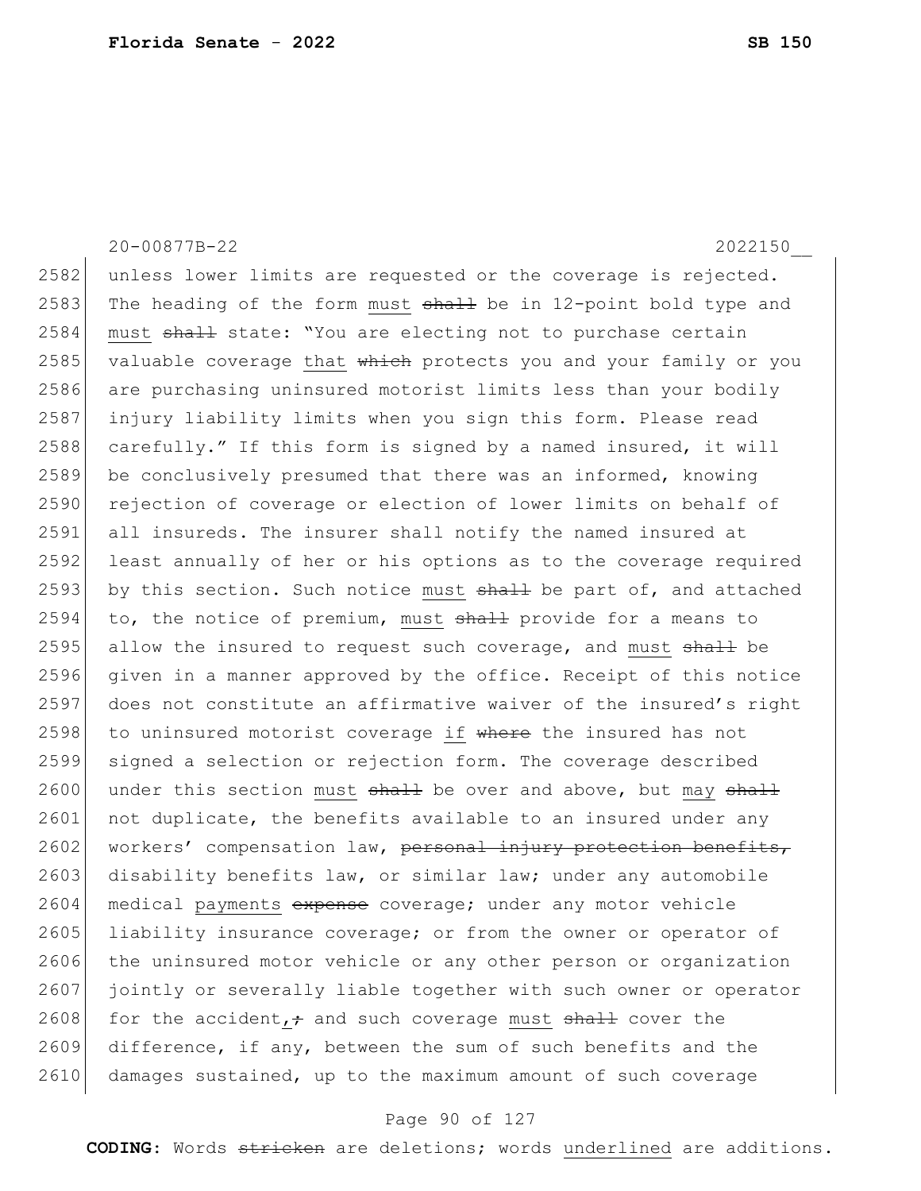unless lower limits are requested or the coverage is rejected. The heading of the form must ~~shall~~ be in 12-point bold type and must ~~shall~~ state: "You are electing not to purchase certain valuable coverage that ~~which~~ protects you and your family or you are purchasing uninsured motorist limits less than your bodily injury liability limits when you sign this form. Please read carefully." If this form is signed by a named insured, it will be conclusively presumed that there was an informed, knowing rejection of coverage or election of lower limits on behalf of all insureds. The insurer shall notify the named insured at least annually of her or his options as to the coverage required by this section. Such notice must ~~shall~~ be part of, and attached to, the notice of premium, must ~~shall~~ provide for a means to allow the insured to request such coverage, and must ~~shall~~ be given in a manner approved by the office. Receipt of this notice does not constitute an affirmative waiver of the insured's right to uninsured motorist coverage if ~~where~~ the insured has not signed a selection or rejection form. The coverage described under this section must ~~shall~~ be over and above, but may ~~shall~~ not duplicate, the benefits available to an insured under any workers' compensation law, ~~personal injury protection benefits,~~ disability benefits law, or similar law; under any automobile medical payments ~~expense~~ coverage; under any motor vehicle liability insurance coverage; or from the owner or operator of the uninsured motor vehicle or any other person or organization jointly or severally liable together with such owner or operator for the accident,~~;~~ and such coverage must ~~shall~~ cover the difference, if any, between the sum of such benefits and the damages sustained, up to the maximum amount of such coverage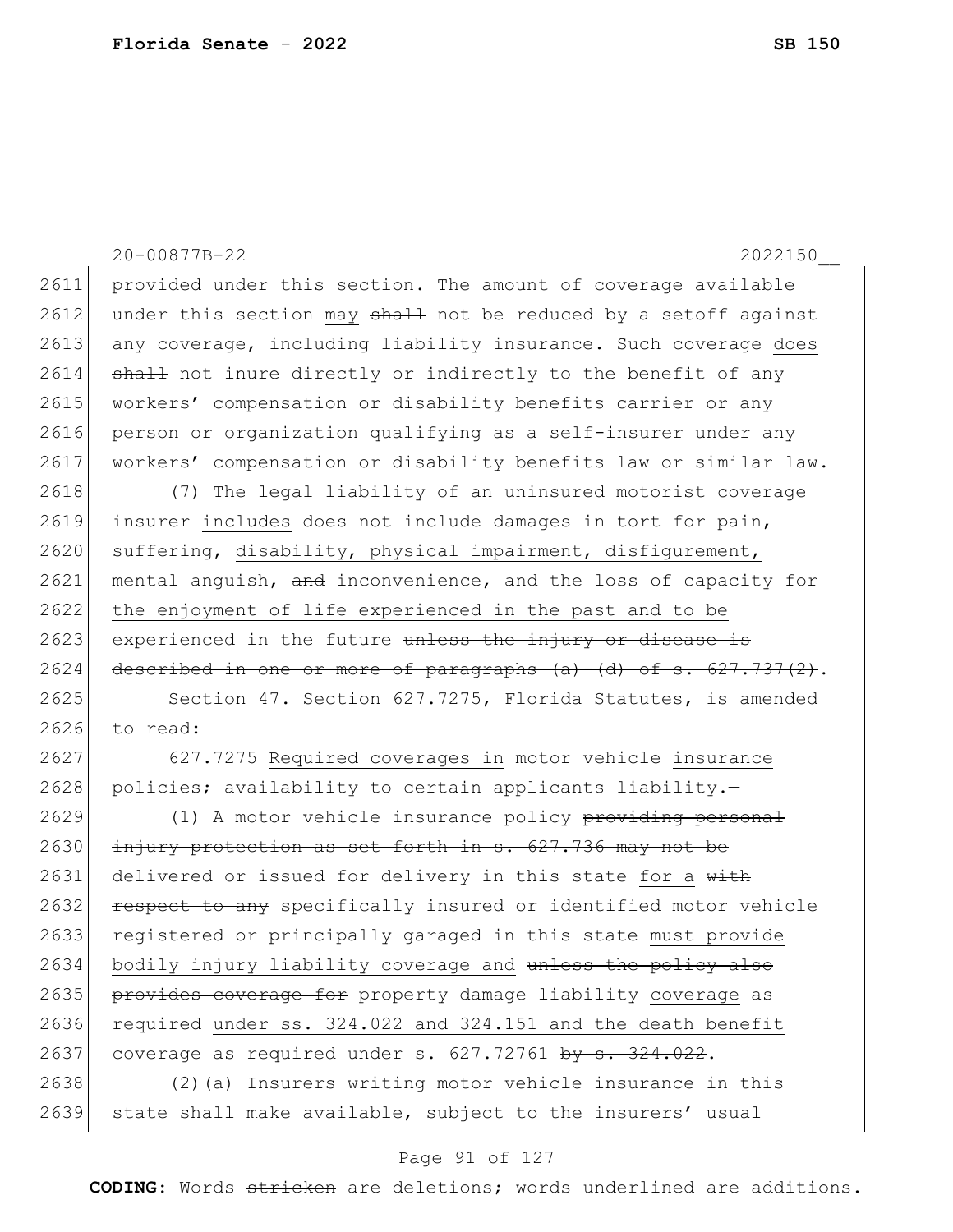provided under this section. The amount of coverage available under this section may ~~shall~~ not be reduced by a setoff against any coverage, including liability insurance. Such coverage does ~~shall~~ not inure directly or indirectly to the benefit of any workers' compensation or disability benefits carrier or any person or organization qualifying as a self-insurer under any workers' compensation or disability benefits law or similar law.

(7) The legal liability of an uninsured motorist coverage insurer includes ~~does not include~~ damages in tort for pain, suffering, disability, physical impairment, disfigurement, mental anguish, ~~and~~ inconvenience, and the loss of capacity for the enjoyment of life experienced in the past and to be experienced in the future ~~unless the injury or disease is described in one or more of paragraphs (a)-(d) of s. 627.737(2)~~.

Section 47. Section 627.7275, Florida Statutes, is amended to read:

627.7275 Required coverages in motor vehicle insurance policies; availability to certain applicants ~~liability~~.—

(1) A motor vehicle insurance policy ~~providing personal injury protection as set forth in s. 627.736 may not be~~ delivered or issued for delivery in this state for a ~~with respect to any~~ specifically insured or identified motor vehicle registered or principally garaged in this state must provide bodily injury liability coverage and ~~unless the policy also provides coverage for~~ property damage liability coverage as required under ss. 324.022 and 324.151 and the death benefit coverage as required under s. 627.72761 ~~by s. 324.022~~.

(2)(a) Insurers writing motor vehicle insurance in this state shall make available, subject to the insurers' usual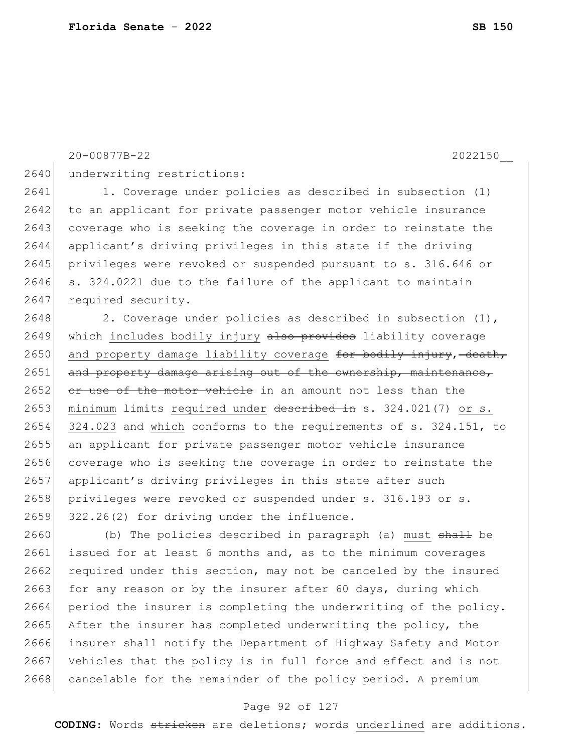underwriting restrictions:

1. Coverage under policies as described in subsection (1) to an applicant for private passenger motor vehicle insurance coverage who is seeking the coverage in order to reinstate the applicant's driving privileges in this state if the driving privileges were revoked or suspended pursuant to s. 316.646 or s. 324.0221 due to the failure of the applicant to maintain required security.

2. Coverage under policies as described in subsection (1), which <u>includes bodily injury</u> ~~also provides~~ liability coverage <u>and property damage liability coverage</u> ~~for bodily injury, death, and property damage arising out of the ownership, maintenance, or use of the motor vehicle~~ in an amount not less than the <u>minimum</u> limits <u>required under</u> ~~described in~~ s. 324.021(7) <u>or s. 324.023</u> and <u>which</u> conforms to the requirements of s. 324.151, to an applicant for private passenger motor vehicle insurance coverage who is seeking the coverage in order to reinstate the applicant's driving privileges in this state after such privileges were revoked or suspended under s. 316.193 or s. 322.26(2) for driving under the influence.

(b) The policies described in paragraph (a) <u>must</u> ~~shall~~ be issued for at least 6 months and, as to the minimum coverages required under this section, may not be canceled by the insured for any reason or by the insurer after 60 days, during which period the insurer is completing the underwriting of the policy. After the insurer has completed underwriting the policy, the insurer shall notify the Department of Highway Safety and Motor Vehicles that the policy is in full force and effect and is not cancelable for the remainder of the policy period. A premium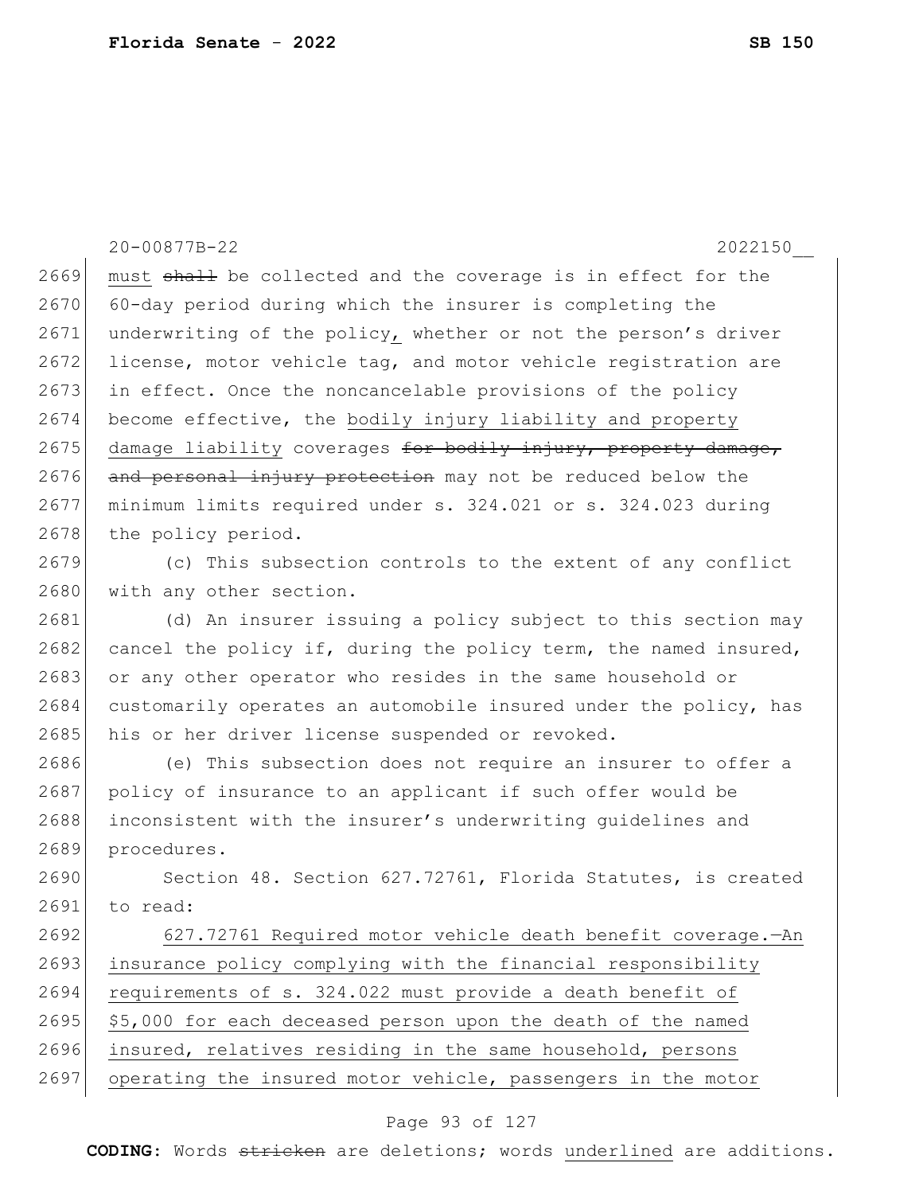must ~~shall~~ be collected and the coverage is in effect for the 60-day period during which the insurer is completing the underwriting of the policy, whether or not the person's driver license, motor vehicle tag, and motor vehicle registration are in effect. Once the noncancelable provisions of the policy become effective, the bodily injury liability and property damage liability coverages ~~for bodily injury, property damage, and personal injury protection~~ may not be reduced below the minimum limits required under s. 324.021 or s. 324.023 during the policy period.

(c) This subsection controls to the extent of any conflict with any other section.

(d) An insurer issuing a policy subject to this section may cancel the policy if, during the policy term, the named insured, or any other operator who resides in the same household or customarily operates an automobile insured under the policy, has his or her driver license suspended or revoked.

(e) This subsection does not require an insurer to offer a policy of insurance to an applicant if such offer would be inconsistent with the insurer's underwriting guidelines and procedures.

Section 48. Section 627.72761, Florida Statutes, is created to read:

627.72761 Required motor vehicle death benefit coverage.—An insurance policy complying with the financial responsibility requirements of s. 324.022 must provide a death benefit of $5,000 for each deceased person upon the death of the named insured, relatives residing in the same household, persons operating the insured motor vehicle, passengers in the motor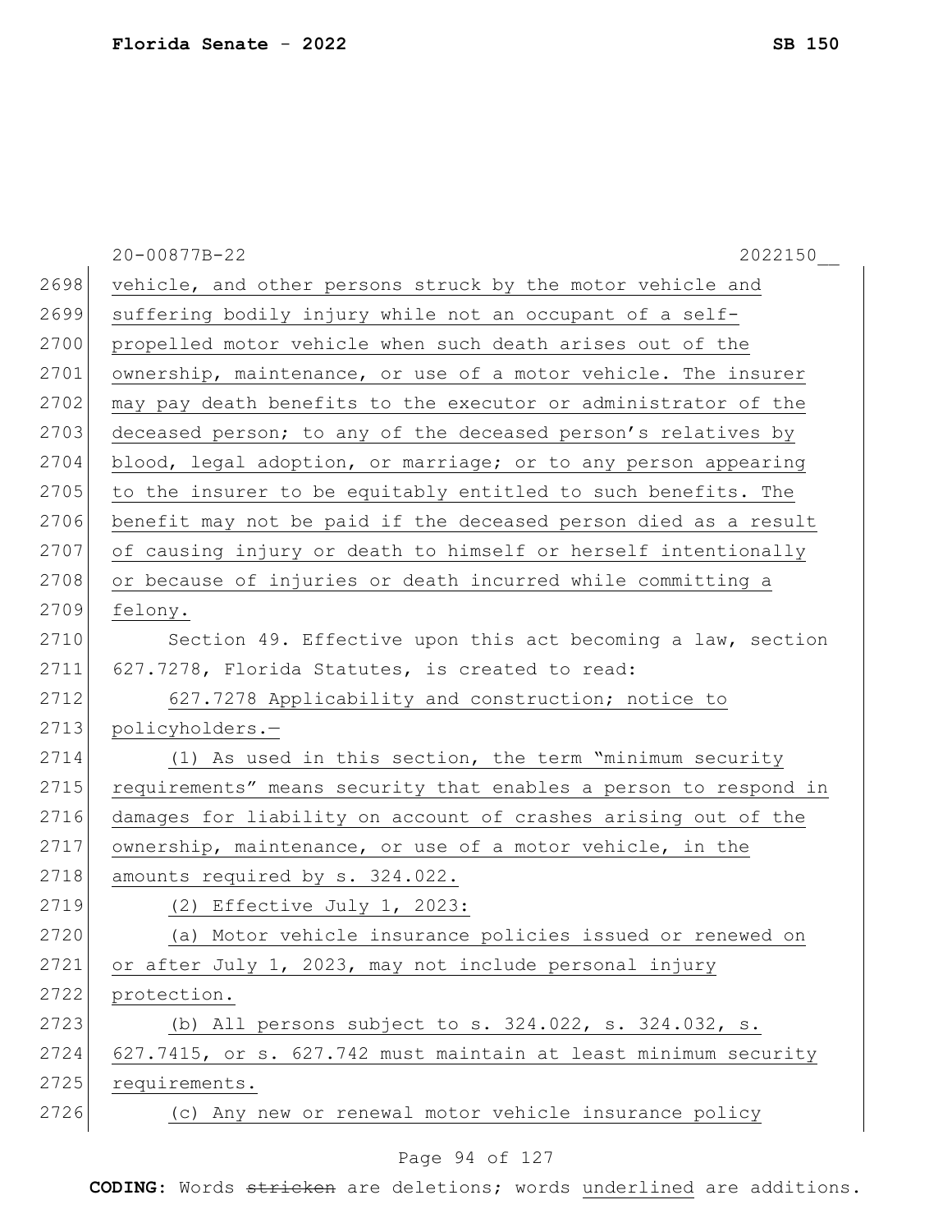vehicle, and other persons struck by the motor vehicle and suffering bodily injury while not an occupant of a self-propelled motor vehicle when such death arises out of the ownership, maintenance, or use of a motor vehicle. The insurer may pay death benefits to the executor or administrator of the deceased person; to any of the deceased person's relatives by blood, legal adoption, or marriage; or to any person appearing to the insurer to be equitably entitled to such benefits. The benefit may not be paid if the deceased person died as a result of causing injury or death to himself or herself intentionally or because of injuries or death incurred while committing a felony.

Section 49. Effective upon this act becoming a law, section 627.7278, Florida Statutes, is created to read:

627.7278 Applicability and construction; notice to policyholders.—

(1) As used in this section, the term "minimum security requirements" means security that enables a person to respond in damages for liability on account of crashes arising out of the ownership, maintenance, or use of a motor vehicle, in the amounts required by s. 324.022.

(2) Effective July 1, 2023:

(a) Motor vehicle insurance policies issued or renewed on or after July 1, 2023, may not include personal injury protection.

(b) All persons subject to s. 324.022, s. 324.032, s. 627.7415, or s. 627.742 must maintain at least minimum security requirements.

(c) Any new or renewal motor vehicle insurance policy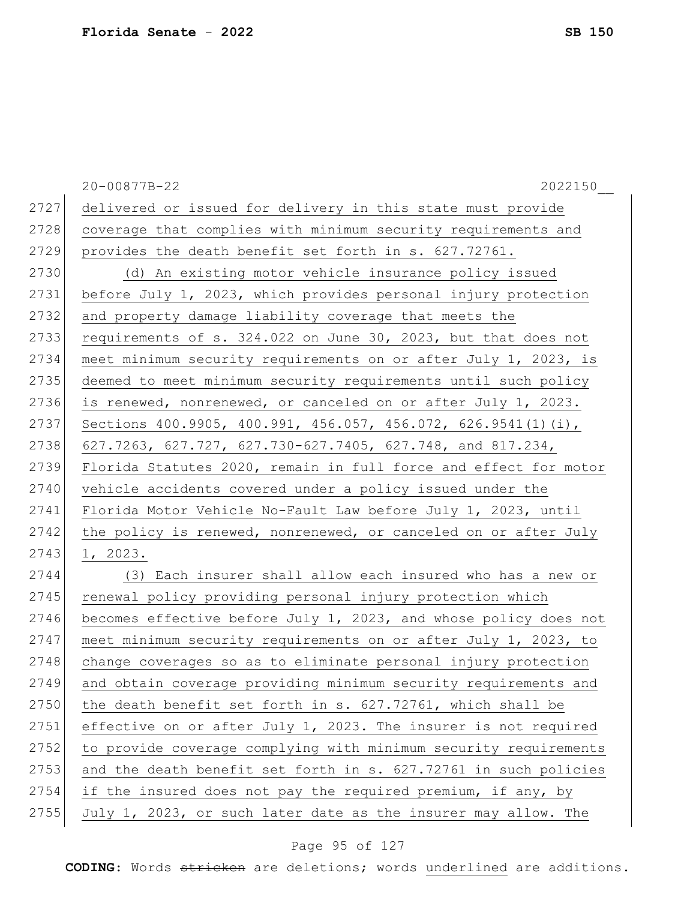delivered or issued for delivery in this state must provide coverage that complies with minimum security requirements and provides the death benefit set forth in s. 627.72761.

(d) An existing motor vehicle insurance policy issued before July 1, 2023, which provides personal injury protection and property damage liability coverage that meets the requirements of s. 324.022 on June 30, 2023, but that does not meet minimum security requirements on or after July 1, 2023, is deemed to meet minimum security requirements until such policy is renewed, nonrenewed, or canceled on or after July 1, 2023. Sections 400.9905, 400.991, 456.057, 456.072, 626.9541(1)(i), 627.7263, 627.727, 627.730-627.7405, 627.748, and 817.234, Florida Statutes 2020, remain in full force and effect for motor vehicle accidents covered under a policy issued under the Florida Motor Vehicle No-Fault Law before July 1, 2023, until the policy is renewed, nonrenewed, or canceled on or after July 1, 2023.

(3) Each insurer shall allow each insured who has a new or renewal policy providing personal injury protection which becomes effective before July 1, 2023, and whose policy does not meet minimum security requirements on or after July 1, 2023, to change coverages so as to eliminate personal injury protection and obtain coverage providing minimum security requirements and the death benefit set forth in s. 627.72761, which shall be effective on or after July 1, 2023. The insurer is not required to provide coverage complying with minimum security requirements and the death benefit set forth in s. 627.72761 in such policies if the insured does not pay the required premium, if any, by July 1, 2023, or such later date as the insurer may allow. The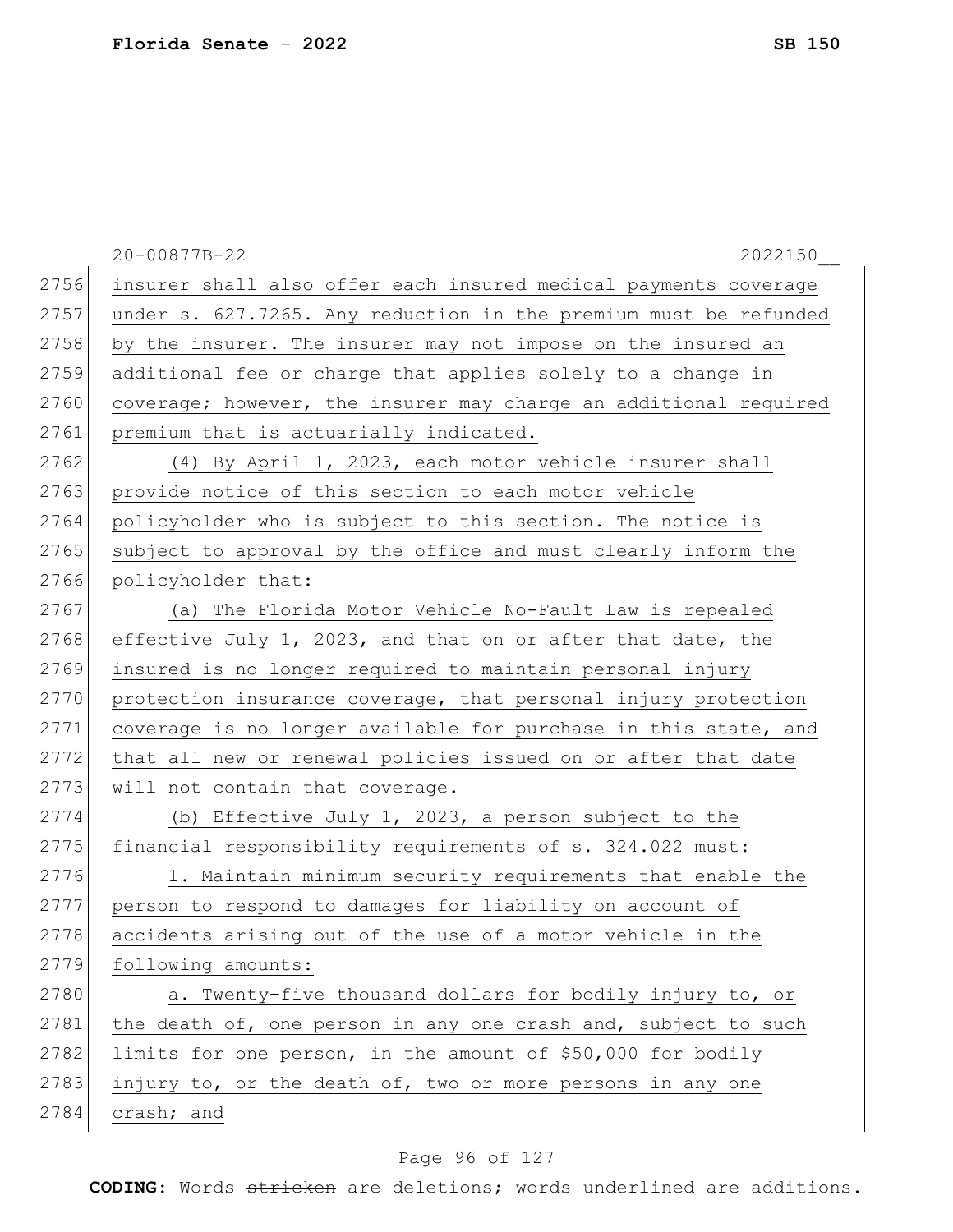insurer shall also offer each insured medical payments coverage under s. 627.7265. Any reduction in the premium must be refunded by the insurer. The insurer may not impose on the insured an additional fee or charge that applies solely to a change in coverage; however, the insurer may charge an additional required premium that is actuarially indicated.

(4) By April 1, 2023, each motor vehicle insurer shall provide notice of this section to each motor vehicle policyholder who is subject to this section. The notice is subject to approval by the office and must clearly inform the policyholder that:

(a) The Florida Motor Vehicle No-Fault Law is repealed effective July 1, 2023, and that on or after that date, the insured is no longer required to maintain personal injury protection insurance coverage, that personal injury protection coverage is no longer available for purchase in this state, and that all new or renewal policies issued on or after that date will not contain that coverage.

(b) Effective July 1, 2023, a person subject to the financial responsibility requirements of s. 324.022 must:

1. Maintain minimum security requirements that enable the person to respond to damages for liability on account of accidents arising out of the use of a motor vehicle in the following amounts:

a. Twenty-five thousand dollars for bodily injury to, or the death of, one person in any one crash and, subject to such limits for one person, in the amount of $50,000 for bodily injury to, or the death of, two or more persons in any one crash; and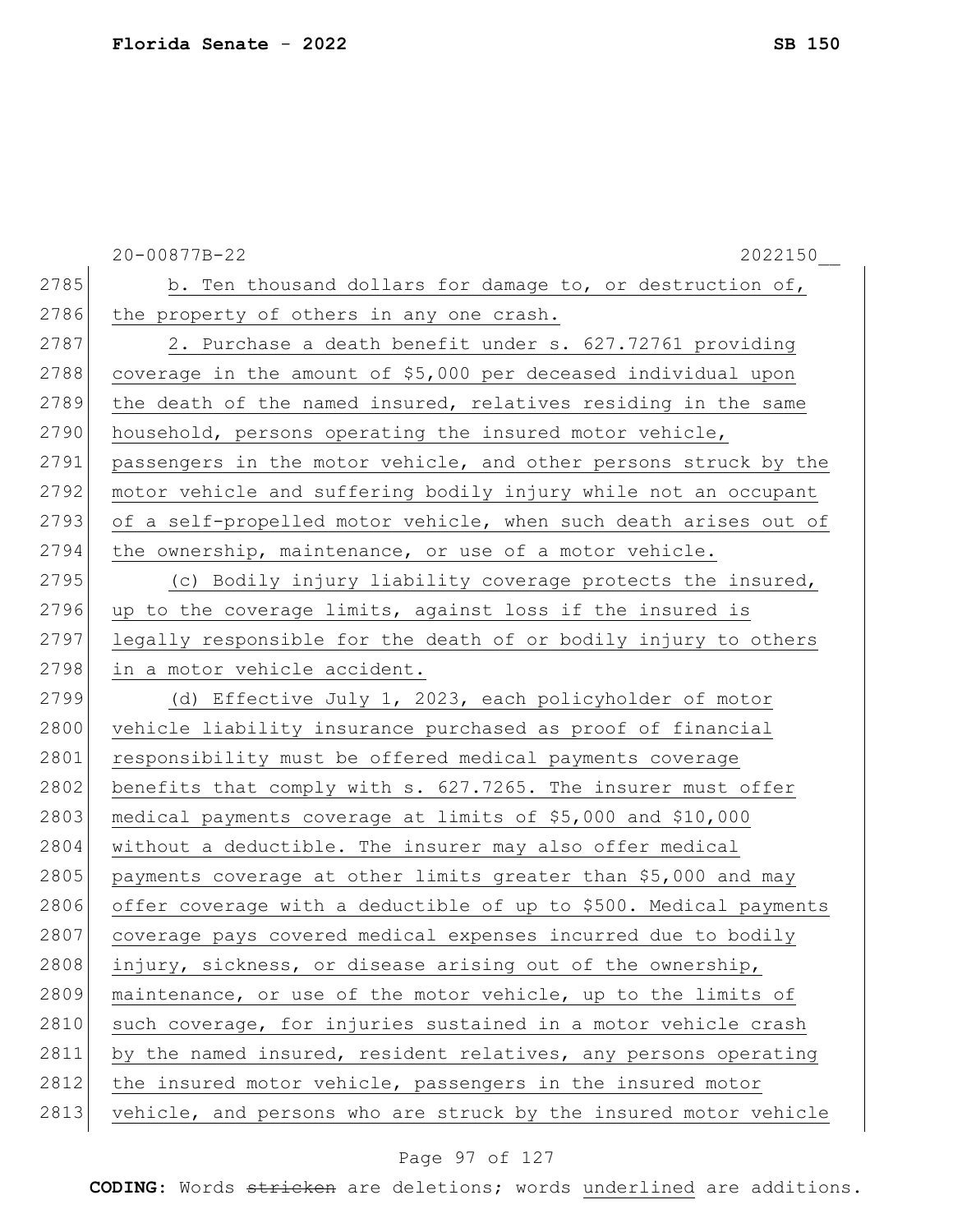b. Ten thousand dollars for damage to, or destruction of, the property of others in any one crash.

2. Purchase a death benefit under s. 627.72761 providing coverage in the amount of $5,000 per deceased individual upon the death of the named insured, relatives residing in the same household, persons operating the insured motor vehicle, passengers in the motor vehicle, and other persons struck by the motor vehicle and suffering bodily injury while not an occupant of a self-propelled motor vehicle, when such death arises out of the ownership, maintenance, or use of a motor vehicle.

(c) Bodily injury liability coverage protects the insured, up to the coverage limits, against loss if the insured is legally responsible for the death of or bodily injury to others in a motor vehicle accident.

(d) Effective July 1, 2023, each policyholder of motor vehicle liability insurance purchased as proof of financial responsibility must be offered medical payments coverage benefits that comply with s. 627.7265. The insurer must offer medical payments coverage at limits of $5,000 and $10,000 without a deductible. The insurer may also offer medical payments coverage at other limits greater than $5,000 and may offer coverage with a deductible of up to $500. Medical payments coverage pays covered medical expenses incurred due to bodily injury, sickness, or disease arising out of the ownership, maintenance, or use of the motor vehicle, up to the limits of such coverage, for injuries sustained in a motor vehicle crash by the named insured, resident relatives, any persons operating the insured motor vehicle, passengers in the insured motor vehicle, and persons who are struck by the insured motor vehicle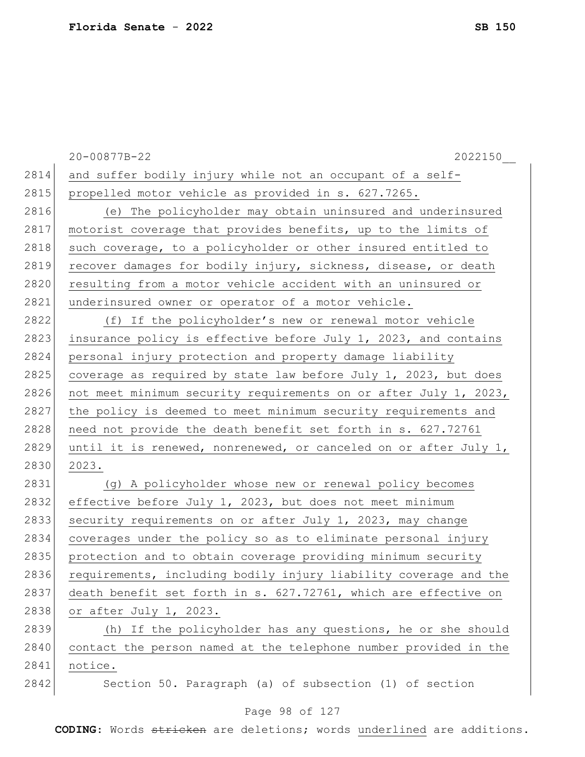and suffer bodily injury while not an occupant of a self-propelled motor vehicle as provided in s. 627.7265.

(e) The policyholder may obtain uninsured and underinsured motorist coverage that provides benefits, up to the limits of such coverage, to a policyholder or other insured entitled to recover damages for bodily injury, sickness, disease, or death resulting from a motor vehicle accident with an uninsured or underinsured owner or operator of a motor vehicle.

(f) If the policyholder's new or renewal motor vehicle insurance policy is effective before July 1, 2023, and contains personal injury protection and property damage liability coverage as required by state law before July 1, 2023, but does not meet minimum security requirements on or after July 1, 2023, the policy is deemed to meet minimum security requirements and need not provide the death benefit set forth in s. 627.72761 until it is renewed, nonrenewed, or canceled on or after July 1, 2023.

(g) A policyholder whose new or renewal policy becomes effective before July 1, 2023, but does not meet minimum security requirements on or after July 1, 2023, may change coverages under the policy so as to eliminate personal injury protection and to obtain coverage providing minimum security requirements, including bodily injury liability coverage and the death benefit set forth in s. 627.72761, which are effective on or after July 1, 2023.

(h) If the policyholder has any questions, he or she should contact the person named at the telephone number provided in the notice.

Section 50. Paragraph (a) of subsection (1) of section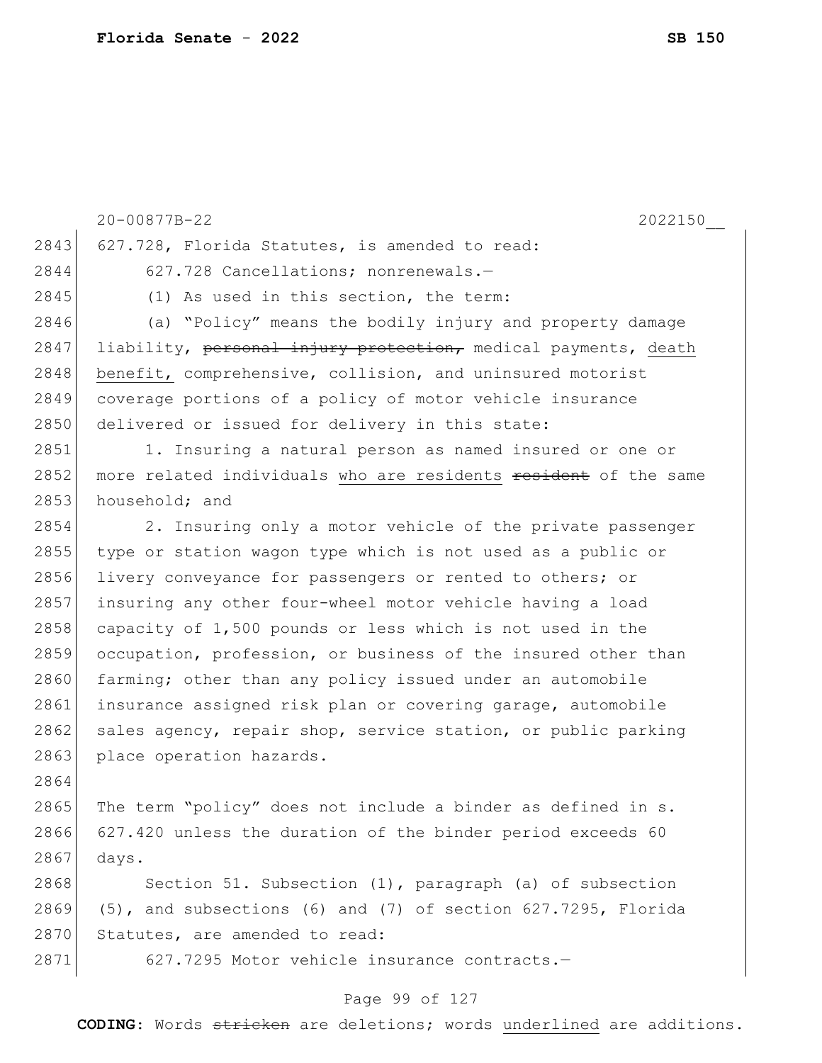627.728, Florida Statutes, is amended to read:

627.728 Cancellations; nonrenewals.—

(1) As used in this section, the term:

(a) "Policy" means the bodily injury and property damage liability, ~~personal injury protection,~~ medical payments, <u>death benefit,</u> comprehensive, collision, and uninsured motorist coverage portions of a policy of motor vehicle insurance delivered or issued for delivery in this state:

1. Insuring a natural person as named insured or one or more related individuals <u>who are residents</u> ~~resident~~ of the same household; and

2. Insuring only a motor vehicle of the private passenger type or station wagon type which is not used as a public or livery conveyance for passengers or rented to others; or insuring any other four-wheel motor vehicle having a load capacity of 1,500 pounds or less which is not used in the occupation, profession, or business of the insured other than farming; other than any policy issued under an automobile insurance assigned risk plan or covering garage, automobile sales agency, repair shop, service station, or public parking place operation hazards.

The term "policy" does not include a binder as defined in s. 627.420 unless the duration of the binder period exceeds 60 days.

Section 51. Subsection (1), paragraph (a) of subsection (5), and subsections (6) and (7) of section 627.7295, Florida Statutes, are amended to read:

627.7295 Motor vehicle insurance contracts.—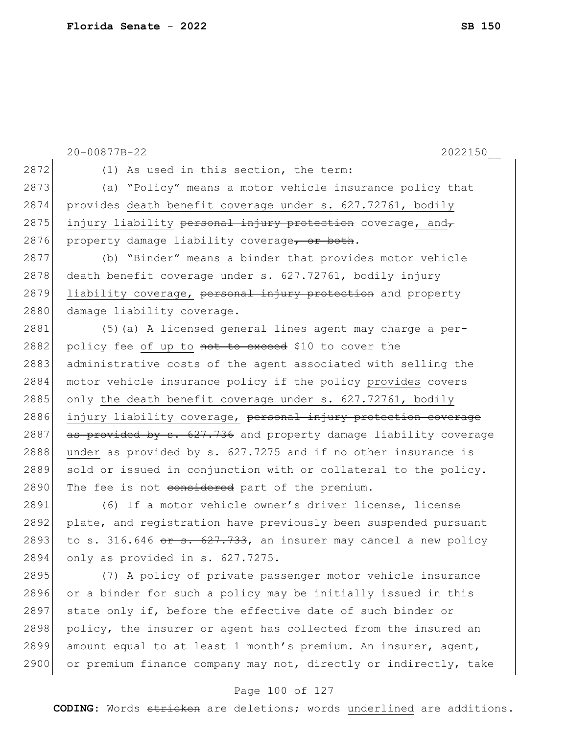(1) As used in this section, the term:

(a) "Policy" means a motor vehicle insurance policy that provides <u>death benefit coverage under s. 627.72761, bodily injury liability</u> ~~personal injury protection~~ coverage<u>, and</u>~~,~~ property damage liability coverage~~, or both~~.

(b) "Binder" means a binder that provides motor vehicle <u>death benefit coverage under s. 627.72761, bodily injury liability coverage,</u> ~~personal injury protection~~ and property damage liability coverage.

(5)(a) A licensed general lines agent may charge a per-policy fee <u>of up to</u> ~~not to exceed~~ \$10 to cover the administrative costs of the agent associated with selling the motor vehicle insurance policy if the policy <u>provides</u> ~~covers~~ only <u>the death benefit coverage under s. 627.72761, bodily injury liability coverage,</u> ~~personal injury protection coverage as provided by s. 627.736~~ and property damage liability coverage <u>under</u> ~~as provided by~~ s. 627.7275 and if no other insurance is sold or issued in conjunction with or collateral to the policy. The fee is not ~~considered~~ part of the premium.

(6) If a motor vehicle owner's driver license, license plate, and registration have previously been suspended pursuant to s. 316.646 ~~or s. 627.733~~, an insurer may cancel a new policy only as provided in s. 627.7275.

(7) A policy of private passenger motor vehicle insurance or a binder for such a policy may be initially issued in this state only if, before the effective date of such binder or policy, the insurer or agent has collected from the insured an amount equal to at least 1 month's premium. An insurer, agent, or premium finance company may not, directly or indirectly, take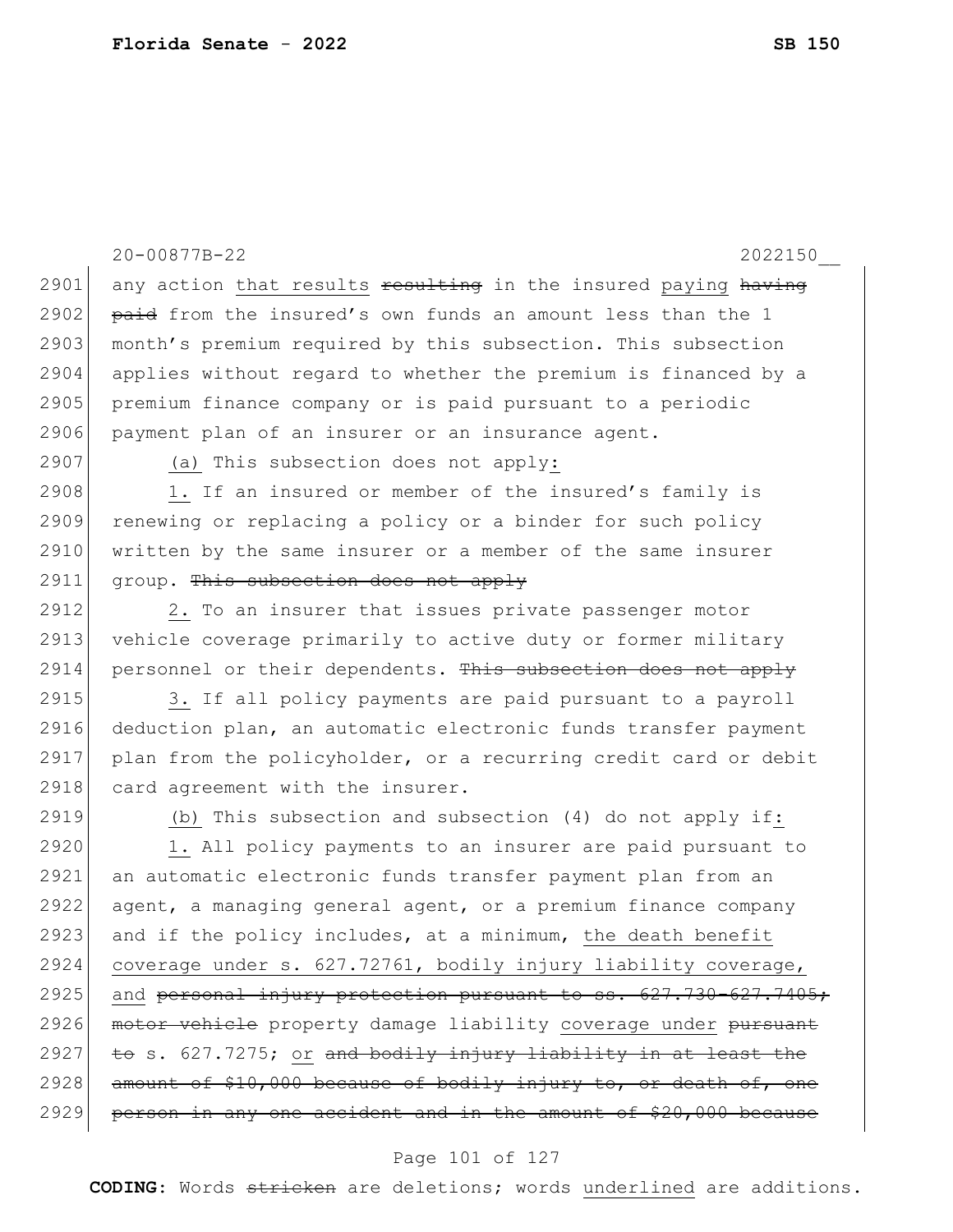any action that results ~~resulting~~ in the insured paying ~~having paid~~ from the insured's own funds an amount less than the 1 month's premium required by this subsection. This subsection applies without regard to whether the premium is financed by a premium finance company or is paid pursuant to a periodic payment plan of an insurer or an insurance agent.

(a) This subsection does not apply:

1. If an insured or member of the insured's family is renewing or replacing a policy or a binder for such policy written by the same insurer or a member of the same insurer group. ~~This subsection does not apply~~

2. To an insurer that issues private passenger motor vehicle coverage primarily to active duty or former military personnel or their dependents. ~~This subsection does not apply~~

3. If all policy payments are paid pursuant to a payroll deduction plan, an automatic electronic funds transfer payment plan from the policyholder, or a recurring credit card or debit card agreement with the insurer.

(b) This subsection and subsection (4) do not apply if:

1. All policy payments to an insurer are paid pursuant to an automatic electronic funds transfer payment plan from an agent, a managing general agent, or a premium finance company and if the policy includes, at a minimum, the death benefit coverage under s. 627.72761, bodily injury liability coverage, and ~~personal injury protection pursuant to ss. 627.730-627.7405; motor vehicle~~ property damage liability coverage under ~~pursuant to~~ s. 627.7275; or ~~and bodily injury liability in at least the amount of $10,000 because of bodily injury to, or death of, one person in any one accident and in the amount of $20,000 because~~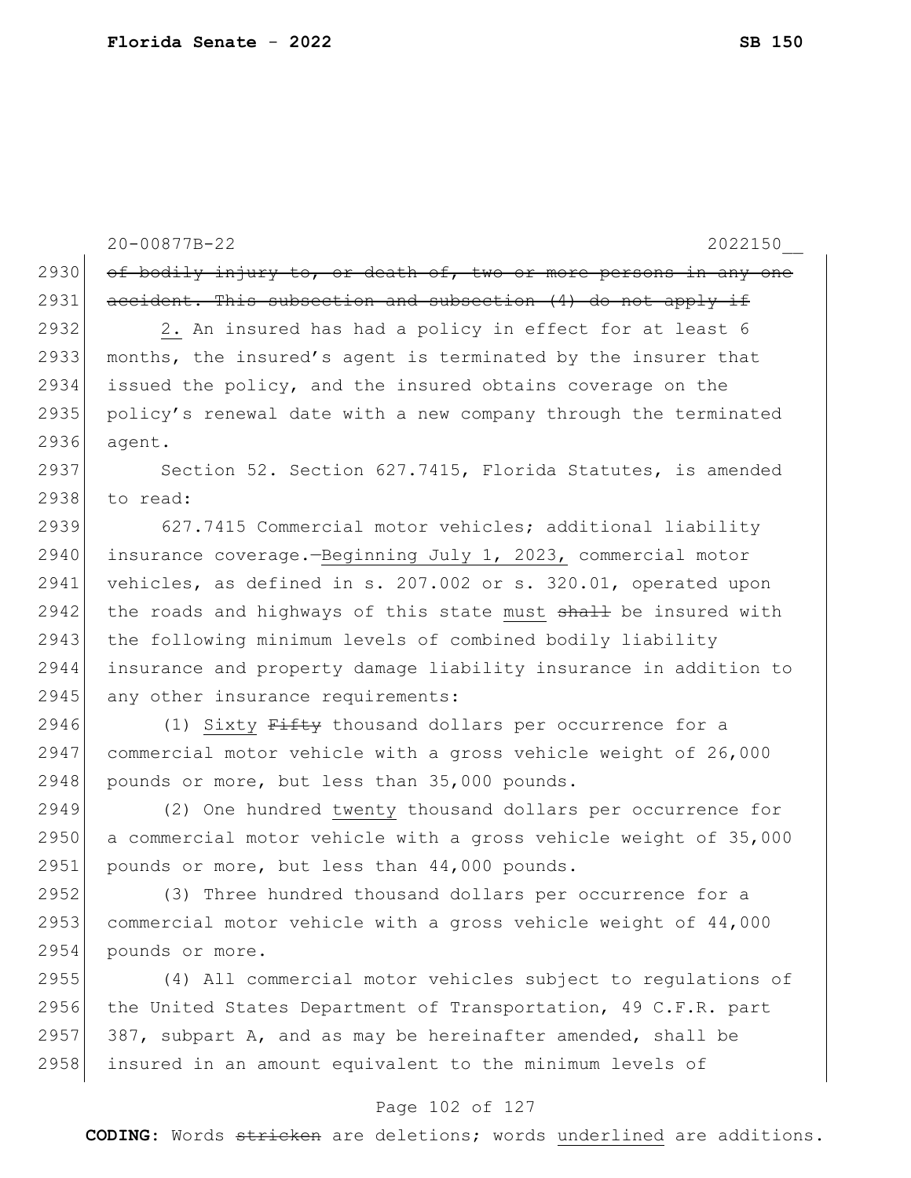~~of bodily injury to, or death of, two or more persons in any one accident. This subsection and subsection (4) do not apply if~~

2. An insured has had a policy in effect for at least 6 months, the insured's agent is terminated by the insurer that issued the policy, and the insured obtains coverage on the policy's renewal date with a new company through the terminated agent.

Section 52. Section 627.7415, Florida Statutes, is amended to read:

627.7415 Commercial motor vehicles; additional liability insurance coverage.—<u>Beginning July 1, 2023,</u> commercial motor vehicles, as defined in s. 207.002 or s. 320.01, operated upon the roads and highways of this state <u>must</u> ~~shall~~ be insured with the following minimum levels of combined bodily liability insurance and property damage liability insurance in addition to any other insurance requirements:

(1) <u>Sixty</u> ~~Fifty~~ thousand dollars per occurrence for a commercial motor vehicle with a gross vehicle weight of 26,000 pounds or more, but less than 35,000 pounds.

(2) One hundred <u>twenty</u> thousand dollars per occurrence for a commercial motor vehicle with a gross vehicle weight of 35,000 pounds or more, but less than 44,000 pounds.

(3) Three hundred thousand dollars per occurrence for a commercial motor vehicle with a gross vehicle weight of 44,000 pounds or more.

(4) All commercial motor vehicles subject to regulations of the United States Department of Transportation, 49 C.F.R. part 387, subpart A, and as may be hereinafter amended, shall be insured in an amount equivalent to the minimum levels of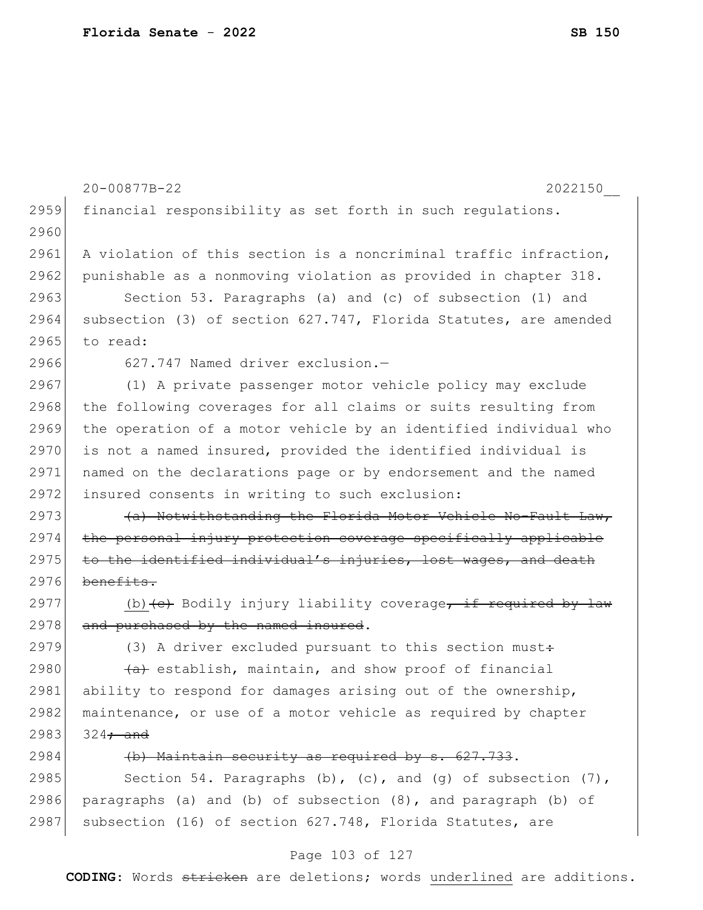financial responsibility as set forth in such regulations.

A violation of this section is a noncriminal traffic infraction, punishable as a nonmoving violation as provided in chapter 318.

Section 53. Paragraphs (a) and (c) of subsection (1) and subsection (3) of section 627.747, Florida Statutes, are amended to read:

627.747 Named driver exclusion.—

(1) A private passenger motor vehicle policy may exclude the following coverages for all claims or suits resulting from the operation of a motor vehicle by an identified individual who is not a named insured, provided the identified individual is named on the declarations page or by endorsement and the named insured consents in writing to such exclusion:

~~(a) Notwithstanding the Florida Motor Vehicle No-Fault Law, the personal injury protection coverage specifically applicable to the identified individual's injuries, lost wages, and death benefits.~~

(b)~~(c)~~ Bodily injury liability coverage~~, if required by law and purchased by the named insured~~.

(3) A driver excluded pursuant to this section must~~:~~

~~(a)~~ establish, maintain, and show proof of financial ability to respond for damages arising out of the ownership, maintenance, or use of a motor vehicle as required by chapter 324~~; and~~

~~(b) Maintain security as required by s. 627.733~~.

Section 54. Paragraphs (b), (c), and (g) of subsection (7), paragraphs (a) and (b) of subsection (8), and paragraph (b) of subsection (16) of section 627.748, Florida Statutes, are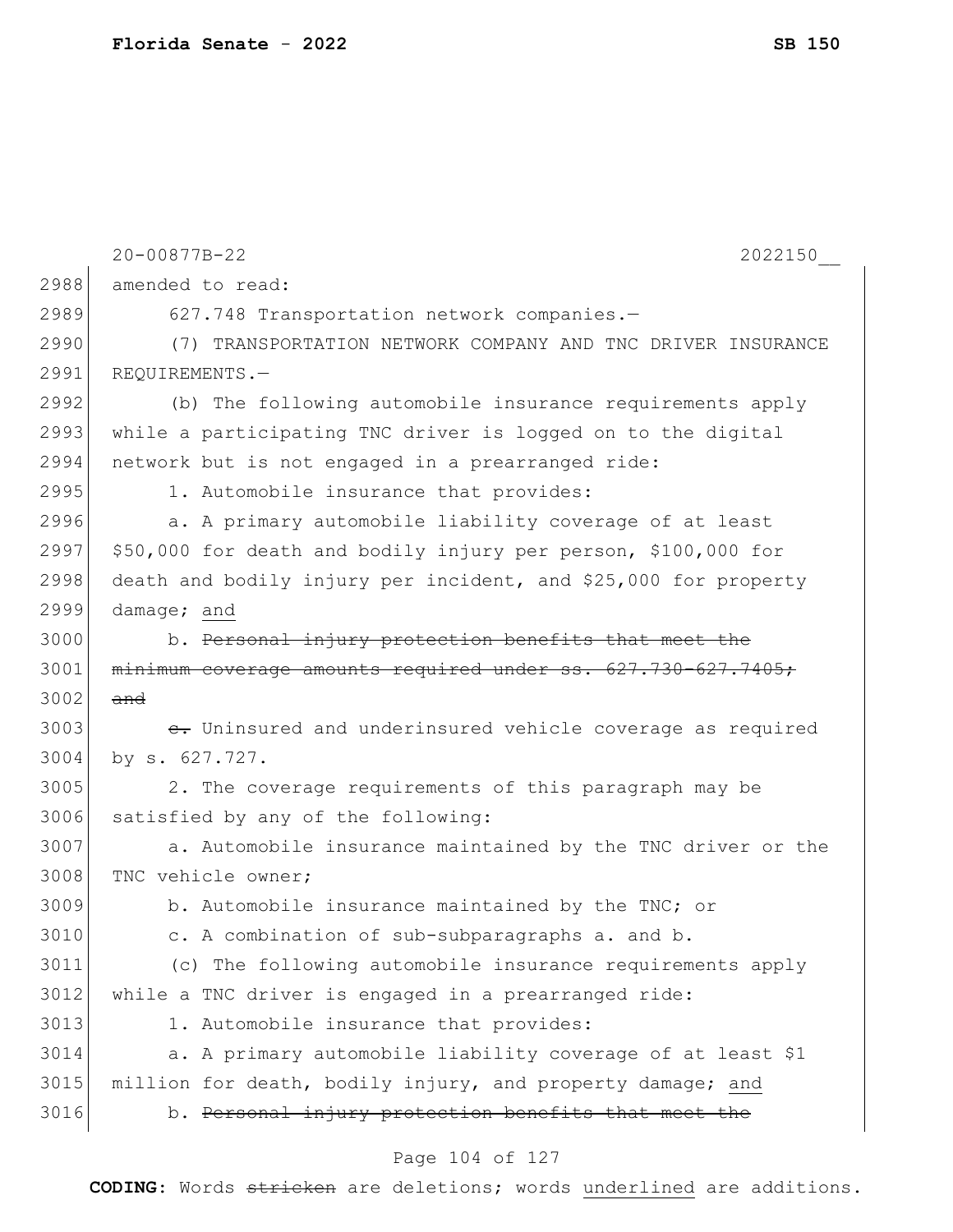20-00877B-22 2022150__

amended to read:

627.748 Transportation network companies.—

(7) TRANSPORTATION NETWORK COMPANY AND TNC DRIVER INSURANCE REQUIREMENTS.—

(b) The following automobile insurance requirements apply while a participating TNC driver is logged on to the digital network but is not engaged in a prearranged ride:

1. Automobile insurance that provides:

a. A primary automobile liability coverage of at least \$50,000 for death and bodily injury per person, \$100,000 for death and bodily injury per incident, and \$25,000 for property damage; <u>and</u>

b. ~~Personal injury protection benefits that meet the minimum coverage amounts required under ss. 627.730-627.7405; and~~

~~c.~~ Uninsured and underinsured vehicle coverage as required by s. 627.727.

2. The coverage requirements of this paragraph may be satisfied by any of the following:

a. Automobile insurance maintained by the TNC driver or the TNC vehicle owner;

b. Automobile insurance maintained by the TNC; or

c. A combination of sub-subparagraphs a. and b.

(c) The following automobile insurance requirements apply while a TNC driver is engaged in a prearranged ride:

1. Automobile insurance that provides:

a. A primary automobile liability coverage of at least \$1 million for death, bodily injury, and property damage; <u>and</u>

b. ~~Personal injury protection benefits that meet the~~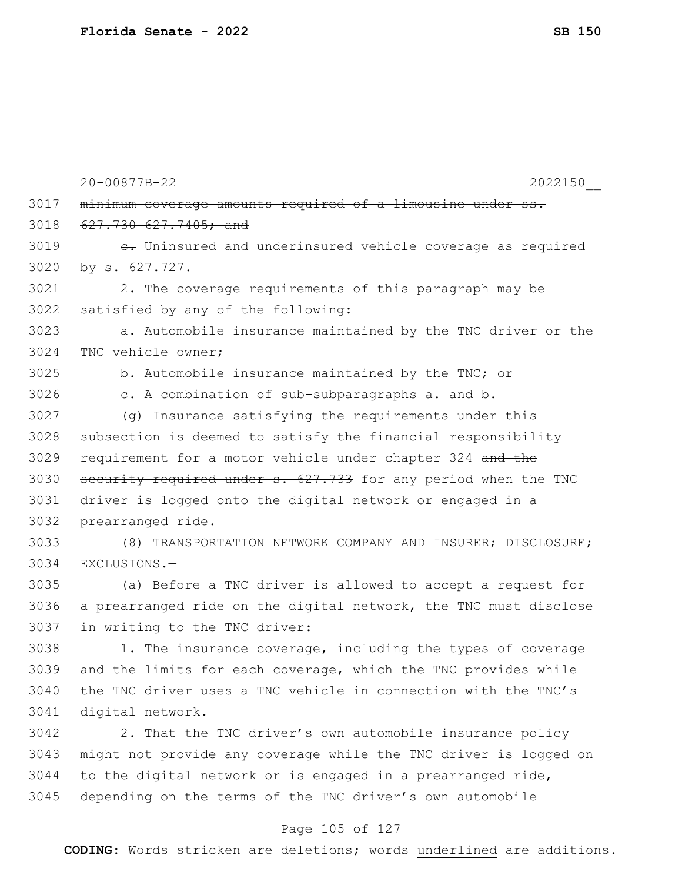20-00877B-22 2022150__

3017 ~~minimum coverage amounts required of a limousine under ss.~~
3018 ~~627.730-627.7405; and~~
3019 ~~c.~~ Uninsured and underinsured vehicle coverage as required
3020 by s. 627.727.
3021 2. The coverage requirements of this paragraph may be
3022 satisfied by any of the following:
3023 a. Automobile insurance maintained by the TNC driver or the
3024 TNC vehicle owner;
3025 b. Automobile insurance maintained by the TNC; or
3026 c. A combination of sub-subparagraphs a. and b.
3027 (g) Insurance satisfying the requirements under this
3028 subsection is deemed to satisfy the financial responsibility
3029 requirement for a motor vehicle under chapter 324 ~~and the~~
3030 ~~security required under s. 627.733~~ for any period when the TNC
3031 driver is logged onto the digital network or engaged in a
3032 prearranged ride.
3033 (8) TRANSPORTATION NETWORK COMPANY AND INSURER; DISCLOSURE;
3034 EXCLUSIONS.—
3035 (a) Before a TNC driver is allowed to accept a request for
3036 a prearranged ride on the digital network, the TNC must disclose
3037 in writing to the TNC driver:
3038 1. The insurance coverage, including the types of coverage
3039 and the limits for each coverage, which the TNC provides while
3040 the TNC driver uses a TNC vehicle in connection with the TNC's
3041 digital network.
3042 2. That the TNC driver's own automobile insurance policy
3043 might not provide any coverage while the TNC driver is logged on
3044 to the digital network or is engaged in a prearranged ride,
3045 depending on the terms of the TNC driver's own automobile

**CODING:** Words ~~stricken~~ are deletions; words <u>underlined</u> are additions.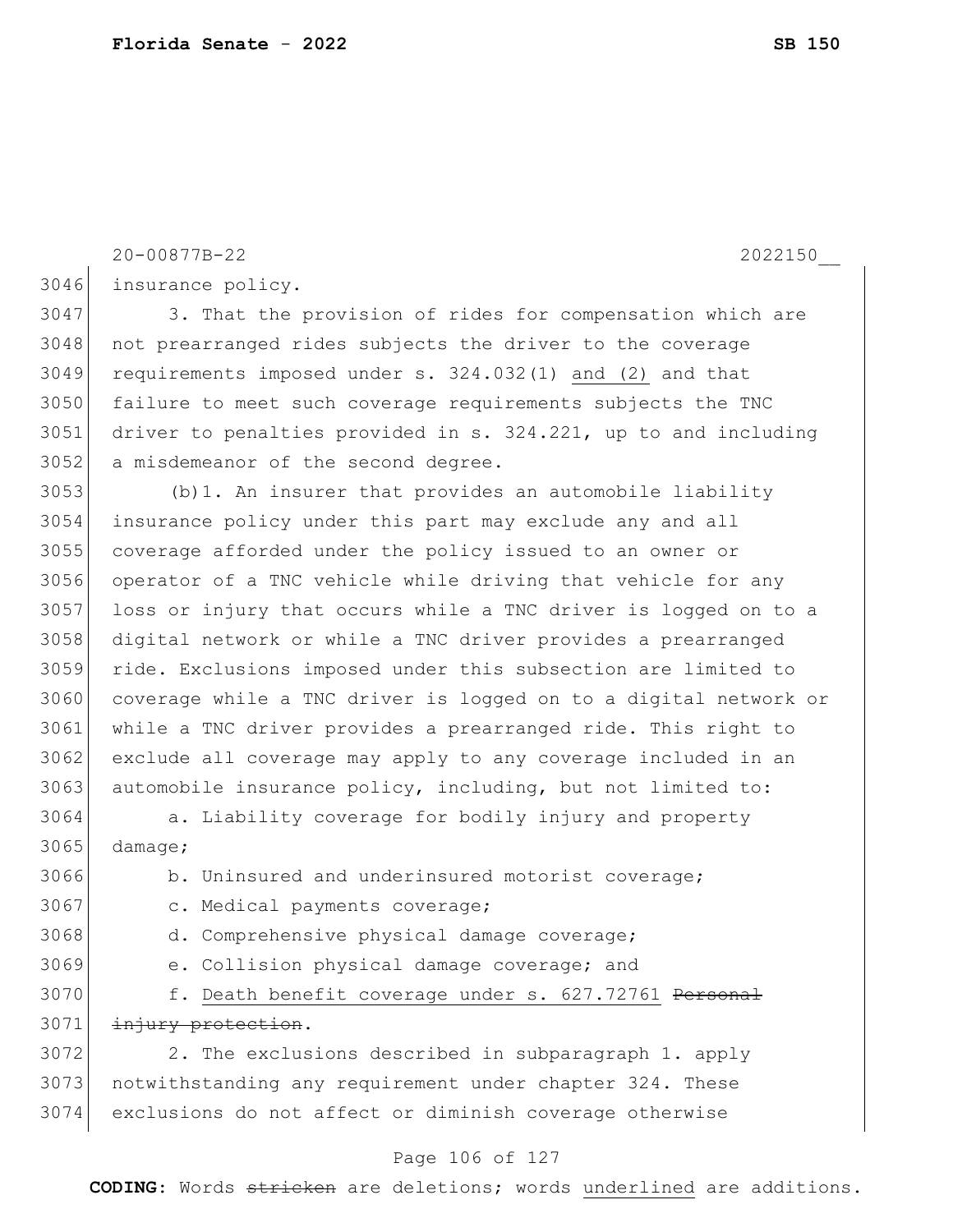insurance policy.

3. That the provision of rides for compensation which are not prearranged rides subjects the driver to the coverage requirements imposed under s. 324.032(1) <u>and (2)</u> and that failure to meet such coverage requirements subjects the TNC driver to penalties provided in s. 324.221, up to and including a misdemeanor of the second degree.

(b)1. An insurer that provides an automobile liability insurance policy under this part may exclude any and all coverage afforded under the policy issued to an owner or operator of a TNC vehicle while driving that vehicle for any loss or injury that occurs while a TNC driver is logged on to a digital network or while a TNC driver provides a prearranged ride. Exclusions imposed under this subsection are limited to coverage while a TNC driver is logged on to a digital network or while a TNC driver provides a prearranged ride. This right to exclude all coverage may apply to any coverage included in an automobile insurance policy, including, but not limited to:

a. Liability coverage for bodily injury and property damage;

b. Uninsured and underinsured motorist coverage;

c. Medical payments coverage;

d. Comprehensive physical damage coverage;

e. Collision physical damage coverage; and

f. <u>Death benefit coverage under s. 627.72761</u> ~~Personal injury protection~~.

2. The exclusions described in subparagraph 1. apply notwithstanding any requirement under chapter 324. These exclusions do not affect or diminish coverage otherwise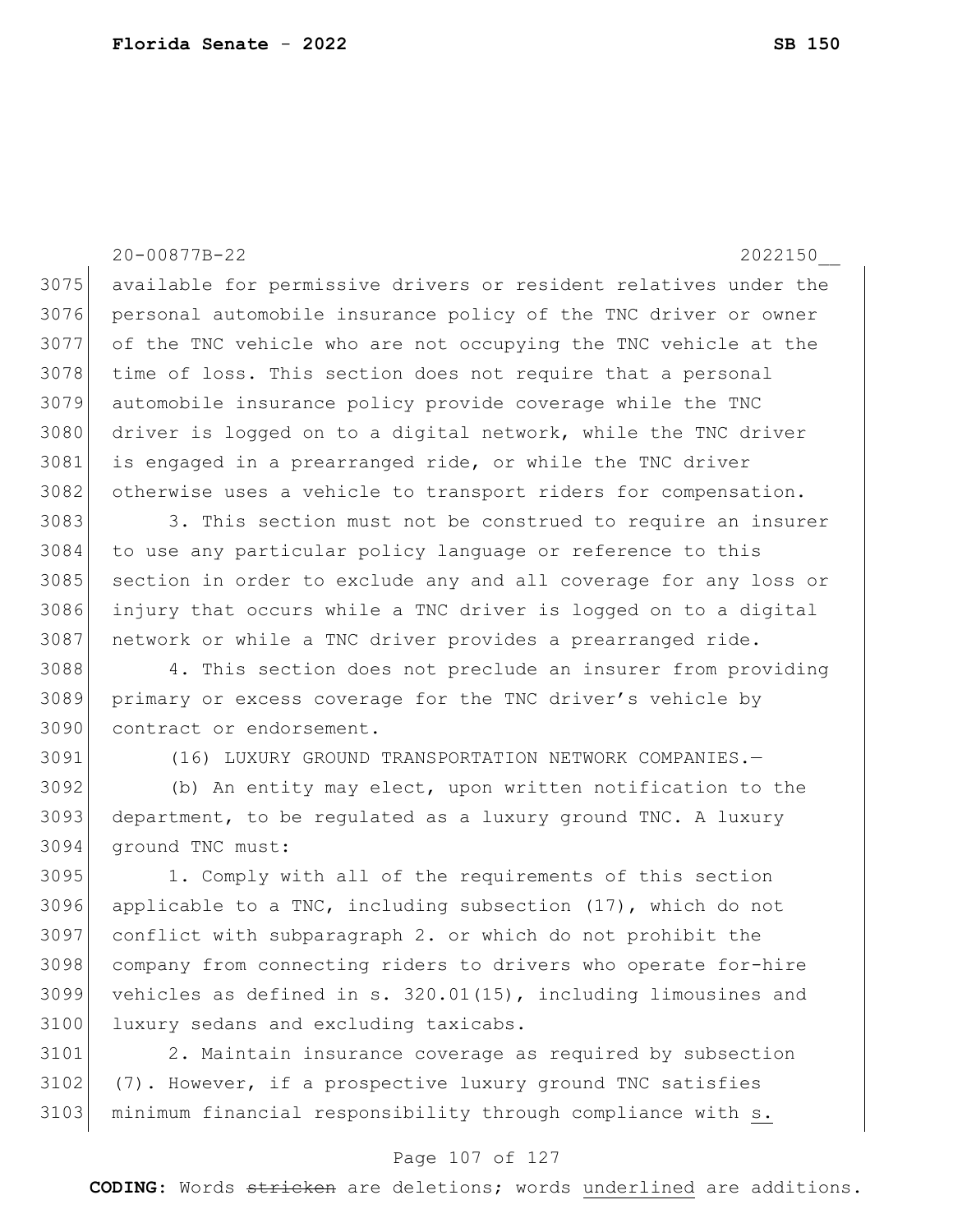available for permissive drivers or resident relatives under the personal automobile insurance policy of the TNC driver or owner of the TNC vehicle who are not occupying the TNC vehicle at the time of loss. This section does not require that a personal automobile insurance policy provide coverage while the TNC driver is logged on to a digital network, while the TNC driver is engaged in a prearranged ride, or while the TNC driver otherwise uses a vehicle to transport riders for compensation.

3. This section must not be construed to require an insurer to use any particular policy language or reference to this section in order to exclude any and all coverage for any loss or injury that occurs while a TNC driver is logged on to a digital network or while a TNC driver provides a prearranged ride.

4. This section does not preclude an insurer from providing primary or excess coverage for the TNC driver's vehicle by contract or endorsement.

(16) LUXURY GROUND TRANSPORTATION NETWORK COMPANIES.—

(b) An entity may elect, upon written notification to the department, to be regulated as a luxury ground TNC. A luxury ground TNC must:

1. Comply with all of the requirements of this section applicable to a TNC, including subsection (17), which do not conflict with subparagraph 2. or which do not prohibit the company from connecting riders to drivers who operate for-hire vehicles as defined in s. 320.01(15), including limousines and luxury sedans and excluding taxicabs.

2. Maintain insurance coverage as required by subsection (7). However, if a prospective luxury ground TNC satisfies minimum financial responsibility through compliance with <u>s.</u>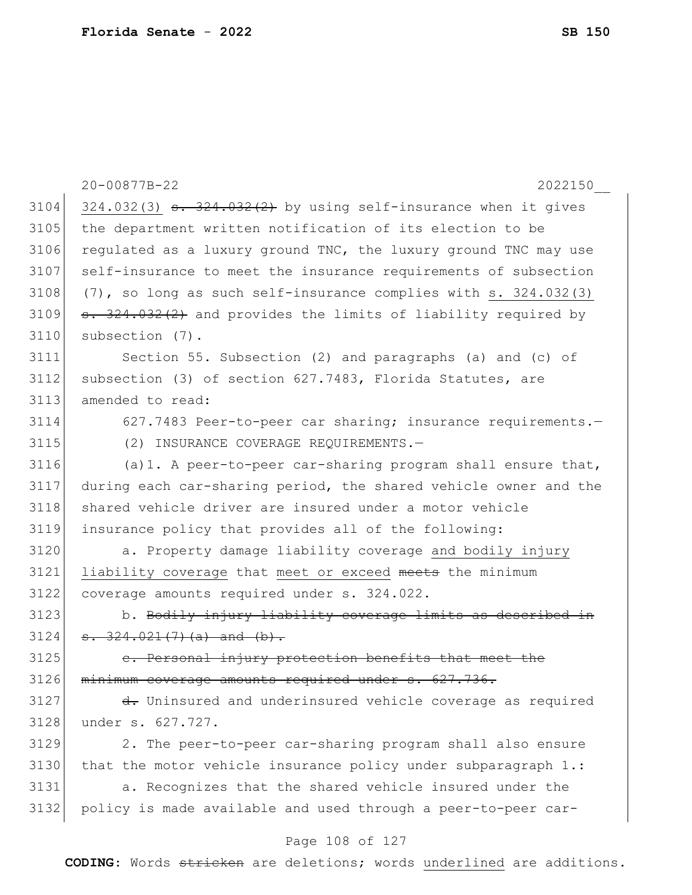20-00877B-22 2022150__

324.032(3) ~~s. 324.032(2)~~ by using self-insurance when it gives the department written notification of its election to be regulated as a luxury ground TNC, the luxury ground TNC may use self-insurance to meet the insurance requirements of subsection (7), so long as such self-insurance complies with <u>s. 324.032(3)</u> ~~s. 324.032(2)~~ and provides the limits of liability required by subsection (7).

Section 55. Subsection (2) and paragraphs (a) and (c) of subsection (3) of section 627.7483, Florida Statutes, are amended to read:

627.7483 Peer-to-peer car sharing; insurance requirements.—

(2) INSURANCE COVERAGE REQUIREMENTS.—

(a)1. A peer-to-peer car-sharing program shall ensure that, during each car-sharing period, the shared vehicle owner and the shared vehicle driver are insured under a motor vehicle insurance policy that provides all of the following:

a. Property damage liability coverage <u>and bodily injury liability coverage</u> that <u>meet or exceed</u> ~~meets~~ the minimum coverage amounts required under s. 324.022.

b. ~~Bodily injury liability coverage limits as described in s. 324.021(7)(a) and (b).~~

~~c. Personal injury protection benefits that meet the minimum coverage amounts required under s. 627.736.~~

~~d.~~ Uninsured and underinsured vehicle coverage as required under s. 627.727.

2. The peer-to-peer car-sharing program shall also ensure that the motor vehicle insurance policy under subparagraph 1.:

a. Recognizes that the shared vehicle insured under the policy is made available and used through a peer-to-peer car-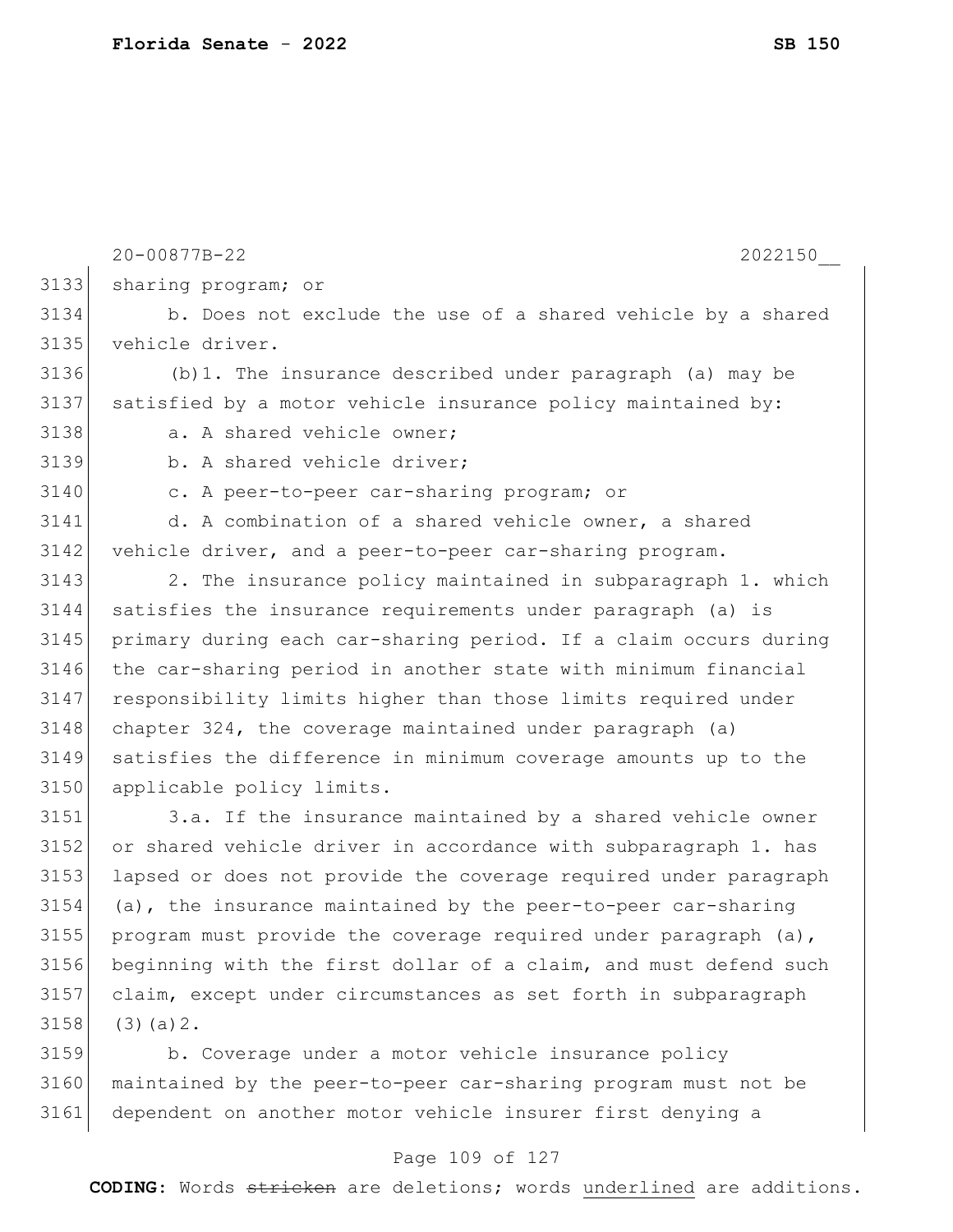sharing program; or

b. Does not exclude the use of a shared vehicle by a shared vehicle driver.

(b)1. The insurance described under paragraph (a) may be satisfied by a motor vehicle insurance policy maintained by:

a. A shared vehicle owner;

b. A shared vehicle driver;

c. A peer-to-peer car-sharing program; or

d. A combination of a shared vehicle owner, a shared vehicle driver, and a peer-to-peer car-sharing program.

2. The insurance policy maintained in subparagraph 1. which satisfies the insurance requirements under paragraph (a) is primary during each car-sharing period. If a claim occurs during the car-sharing period in another state with minimum financial responsibility limits higher than those limits required under chapter 324, the coverage maintained under paragraph (a) satisfies the difference in minimum coverage amounts up to the applicable policy limits.

3.a. If the insurance maintained by a shared vehicle owner or shared vehicle driver in accordance with subparagraph 1. has lapsed or does not provide the coverage required under paragraph (a), the insurance maintained by the peer-to-peer car-sharing program must provide the coverage required under paragraph (a), beginning with the first dollar of a claim, and must defend such claim, except under circumstances as set forth in subparagraph (3)(a)2.

b. Coverage under a motor vehicle insurance policy maintained by the peer-to-peer car-sharing program must not be dependent on another motor vehicle insurer first denying a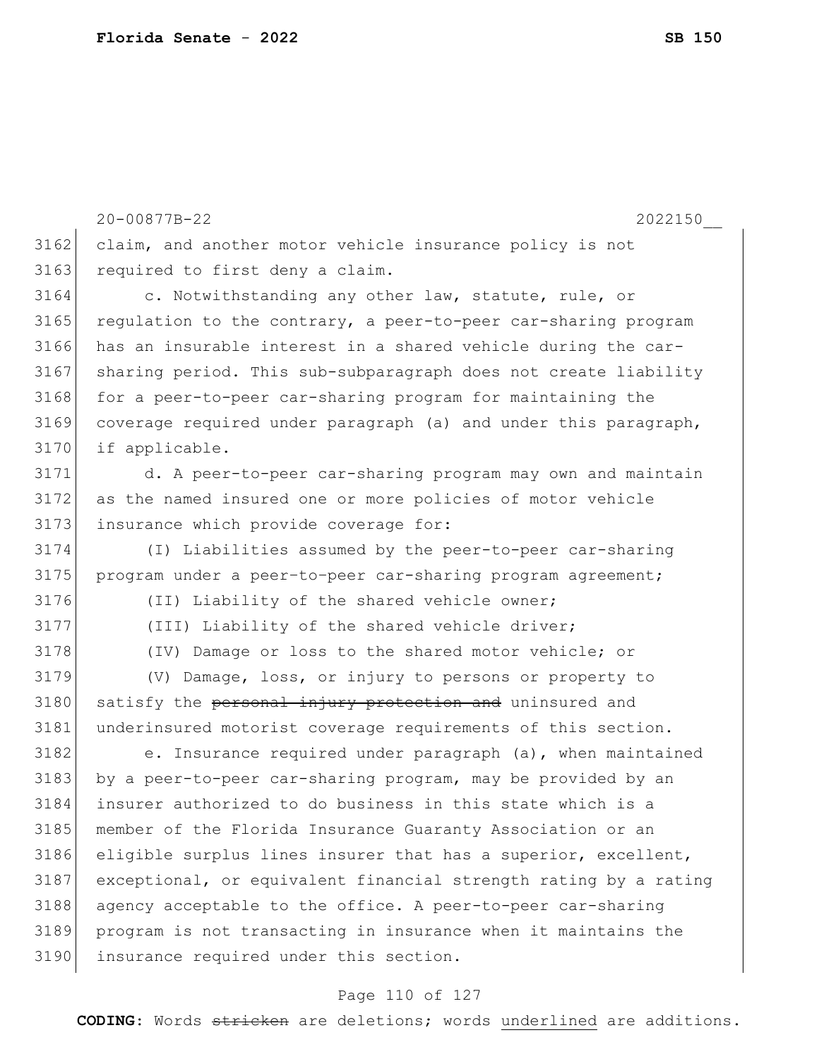claim, and another motor vehicle insurance policy is not required to first deny a claim.

c. Notwithstanding any other law, statute, rule, or regulation to the contrary, a peer-to-peer car-sharing program has an insurable interest in a shared vehicle during the car-sharing period. This sub-subparagraph does not create liability for a peer-to-peer car-sharing program for maintaining the coverage required under paragraph (a) and under this paragraph, if applicable.

d. A peer-to-peer car-sharing program may own and maintain as the named insured one or more policies of motor vehicle insurance which provide coverage for:

(I) Liabilities assumed by the peer-to-peer car-sharing program under a peer-to-peer car-sharing program agreement;

(II) Liability of the shared vehicle owner;

(III) Liability of the shared vehicle driver;

(IV) Damage or loss to the shared motor vehicle; or

(V) Damage, loss, or injury to persons or property to satisfy the ~~personal injury protection and~~ uninsured and underinsured motorist coverage requirements of this section.

e. Insurance required under paragraph (a), when maintained by a peer-to-peer car-sharing program, may be provided by an insurer authorized to do business in this state which is a member of the Florida Insurance Guaranty Association or an eligible surplus lines insurer that has a superior, excellent, exceptional, or equivalent financial strength rating by a rating agency acceptable to the office. A peer-to-peer car-sharing program is not transacting in insurance when it maintains the insurance required under this section.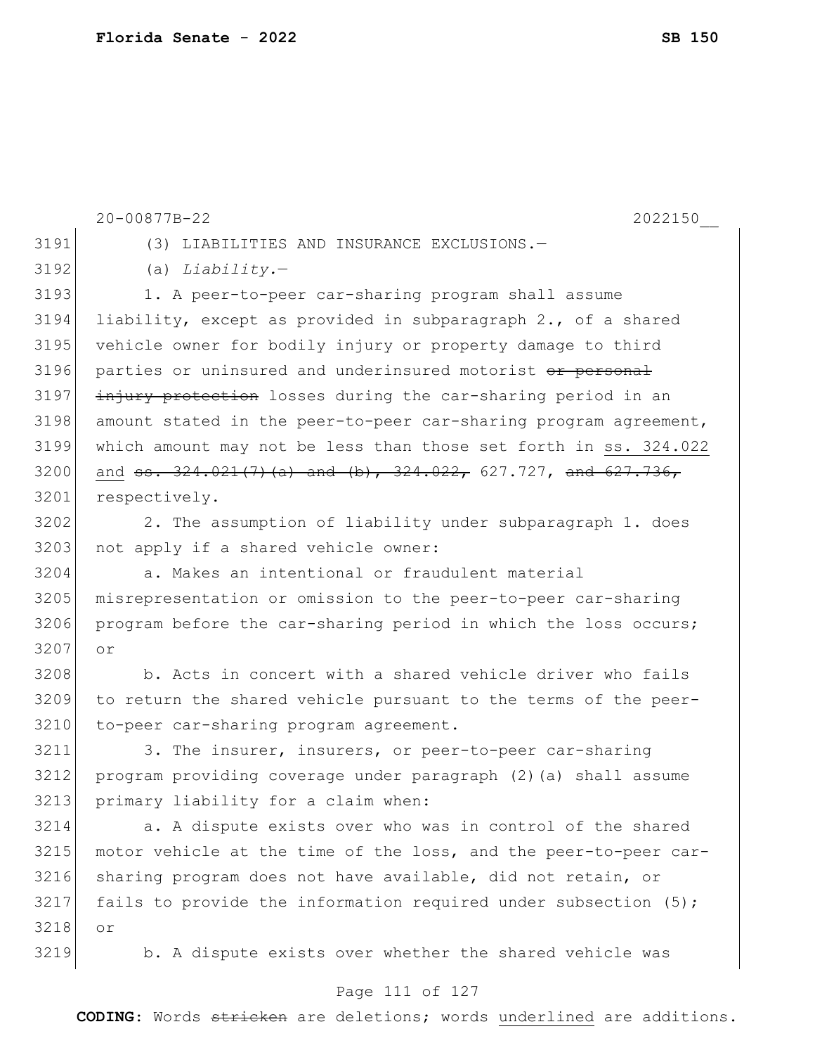(3) LIABILITIES AND INSURANCE EXCLUSIONS.—

(a) *Liability.*—

1. A peer-to-peer car-sharing program shall assume liability, except as provided in subparagraph 2., of a shared vehicle owner for bodily injury or property damage to third parties or uninsured and underinsured motorist ~~or personal injury protection~~ losses during the car-sharing period in an amount stated in the peer-to-peer car-sharing program agreement, which amount may not be less than those set forth in <u>ss. 324.022 and</u> ~~ss. 324.021(7)(a) and (b), 324.022,~~ 627.727, ~~and 627.736,~~ respectively.

2. The assumption of liability under subparagraph 1. does not apply if a shared vehicle owner:

a. Makes an intentional or fraudulent material misrepresentation or omission to the peer-to-peer car-sharing program before the car-sharing period in which the loss occurs; or

b. Acts in concert with a shared vehicle driver who fails to return the shared vehicle pursuant to the terms of the peer-to-peer car-sharing program agreement.

3. The insurer, insurers, or peer-to-peer car-sharing program providing coverage under paragraph (2)(a) shall assume primary liability for a claim when:

a. A dispute exists over who was in control of the shared motor vehicle at the time of the loss, and the peer-to-peer car-sharing program does not have available, did not retain, or fails to provide the information required under subsection (5); or

b. A dispute exists over whether the shared vehicle was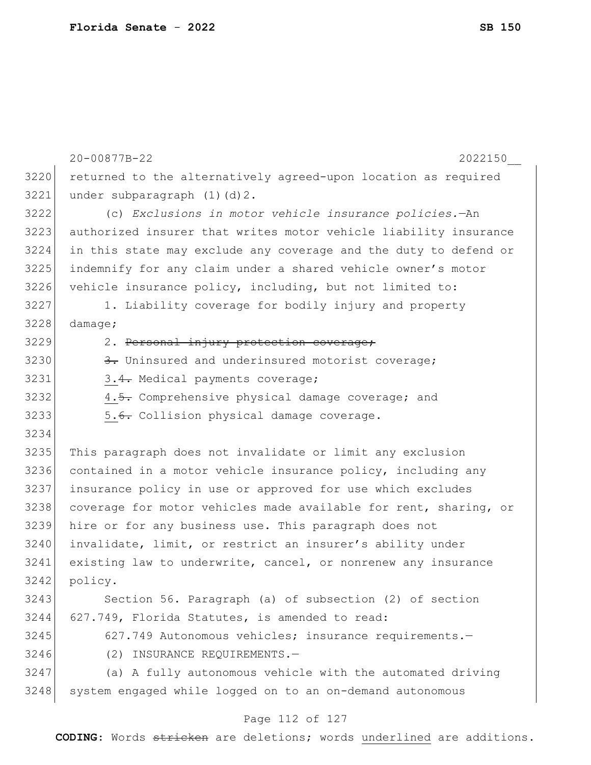returned to the alternatively agreed-upon location as required under subparagraph (1)(d)2.

(c) *Exclusions in motor vehicle insurance policies.*—An authorized insurer that writes motor vehicle liability insurance in this state may exclude any coverage and the duty to defend or indemnify for any claim under a shared vehicle owner's motor vehicle insurance policy, including, but not limited to:

1. Liability coverage for bodily injury and property damage;

2. ~~Personal injury protection coverage;~~

~~3.~~ Uninsured and underinsured motorist coverage;

3.~~4.~~ Medical payments coverage;

4.~~5.~~ Comprehensive physical damage coverage; and

5.~~6.~~ Collision physical damage coverage.

This paragraph does not invalidate or limit any exclusion contained in a motor vehicle insurance policy, including any insurance policy in use or approved for use which excludes coverage for motor vehicles made available for rent, sharing, or hire or for any business use. This paragraph does not invalidate, limit, or restrict an insurer's ability under existing law to underwrite, cancel, or nonrenew any insurance policy.

Section 56. Paragraph (a) of subsection (2) of section 627.749, Florida Statutes, is amended to read:

627.749 Autonomous vehicles; insurance requirements.—

(2) INSURANCE REQUIREMENTS.—

(a) A fully autonomous vehicle with the automated driving system engaged while logged on to an on-demand autonomous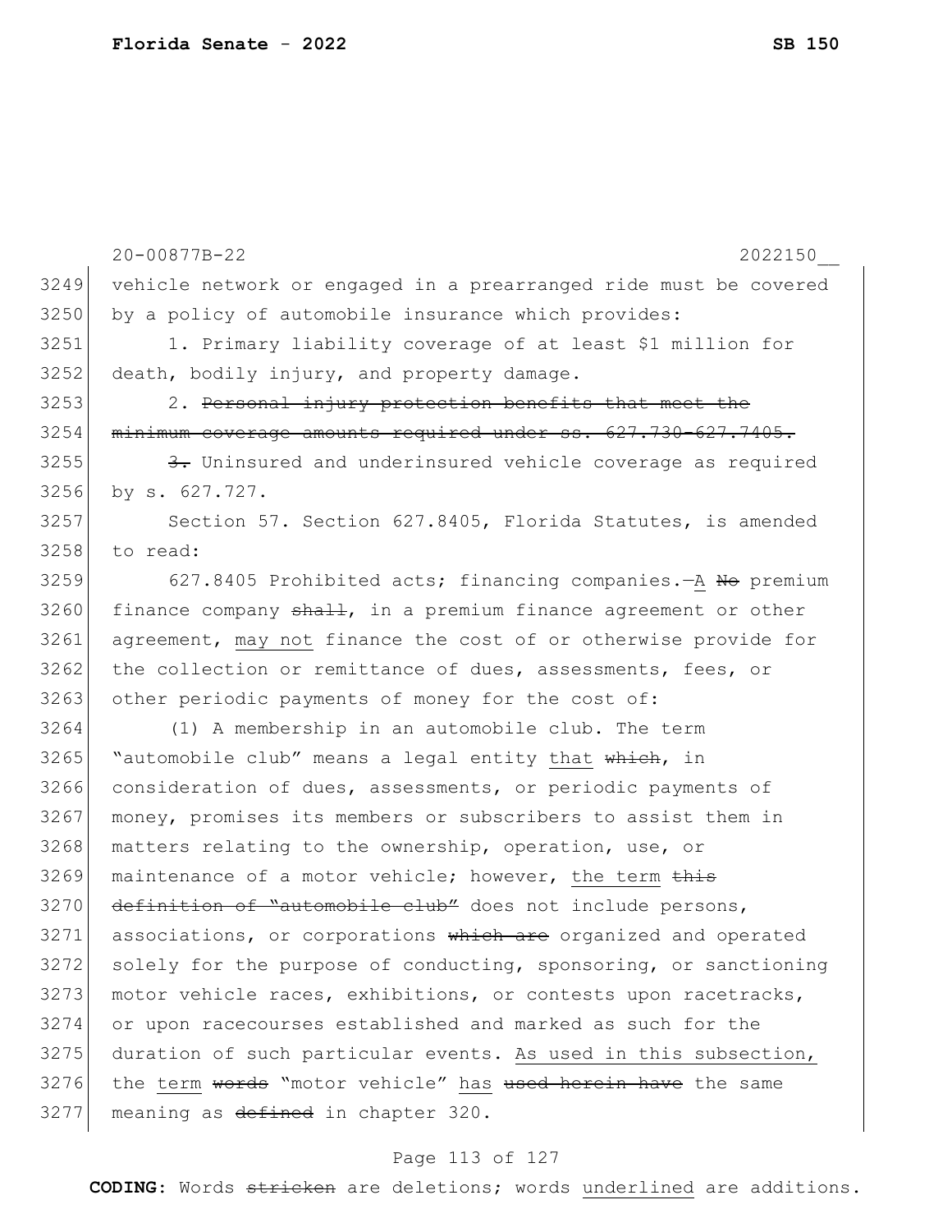vehicle network or engaged in a prearranged ride must be covered by a policy of automobile insurance which provides:

1. Primary liability coverage of at least $1 million for death, bodily injury, and property damage.

2. ~~Personal injury protection benefits that meet the minimum coverage amounts required under ss. 627.730-627.7405.~~

~~3.~~ Uninsured and underinsured vehicle coverage as required by s. 627.727.

Section 57. Section 627.8405, Florida Statutes, is amended to read:

627.8405 Prohibited acts; financing companies.—<u>A</u> ~~No~~ premium finance company ~~shall~~, in a premium finance agreement or other agreement, <u>may not</u> finance the cost of or otherwise provide for the collection or remittance of dues, assessments, fees, or other periodic payments of money for the cost of:

(1) A membership in an automobile club. The term "automobile club" means a legal entity <u>that</u> ~~which~~, in consideration of dues, assessments, or periodic payments of money, promises its members or subscribers to assist them in matters relating to the ownership, operation, use, or maintenance of a motor vehicle; however, <u>the term</u> ~~this definition of "automobile club"~~ does not include persons, associations, or corporations ~~which are~~ organized and operated solely for the purpose of conducting, sponsoring, or sanctioning motor vehicle races, exhibitions, or contests upon racetracks, or upon racecourses established and marked as such for the duration of such particular events. <u>As used in this subsection,</u> the <u>term</u> ~~words~~ "motor vehicle" <u>has</u> ~~used herein have~~ the same meaning as ~~defined~~ in chapter 320.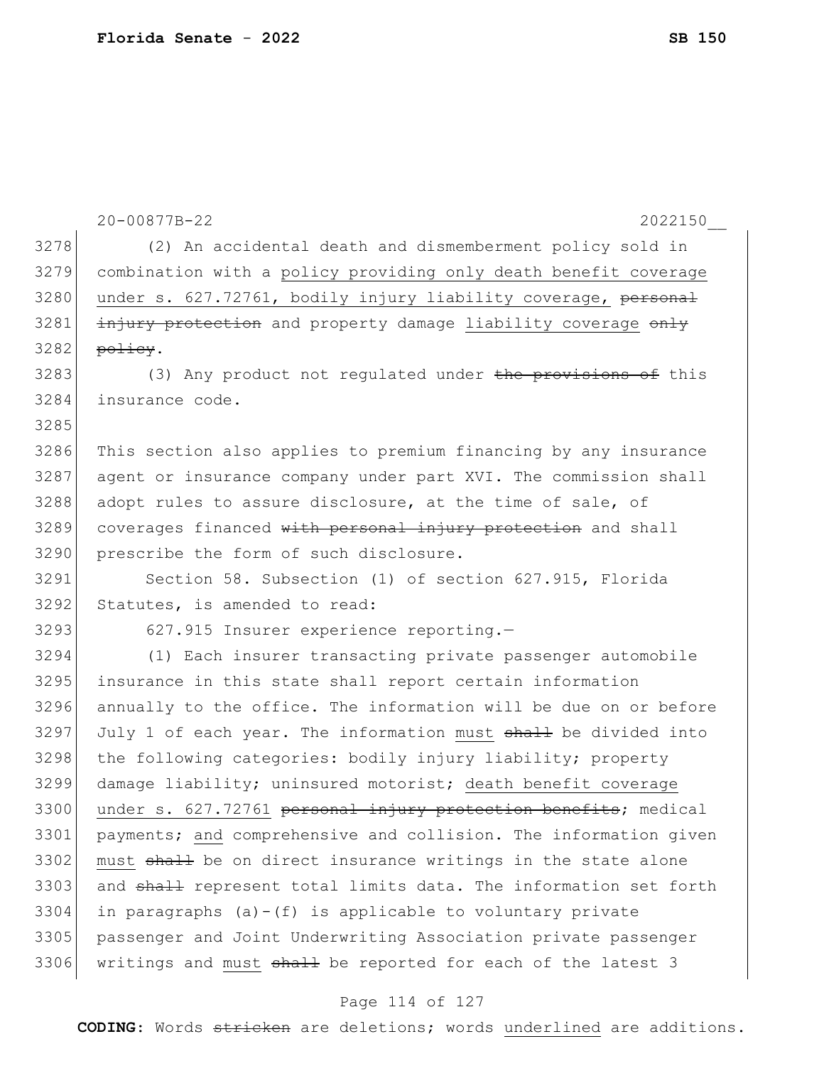(2) An accidental death and dismemberment policy sold in combination with a policy providing only death benefit coverage under s. 627.72761, bodily injury liability coverage, ~~personal injury protection~~ and property damage liability coverage ~~only policy~~.

(3) Any product not regulated under ~~the provisions of~~ this insurance code.

This section also applies to premium financing by any insurance agent or insurance company under part XVI. The commission shall adopt rules to assure disclosure, at the time of sale, of coverages financed ~~with personal injury protection~~ and shall prescribe the form of such disclosure.

Section 58. Subsection (1) of section 627.915, Florida Statutes, is amended to read:

627.915 Insurer experience reporting.—

(1) Each insurer transacting private passenger automobile insurance in this state shall report certain information annually to the office. The information will be due on or before July 1 of each year. The information must ~~shall~~ be divided into the following categories: bodily injury liability; property damage liability; uninsured motorist; death benefit coverage under s. 627.72761 ~~personal injury protection benefits~~; medical payments; and comprehensive and collision. The information given must ~~shall~~ be on direct insurance writings in the state alone and ~~shall~~ represent total limits data. The information set forth in paragraphs (a)-(f) is applicable to voluntary private passenger and Joint Underwriting Association private passenger writings and must ~~shall~~ be reported for each of the latest 3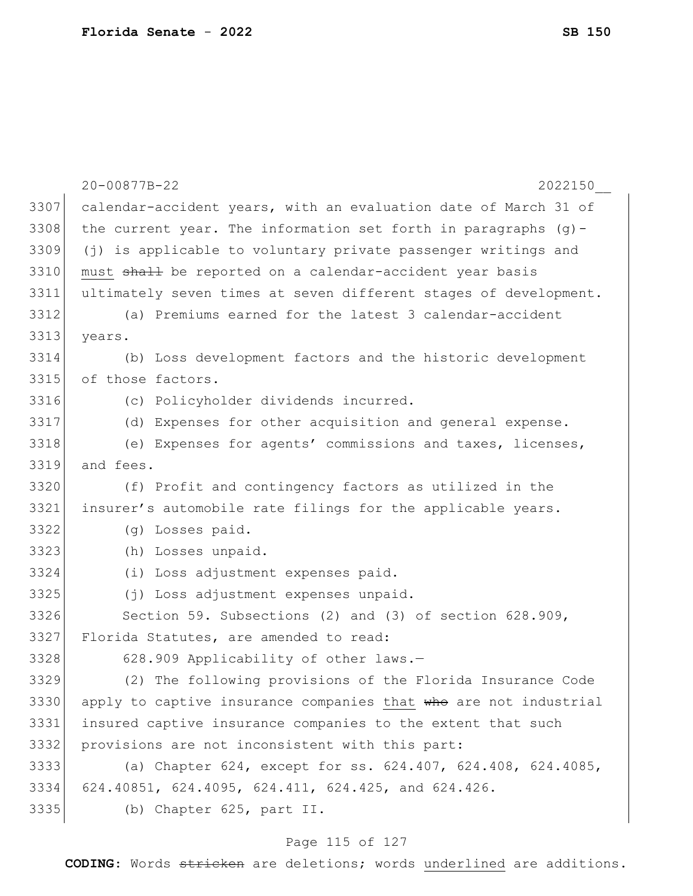calendar-accident years, with an evaluation date of March 31 of the current year. The information set forth in paragraphs (g)-(j) is applicable to voluntary private passenger writings and <u>must</u> ~~shall~~ be reported on a calendar-accident year basis ultimately seven times at seven different stages of development.

(a) Premiums earned for the latest 3 calendar-accident years.

(b) Loss development factors and the historic development of those factors.

(c) Policyholder dividends incurred.

(d) Expenses for other acquisition and general expense.

(e) Expenses for agents' commissions and taxes, licenses, and fees.

(f) Profit and contingency factors as utilized in the insurer's automobile rate filings for the applicable years.

(g) Losses paid.

(h) Losses unpaid.

(i) Loss adjustment expenses paid.

(j) Loss adjustment expenses unpaid.

Section 59. Subsections (2) and (3) of section 628.909, Florida Statutes, are amended to read:

628.909 Applicability of other laws.—

(2) The following provisions of the Florida Insurance Code apply to captive insurance companies <u>that</u> ~~who~~ are not industrial insured captive insurance companies to the extent that such provisions are not inconsistent with this part:

(a) Chapter 624, except for ss. 624.407, 624.408, 624.4085, 624.40851, 624.4095, 624.411, 624.425, and 624.426.

(b) Chapter 625, part II.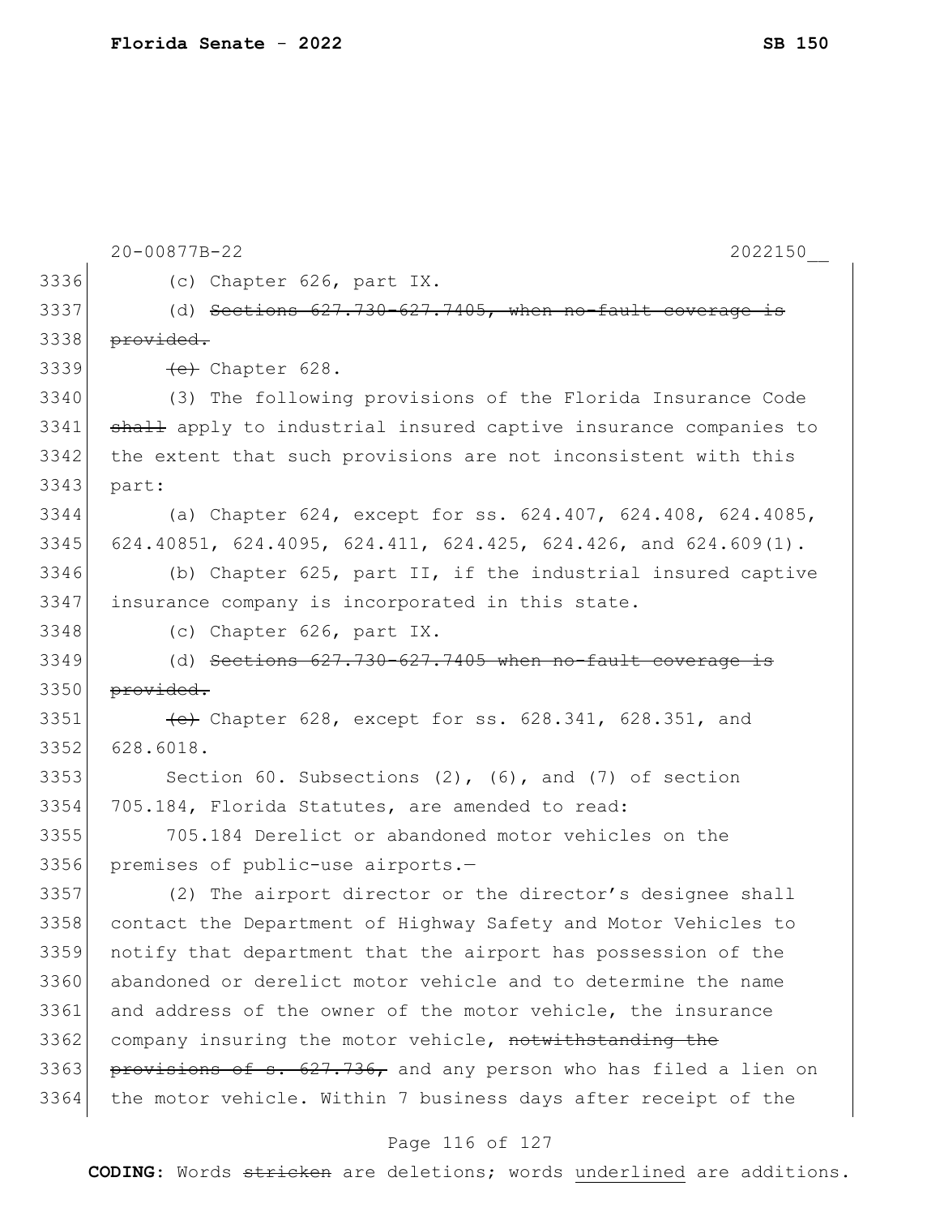(c) Chapter 626, part IX.

(d) ~~Sections 627.730-627.7405, when no-fault coverage is provided.~~

~~(e)~~ Chapter 628.

(3) The following provisions of the Florida Insurance Code ~~shall~~ apply to industrial insured captive insurance companies to the extent that such provisions are not inconsistent with this part:

(a) Chapter 624, except for ss. 624.407, 624.408, 624.4085, 624.40851, 624.4095, 624.411, 624.425, 624.426, and 624.609(1).

(b) Chapter 625, part II, if the industrial insured captive insurance company is incorporated in this state.

(c) Chapter 626, part IX.

(d) ~~Sections 627.730-627.7405 when no-fault coverage is provided.~~

~~(e)~~ Chapter 628, except for ss. 628.341, 628.351, and 628.6018.

Section 60. Subsections (2), (6), and (7) of section 705.184, Florida Statutes, are amended to read:

705.184 Derelict or abandoned motor vehicles on the premises of public-use airports.—

(2) The airport director or the director's designee shall contact the Department of Highway Safety and Motor Vehicles to notify that department that the airport has possession of the abandoned or derelict motor vehicle and to determine the name and address of the owner of the motor vehicle, the insurance company insuring the motor vehicle, ~~notwithstanding the provisions of s. 627.736,~~ and any person who has filed a lien on the motor vehicle. Within 7 business days after receipt of the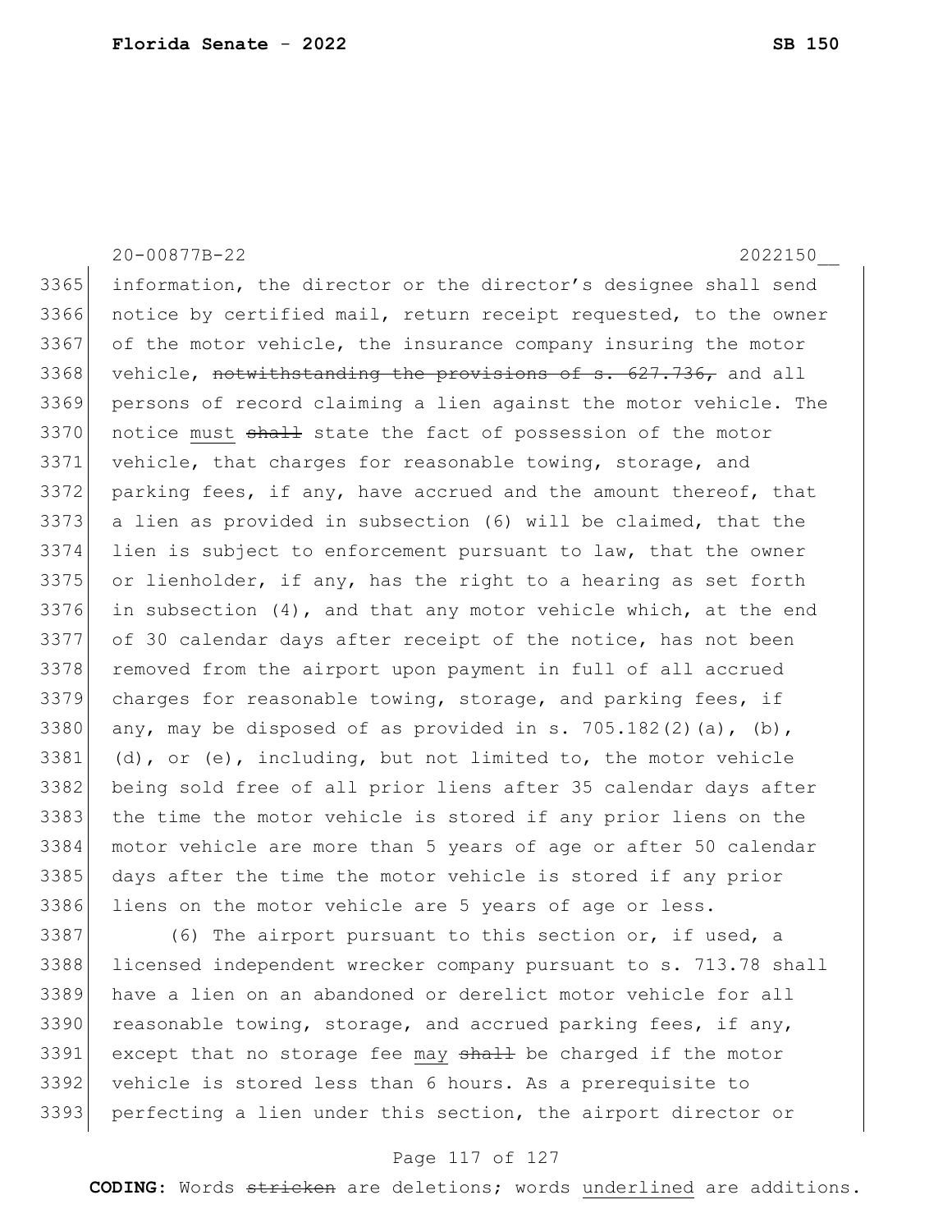information, the director or the director's designee shall send notice by certified mail, return receipt requested, to the owner of the motor vehicle, the insurance company insuring the motor vehicle, ~~notwithstanding the provisions of s. 627.736,~~ and all persons of record claiming a lien against the motor vehicle. The notice <u>must</u> ~~shall~~ state the fact of possession of the motor vehicle, that charges for reasonable towing, storage, and parking fees, if any, have accrued and the amount thereof, that a lien as provided in subsection (6) will be claimed, that the lien is subject to enforcement pursuant to law, that the owner or lienholder, if any, has the right to a hearing as set forth in subsection (4), and that any motor vehicle which, at the end of 30 calendar days after receipt of the notice, has not been removed from the airport upon payment in full of all accrued charges for reasonable towing, storage, and parking fees, if any, may be disposed of as provided in s. 705.182(2)(a), (b), (d), or (e), including, but not limited to, the motor vehicle being sold free of all prior liens after 35 calendar days after the time the motor vehicle is stored if any prior liens on the motor vehicle are more than 5 years of age or after 50 calendar days after the time the motor vehicle is stored if any prior liens on the motor vehicle are 5 years of age or less.

(6) The airport pursuant to this section or, if used, a licensed independent wrecker company pursuant to s. 713.78 shall have a lien on an abandoned or derelict motor vehicle for all reasonable towing, storage, and accrued parking fees, if any, except that no storage fee <u>may</u> ~~shall~~ be charged if the motor vehicle is stored less than 6 hours. As a prerequisite to perfecting a lien under this section, the airport director or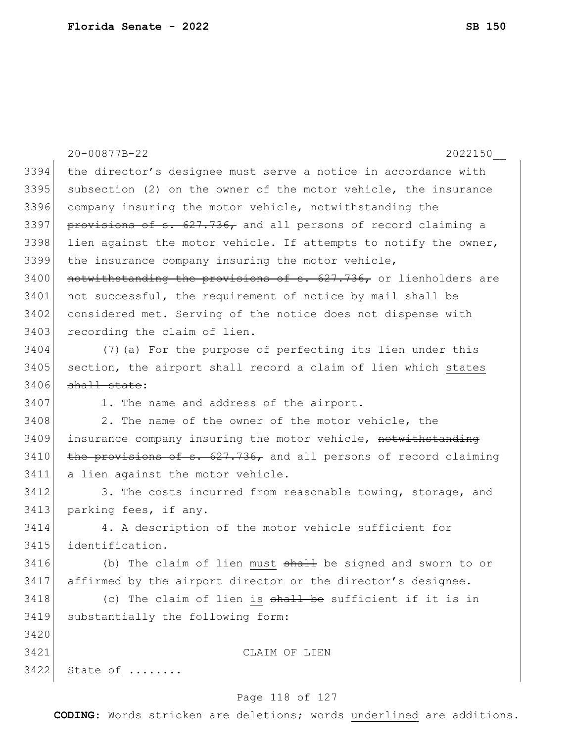the director's designee must serve a notice in accordance with subsection (2) on the owner of the motor vehicle, the insurance company insuring the motor vehicle, ~~notwithstanding the provisions of s. 627.736,~~ and all persons of record claiming a lien against the motor vehicle. If attempts to notify the owner, the insurance company insuring the motor vehicle, ~~notwithstanding the provisions of s. 627.736,~~ or lienholders are not successful, the requirement of notice by mail shall be considered met. Serving of the notice does not dispense with recording the claim of lien.

(7)(a) For the purpose of perfecting its lien under this section, the airport shall record a claim of lien which <u>states</u> ~~shall state~~:

1. The name and address of the airport.

2. The name of the owner of the motor vehicle, the insurance company insuring the motor vehicle, ~~notwithstanding the provisions of s. 627.736,~~ and all persons of record claiming a lien against the motor vehicle.

3. The costs incurred from reasonable towing, storage, and parking fees, if any.

4. A description of the motor vehicle sufficient for identification.

(b) The claim of lien <u>must</u> ~~shall~~ be signed and sworn to or affirmed by the airport director or the director's designee.

(c) The claim of lien <u>is</u> ~~shall be~~ sufficient if it is in substantially the following form:

CLAIM OF LIEN

State of ........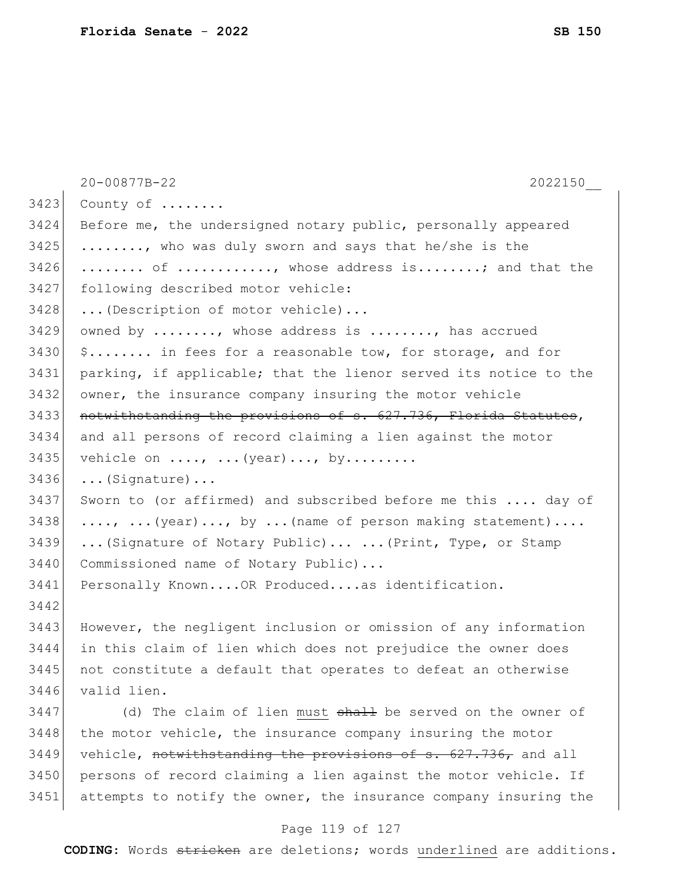County of ........

Before me, the undersigned notary public, personally appeared ........, who was duly sworn and says that he/she is the ........ of ..........., whose address is........; and that the following described motor vehicle:

...(Description of motor vehicle)...

owned by ........, whose address is ........, has accrued $........ in fees for a reasonable tow, for storage, and for parking, if applicable; that the lienor served its notice to the owner, the insurance company insuring the motor vehicle ~~notwithstanding the provisions of s. 627.736, Florida Statutes~~, and all persons of record claiming a lien against the motor vehicle on ...., ...(year)..., by.........

...(Signature)...

Sworn to (or affirmed) and subscribed before me this .... day of ...., ...(year)..., by ...(name of person making statement)....

...(Signature of Notary Public)... ...(Print, Type, or Stamp Commissioned name of Notary Public)...

Personally Known....OR Produced....as identification.

However, the negligent inclusion or omission of any information in this claim of lien which does not prejudice the owner does not constitute a default that operates to defeat an otherwise valid lien.

(d) The claim of lien <u>must</u> ~~shall~~ be served on the owner of the motor vehicle, the insurance company insuring the motor vehicle, ~~notwithstanding the provisions of s. 627.736,~~ and all persons of record claiming a lien against the motor vehicle. If attempts to notify the owner, the insurance company insuring the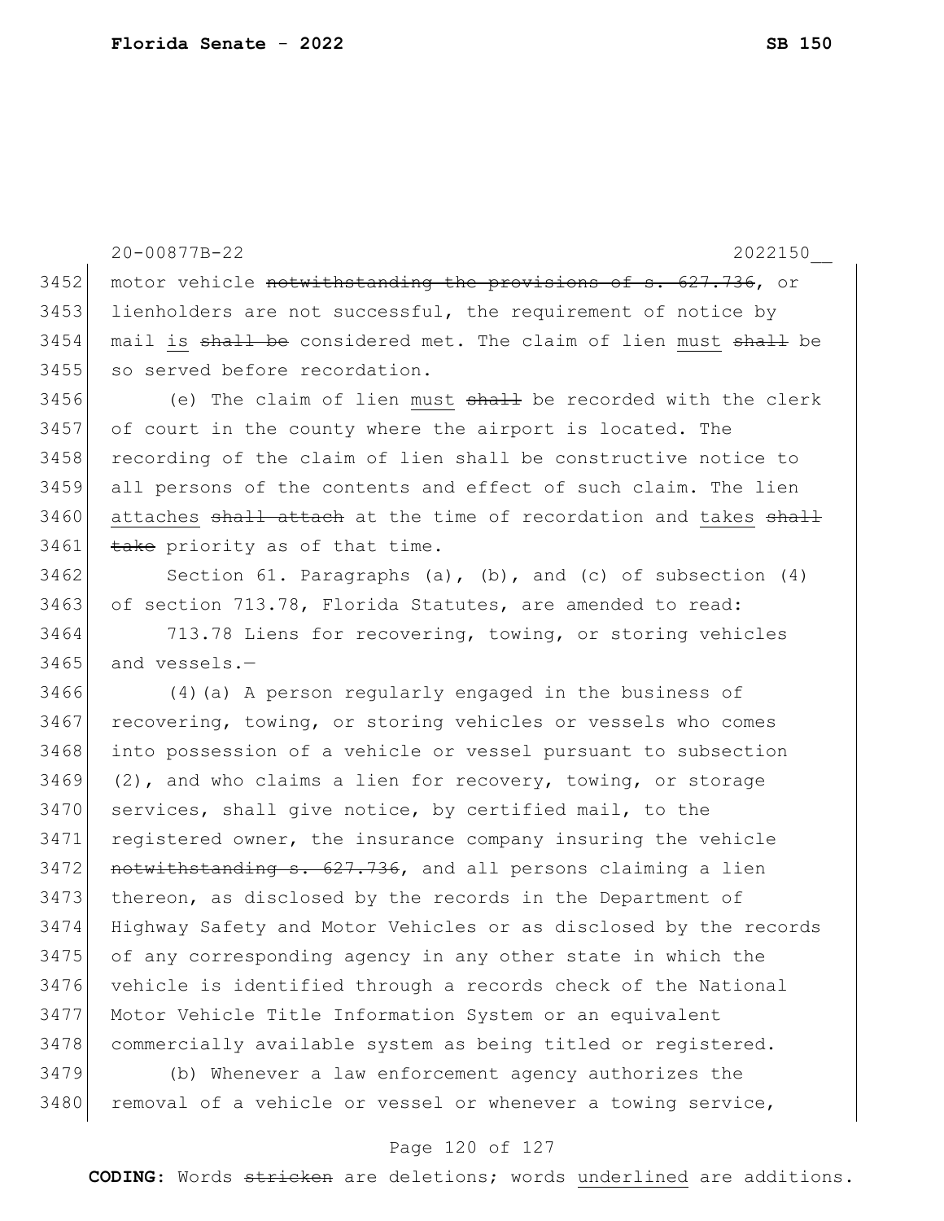motor vehicle ~~notwithstanding the provisions of s. 627.736~~, or lienholders are not successful, the requirement of notice by mail <u>is</u> ~~shall be~~ considered met. The claim of lien <u>must</u> ~~shall~~ be so served before recordation.

(e) The claim of lien <u>must</u> ~~shall~~ be recorded with the clerk of court in the county where the airport is located. The recording of the claim of lien shall be constructive notice to all persons of the contents and effect of such claim. The lien <u>attaches</u> ~~shall attach~~ at the time of recordation and <u>takes</u> ~~shall take~~ priority as of that time.

Section 61. Paragraphs (a), (b), and (c) of subsection (4) of section 713.78, Florida Statutes, are amended to read:

713.78 Liens for recovering, towing, or storing vehicles and vessels.—

(4)(a) A person regularly engaged in the business of recovering, towing, or storing vehicles or vessels who comes into possession of a vehicle or vessel pursuant to subsection (2), and who claims a lien for recovery, towing, or storage services, shall give notice, by certified mail, to the registered owner, the insurance company insuring the vehicle ~~notwithstanding s. 627.736~~, and all persons claiming a lien thereon, as disclosed by the records in the Department of Highway Safety and Motor Vehicles or as disclosed by the records of any corresponding agency in any other state in which the vehicle is identified through a records check of the National Motor Vehicle Title Information System or an equivalent commercially available system as being titled or registered.

(b) Whenever a law enforcement agency authorizes the removal of a vehicle or vessel or whenever a towing service,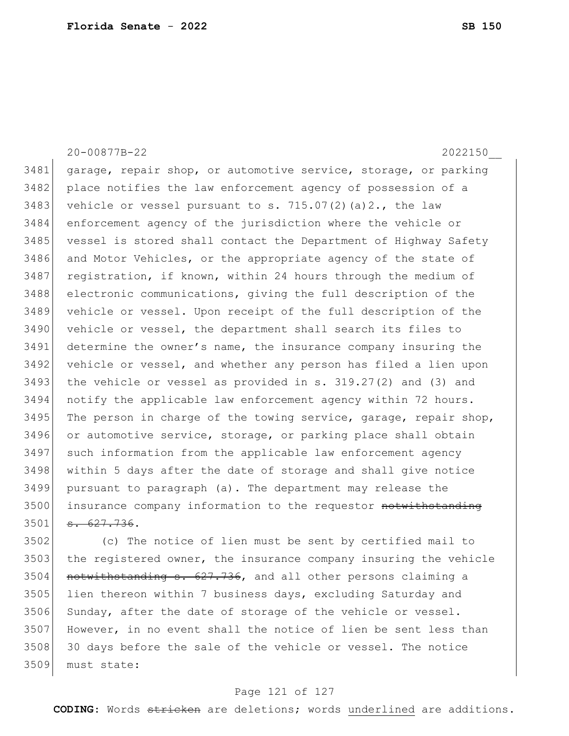garage, repair shop, or automotive service, storage, or parking place notifies the law enforcement agency of possession of a vehicle or vessel pursuant to s. 715.07(2)(a)2., the law enforcement agency of the jurisdiction where the vehicle or vessel is stored shall contact the Department of Highway Safety and Motor Vehicles, or the appropriate agency of the state of registration, if known, within 24 hours through the medium of electronic communications, giving the full description of the vehicle or vessel. Upon receipt of the full description of the vehicle or vessel, the department shall search its files to determine the owner's name, the insurance company insuring the vehicle or vessel, and whether any person has filed a lien upon the vehicle or vessel as provided in s. 319.27(2) and (3) and notify the applicable law enforcement agency within 72 hours. The person in charge of the towing service, garage, repair shop, or automotive service, storage, or parking place shall obtain such information from the applicable law enforcement agency within 5 days after the date of storage and shall give notice pursuant to paragraph (a). The department may release the insurance company information to the requestor ~~notwithstanding s. 627.736~~.

(c) The notice of lien must be sent by certified mail to the registered owner, the insurance company insuring the vehicle ~~notwithstanding s. 627.736~~, and all other persons claiming a lien thereon within 7 business days, excluding Saturday and Sunday, after the date of storage of the vehicle or vessel. However, in no event shall the notice of lien be sent less than 30 days before the sale of the vehicle or vessel. The notice must state: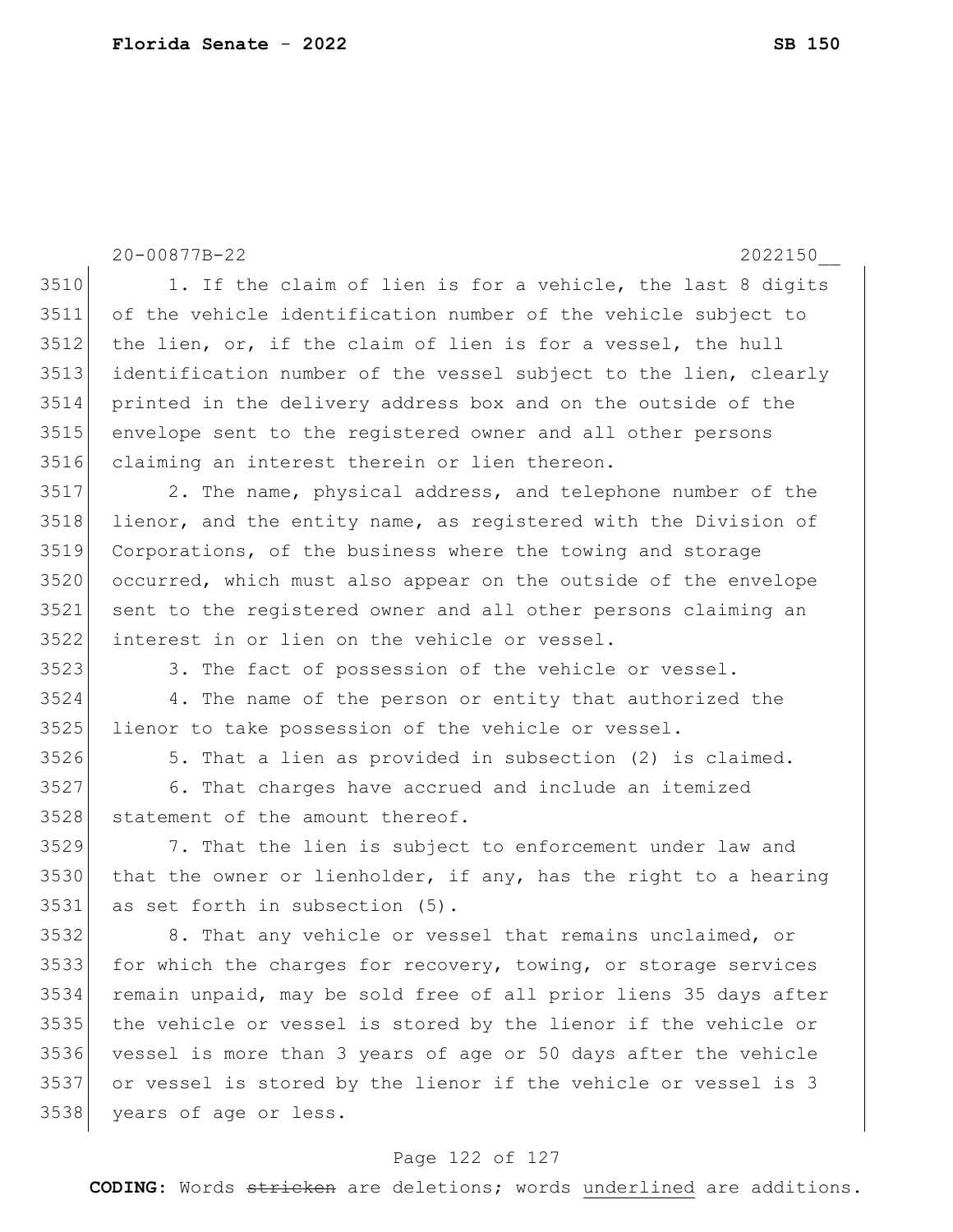1. If the claim of lien is for a vehicle, the last 8 digits of the vehicle identification number of the vehicle subject to the lien, or, if the claim of lien is for a vessel, the hull identification number of the vessel subject to the lien, clearly printed in the delivery address box and on the outside of the envelope sent to the registered owner and all other persons claiming an interest therein or lien thereon.

2. The name, physical address, and telephone number of the lienor, and the entity name, as registered with the Division of Corporations, of the business where the towing and storage occurred, which must also appear on the outside of the envelope sent to the registered owner and all other persons claiming an interest in or lien on the vehicle or vessel.

3. The fact of possession of the vehicle or vessel.

4. The name of the person or entity that authorized the lienor to take possession of the vehicle or vessel.

5. That a lien as provided in subsection (2) is claimed.

6. That charges have accrued and include an itemized statement of the amount thereof.

7. That the lien is subject to enforcement under law and that the owner or lienholder, if any, has the right to a hearing as set forth in subsection (5).

8. That any vehicle or vessel that remains unclaimed, or for which the charges for recovery, towing, or storage services remain unpaid, may be sold free of all prior liens 35 days after the vehicle or vessel is stored by the lienor if the vehicle or vessel is more than 3 years of age or 50 days after the vehicle or vessel is stored by the lienor if the vehicle or vessel is 3 years of age or less.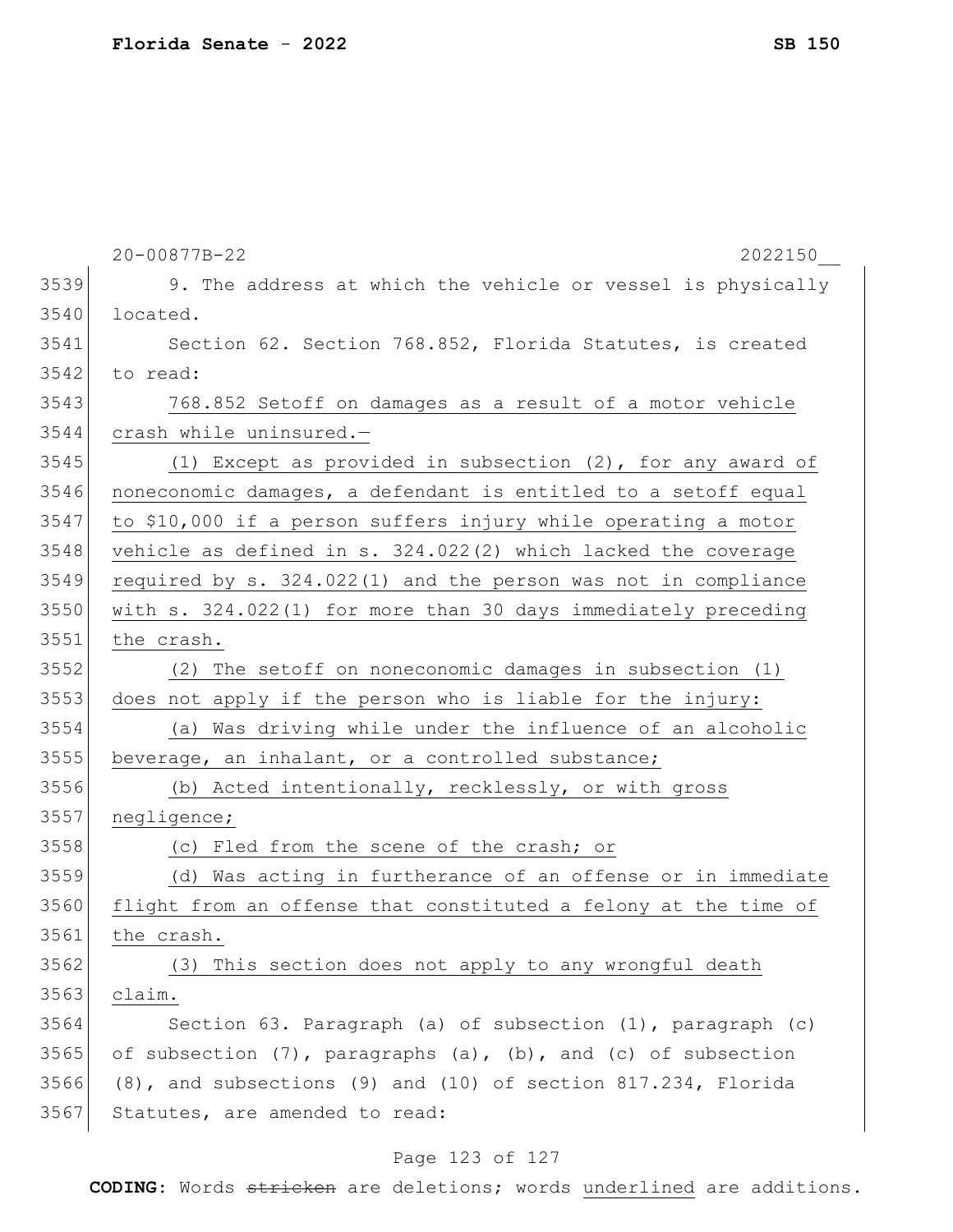9. The address at which the vehicle or vessel is physically located.

Section 62. Section 768.852, Florida Statutes, is created to read:

<u>768.852 Setoff on damages as a result of a motor vehicle crash while uninsured.—</u>

<u>(1) Except as provided in subsection (2), for any award of noneconomic damages, a defendant is entitled to a setoff equal to $10,000 if a person suffers injury while operating a motor vehicle as defined in s. 324.022(2) which lacked the coverage required by s. 324.022(1) and the person was not in compliance with s. 324.022(1) for more than 30 days immediately preceding the crash.</u>

<u>(2) The setoff on noneconomic damages in subsection (1) does not apply if the person who is liable for the injury:</u>

<u>(a) Was driving while under the influence of an alcoholic beverage, an inhalant, or a controlled substance;</u>

<u>(b) Acted intentionally, recklessly, or with gross negligence;</u>

<u>(c) Fled from the scene of the crash; or</u>

<u>(d) Was acting in furtherance of an offense or in immediate flight from an offense that constituted a felony at the time of the crash.</u>

<u>(3) This section does not apply to any wrongful death claim.</u>

Section 63. Paragraph (a) of subsection (1), paragraph (c) of subsection (7), paragraphs (a), (b), and (c) of subsection (8), and subsections (9) and (10) of section 817.234, Florida Statutes, are amended to read: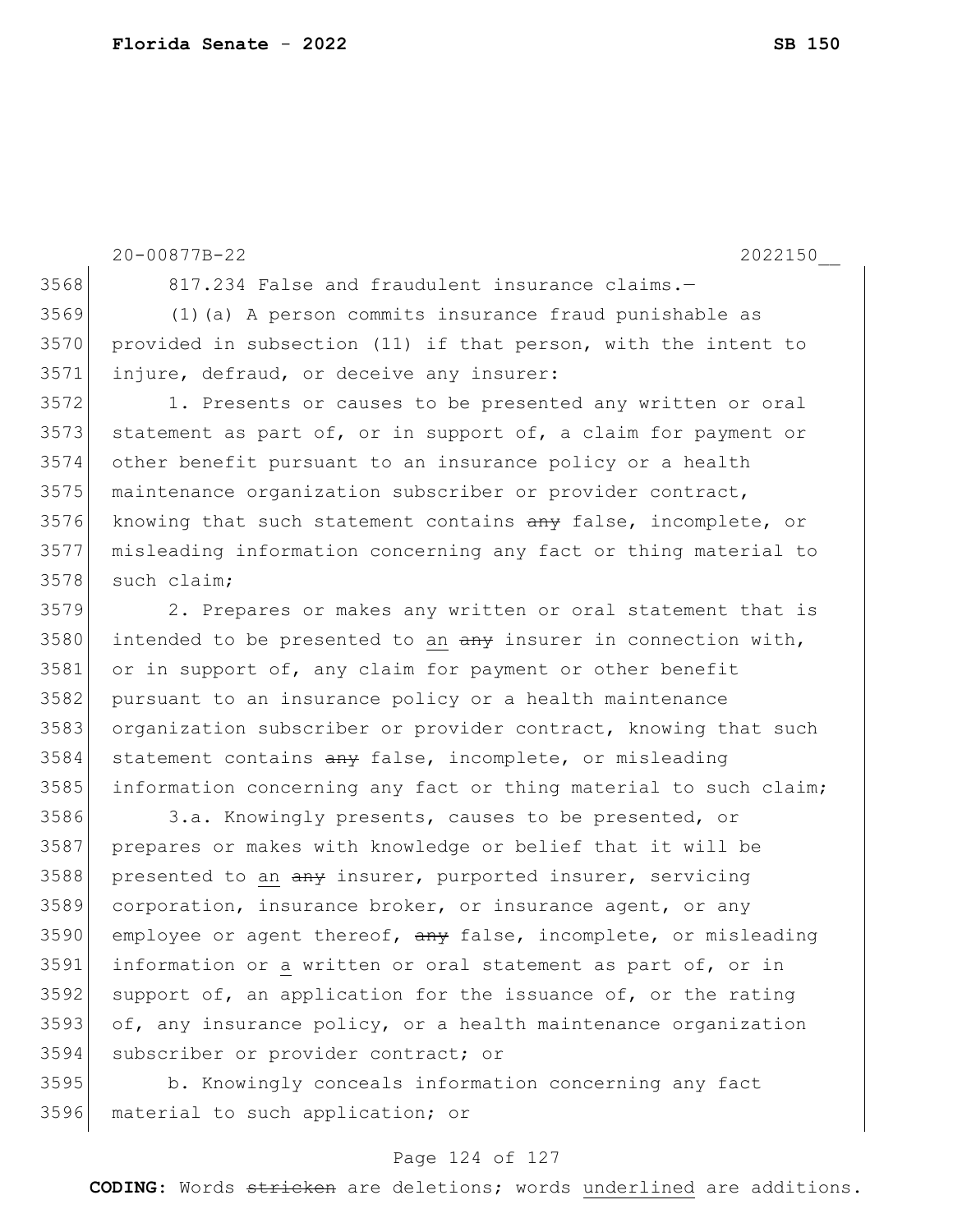817.234 False and fraudulent insurance claims.—

(1)(a) A person commits insurance fraud punishable as provided in subsection (11) if that person, with the intent to injure, defraud, or deceive any insurer:

1. Presents or causes to be presented any written or oral statement as part of, or in support of, a claim for payment or other benefit pursuant to an insurance policy or a health maintenance organization subscriber or provider contract, knowing that such statement contains ~~any~~ false, incomplete, or misleading information concerning any fact or thing material to such claim;

2. Prepares or makes any written or oral statement that is intended to be presented to <u>an</u> ~~any~~ insurer in connection with, or in support of, any claim for payment or other benefit pursuant to an insurance policy or a health maintenance organization subscriber or provider contract, knowing that such statement contains ~~any~~ false, incomplete, or misleading information concerning any fact or thing material to such claim;

3.a. Knowingly presents, causes to be presented, or prepares or makes with knowledge or belief that it will be presented to <u>an</u> ~~any~~ insurer, purported insurer, servicing corporation, insurance broker, or insurance agent, or any employee or agent thereof, ~~any~~ false, incomplete, or misleading information or <u>a</u> written or oral statement as part of, or in support of, an application for the issuance of, or the rating of, any insurance policy, or a health maintenance organization subscriber or provider contract; or

b. Knowingly conceals information concerning any fact material to such application; or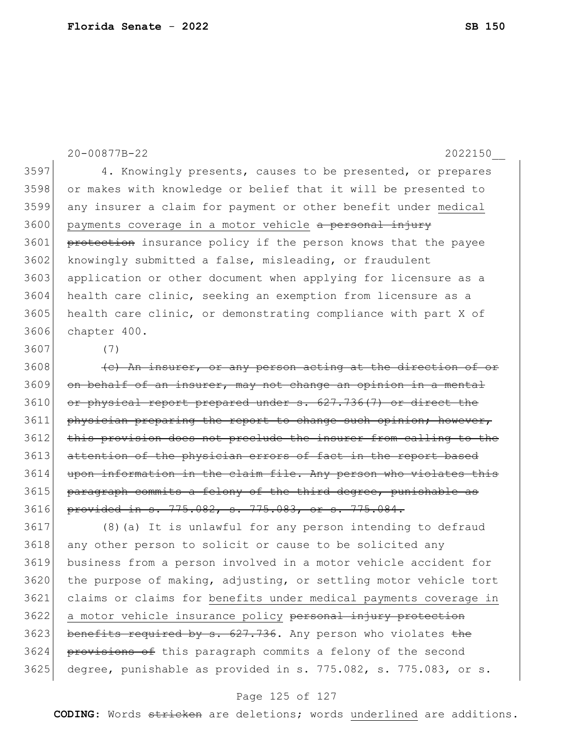4. Knowingly presents, causes to be presented, or prepares or makes with knowledge or belief that it will be presented to any insurer a claim for payment or other benefit under <u>medical payments coverage in a motor vehicle</u> ~~a personal injury protection~~ insurance policy if the person knows that the payee knowingly submitted a false, misleading, or fraudulent application or other document when applying for licensure as a health care clinic, seeking an exemption from licensure as a health care clinic, or demonstrating compliance with part X of chapter 400.

(7)

~~(c) An insurer, or any person acting at the direction of or on behalf of an insurer, may not change an opinion in a mental or physical report prepared under s. 627.736(7) or direct the physician preparing the report to change such opinion; however, this provision does not preclude the insurer from calling to the attention of the physician errors of fact in the report based upon information in the claim file. Any person who violates this paragraph commits a felony of the third degree, punishable as provided in s. 775.082, s. 775.083, or s. 775.084.~~

(8)(a) It is unlawful for any person intending to defraud any other person to solicit or cause to be solicited any business from a person involved in a motor vehicle accident for the purpose of making, adjusting, or settling motor vehicle tort claims or claims for <u>benefits under medical payments coverage in a motor vehicle insurance policy</u> ~~personal injury protection benefits required by s. 627.736~~. Any person who violates ~~the provisions of~~ this paragraph commits a felony of the second degree, punishable as provided in s. 775.082, s. 775.083, or s.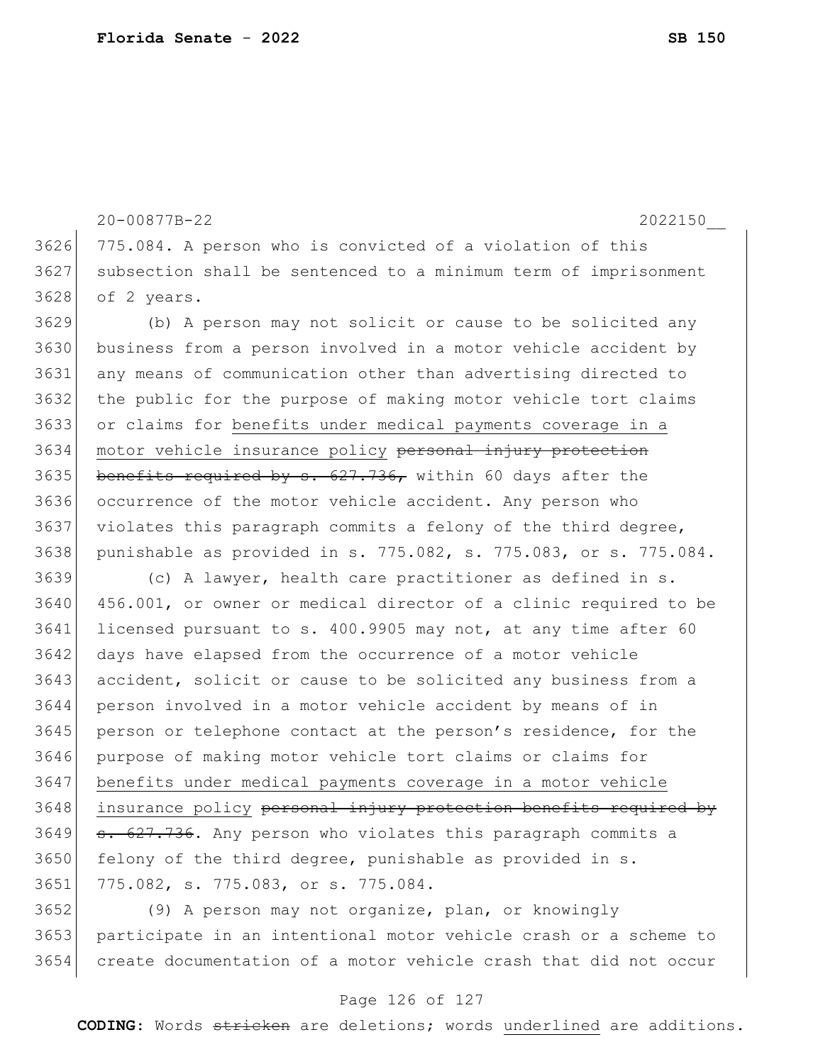775.084. A person who is convicted of a violation of this subsection shall be sentenced to a minimum term of imprisonment of 2 years.

(b) A person may not solicit or cause to be solicited any business from a person involved in a motor vehicle accident by any means of communication other than advertising directed to the public for the purpose of making motor vehicle tort claims or claims for <u>benefits under medical payments coverage in a motor vehicle insurance policy</u> ~~personal injury protection benefits required by s. 627.736,~~ within 60 days after the occurrence of the motor vehicle accident. Any person who violates this paragraph commits a felony of the third degree, punishable as provided in s. 775.082, s. 775.083, or s. 775.084.

(c) A lawyer, health care practitioner as defined in s. 456.001, or owner or medical director of a clinic required to be licensed pursuant to s. 400.9905 may not, at any time after 60 days have elapsed from the occurrence of a motor vehicle accident, solicit or cause to be solicited any business from a person involved in a motor vehicle accident by means of in person or telephone contact at the person's residence, for the purpose of making motor vehicle tort claims or claims for <u>benefits under medical payments coverage in a motor vehicle insurance policy</u> ~~personal injury protection benefits required by s. 627.736~~. Any person who violates this paragraph commits a felony of the third degree, punishable as provided in s. 775.082, s. 775.083, or s. 775.084.

(9) A person may not organize, plan, or knowingly participate in an intentional motor vehicle crash or a scheme to create documentation of a motor vehicle crash that did not occur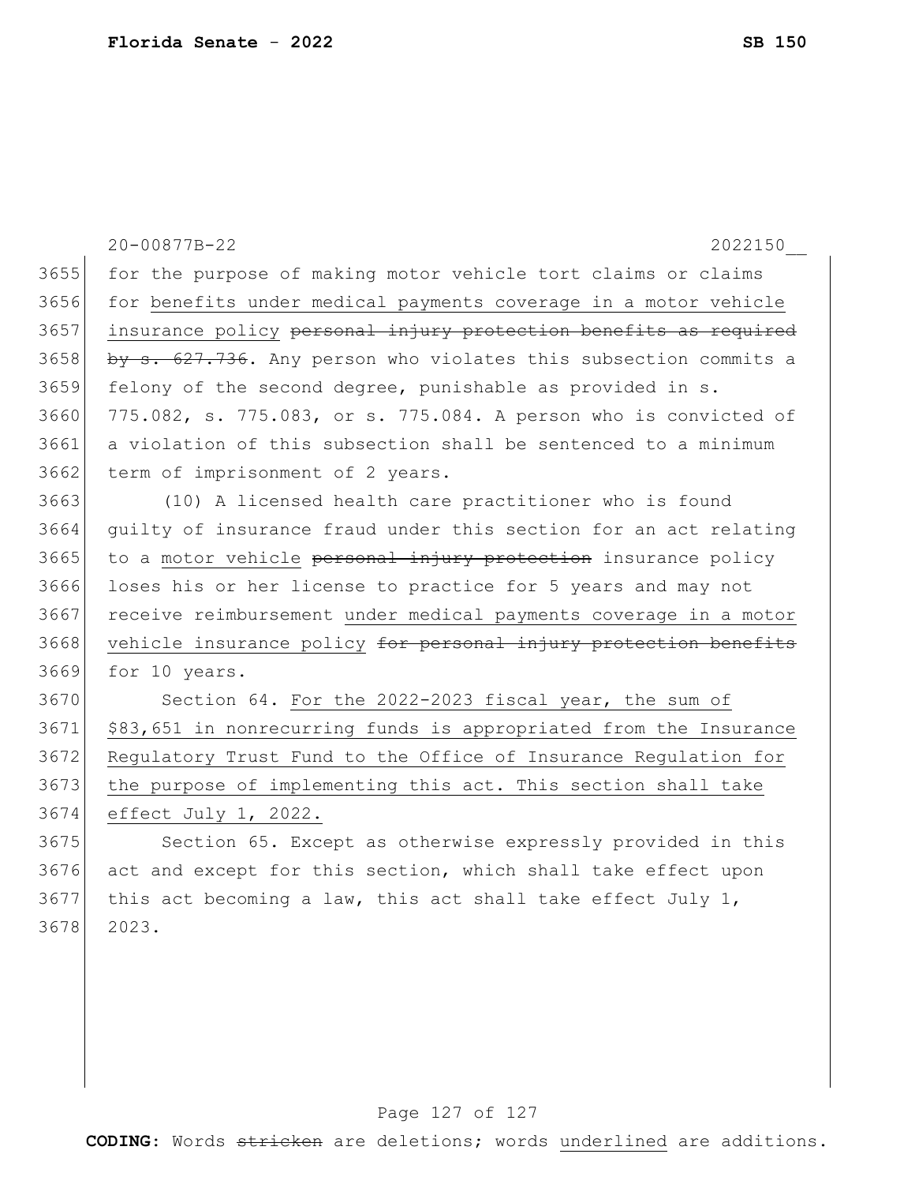for the purpose of making motor vehicle tort claims or claims for <u>benefits under medical payments coverage in a motor vehicle insurance policy</u> ~~personal injury protection benefits as required by s. 627.736~~. Any person who violates this subsection commits a felony of the second degree, punishable as provided in s. 775.082, s. 775.083, or s. 775.084. A person who is convicted of a violation of this subsection shall be sentenced to a minimum term of imprisonment of 2 years.

(10) A licensed health care practitioner who is found guilty of insurance fraud under this section for an act relating to a <u>motor vehicle</u> ~~personal injury protection~~ insurance policy loses his or her license to practice for 5 years and may not receive reimbursement <u>under medical payments coverage in a motor vehicle insurance policy</u> ~~for personal injury protection benefits~~ for 10 years.

Section 64. <u>For the 2022-2023 fiscal year, the sum of $83,651 in nonrecurring funds is appropriated from the Insurance Regulatory Trust Fund to the Office of Insurance Regulation for the purpose of implementing this act. This section shall take effect July 1, 2022.</u>

Section 65. Except as otherwise expressly provided in this act and except for this section, which shall take effect upon this act becoming a law, this act shall take effect July 1, 2023.